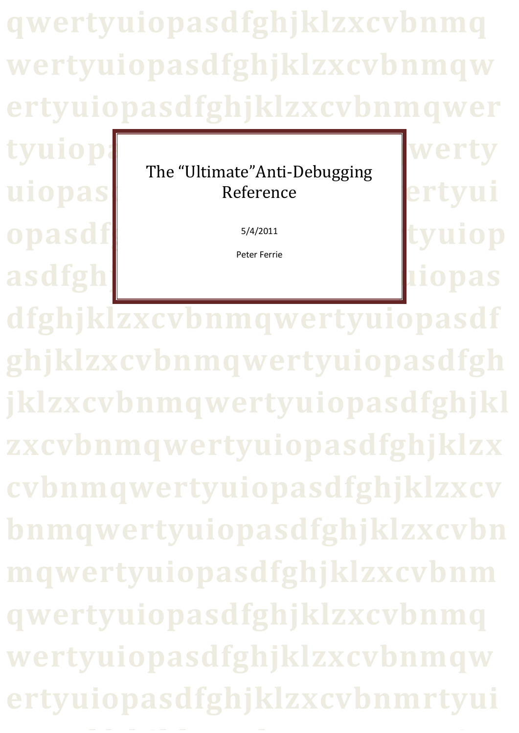# The "Ultimate"Anti-Debugging Reference

5/4/2011

Peter Ferrie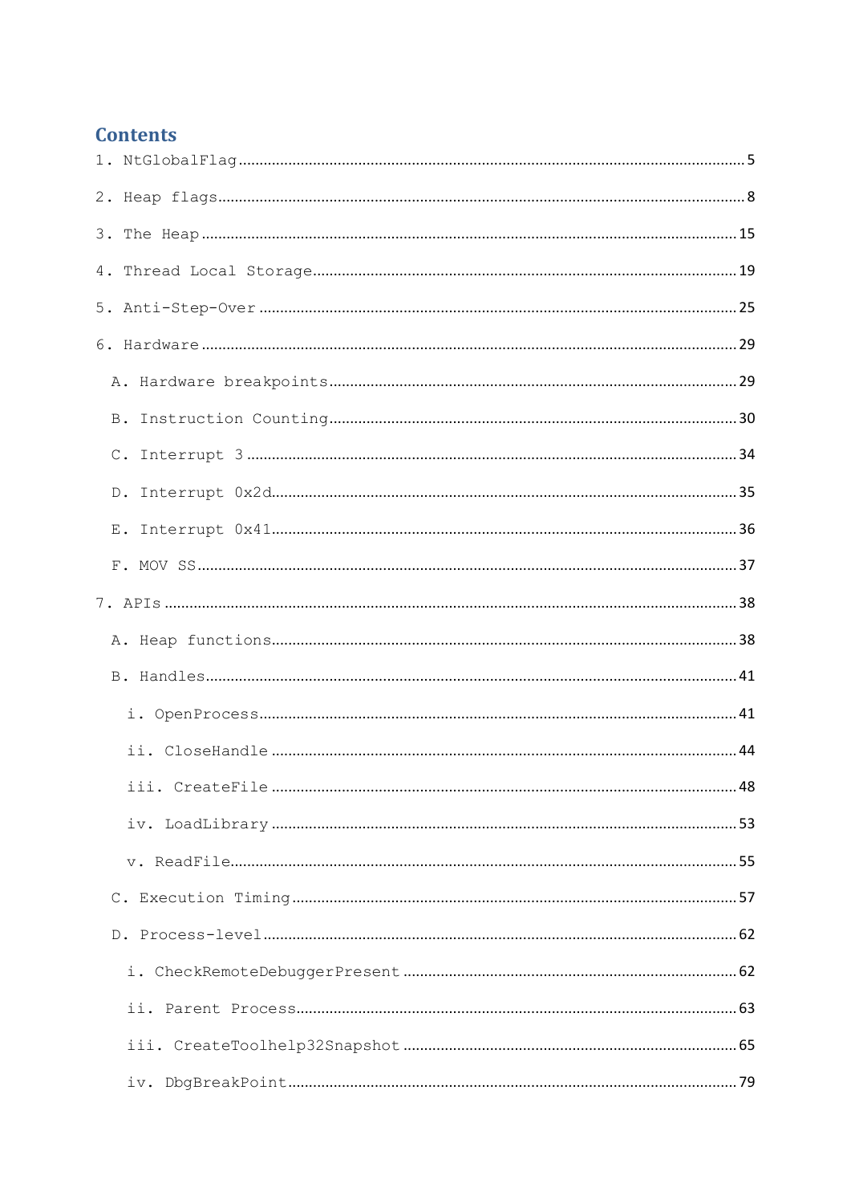## Contents

1. NtGlobalFlag ........ 5
2. Heap flags ........ 8
3. The Heap ........ 15
4. Thread Local Storage ........ 19
5. Anti-Step-Over ........ 25
6. Hardware ........ 29
   - A. Hardware breakpoints ........ 29
   - B. Instruction Counting ........ 30
   - C. Interrupt 3 ........ 34
   - D. Interrupt 0x2d ........ 35
   - E. Interrupt 0x41 ........ 36
   - F. MOV SS ........ 37
7. APIs ........ 38
   - A. Heap functions ........ 38
   - B. Handles ........ 41
     - i. OpenProcess ........ 41
     - ii. CloseHandle ........ 44
     - iii. CreateFile ........ 48
     - iv. LoadLibrary ........ 53
     - v. ReadFile ........ 55
   - C. Execution Timing ........ 57
   - D. Process-level ........ 62
     - i. CheckRemoteDebuggerPresent ........ 62
     - ii. Parent Process ........ 63
     - iii. CreateToolhelp32Snapshot ........ 65
     - iv. DbgBreakPoint ........ 79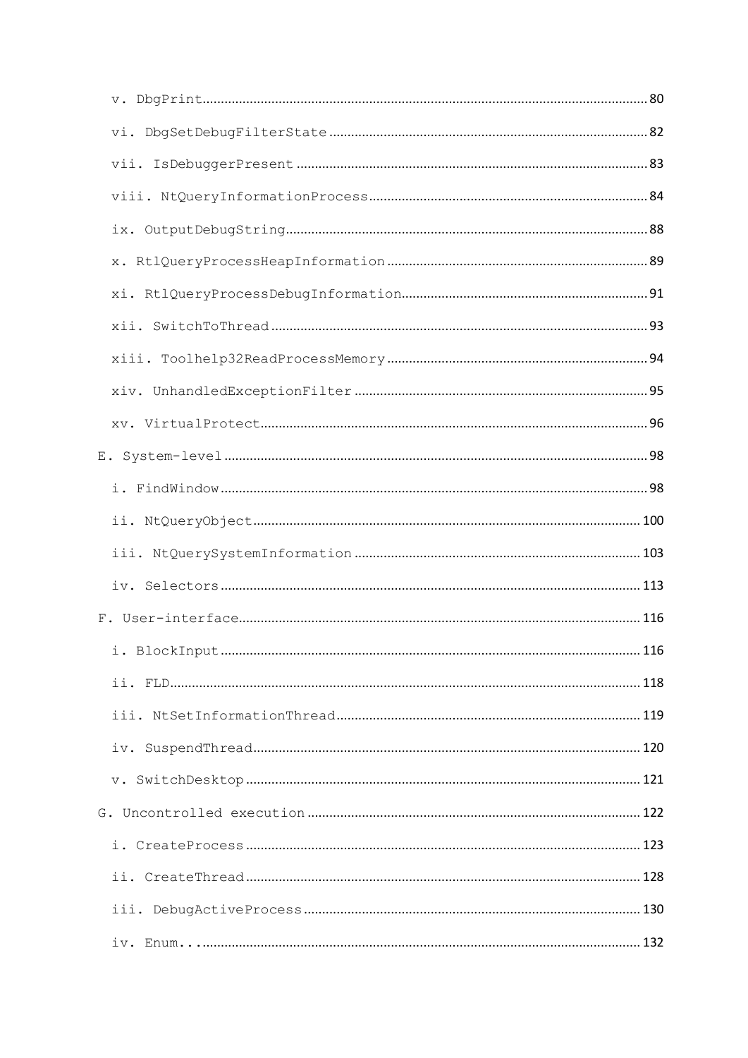v. DbgPrint ........................................................................ 80

vi. DbgSetDebugFilterState ...................................................... 82

vii. IsDebuggerPresent ............................................................ 83

viii. NtQueryInformationProcess ............................................... 84

ix. OutputDebugString ............................................................. 88

x. RtlQueryProcessHeapInformation ......................................... 89

xi. RtlQueryProcessDebugInformation ...................................... 91

xii. SwitchToThread ................................................................ 93

xiii. Toolhelp32ReadProcessMemory ......................................... 94

xiv. UnhandledExceptionFilter ................................................ 95

xv. VirtualProtect .................................................................... 96

E. System-level ......................................................................... 98

i. FindWindow ........................................................................... 98

ii. NtQueryObject .................................................................... 100

iii. NtQuerySystemInformation ............................................... 103

iv. Selectors ............................................................................ 113

F. User-interface ....................................................................... 116

i. BlockInput ............................................................................ 116

ii. FLD ..................................................................................... 118

iii. NtSetInformationThread .................................................... 119

iv. SuspendThread .................................................................. 120

v. SwitchDesktop ..................................................................... 121

G. Uncontrolled execution .......................................................... 122

i. CreateProcess ....................................................................... 123

ii. CreateThread ....................................................................... 128

iii. DebugActiveProcess ........................................................... 130

iv. Enum... ............................................................................... 132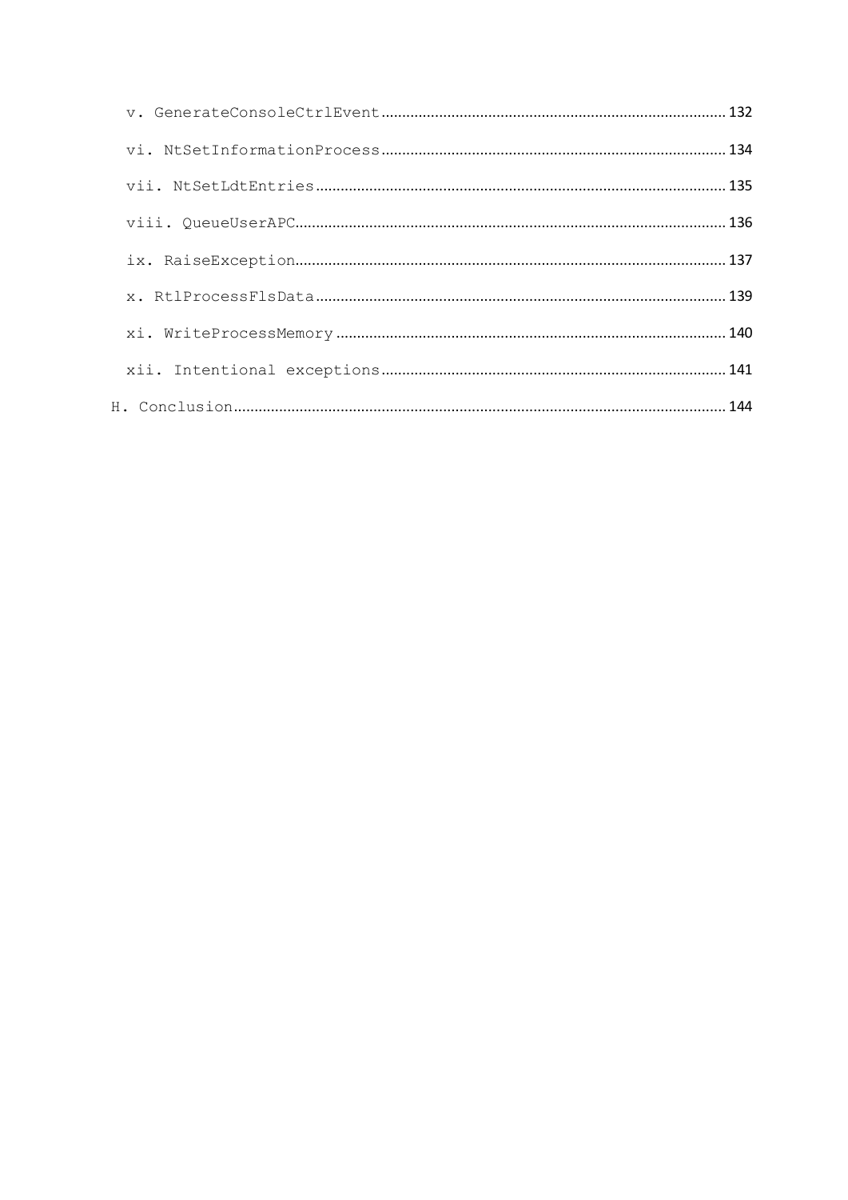v. GenerateConsoleCtrlEvent ........................................................................ 132

vi. NtSetInformationProcess ........................................................................ 134

vii. NtSetLdtEntries ........................................................................ 135

viii. QueueUserAPC ........................................................................ 136

ix. RaiseException ........................................................................ 137

x. RtlProcessFlsData ........................................................................ 139

xi. WriteProcessMemory ........................................................................ 140

xii. Intentional exceptions ........................................................................ 141

H. Conclusion ........................................................................ 144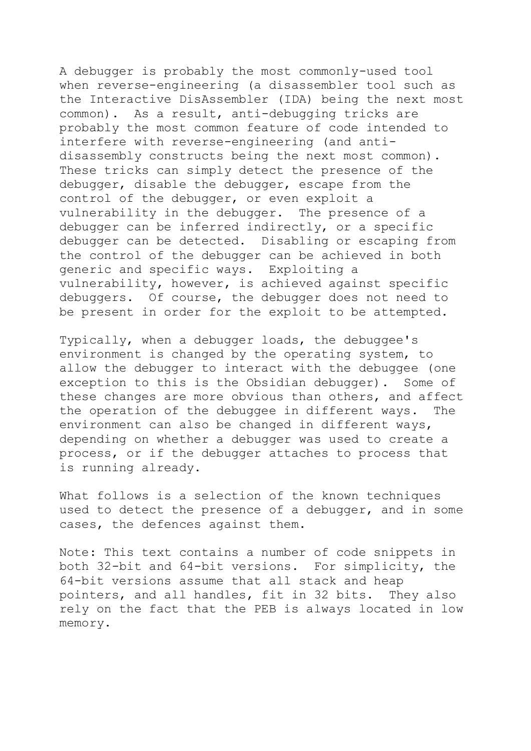A debugger is probably the most commonly-used tool when reverse-engineering (a disassembler tool such as the Interactive DisAssembler (IDA) being the next most common). As a result, anti-debugging tricks are probably the most common feature of code intended to interfere with reverse-engineering (and anti-disassembly constructs being the next most common). These tricks can simply detect the presence of the debugger, disable the debugger, escape from the control of the debugger, or even exploit a vulnerability in the debugger. The presence of a debugger can be inferred indirectly, or a specific debugger can be detected. Disabling or escaping from the control of the debugger can be achieved in both generic and specific ways. Exploiting a vulnerability, however, is achieved against specific debuggers. Of course, the debugger does not need to be present in order for the exploit to be attempted.

Typically, when a debugger loads, the debuggee's environment is changed by the operating system, to allow the debugger to interact with the debuggee (one exception to this is the Obsidian debugger). Some of these changes are more obvious than others, and affect the operation of the debuggee in different ways. The environment can also be changed in different ways, depending on whether a debugger was used to create a process, or if the debugger attaches to process that is running already.

What follows is a selection of the known techniques used to detect the presence of a debugger, and in some cases, the defences against them.

Note: This text contains a number of code snippets in both 32-bit and 64-bit versions. For simplicity, the 64-bit versions assume that all stack and heap pointers, and all handles, fit in 32 bits. They also rely on the fact that the PEB is always located in low memory.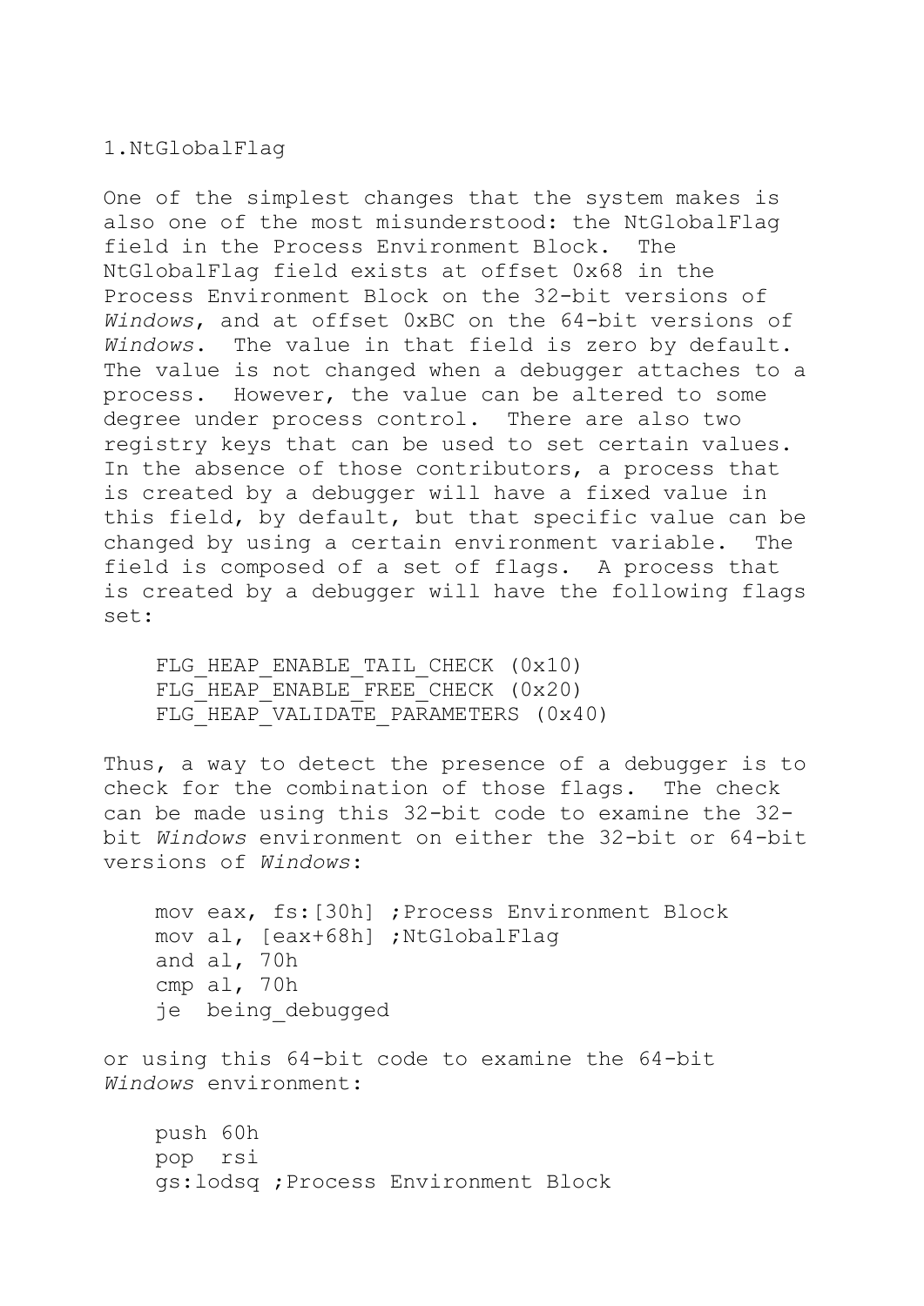## 1.NtGlobalFlag

One of the simplest changes that the system makes is also one of the most misunderstood: the NtGlobalFlag field in the Process Environment Block. The NtGlobalFlag field exists at offset 0x68 in the Process Environment Block on the 32-bit versions of *Windows*, and at offset 0xBC on the 64-bit versions of *Windows*. The value in that field is zero by default. The value is not changed when a debugger attaches to a process. However, the value can be altered to some degree under process control. There are also two registry keys that can be used to set certain values. In the absence of those contributors, a process that is created by a debugger will have a fixed value in this field, by default, but that specific value can be changed by using a certain environment variable. The field is composed of a set of flags. A process that is created by a debugger will have the following flags set:

```
FLG_HEAP_ENABLE_TAIL_CHECK (0x10)
FLG_HEAP_ENABLE_FREE_CHECK (0x20)
FLG_HEAP_VALIDATE_PARAMETERS (0x40)
```

Thus, a way to detect the presence of a debugger is to check for the combination of those flags. The check can be made using this 32-bit code to examine the 32-bit *Windows* environment on either the 32-bit or 64-bit versions of *Windows*:

```
mov eax, fs:[30h] ;Process Environment Block
mov al, [eax+68h] ;NtGlobalFlag
and al, 70h
cmp al, 70h
je  being_debugged
```

or using this 64-bit code to examine the 64-bit *Windows* environment:

```
push 60h
pop  rsi
gs:lodsq ;Process Environment Block
```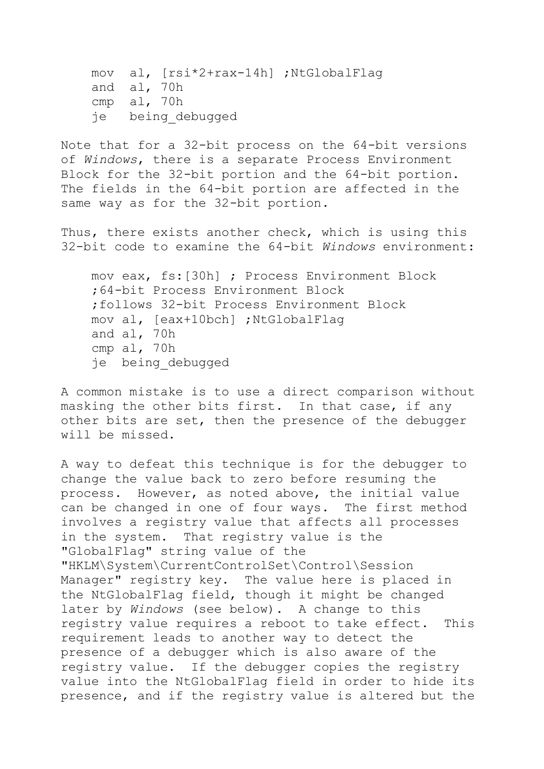```
mov  al, [rsi*2+rax-14h] ;NtGlobalFlag
and  al, 70h
cmp  al, 70h
je   being_debugged
```

Note that for a 32-bit process on the 64-bit versions of *Windows*, there is a separate Process Environment Block for the 32-bit portion and the 64-bit portion. The fields in the 64-bit portion are affected in the same way as for the 32-bit portion.

Thus, there exists another check, which is using this 32-bit code to examine the 64-bit *Windows* environment:

```
mov eax, fs:[30h] ; Process Environment Block
;64-bit Process Environment Block
;follows 32-bit Process Environment Block
mov al, [eax+10bch] ;NtGlobalFlag
and al, 70h
cmp al, 70h
je  being_debugged
```

A common mistake is to use a direct comparison without masking the other bits first. In that case, if any other bits are set, then the presence of the debugger will be missed.

A way to defeat this technique is for the debugger to change the value back to zero before resuming the process. However, as noted above, the initial value can be changed in one of four ways. The first method involves a registry value that affects all processes in the system. That registry value is the "GlobalFlag" string value of the "HKLM\System\CurrentControlSet\Control\Session Manager" registry key. The value here is placed in the NtGlobalFlag field, though it might be changed later by *Windows* (see below). A change to this registry value requires a reboot to take effect. This requirement leads to another way to detect the presence of a debugger which is also aware of the registry value. If the debugger copies the registry value into the NtGlobalFlag field in order to hide its presence, and if the registry value is altered but the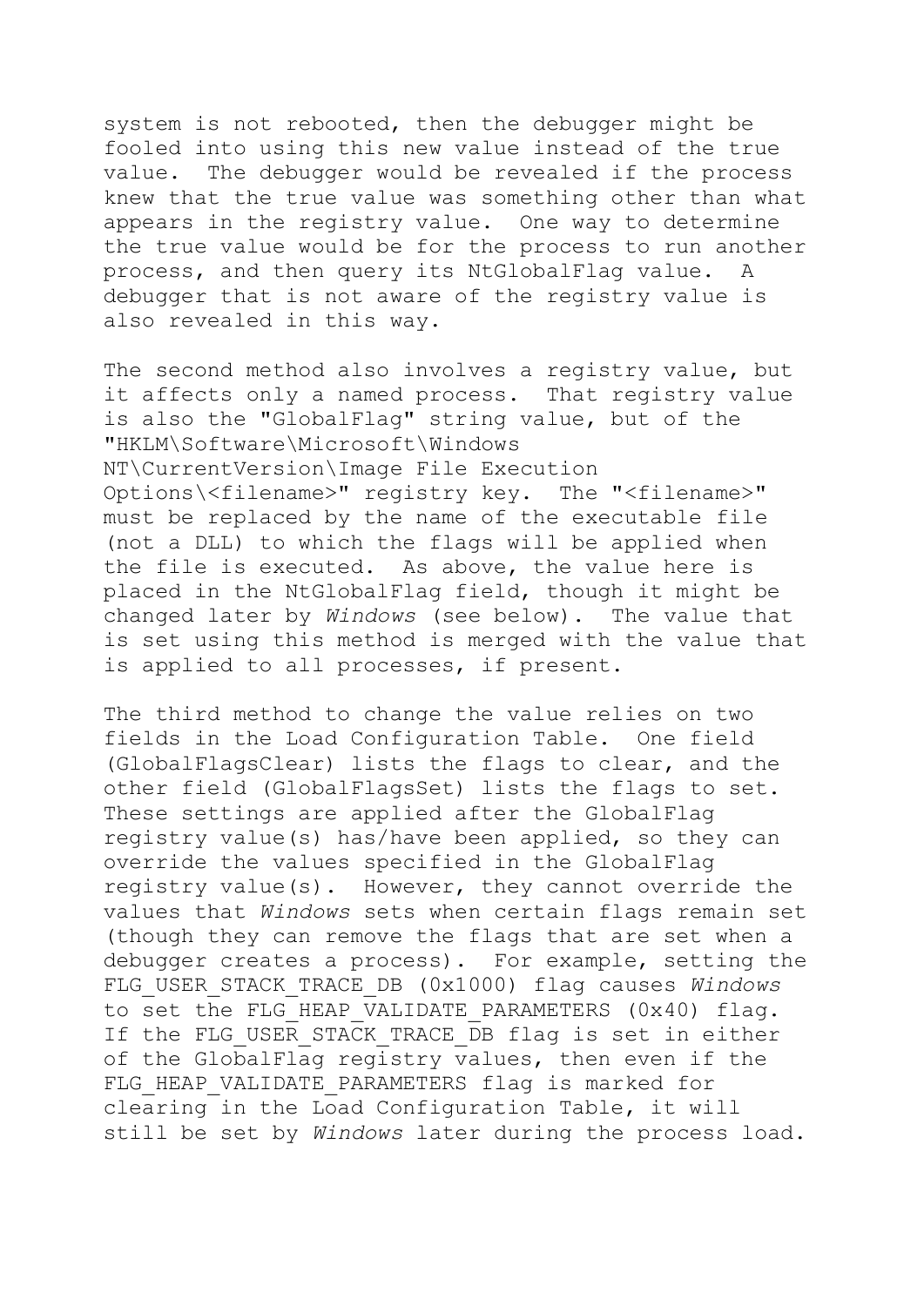system is not rebooted, then the debugger might be fooled into using this new value instead of the true value. The debugger would be revealed if the process knew that the true value was something other than what appears in the registry value. One way to determine the true value would be for the process to run another process, and then query its NtGlobalFlag value. A debugger that is not aware of the registry value is also revealed in this way.

The second method also involves a registry value, but it affects only a named process. That registry value is also the "GlobalFlag" string value, but of the "HKLM\Software\Microsoft\Windows NT\CurrentVersion\Image File Execution Options\<filename>" registry key. The "<filename>" must be replaced by the name of the executable file (not a DLL) to which the flags will be applied when the file is executed. As above, the value here is placed in the NtGlobalFlag field, though it might be changed later by *Windows* (see below). The value that is set using this method is merged with the value that is applied to all processes, if present.

The third method to change the value relies on two fields in the Load Configuration Table. One field (GlobalFlagsClear) lists the flags to clear, and the other field (GlobalFlagsSet) lists the flags to set. These settings are applied after the GlobalFlag registry value(s) has/have been applied, so they can override the values specified in the GlobalFlag registry value(s). However, they cannot override the values that *Windows* sets when certain flags remain set (though they can remove the flags that are set when a debugger creates a process). For example, setting the FLG_USER_STACK_TRACE_DB (0x1000) flag causes *Windows* to set the FLG_HEAP_VALIDATE_PARAMETERS (0x40) flag. If the FLG_USER_STACK_TRACE_DB flag is set in either of the GlobalFlag registry values, then even if the FLG_HEAP_VALIDATE_PARAMETERS flag is marked for clearing in the Load Configuration Table, it will still be set by *Windows* later during the process load.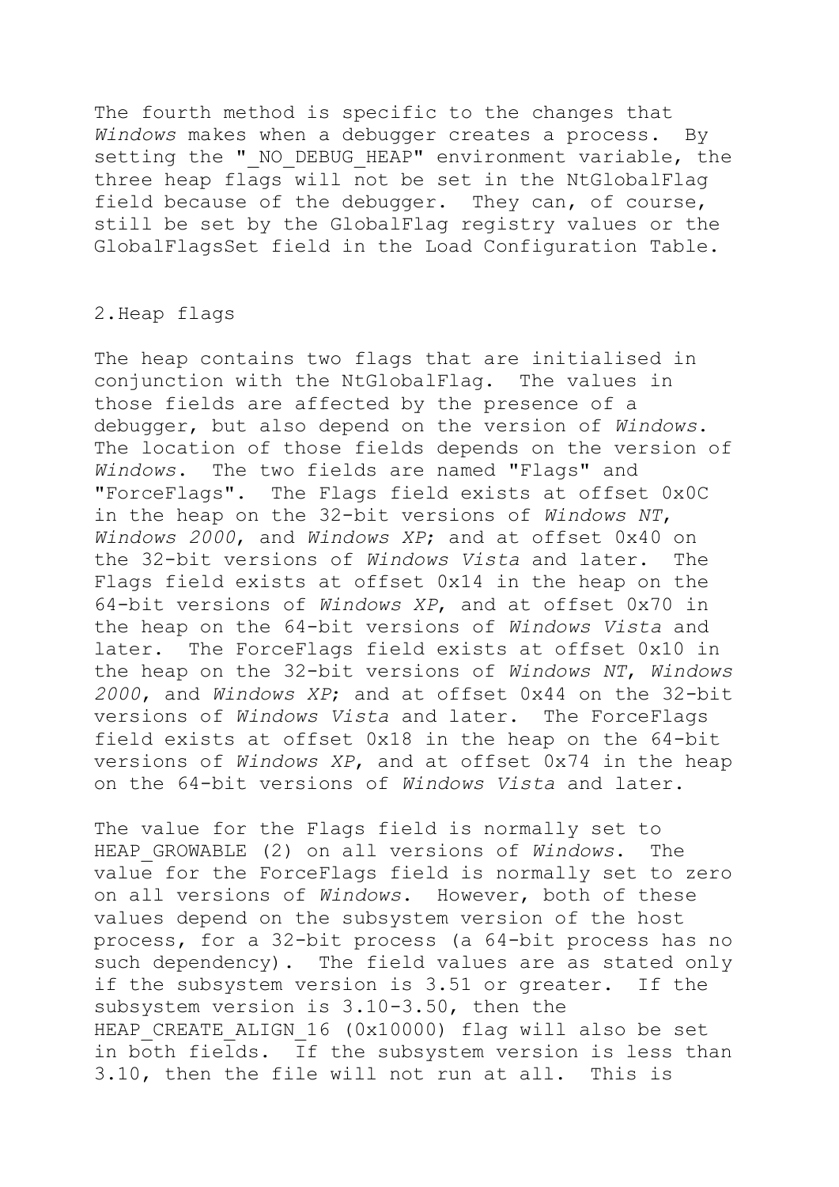The fourth method is specific to the changes that *Windows* makes when a debugger creates a process. By setting the "_NO_DEBUG_HEAP" environment variable, the three heap flags will not be set in the NtGlobalFlag field because of the debugger. They can, of course, still be set by the GlobalFlag registry values or the GlobalFlagsSet field in the Load Configuration Table.

## 2.Heap flags

The heap contains two flags that are initialised in conjunction with the NtGlobalFlag. The values in those fields are affected by the presence of a debugger, but also depend on the version of *Windows*. The location of those fields depends on the version of *Windows*. The two fields are named "Flags" and "ForceFlags". The Flags field exists at offset 0x0C in the heap on the 32-bit versions of *Windows NT*, *Windows 2000*, and *Windows XP*; and at offset 0x40 on the 32-bit versions of *Windows Vista* and later. The Flags field exists at offset 0x14 in the heap on the 64-bit versions of *Windows XP*, and at offset 0x70 in the heap on the 64-bit versions of *Windows Vista* and later. The ForceFlags field exists at offset 0x10 in the heap on the 32-bit versions of *Windows NT*, *Windows 2000*, and *Windows XP*; and at offset 0x44 on the 32-bit versions of *Windows Vista* and later. The ForceFlags field exists at offset 0x18 in the heap on the 64-bit versions of *Windows XP*, and at offset 0x74 in the heap on the 64-bit versions of *Windows Vista* and later.

The value for the Flags field is normally set to HEAP_GROWABLE (2) on all versions of *Windows*. The value for the ForceFlags field is normally set to zero on all versions of *Windows*. However, both of these values depend on the subsystem version of the host process, for a 32-bit process (a 64-bit process has no such dependency). The field values are as stated only if the subsystem version is 3.51 or greater. If the subsystem version is 3.10-3.50, then the HEAP_CREATE_ALIGN_16 (0x10000) flag will also be set in both fields. If the subsystem version is less than 3.10, then the file will not run at all. This is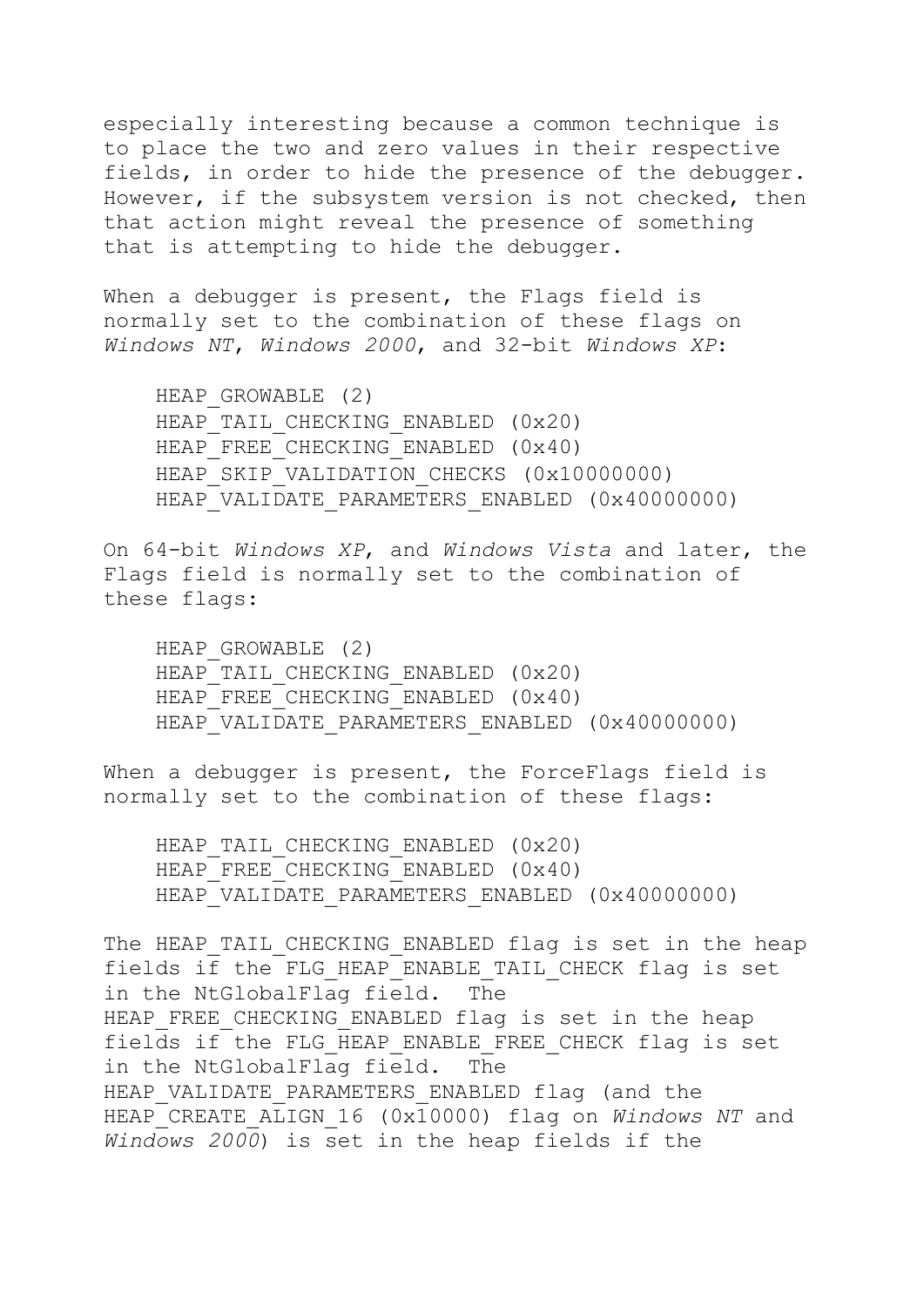especially interesting because a common technique is to place the two and zero values in their respective fields, in order to hide the presence of the debugger. However, if the subsystem version is not checked, then that action might reveal the presence of something that is attempting to hide the debugger.

When a debugger is present, the Flags field is normally set to the combination of these flags on *Windows NT*, *Windows 2000*, and 32-bit *Windows XP*:

```
HEAP_GROWABLE (2)
HEAP_TAIL_CHECKING_ENABLED (0x20)
HEAP_FREE_CHECKING_ENABLED (0x40)
HEAP_SKIP_VALIDATION_CHECKS (0x10000000)
HEAP_VALIDATE_PARAMETERS_ENABLED (0x40000000)
```

On 64-bit *Windows XP*, and *Windows Vista* and later, the Flags field is normally set to the combination of these flags:

```
HEAP_GROWABLE (2)
HEAP_TAIL_CHECKING_ENABLED (0x20)
HEAP_FREE_CHECKING_ENABLED (0x40)
HEAP_VALIDATE_PARAMETERS_ENABLED (0x40000000)
```

When a debugger is present, the ForceFlags field is normally set to the combination of these flags:

```
HEAP_TAIL_CHECKING_ENABLED (0x20)
HEAP_FREE_CHECKING_ENABLED (0x40)
HEAP_VALIDATE_PARAMETERS_ENABLED (0x40000000)
```

The HEAP_TAIL_CHECKING_ENABLED flag is set in the heap fields if the FLG_HEAP_ENABLE_TAIL_CHECK flag is set in the NtGlobalFlag field. The HEAP_FREE_CHECKING_ENABLED flag is set in the heap fields if the FLG_HEAP_ENABLE_FREE_CHECK flag is set in the NtGlobalFlag field. The HEAP_VALIDATE_PARAMETERS_ENABLED flag (and the HEAP_CREATE_ALIGN_16 (0x10000) flag on *Windows NT* and *Windows 2000*) is set in the heap fields if the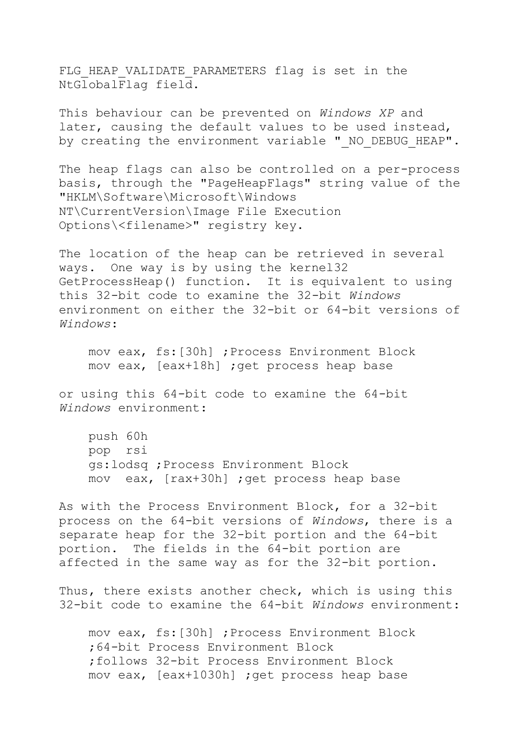FLG_HEAP_VALIDATE_PARAMETERS flag is set in the NtGlobalFlag field.

This behaviour can be prevented on *Windows XP* and later, causing the default values to be used instead, by creating the environment variable "_NO_DEBUG_HEAP".

The heap flags can also be controlled on a per-process basis, through the "PageHeapFlags" string value of the "HKLM\Software\Microsoft\Windows NT\CurrentVersion\Image File Execution Options\<filename>" registry key.

The location of the heap can be retrieved in several ways. One way is by using the kernel32 GetProcessHeap() function. It is equivalent to using this 32-bit code to examine the 32-bit *Windows* environment on either the 32-bit or 64-bit versions of *Windows*:

```
    mov eax, fs:[30h] ;Process Environment Block
    mov eax, [eax+18h] ;get process heap base
```

or using this 64-bit code to examine the 64-bit *Windows* environment:

```
    push 60h
    pop  rsi
    gs:lodsq ;Process Environment Block
    mov  eax, [rax+30h] ;get process heap base
```

As with the Process Environment Block, for a 32-bit process on the 64-bit versions of *Windows*, there is a separate heap for the 32-bit portion and the 64-bit portion. The fields in the 64-bit portion are affected in the same way as for the 32-bit portion.

Thus, there exists another check, which is using this 32-bit code to examine the 64-bit *Windows* environment:

```
    mov eax, fs:[30h] ;Process Environment Block
    ;64-bit Process Environment Block
    ;follows 32-bit Process Environment Block
    mov eax, [eax+1030h] ;get process heap base
```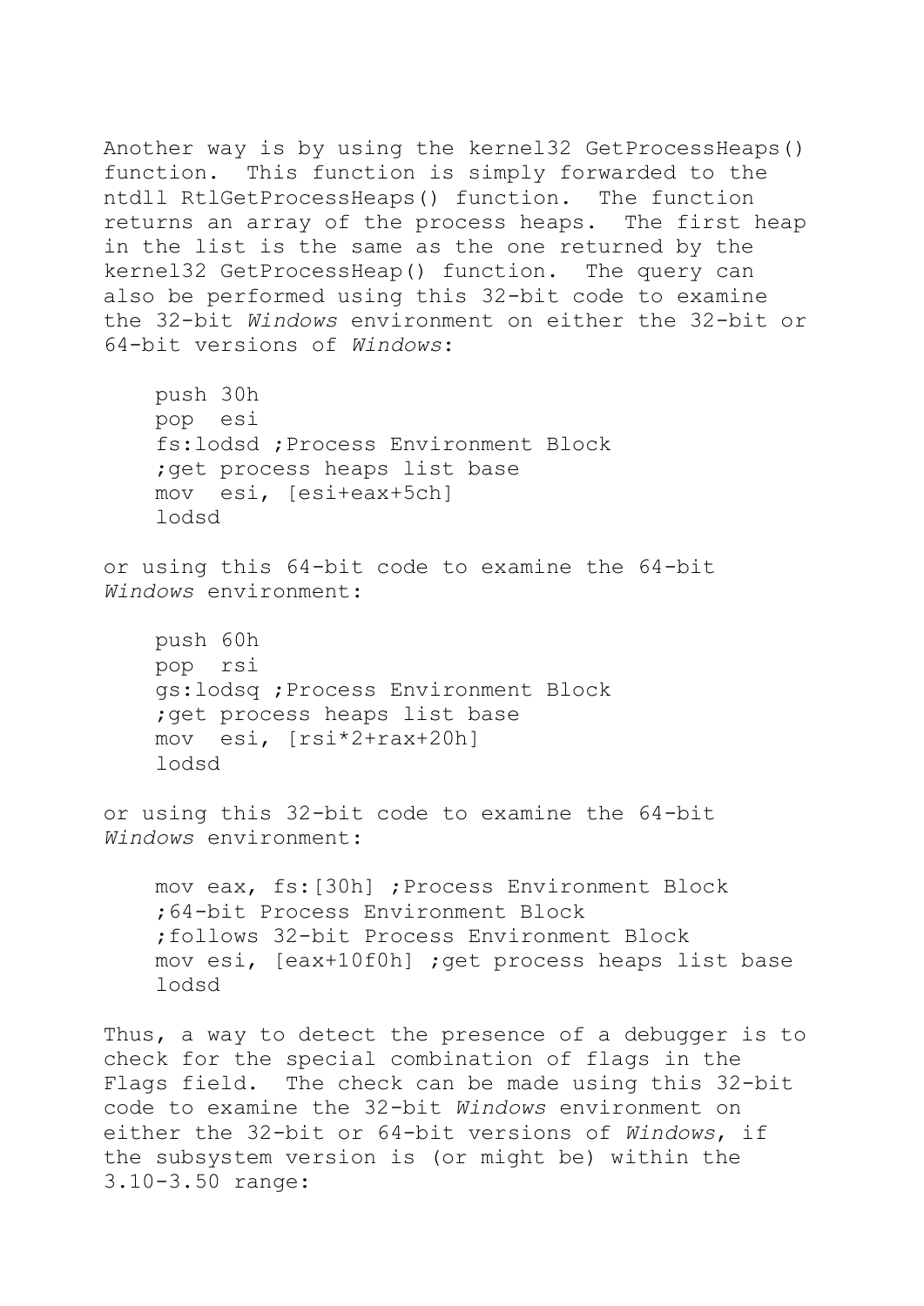Another way is by using the kernel32 GetProcessHeaps() function. This function is simply forwarded to the ntdll RtlGetProcessHeaps() function. The function returns an array of the process heaps. The first heap in the list is the same as the one returned by the kernel32 GetProcessHeap() function. The query can also be performed using this 32-bit code to examine the 32-bit *Windows* environment on either the 32-bit or 64-bit versions of *Windows*:

```
    push 30h
    pop  esi
    fs:lodsd ;Process Environment Block
    ;get process heaps list base
    mov  esi, [esi+eax+5ch]
    lodsd
```

or using this 64-bit code to examine the 64-bit *Windows* environment:

```
    push 60h
    pop  rsi
    gs:lodsq ;Process Environment Block
    ;get process heaps list base
    mov  esi, [rsi*2+rax+20h]
    lodsd
```

or using this 32-bit code to examine the 64-bit *Windows* environment:

```
    mov eax, fs:[30h] ;Process Environment Block
    ;64-bit Process Environment Block
    ;follows 32-bit Process Environment Block
    mov esi, [eax+10f0h] ;get process heaps list base
    lodsd
```

Thus, a way to detect the presence of a debugger is to check for the special combination of flags in the Flags field. The check can be made using this 32-bit code to examine the 32-bit *Windows* environment on either the 32-bit or 64-bit versions of *Windows*, if the subsystem version is (or might be) within the 3.10-3.50 range: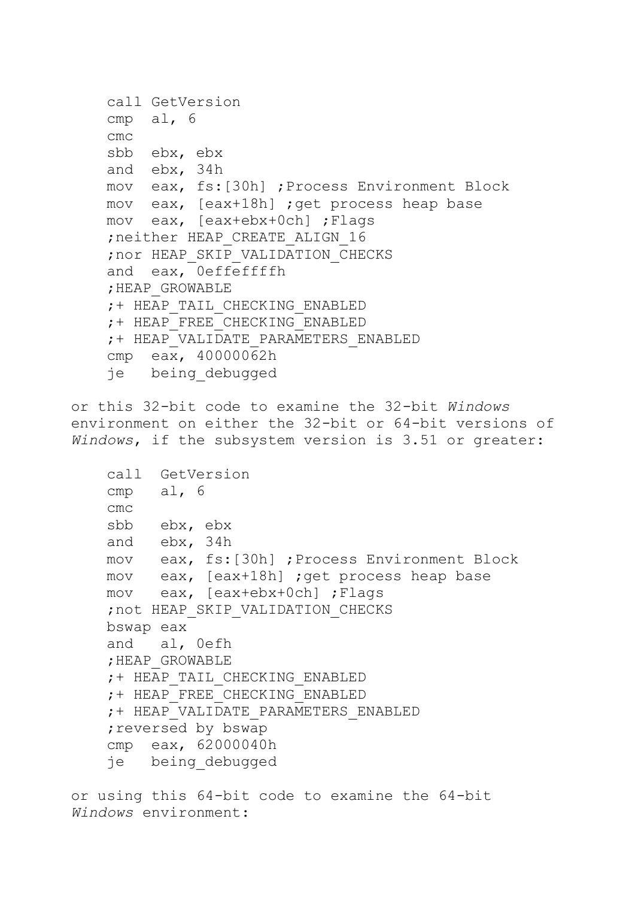```
call GetVersion
cmp  al, 6
cmc
sbb  ebx, ebx
and  ebx, 34h
mov  eax, fs:[30h] ;Process Environment Block
mov  eax, [eax+18h] ;get process heap base
mov  eax, [eax+ebx+0ch] ;Flags
;neither HEAP_CREATE_ALIGN_16
;nor HEAP_SKIP_VALIDATION_CHECKS
and  eax, 0effeffffh
;HEAP_GROWABLE
;+ HEAP_TAIL_CHECKING_ENABLED
;+ HEAP_FREE_CHECKING_ENABLED
;+ HEAP_VALIDATE_PARAMETERS_ENABLED
cmp  eax, 40000062h
je   being_debugged
```

or this 32-bit code to examine the 32-bit *Windows* environment on either the 32-bit or 64-bit versions of *Windows*, if the subsystem version is 3.51 or greater:

```
call  GetVersion
cmp   al, 6
cmc
sbb   ebx, ebx
and   ebx, 34h
mov   eax, fs:[30h] ;Process Environment Block
mov   eax, [eax+18h] ;get process heap base
mov   eax, [eax+ebx+0ch] ;Flags
;not HEAP_SKIP_VALIDATION_CHECKS
bswap eax
and   al, 0efh
;HEAP_GROWABLE
;+ HEAP_TAIL_CHECKING_ENABLED
;+ HEAP_FREE_CHECKING_ENABLED
;+ HEAP_VALIDATE_PARAMETERS_ENABLED
;reversed by bswap
cmp  eax, 62000040h
je   being_debugged
```

or using this 64-bit code to examine the 64-bit *Windows* environment: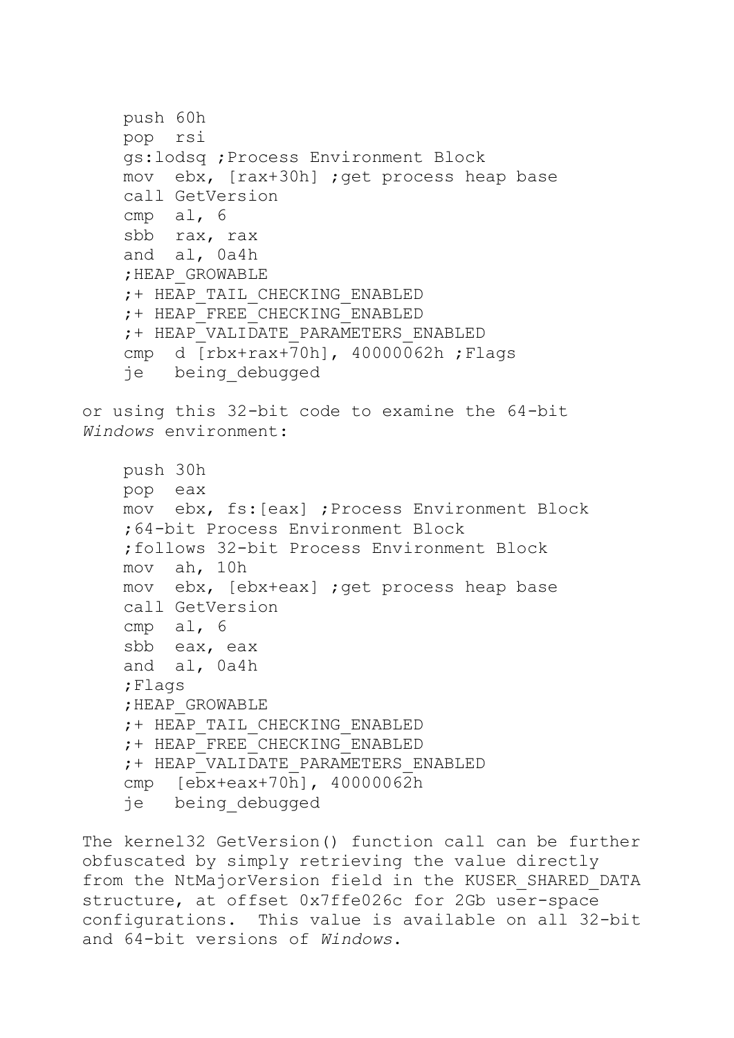```
push 60h
pop  rsi
gs:lodsq ;Process Environment Block
mov  ebx, [rax+30h] ;get process heap base
call GetVersion
cmp  al, 6
sbb  rax, rax
and  al, 0a4h
;HEAP_GROWABLE
;+ HEAP_TAIL_CHECKING_ENABLED
;+ HEAP_FREE_CHECKING_ENABLED
;+ HEAP_VALIDATE_PARAMETERS_ENABLED
cmp  d [rbx+rax+70h], 40000062h ;Flags
je   being_debugged
```

or using this 32-bit code to examine the 64-bit *Windows* environment:

```
push 30h
pop  eax
mov  ebx, fs:[eax] ;Process Environment Block
;64-bit Process Environment Block
;follows 32-bit Process Environment Block
mov  ah, 10h
mov  ebx, [ebx+eax] ;get process heap base
call GetVersion
cmp  al, 6
sbb  eax, eax
and  al, 0a4h
;Flags
;HEAP_GROWABLE
;+ HEAP_TAIL_CHECKING_ENABLED
;+ HEAP_FREE_CHECKING_ENABLED
;+ HEAP_VALIDATE_PARAMETERS_ENABLED
cmp  [ebx+eax+70h], 40000062h
je   being_debugged
```

The kernel32 GetVersion() function call can be further obfuscated by simply retrieving the value directly from the NtMajorVersion field in the KUSER_SHARED_DATA structure, at offset 0x7ffe026c for 2Gb user-space configurations. This value is available on all 32-bit and 64-bit versions of *Windows*.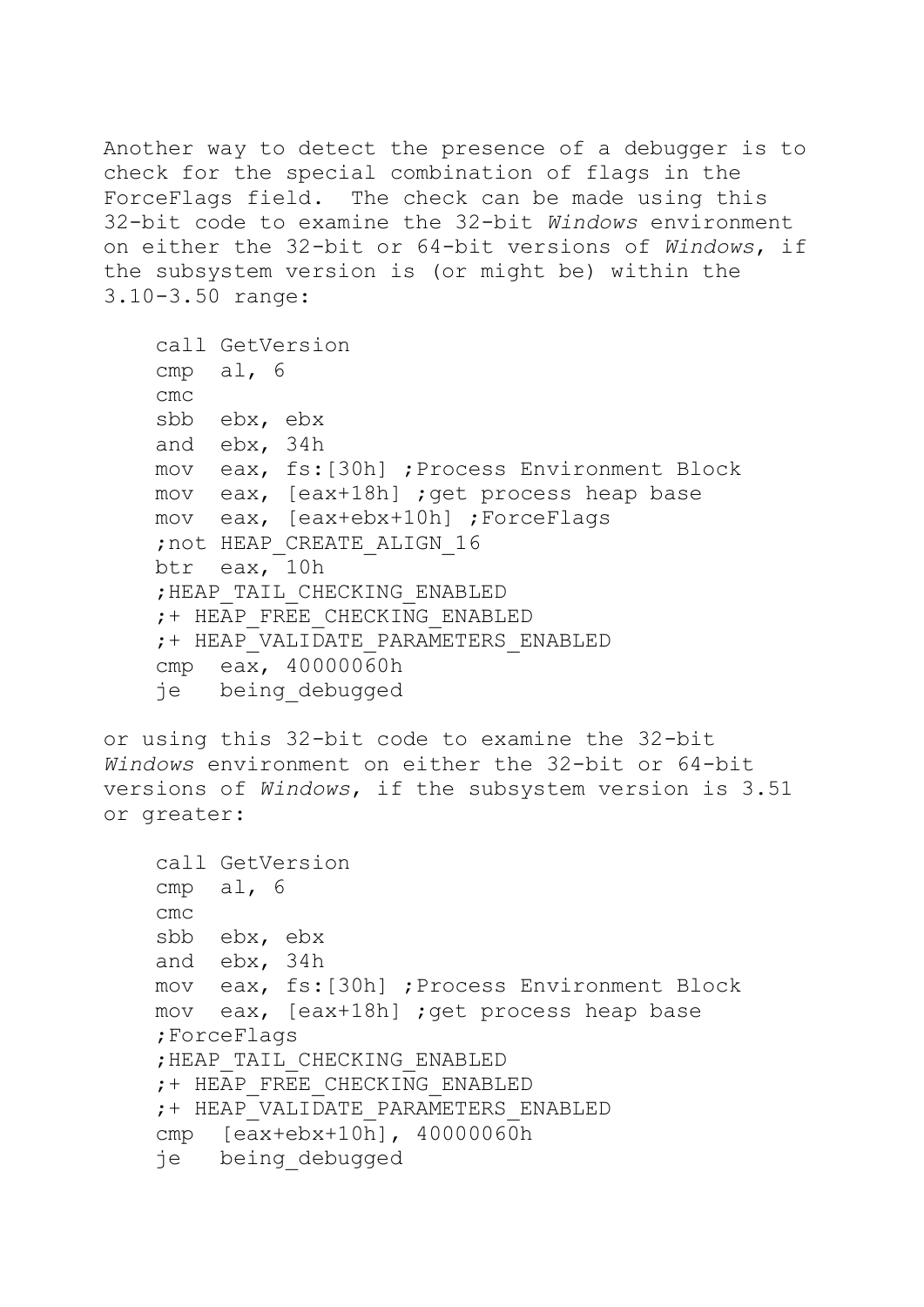Another way to detect the presence of a debugger is to check for the special combination of flags in the ForceFlags field. The check can be made using this 32-bit code to examine the 32-bit *Windows* environment on either the 32-bit or 64-bit versions of *Windows*, if the subsystem version is (or might be) within the 3.10-3.50 range:

```
    call GetVersion
    cmp  al, 6
    cmc
    sbb  ebx, ebx
    and  ebx, 34h
    mov  eax, fs:[30h] ;Process Environment Block
    mov  eax, [eax+18h] ;get process heap base
    mov  eax, [eax+ebx+10h] ;ForceFlags
    ;not HEAP_CREATE_ALIGN_16
    btr  eax, 10h
    ;HEAP_TAIL_CHECKING_ENABLED
    ;+ HEAP_FREE_CHECKING_ENABLED
    ;+ HEAP_VALIDATE_PARAMETERS_ENABLED
    cmp  eax, 40000060h
    je   being_debugged
```

or using this 32-bit code to examine the 32-bit *Windows* environment on either the 32-bit or 64-bit versions of *Windows*, if the subsystem version is 3.51 or greater:

```
    call GetVersion
    cmp  al, 6
    cmc
    sbb  ebx, ebx
    and  ebx, 34h
    mov  eax, fs:[30h] ;Process Environment Block
    mov  eax, [eax+18h] ;get process heap base
    ;ForceFlags
    ;HEAP_TAIL_CHECKING_ENABLED
    ;+ HEAP_FREE_CHECKING_ENABLED
    ;+ HEAP_VALIDATE_PARAMETERS_ENABLED
    cmp  [eax+ebx+10h], 40000060h
    je   being_debugged
```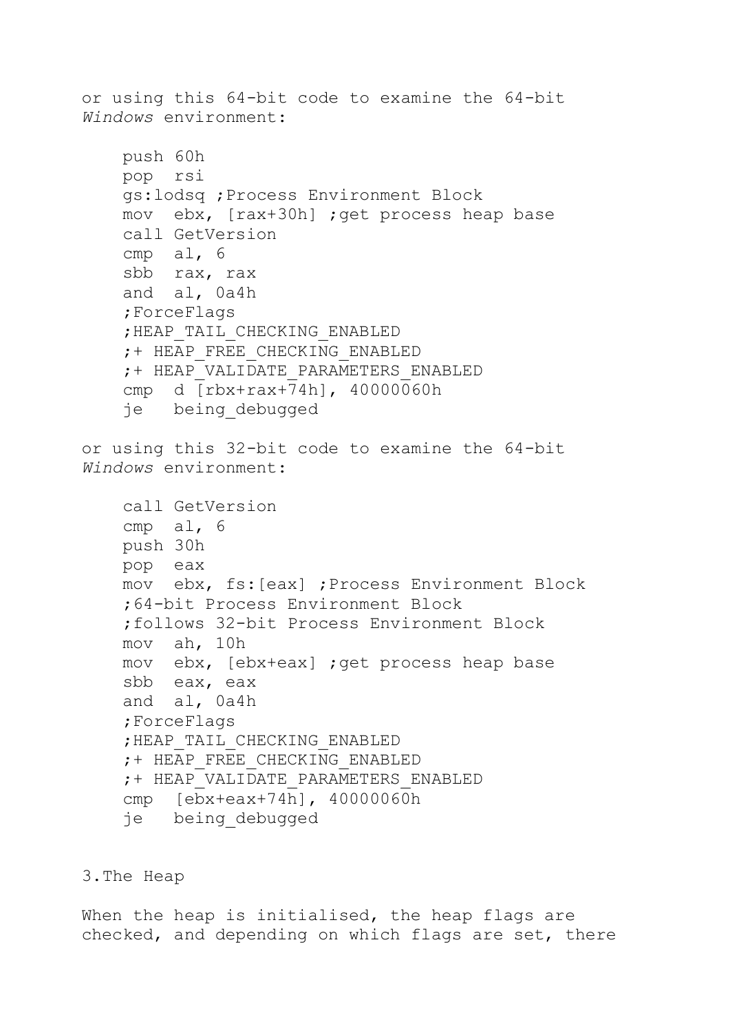or using this 64-bit code to examine the 64-bit *Windows* environment:

```
    push 60h
    pop  rsi
    gs:lodsq ;Process Environment Block
    mov  ebx, [rax+30h] ;get process heap base
    call GetVersion
    cmp  al, 6
    sbb  rax, rax
    and  al, 0a4h
    ;ForceFlags
    ;HEAP_TAIL_CHECKING_ENABLED
    ;+ HEAP_FREE_CHECKING_ENABLED
    ;+ HEAP_VALIDATE_PARAMETERS_ENABLED
    cmp  d [rbx+rax+74h], 40000060h
    je   being_debugged
```

or using this 32-bit code to examine the 64-bit *Windows* environment:

```
    call GetVersion
    cmp  al, 6
    push 30h
    pop  eax
    mov  ebx, fs:[eax] ;Process Environment Block
    ;64-bit Process Environment Block
    ;follows 32-bit Process Environment Block
    mov  ah, 10h
    mov  ebx, [ebx+eax] ;get process heap base
    sbb  eax, eax
    and  al, 0a4h
    ;ForceFlags
    ;HEAP_TAIL_CHECKING_ENABLED
    ;+ HEAP_FREE_CHECKING_ENABLED
    ;+ HEAP_VALIDATE_PARAMETERS_ENABLED
    cmp  [ebx+eax+74h], 40000060h
    je   being_debugged
```

## 3.The Heap

When the heap is initialised, the heap flags are checked, and depending on which flags are set, there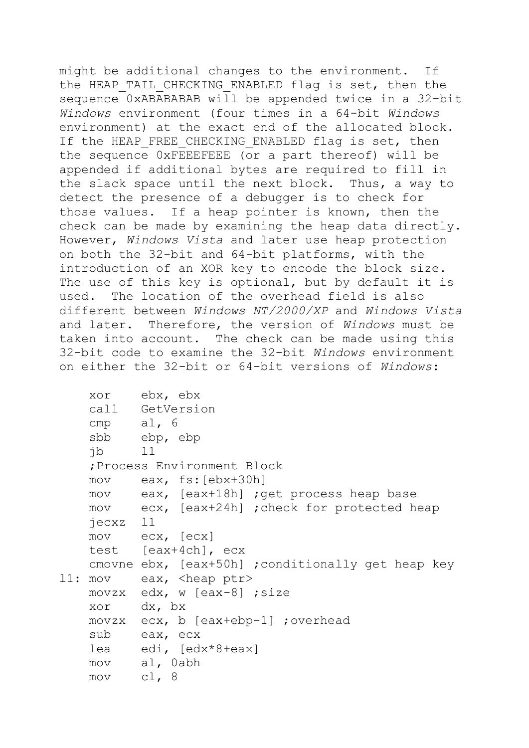might be additional changes to the environment. If the HEAP_TAIL_CHECKING_ENABLED flag is set, then the sequence 0xABABABAB will be appended twice in a 32-bit *Windows* environment (four times in a 64-bit *Windows* environment) at the exact end of the allocated block. If the HEAP_FREE_CHECKING_ENABLED flag is set, then the sequence 0xFEEEFEEE (or a part thereof) will be appended if additional bytes are required to fill in the slack space until the next block. Thus, a way to detect the presence of a debugger is to check for those values. If a heap pointer is known, then the check can be made by examining the heap data directly. However, *Windows Vista* and later use heap protection on both the 32-bit and 64-bit platforms, with the introduction of an XOR key to encode the block size. The use of this key is optional, but by default it is used. The location of the overhead field is also different between *Windows NT/2000/XP* and *Windows Vista* and later. Therefore, the version of *Windows* must be taken into account. The check can be made using this 32-bit code to examine the 32-bit *Windows* environment on either the 32-bit or 64-bit versions of *Windows*:

```
    xor    ebx, ebx
    call   GetVersion
    cmp    al, 6
    sbb    ebp, ebp
    jb     l1
    ;Process Environment Block
    mov    eax, fs:[ebx+30h]
    mov    eax, [eax+18h] ;get process heap base
    mov    ecx, [eax+24h] ;check for protected heap
    jecxz  l1
    mov    ecx, [ecx]
    test   [eax+4ch], ecx
    cmovne ebx, [eax+50h] ;conditionally get heap key
l1: mov    eax, <heap ptr>
    movzx  edx, w [eax-8] ;size
    xor    dx, bx
    movzx  ecx, b [eax+ebp-1] ;overhead
    sub    eax, ecx
    lea    edi, [edx*8+eax]
    mov    al, 0abh
    mov    cl, 8
```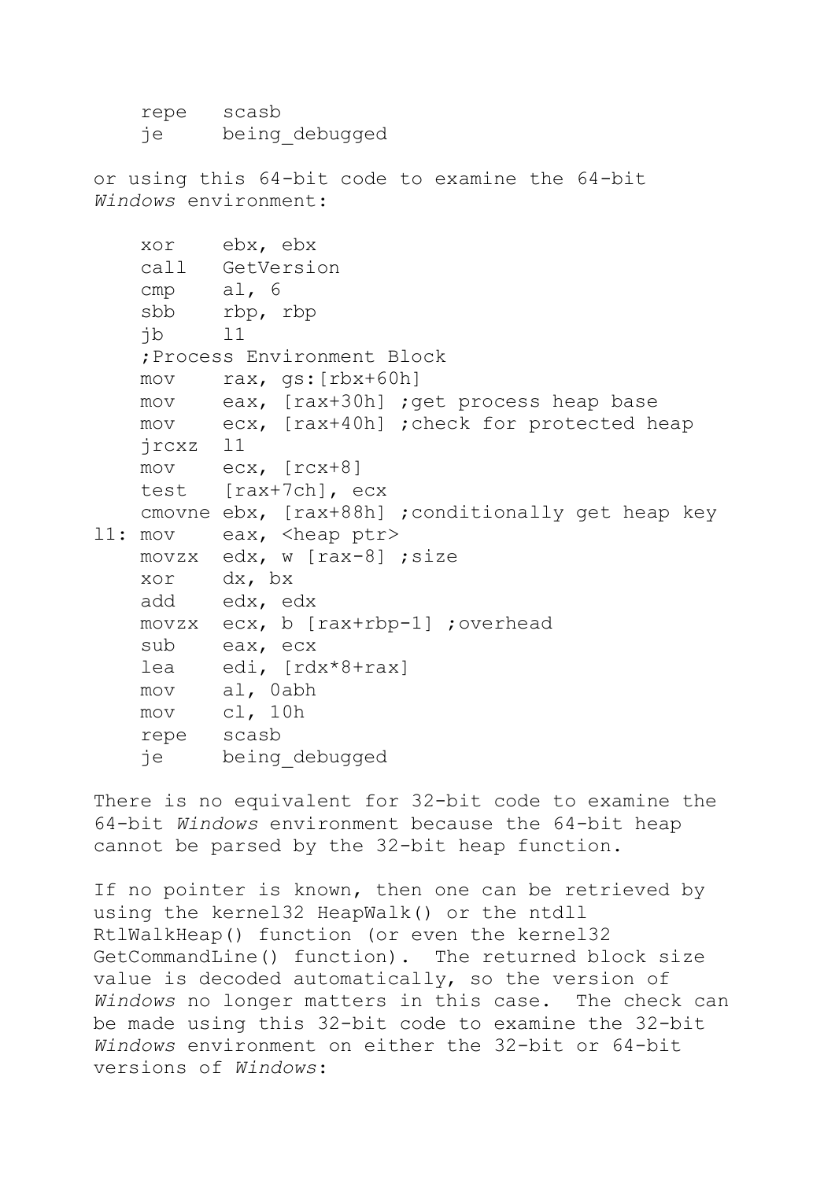```
    repe   scasb
    je     being_debugged
```

or using this 64-bit code to examine the 64-bit *Windows* environment:

```
    xor    ebx, ebx
    call   GetVersion
    cmp    al, 6
    sbb    rbp, rbp
    jb     l1
    ;Process Environment Block
    mov    rax, gs:[rbx+60h]
    mov    eax, [rax+30h] ;get process heap base
    mov    ecx, [rax+40h] ;check for protected heap
    jrcxz  l1
    mov    ecx, [rcx+8]
    test   [rax+7ch], ecx
    cmovne ebx, [rax+88h] ;conditionally get heap key
l1: mov    eax, <heap ptr>
    movzx  edx, w [rax-8] ;size
    xor    dx, bx
    add    edx, edx
    movzx  ecx, b [rax+rbp-1] ;overhead
    sub    eax, ecx
    lea    edi, [rdx*8+rax]
    mov    al, 0abh
    mov    cl, 10h
    repe   scasb
    je     being_debugged
```

There is no equivalent for 32-bit code to examine the 64-bit *Windows* environment because the 64-bit heap cannot be parsed by the 32-bit heap function.

If no pointer is known, then one can be retrieved by using the kernel32 HeapWalk() or the ntdll RtlWalkHeap() function (or even the kernel32 GetCommandLine() function). The returned block size value is decoded automatically, so the version of *Windows* no longer matters in this case. The check can be made using this 32-bit code to examine the 32-bit *Windows* environment on either the 32-bit or 64-bit versions of *Windows*: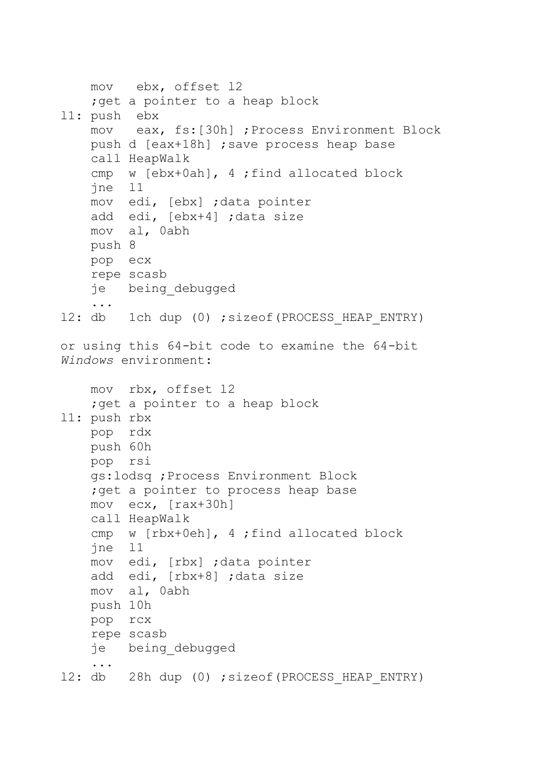```
    mov   ebx, offset l2
    ;get a pointer to a heap block
l1: push  ebx
    mov   eax, fs:[30h] ;Process Environment Block
    push d [eax+18h] ;save process heap base
    call HeapWalk
    cmp  w [ebx+0ah], 4 ;find allocated block
    jne  l1
    mov  edi, [ebx] ;data pointer
    add  edi, [ebx+4] ;data size
    mov  al, 0abh
    push 8
    pop  ecx
    repe scasb
    je   being_debugged
    ...
l2: db   1ch dup (0) ;sizeof(PROCESS_HEAP_ENTRY)
```

or using this 64-bit code to examine the 64-bit *Windows* environment:

```
    mov  rbx, offset l2
    ;get a pointer to a heap block
l1: push rbx
    pop  rdx
    push 60h
    pop  rsi
    gs:lodsq ;Process Environment Block
    ;get a pointer to process heap base
    mov  ecx, [rax+30h]
    call HeapWalk
    cmp  w [rbx+0eh], 4 ;find allocated block
    jne  l1
    mov  edi, [rbx] ;data pointer
    add  edi, [rbx+8] ;data size
    mov  al, 0abh
    push 10h
    pop  rcx
    repe scasb
    je   being_debugged
    ...
l2: db   28h dup (0) ;sizeof(PROCESS_HEAP_ENTRY)
```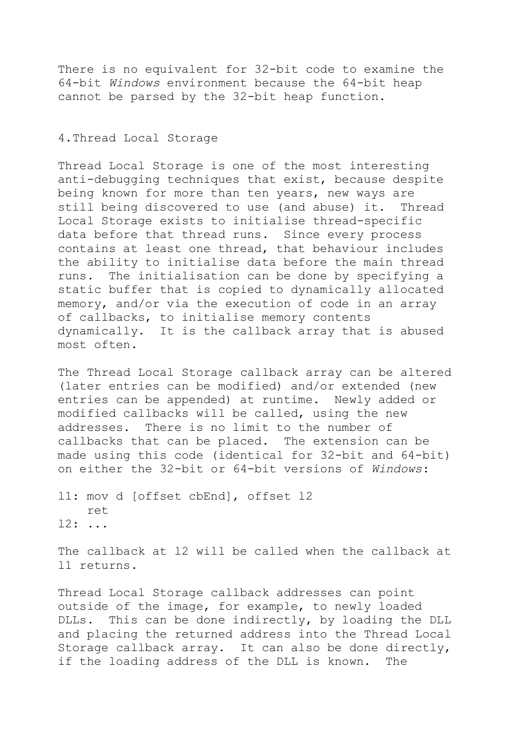There is no equivalent for 32-bit code to examine the 64-bit *Windows* environment because the 64-bit heap cannot be parsed by the 32-bit heap function.

## 4.Thread Local Storage

Thread Local Storage is one of the most interesting anti-debugging techniques that exist, because despite being known for more than ten years, new ways are still being discovered to use (and abuse) it. Thread Local Storage exists to initialise thread-specific data before that thread runs. Since every process contains at least one thread, that behaviour includes the ability to initialise data before the main thread runs. The initialisation can be done by specifying a static buffer that is copied to dynamically allocated memory, and/or via the execution of code in an array of callbacks, to initialise memory contents dynamically. It is the callback array that is abused most often.

The Thread Local Storage callback array can be altered (later entries can be modified) and/or extended (new entries can be appended) at runtime. Newly added or modified callbacks will be called, using the new addresses. There is no limit to the number of callbacks that can be placed. The extension can be made using this code (identical for 32-bit and 64-bit) on either the 32-bit or 64-bit versions of *Windows*:

```
l1: mov d [offset cbEnd], offset l2
    ret
l2: ...
```

The callback at l2 will be called when the callback at l1 returns.

Thread Local Storage callback addresses can point outside of the image, for example, to newly loaded DLLs. This can be done indirectly, by loading the DLL and placing the returned address into the Thread Local Storage callback array. It can also be done directly, if the loading address of the DLL is known. The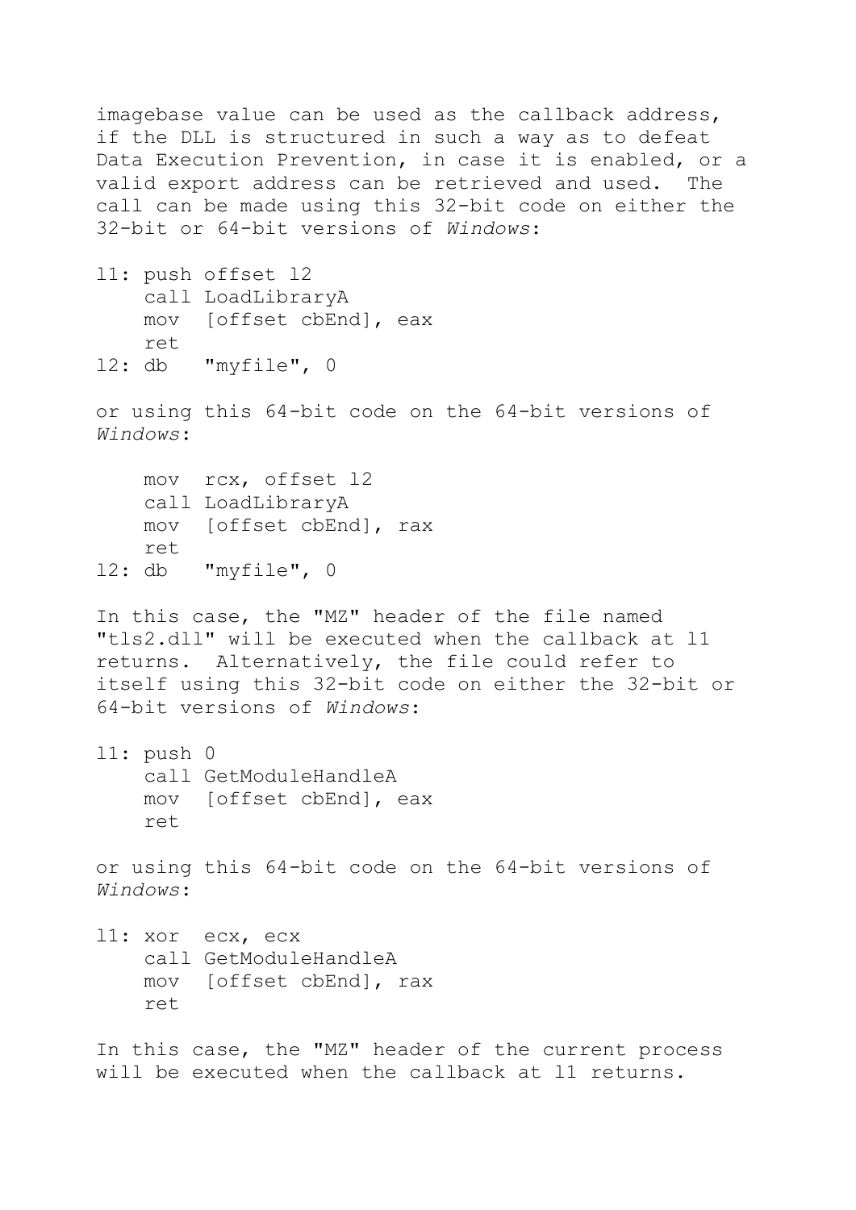imagebase value can be used as the callback address, if the DLL is structured in such a way as to defeat Data Execution Prevention, in case it is enabled, or a valid export address can be retrieved and used. The call can be made using this 32-bit code on either the 32-bit or 64-bit versions of *Windows*:

```
l1: push offset l2
    call LoadLibraryA
    mov  [offset cbEnd], eax
    ret
l2: db   "myfile", 0
```

or using this 64-bit code on the 64-bit versions of *Windows*:

```
    mov  rcx, offset l2
    call LoadLibraryA
    mov  [offset cbEnd], rax
    ret
l2: db   "myfile", 0
```

In this case, the "MZ" header of the file named "tls2.dll" will be executed when the callback at l1 returns. Alternatively, the file could refer to itself using this 32-bit code on either the 32-bit or 64-bit versions of *Windows*:

```
l1: push 0
    call GetModuleHandleA
    mov  [offset cbEnd], eax
    ret
```

or using this 64-bit code on the 64-bit versions of *Windows*:

```
l1: xor  ecx, ecx
    call GetModuleHandleA
    mov  [offset cbEnd], rax
    ret
```

In this case, the "MZ" header of the current process will be executed when the callback at l1 returns.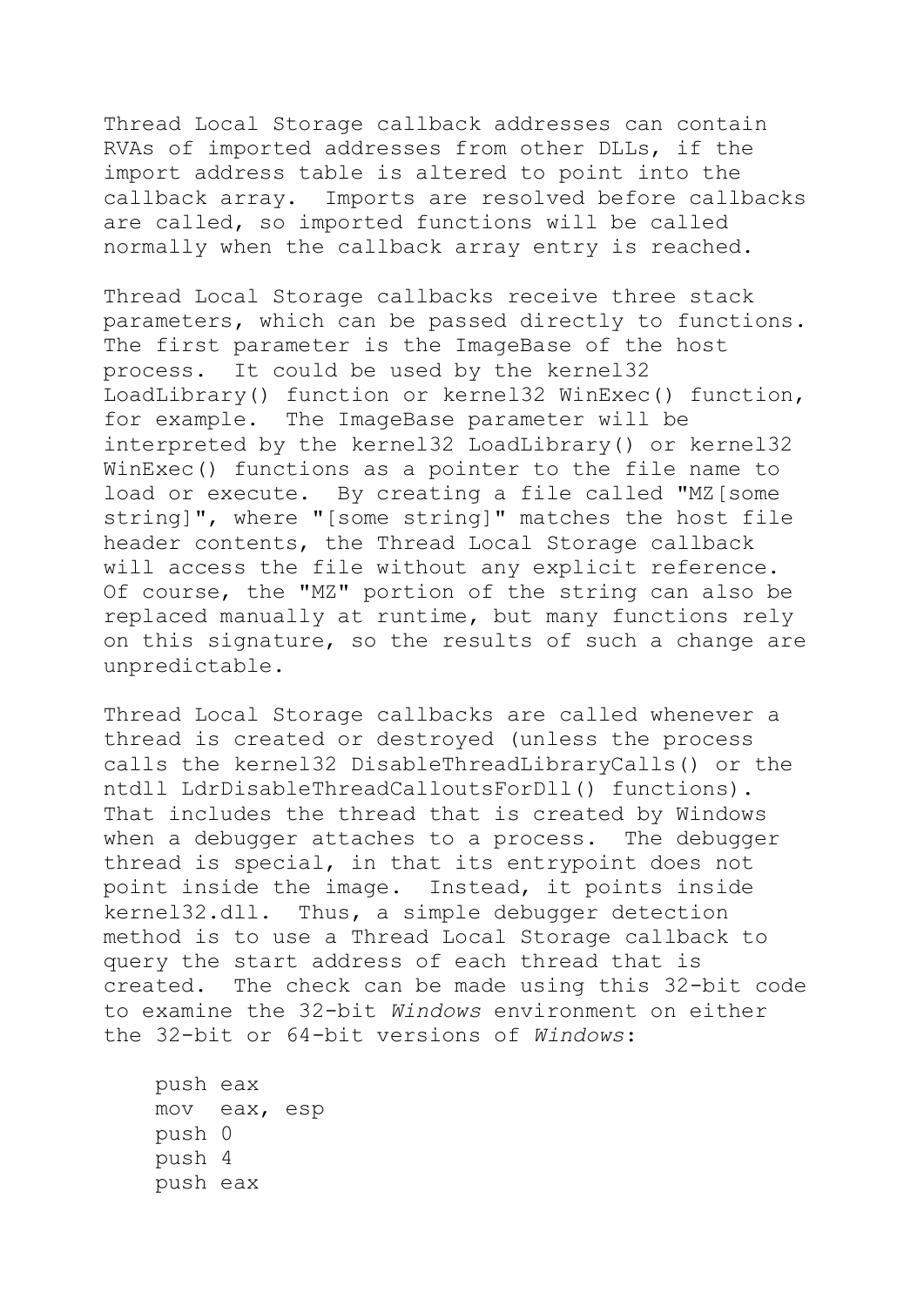Thread Local Storage callback addresses can contain RVAs of imported addresses from other DLLs, if the import address table is altered to point into the callback array. Imports are resolved before callbacks are called, so imported functions will be called normally when the callback array entry is reached.

Thread Local Storage callbacks receive three stack parameters, which can be passed directly to functions. The first parameter is the ImageBase of the host process. It could be used by the kernel32 LoadLibrary() function or kernel32 WinExec() function, for example. The ImageBase parameter will be interpreted by the kernel32 LoadLibrary() or kernel32 WinExec() functions as a pointer to the file name to load or execute. By creating a file called "MZ[some string]", where "[some string]" matches the host file header contents, the Thread Local Storage callback will access the file without any explicit reference. Of course, the "MZ" portion of the string can also be replaced manually at runtime, but many functions rely on this signature, so the results of such a change are unpredictable.

Thread Local Storage callbacks are called whenever a thread is created or destroyed (unless the process calls the kernel32 DisableThreadLibraryCalls() or the ntdll LdrDisableThreadCalloutsForDll() functions). That includes the thread that is created by Windows when a debugger attaches to a process. The debugger thread is special, in that its entrypoint does not point inside the image. Instead, it points inside kernel32.dll. Thus, a simple debugger detection method is to use a Thread Local Storage callback to query the start address of each thread that is created. The check can be made using this 32-bit code to examine the 32-bit *Windows* environment on either the 32-bit or 64-bit versions of *Windows*:

```
push eax
mov  eax, esp
push 0
push 4
push eax
```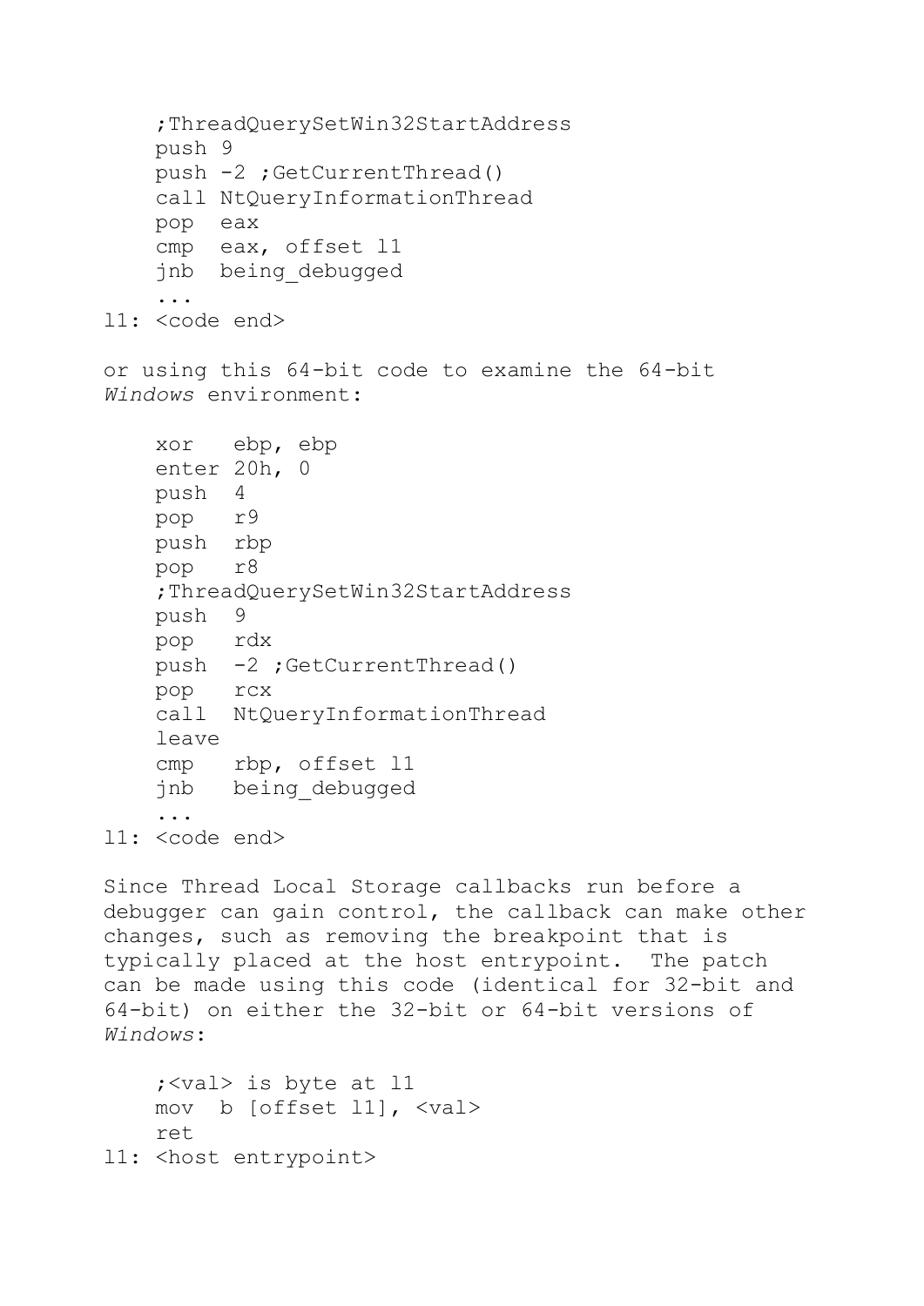```
    ;ThreadQuerySetWin32StartAddress
    push 9
    push -2 ;GetCurrentThread()
    call NtQueryInformationThread
    pop  eax
    cmp  eax, offset l1
    jnb  being_debugged
    ...
l1: <code end>
```

or using this 64-bit code to examine the 64-bit *Windows* environment:

```
    xor   ebp, ebp
    enter 20h, 0
    push  4
    pop   r9
    push  rbp
    pop   r8
    ;ThreadQuerySetWin32StartAddress
    push  9
    pop   rdx
    push  -2 ;GetCurrentThread()
    pop   rcx
    call  NtQueryInformationThread
    leave
    cmp   rbp, offset l1
    jnb   being_debugged
    ...
l1: <code end>
```

Since Thread Local Storage callbacks run before a debugger can gain control, the callback can make other changes, such as removing the breakpoint that is typically placed at the host entrypoint. The patch can be made using this code (identical for 32-bit and 64-bit) on either the 32-bit or 64-bit versions of *Windows*:

```
    ;<val> is byte at l1
    mov  b [offset l1], <val>
    ret
l1: <host entrypoint>
```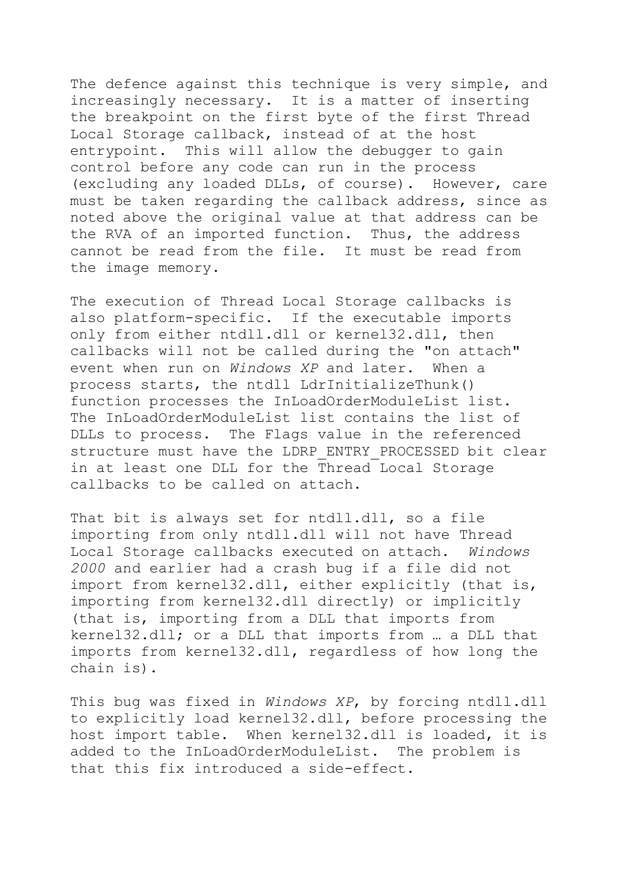The defence against this technique is very simple, and increasingly necessary. It is a matter of inserting the breakpoint on the first byte of the first Thread Local Storage callback, instead of at the host entrypoint. This will allow the debugger to gain control before any code can run in the process (excluding any loaded DLLs, of course). However, care must be taken regarding the callback address, since as noted above the original value at that address can be the RVA of an imported function. Thus, the address cannot be read from the file. It must be read from the image memory.

The execution of Thread Local Storage callbacks is also platform-specific. If the executable imports only from either ntdll.dll or kernel32.dll, then callbacks will not be called during the "on attach" event when run on *Windows XP* and later. When a process starts, the ntdll LdrInitializeThunk() function processes the InLoadOrderModuleList list. The InLoadOrderModuleList list contains the list of DLLs to process. The Flags value in the referenced structure must have the LDRP_ENTRY_PROCESSED bit clear in at least one DLL for the Thread Local Storage callbacks to be called on attach.

That bit is always set for ntdll.dll, so a file importing from only ntdll.dll will not have Thread Local Storage callbacks executed on attach. *Windows 2000* and earlier had a crash bug if a file did not import from kernel32.dll, either explicitly (that is, importing from kernel32.dll directly) or implicitly (that is, importing from a DLL that imports from kernel32.dll; or a DLL that imports from … a DLL that imports from kernel32.dll, regardless of how long the chain is).

This bug was fixed in *Windows XP*, by forcing ntdll.dll to explicitly load kernel32.dll, before processing the host import table. When kernel32.dll is loaded, it is added to the InLoadOrderModuleList. The problem is that this fix introduced a side-effect.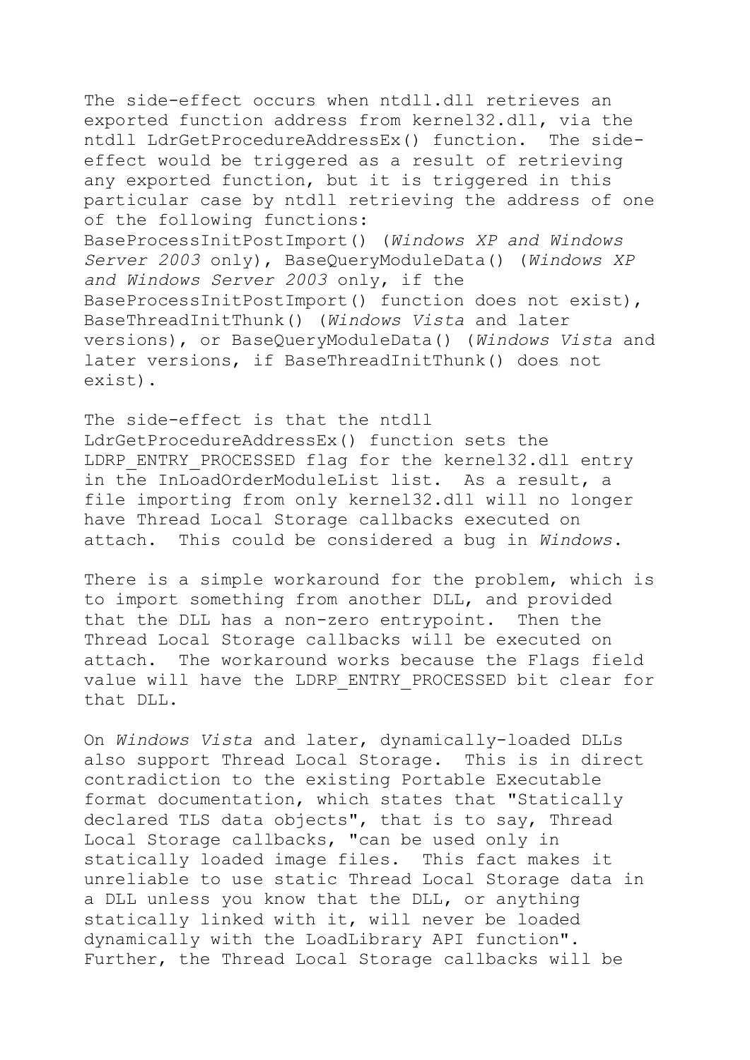The side-effect occurs when ntdll.dll retrieves an exported function address from kernel32.dll, via the ntdll LdrGetProcedureAddressEx() function. The side-effect would be triggered as a result of retrieving any exported function, but it is triggered in this particular case by ntdll retrieving the address of one of the following functions: BaseProcessInitPostImport() (*Windows XP and Windows Server 2003* only), BaseQueryModuleData() (*Windows XP and Windows Server 2003* only, if the BaseProcessInitPostImport() function does not exist), BaseThreadInitThunk() (*Windows Vista* and later versions), or BaseQueryModuleData() (*Windows Vista* and later versions, if BaseThreadInitThunk() does not exist).

The side-effect is that the ntdll LdrGetProcedureAddressEx() function sets the LDRP_ENTRY_PROCESSED flag for the kernel32.dll entry in the InLoadOrderModuleList list. As a result, a file importing from only kernel32.dll will no longer have Thread Local Storage callbacks executed on attach. This could be considered a bug in *Windows*.

There is a simple workaround for the problem, which is to import something from another DLL, and provided that the DLL has a non-zero entrypoint. Then the Thread Local Storage callbacks will be executed on attach. The workaround works because the Flags field value will have the LDRP_ENTRY_PROCESSED bit clear for that DLL.

On *Windows Vista* and later, dynamically-loaded DLLs also support Thread Local Storage. This is in direct contradiction to the existing Portable Executable format documentation, which states that "Statically declared TLS data objects", that is to say, Thread Local Storage callbacks, "can be used only in statically loaded image files. This fact makes it unreliable to use static Thread Local Storage data in a DLL unless you know that the DLL, or anything statically linked with it, will never be loaded dynamically with the LoadLibrary API function". Further, the Thread Local Storage callbacks will be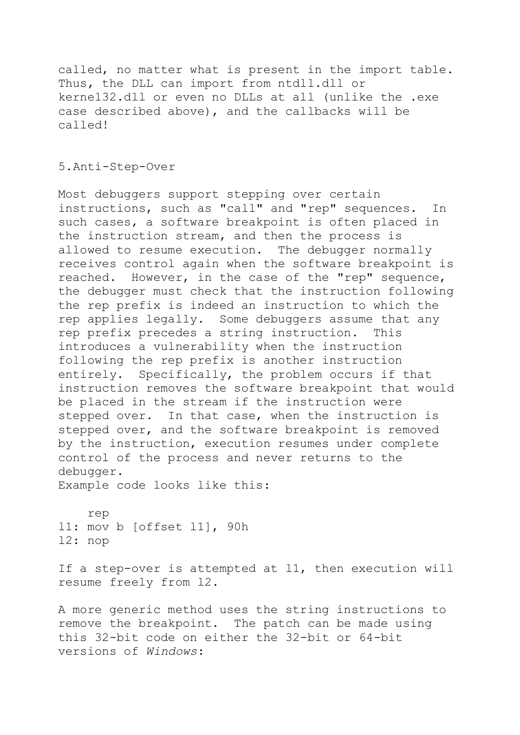called, no matter what is present in the import table. Thus, the DLL can import from ntdll.dll or kernel32.dll or even no DLLs at all (unlike the .exe case described above), and the callbacks will be called!

## 5.Anti-Step-Over

Most debuggers support stepping over certain instructions, such as "call" and "rep" sequences. In such cases, a software breakpoint is often placed in the instruction stream, and then the process is allowed to resume execution. The debugger normally receives control again when the software breakpoint is reached. However, in the case of the "rep" sequence, the debugger must check that the instruction following the rep prefix is indeed an instruction to which the rep applies legally. Some debuggers assume that any rep prefix precedes a string instruction. This introduces a vulnerability when the instruction following the rep prefix is another instruction entirely. Specifically, the problem occurs if that instruction removes the software breakpoint that would be placed in the stream if the instruction were stepped over. In that case, when the instruction is stepped over, and the software breakpoint is removed by the instruction, execution resumes under complete control of the process and never returns to the debugger.

Example code looks like this:

```
    rep
l1: mov b [offset l1], 90h
l2: nop
```

If a step-over is attempted at l1, then execution will resume freely from l2.

A more generic method uses the string instructions to remove the breakpoint. The patch can be made using this 32-bit code on either the 32-bit or 64-bit versions of *Windows*: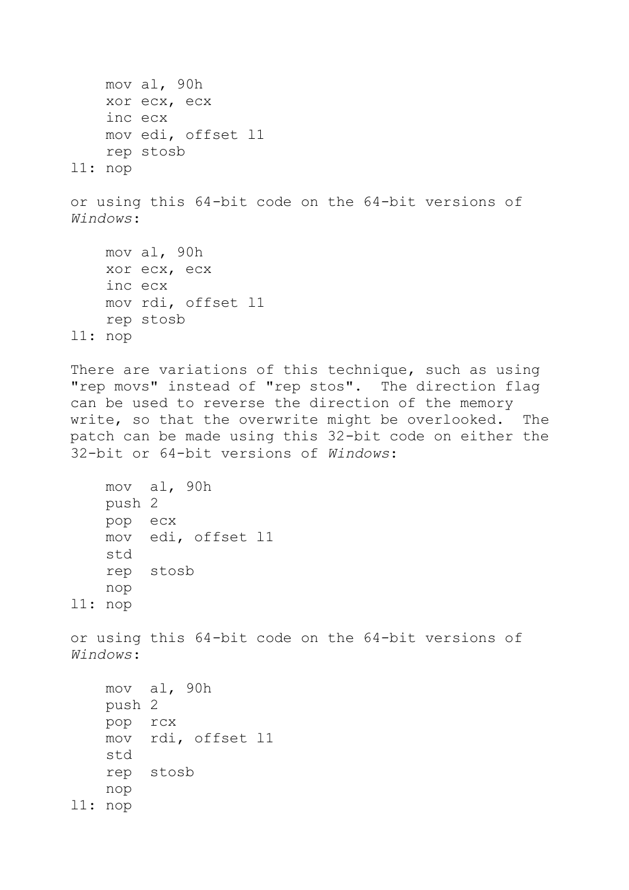```
    mov al, 90h
    xor ecx, ecx
    inc ecx
    mov edi, offset l1
    rep stosb
l1: nop
```

or using this 64-bit code on the 64-bit versions of *Windows*:

```
    mov al, 90h
    xor ecx, ecx
    inc ecx
    mov rdi, offset l1
    rep stosb
l1: nop
```

There are variations of this technique, such as using "rep movs" instead of "rep stos". The direction flag can be used to reverse the direction of the memory write, so that the overwrite might be overlooked. The patch can be made using this 32-bit code on either the 32-bit or 64-bit versions of *Windows*:

```
    mov  al, 90h
    push 2
    pop  ecx
    mov  edi, offset l1
    std
    rep  stosb
    nop
l1: nop
```

or using this 64-bit code on the 64-bit versions of *Windows*:

```
    mov  al, 90h
    push 2
    pop  rcx
    mov  rdi, offset l1
    std
    rep  stosb
    nop
l1: nop
```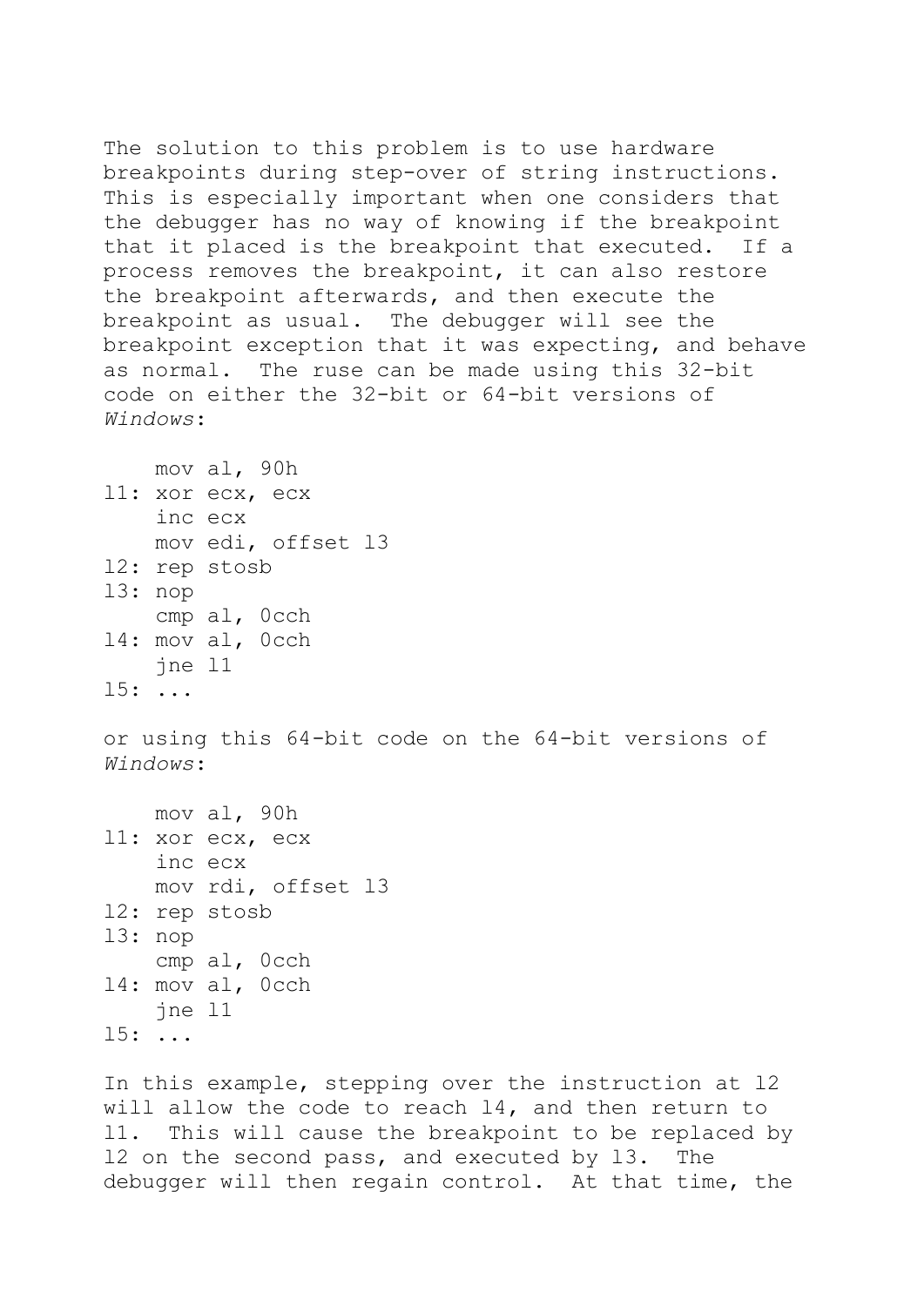The solution to this problem is to use hardware breakpoints during step-over of string instructions. This is especially important when one considers that the debugger has no way of knowing if the breakpoint that it placed is the breakpoint that executed. If a process removes the breakpoint, it can also restore the breakpoint afterwards, and then execute the breakpoint as usual. The debugger will see the breakpoint exception that it was expecting, and behave as normal. The ruse can be made using this 32-bit code on either the 32-bit or 64-bit versions of *Windows*:

```
    mov al, 90h
l1: xor ecx, ecx
    inc ecx
    mov edi, offset l3
l2: rep stosb
l3: nop
    cmp al, 0cch
l4: mov al, 0cch
    jne l1
l5: ...
```

or using this 64-bit code on the 64-bit versions of *Windows*:

```
    mov al, 90h
l1: xor ecx, ecx
    inc ecx
    mov rdi, offset l3
l2: rep stosb
l3: nop
    cmp al, 0cch
l4: mov al, 0cch
    jne l1
l5: ...
```

In this example, stepping over the instruction at l2 will allow the code to reach l4, and then return to l1. This will cause the breakpoint to be replaced by l2 on the second pass, and executed by l3. The debugger will then regain control. At that time, the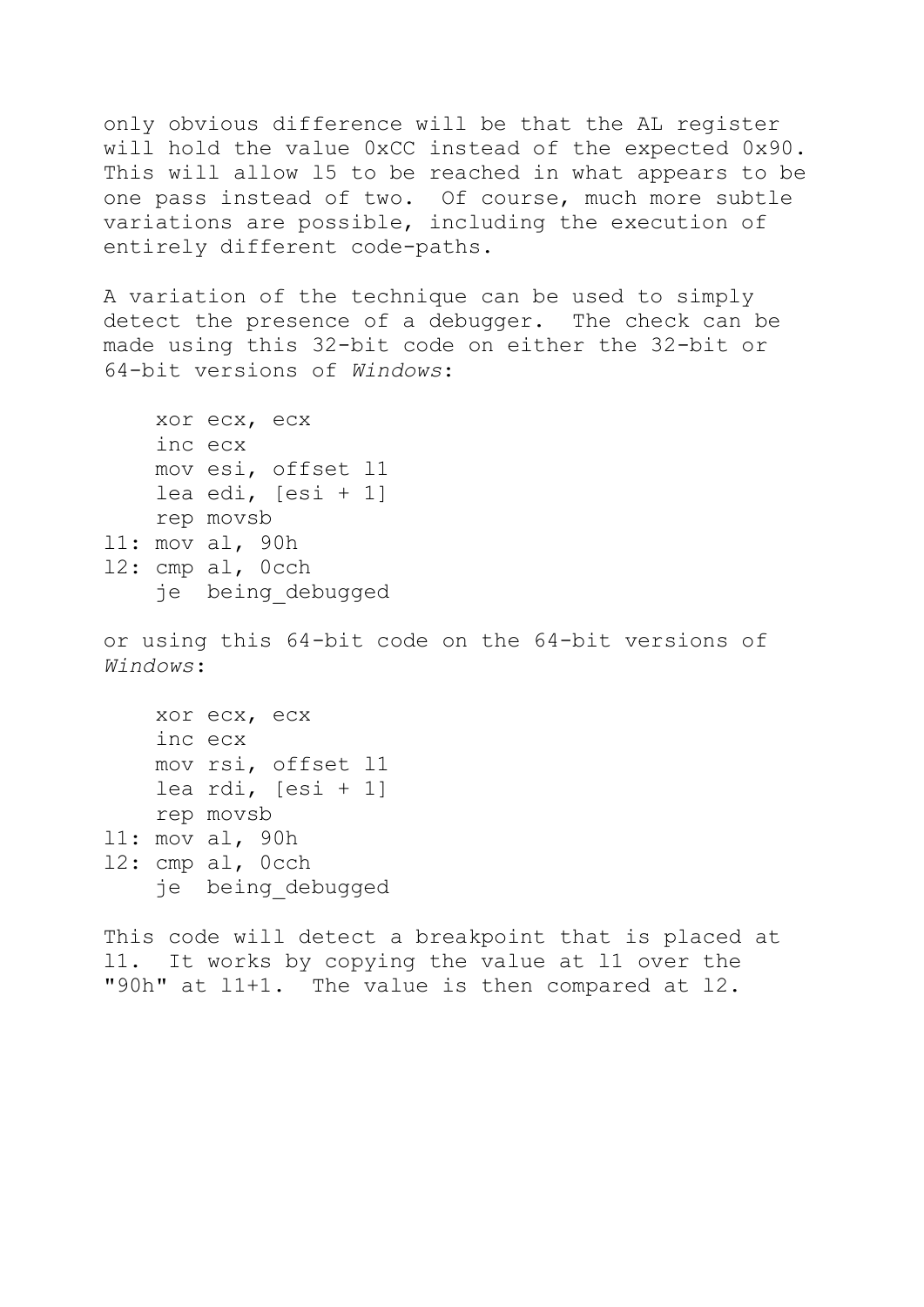only obvious difference will be that the AL register will hold the value 0xCC instead of the expected 0x90. This will allow l5 to be reached in what appears to be one pass instead of two. Of course, much more subtle variations are possible, including the execution of entirely different code-paths.

A variation of the technique can be used to simply detect the presence of a debugger. The check can be made using this 32-bit code on either the 32-bit or 64-bit versions of *Windows*:

```
    xor ecx, ecx
    inc ecx
    mov esi, offset l1
    lea edi, [esi + 1]
    rep movsb
l1: mov al, 90h
l2: cmp al, 0cch
    je  being_debugged
```

or using this 64-bit code on the 64-bit versions of *Windows*:

```
    xor ecx, ecx
    inc ecx
    mov rsi, offset l1
    lea rdi, [esi + 1]
    rep movsb
l1: mov al, 90h
l2: cmp al, 0cch
    je  being_debugged
```

This code will detect a breakpoint that is placed at l1. It works by copying the value at l1 over the "90h" at l1+1. The value is then compared at l2.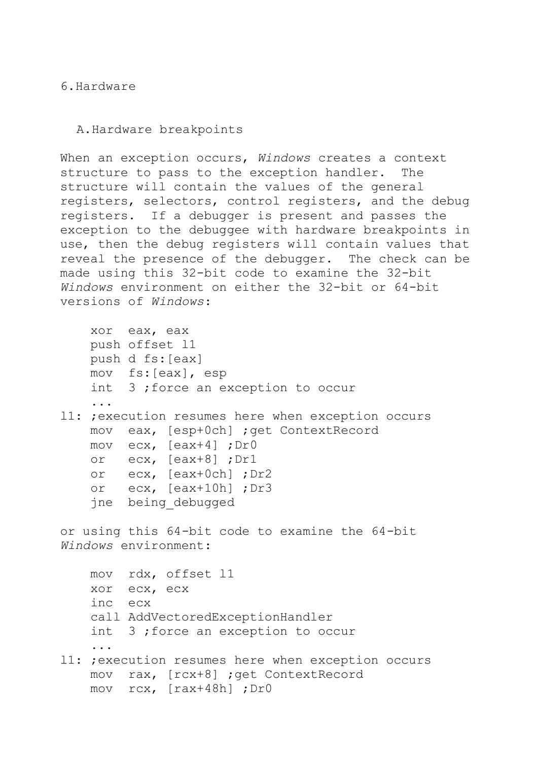## 6.Hardware

### A.Hardware breakpoints

When an exception occurs, *Windows* creates a context structure to pass to the exception handler. The structure will contain the values of the general registers, selectors, control registers, and the debug registers. If a debugger is present and passes the exception to the debuggee with hardware breakpoints in use, then the debug registers will contain values that reveal the presence of the debugger. The check can be made using this 32-bit code to examine the 32-bit *Windows* environment on either the 32-bit or 64-bit versions of *Windows*:

```
    xor  eax, eax
    push offset l1
    push d fs:[eax]
    mov  fs:[eax], esp
    int  3 ;force an exception to occur
    ...
l1: ;execution resumes here when exception occurs
    mov  eax, [esp+0ch] ;get ContextRecord
    mov  ecx, [eax+4] ;Dr0
    or   ecx, [eax+8] ;Dr1
    or   ecx, [eax+0ch] ;Dr2
    or   ecx, [eax+10h] ;Dr3
    jne  being_debugged
```

or using this 64-bit code to examine the 64-bit *Windows* environment:

```
    mov  rdx, offset l1
    xor  ecx, ecx
    inc  ecx
    call AddVectoredExceptionHandler
    int  3 ;force an exception to occur
    ...
l1: ;execution resumes here when exception occurs
    mov  rax, [rcx+8] ;get ContextRecord
    mov  rcx, [rax+48h] ;Dr0
```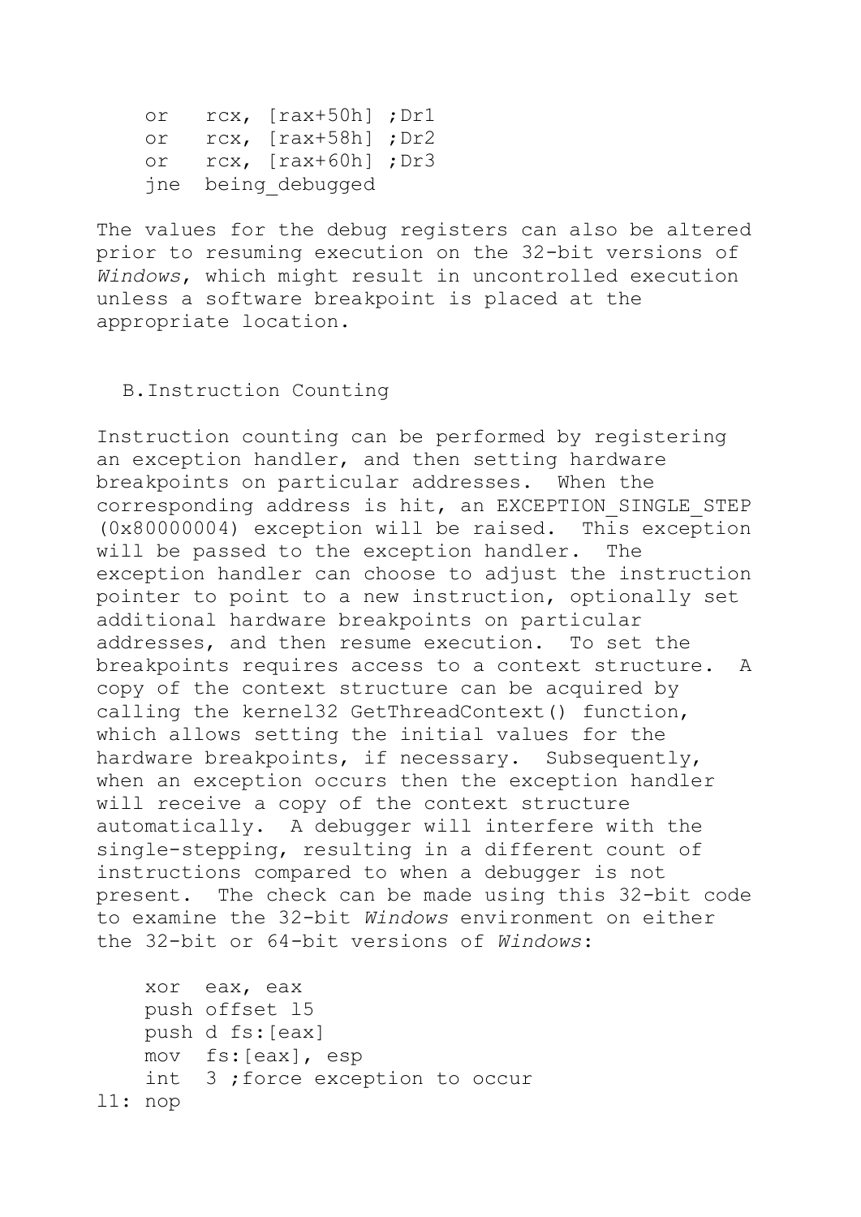```
    or   rcx, [rax+50h] ;Dr1
    or   rcx, [rax+58h] ;Dr2
    or   rcx, [rax+60h] ;Dr3
    jne  being_debugged
```

The values for the debug registers can also be altered prior to resuming execution on the 32-bit versions of *Windows*, which might result in uncontrolled execution unless a software breakpoint is placed at the appropriate location.

### B. Instruction Counting

Instruction counting can be performed by registering an exception handler, and then setting hardware breakpoints on particular addresses. When the corresponding address is hit, an EXCEPTION_SINGLE_STEP (0x80000004) exception will be raised. This exception will be passed to the exception handler. The exception handler can choose to adjust the instruction pointer to point to a new instruction, optionally set additional hardware breakpoints on particular addresses, and then resume execution. To set the breakpoints requires access to a context structure. A copy of the context structure can be acquired by calling the kernel32 GetThreadContext() function, which allows setting the initial values for the hardware breakpoints, if necessary. Subsequently, when an exception occurs then the exception handler will receive a copy of the context structure automatically. A debugger will interfere with the single-stepping, resulting in a different count of instructions compared to when a debugger is not present. The check can be made using this 32-bit code to examine the 32-bit *Windows* environment on either the 32-bit or 64-bit versions of *Windows*:

```
    xor  eax, eax
    push offset l5
    push d fs:[eax]
    mov  fs:[eax], esp
    int  3 ;force exception to occur
l1: nop
```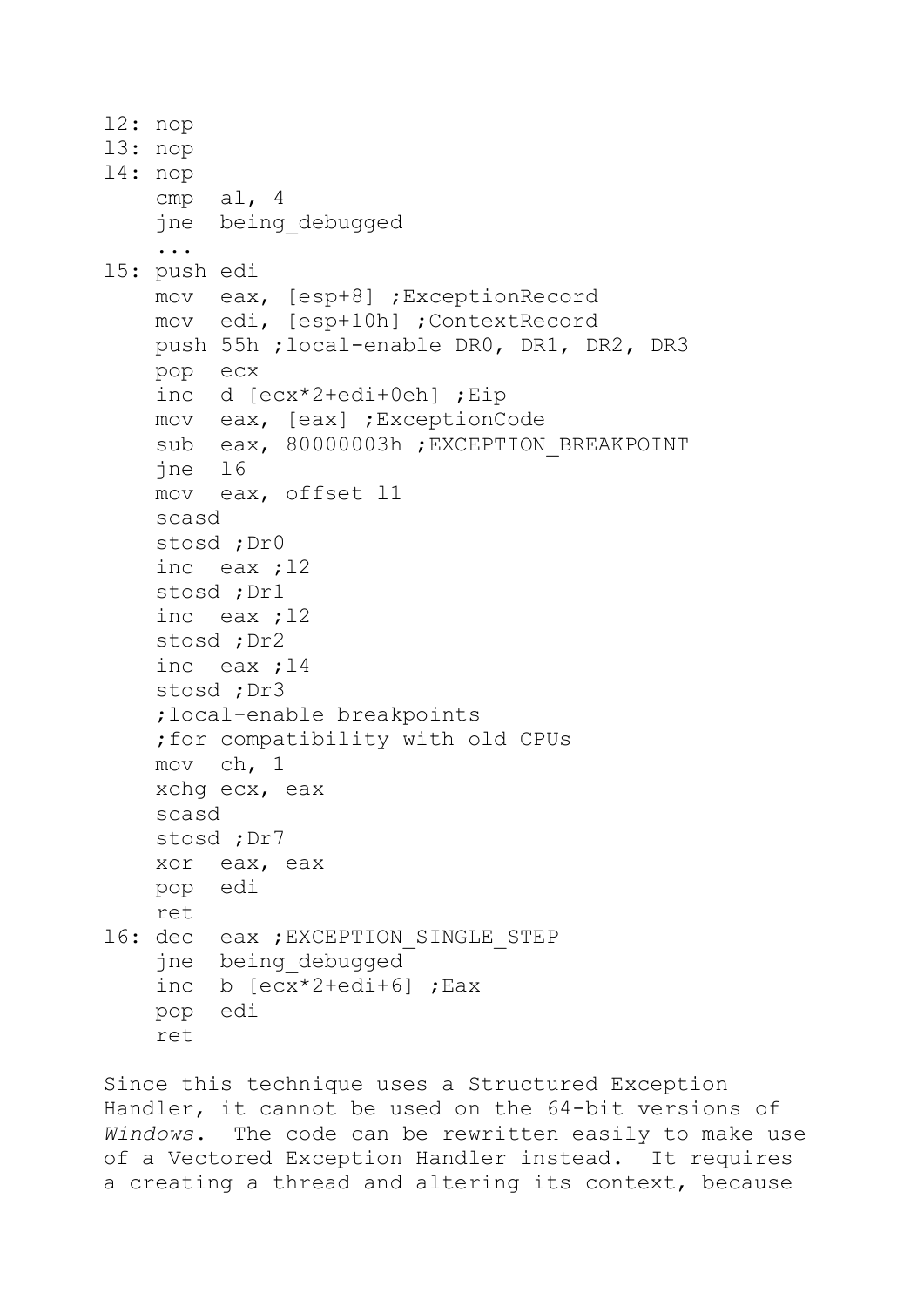```
l2: nop
l3: nop
l4: nop
    cmp  al, 4
    jne  being_debugged
    ...
l5: push edi
    mov  eax, [esp+8] ;ExceptionRecord
    mov  edi, [esp+10h] ;ContextRecord
    push 55h ;local-enable DR0, DR1, DR2, DR3
    pop  ecx
    inc  d [ecx*2+edi+0eh] ;Eip
    mov  eax, [eax] ;ExceptionCode
    sub  eax, 80000003h ;EXCEPTION_BREAKPOINT
    jne  l6
    mov  eax, offset l1
    scasd
    stosd ;Dr0
    inc  eax ;l2
    stosd ;Dr1
    inc  eax ;l2
    stosd ;Dr2
    inc  eax ;l4
    stosd ;Dr3
    ;local-enable breakpoints
    ;for compatibility with old CPUs
    mov  ch, 1
    xchg ecx, eax
    scasd
    stosd ;Dr7
    xor  eax, eax
    pop  edi
    ret
l6: dec  eax ;EXCEPTION_SINGLE_STEP
    jne  being_debugged
    inc  b [ecx*2+edi+6] ;Eax
    pop  edi
    ret
```

Since this technique uses a Structured Exception Handler, it cannot be used on the 64-bit versions of *Windows*. The code can be rewritten easily to make use of a Vectored Exception Handler instead. It requires a creating a thread and altering its context, because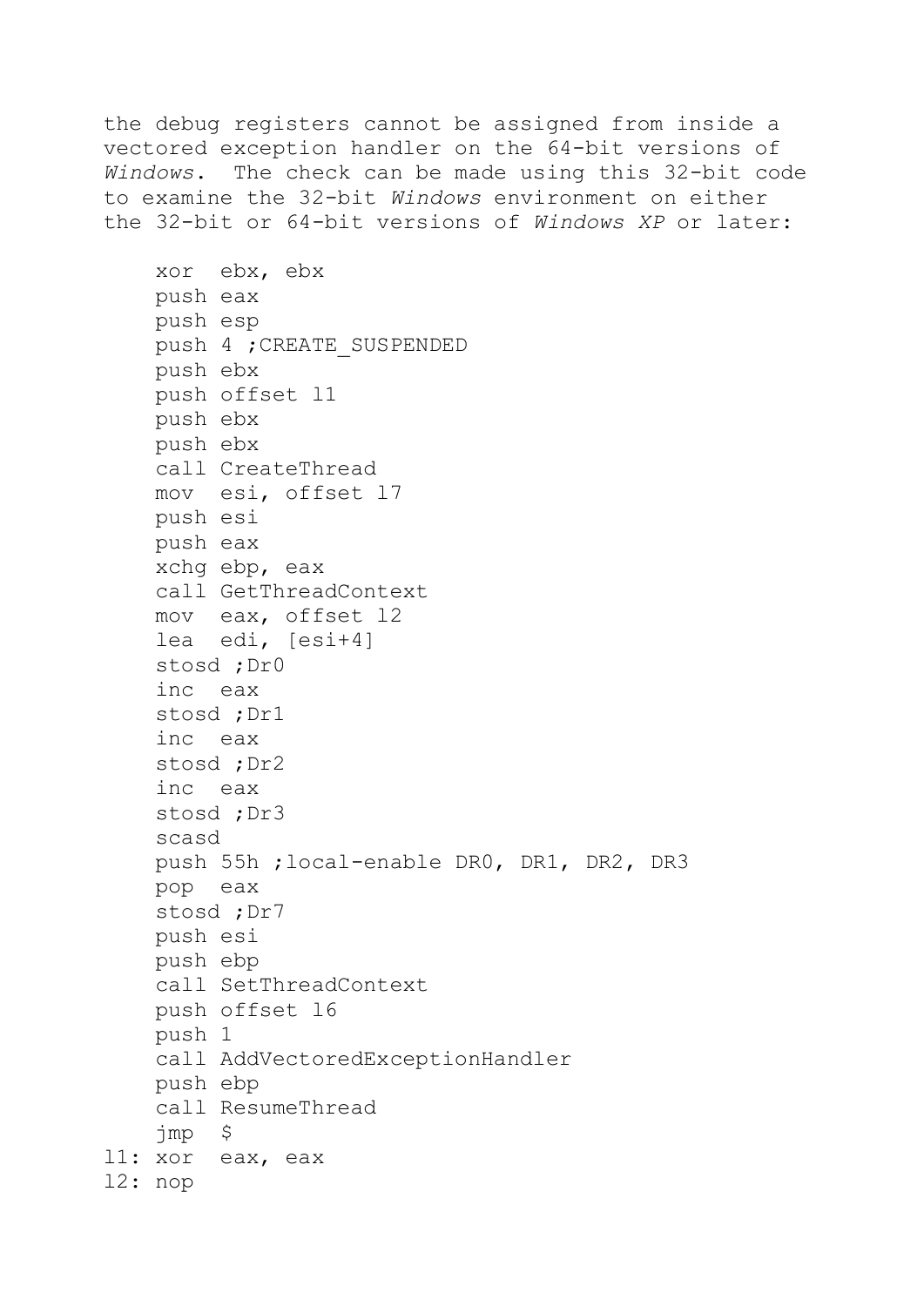the debug registers cannot be assigned from inside a vectored exception handler on the 64-bit versions of *Windows*. The check can be made using this 32-bit code to examine the 32-bit *Windows* environment on either the 32-bit or 64-bit versions of *Windows XP* or later:

```
    xor  ebx, ebx
    push eax
    push esp
    push 4 ;CREATE_SUSPENDED
    push ebx
    push offset l1
    push ebx
    push ebx
    call CreateThread
    mov  esi, offset l7
    push esi
    push eax
    xchg ebp, eax
    call GetThreadContext
    mov  eax, offset l2
    lea  edi, [esi+4]
    stosd ;Dr0
    inc  eax
    stosd ;Dr1
    inc  eax
    stosd ;Dr2
    inc  eax
    stosd ;Dr3
    scasd
    push 55h ;local-enable DR0, DR1, DR2, DR3
    pop  eax
    stosd ;Dr7
    push esi
    push ebp
    call SetThreadContext
    push offset l6
    push 1
    call AddVectoredExceptionHandler
    push ebp
    call ResumeThread
    jmp  $
l1: xor  eax, eax
l2: nop
```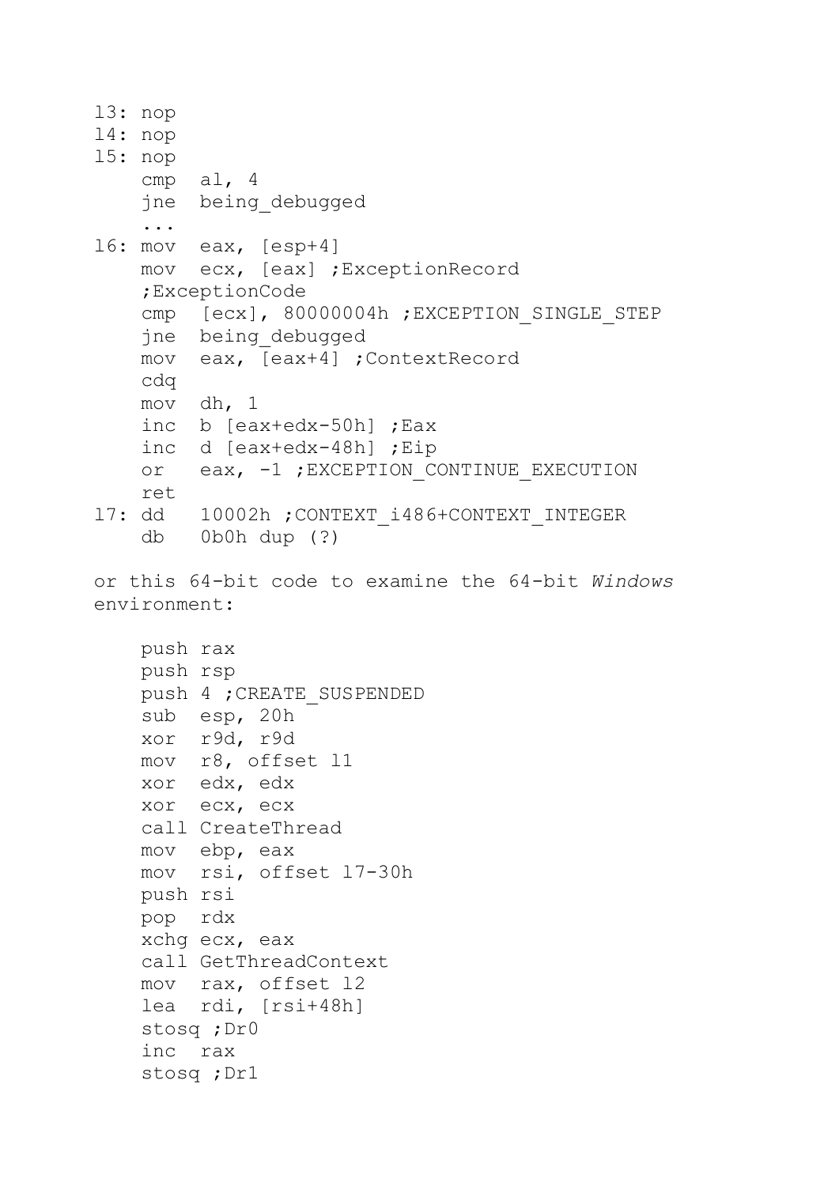```
l3: nop
l4: nop
l5: nop
    cmp  al, 4
    jne  being_debugged
    ...
l6: mov  eax, [esp+4]
    mov  ecx, [eax] ;ExceptionRecord
    ;ExceptionCode
    cmp  [ecx], 80000004h ;EXCEPTION_SINGLE_STEP
    jne  being_debugged
    mov  eax, [eax+4] ;ContextRecord
    cdq
    mov  dh, 1
    inc  b [eax+edx-50h] ;Eax
    inc  d [eax+edx-48h] ;Eip
    or   eax, -1 ;EXCEPTION_CONTINUE_EXECUTION
    ret
l7: dd   10002h ;CONTEXT_i486+CONTEXT_INTEGER
    db   0b0h dup (?)
```

or this 64-bit code to examine the 64-bit *Windows* environment:

```
    push rax
    push rsp
    push 4 ;CREATE_SUSPENDED
    sub  esp, 20h
    xor  r9d, r9d
    mov  r8, offset l1
    xor  edx, edx
    xor  ecx, ecx
    call CreateThread
    mov  ebp, eax
    mov  rsi, offset l7-30h
    push rsi
    pop  rdx
    xchg ecx, eax
    call GetThreadContext
    mov  rax, offset l2
    lea  rdi, [rsi+48h]
    stosq ;Dr0
    inc  rax
    stosq ;Dr1
```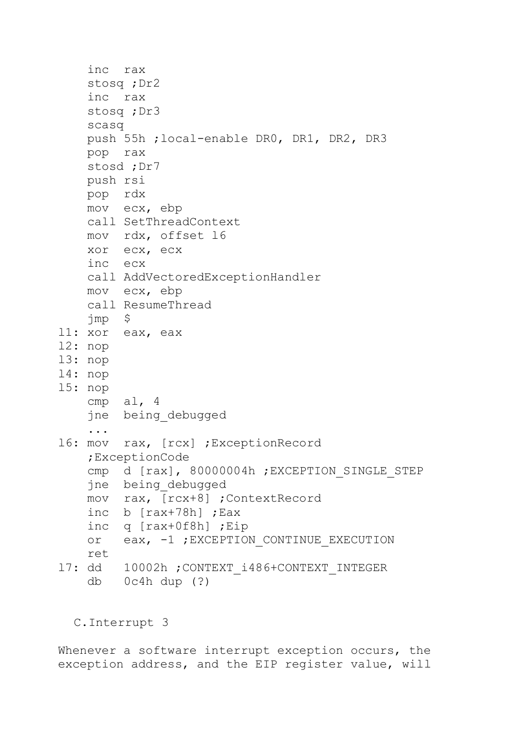```
    inc  rax
    stosq ;Dr2
    inc  rax
    stosq ;Dr3
    scasq
    push 55h ;local-enable DR0, DR1, DR2, DR3
    pop  rax
    stosd ;Dr7
    push rsi
    pop  rdx
    mov  ecx, ebp
    call SetThreadContext
    mov  rdx, offset l6
    xor  ecx, ecx
    inc  ecx
    call AddVectoredExceptionHandler
    mov  ecx, ebp
    call ResumeThread
    jmp  $
l1: xor  eax, eax
l2: nop
l3: nop
l4: nop
l5: nop
    cmp  al, 4
    jne  being_debugged
    ...
l6: mov  rax, [rcx] ;ExceptionRecord
    ;ExceptionCode
    cmp  d [rax], 80000004h ;EXCEPTION_SINGLE_STEP
    jne  being_debugged
    mov  rax, [rcx+8] ;ContextRecord
    inc  b [rax+78h] ;Eax
    inc  q [rax+0f8h] ;Eip
    or   eax, -1 ;EXCEPTION_CONTINUE_EXECUTION
    ret
l7: dd   10002h ;CONTEXT_i486+CONTEXT_INTEGER
    db   0c4h dup (?)
```

C. Interrupt 3

Whenever a software interrupt exception occurs, the exception address, and the EIP register value, will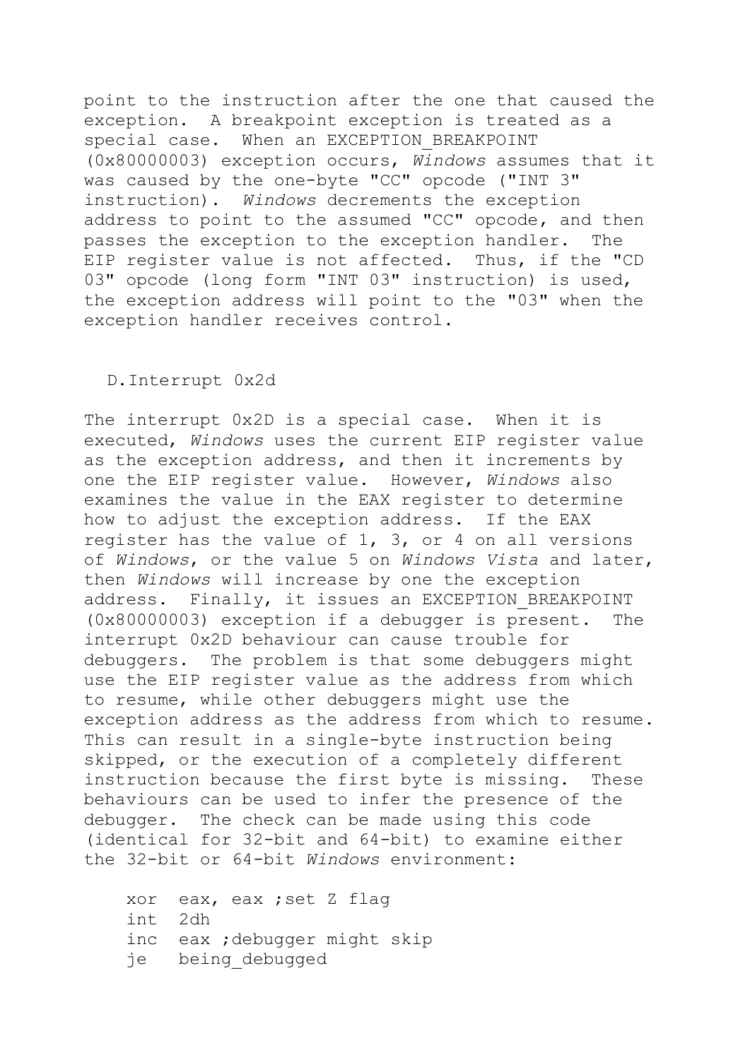point to the instruction after the one that caused the exception. A breakpoint exception is treated as a special case. When an EXCEPTION_BREAKPOINT (0x80000003) exception occurs, *Windows* assumes that it was caused by the one-byte "CC" opcode ("INT 3" instruction). *Windows* decrements the exception address to point to the assumed "CC" opcode, and then passes the exception to the exception handler. The EIP register value is not affected. Thus, if the "CD 03" opcode (long form "INT 03" instruction) is used, the exception address will point to the "03" when the exception handler receives control.

### D. Interrupt 0x2d

The interrupt 0x2D is a special case. When it is executed, *Windows* uses the current EIP register value as the exception address, and then it increments by one the EIP register value. However, *Windows* also examines the value in the EAX register to determine how to adjust the exception address. If the EAX register has the value of 1, 3, or 4 on all versions of *Windows*, or the value 5 on *Windows Vista* and later, then *Windows* will increase by one the exception address. Finally, it issues an EXCEPTION_BREAKPOINT (0x80000003) exception if a debugger is present. The interrupt 0x2D behaviour can cause trouble for debuggers. The problem is that some debuggers might use the EIP register value as the address from which to resume, while other debuggers might use the exception address as the address from which to resume. This can result in a single-byte instruction being skipped, or the execution of a completely different instruction because the first byte is missing. These behaviours can be used to infer the presence of the debugger. The check can be made using this code (identical for 32-bit and 64-bit) to examine either the 32-bit or 64-bit *Windows* environment:

```
xor  eax, eax ;set Z flag
int  2dh
inc  eax ;debugger might skip
je   being_debugged
```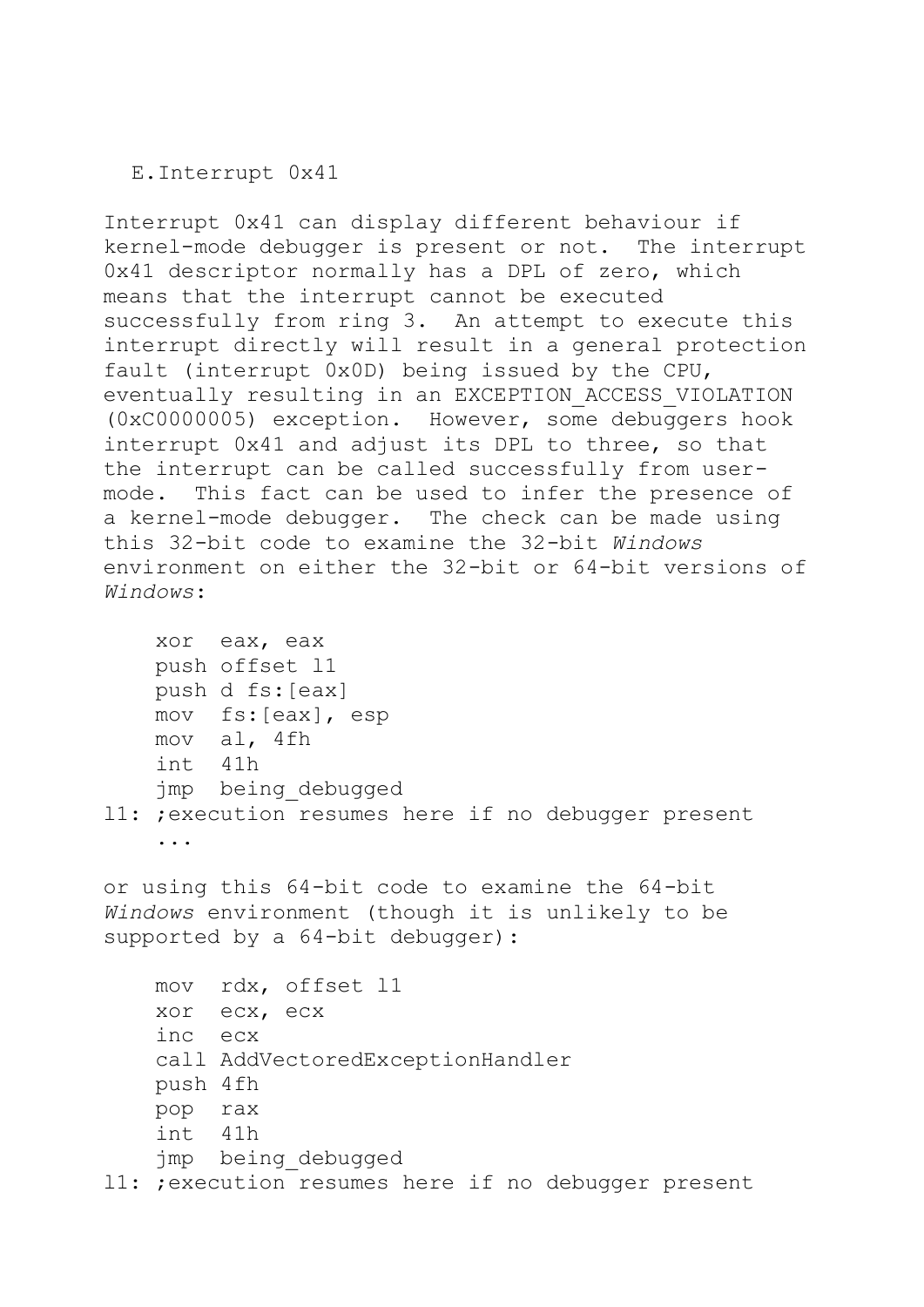### E. Interrupt 0x41

Interrupt 0x41 can display different behaviour if kernel-mode debugger is present or not. The interrupt 0x41 descriptor normally has a DPL of zero, which means that the interrupt cannot be executed successfully from ring 3. An attempt to execute this interrupt directly will result in a general protection fault (interrupt 0x0D) being issued by the CPU, eventually resulting in an EXCEPTION_ACCESS_VIOLATION (0xC0000005) exception. However, some debuggers hook interrupt 0x41 and adjust its DPL to three, so that the interrupt can be called successfully from user-mode. This fact can be used to infer the presence of a kernel-mode debugger. The check can be made using this 32-bit code to examine the 32-bit *Windows* environment on either the 32-bit or 64-bit versions of *Windows*:

```
    xor  eax, eax
    push offset l1
    push d fs:[eax]
    mov  fs:[eax], esp
    mov  al, 4fh
    int  41h
    jmp  being_debugged
l1: ;execution resumes here if no debugger present
    ...
```

or using this 64-bit code to examine the 64-bit *Windows* environment (though it is unlikely to be supported by a 64-bit debugger):

```
    mov  rdx, offset l1
    xor  ecx, ecx
    inc  ecx
    call AddVectoredExceptionHandler
    push 4fh
    pop  rax
    int  41h
    jmp  being_debugged
l1: ;execution resumes here if no debugger present
```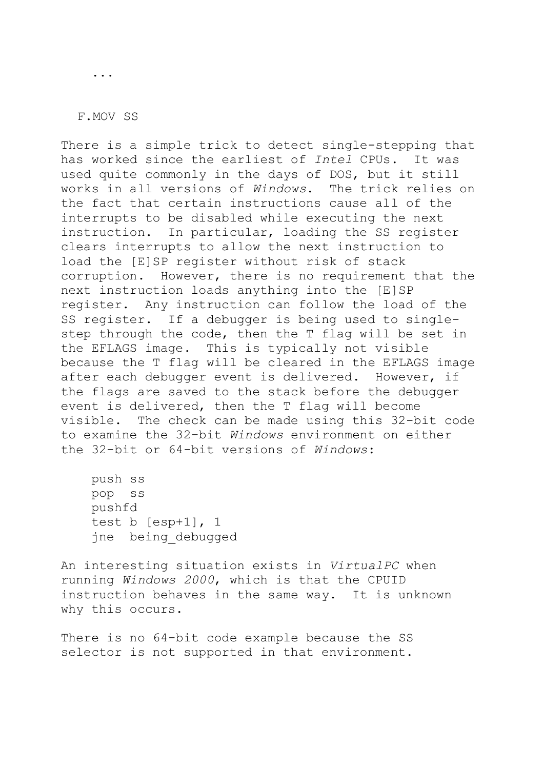...

### F.MOV SS

There is a simple trick to detect single-stepping that has worked since the earliest of *Intel* CPUs. It was used quite commonly in the days of DOS, but it still works in all versions of *Windows*. The trick relies on the fact that certain instructions cause all of the interrupts to be disabled while executing the next instruction. In particular, loading the SS register clears interrupts to allow the next instruction to load the [E]SP register without risk of stack corruption. However, there is no requirement that the next instruction loads anything into the [E]SP register. Any instruction can follow the load of the SS register. If a debugger is being used to single-step through the code, then the T flag will be set in the EFLAGS image. This is typically not visible because the T flag will be cleared in the EFLAGS image after each debugger event is delivered. However, if the flags are saved to the stack before the debugger event is delivered, then the T flag will become visible. The check can be made using this 32-bit code to examine the 32-bit *Windows* environment on either the 32-bit or 64-bit versions of *Windows*:

```
push ss
pop  ss
pushfd
test b [esp+1], 1
jne  being_debugged
```

An interesting situation exists in *VirtualPC* when running *Windows 2000*, which is that the CPUID instruction behaves in the same way. It is unknown why this occurs.

There is no 64-bit code example because the SS selector is not supported in that environment.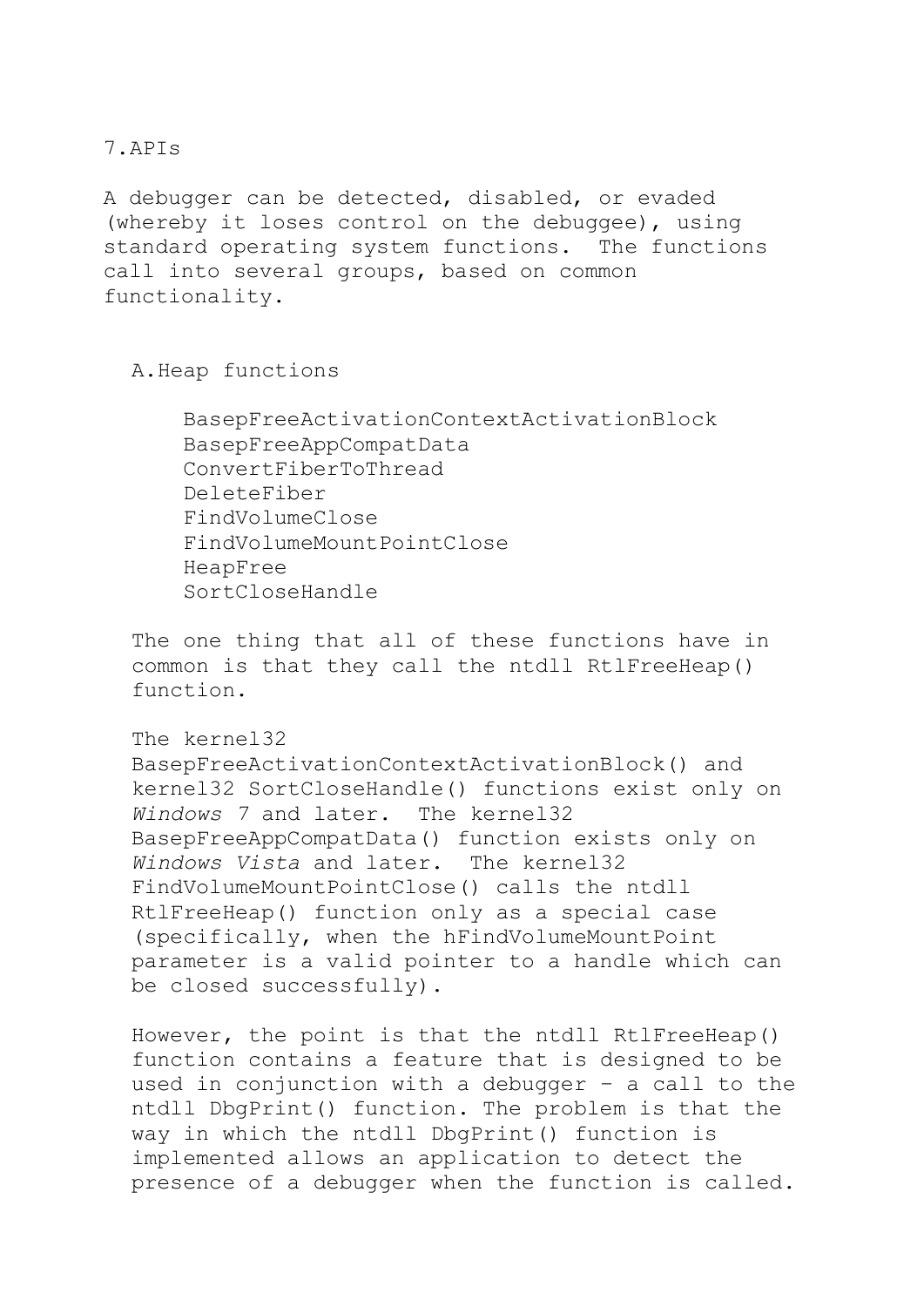## 7. APIs

A debugger can be detected, disabled, or evaded (whereby it loses control on the debuggee), using standard operating system functions. The functions call into several groups, based on common functionality.

### A. Heap functions

BasepFreeActivationContextActivationBlock  
BasepFreeAppCompatData  
ConvertFiberToThread  
DeleteFiber  
FindVolumeClose  
FindVolumeMountPointClose  
HeapFree  
SortCloseHandle

The one thing that all of these functions have in common is that they call the ntdll RtlFreeHeap() function.

The kernel32 BasepFreeActivationContextActivationBlock() and kernel32 SortCloseHandle() functions exist only on *Windows* 7 and later. The kernel32 BasepFreeAppCompatData() function exists only on *Windows Vista* and later. The kernel32 FindVolumeMountPointClose() calls the ntdll RtlFreeHeap() function only as a special case (specifically, when the hFindVolumeMountPoint parameter is a valid pointer to a handle which can be closed successfully).

However, the point is that the ntdll RtlFreeHeap() function contains a feature that is designed to be used in conjunction with a debugger - a call to the ntdll DbgPrint() function. The problem is that the way in which the ntdll DbgPrint() function is implemented allows an application to detect the presence of a debugger when the function is called.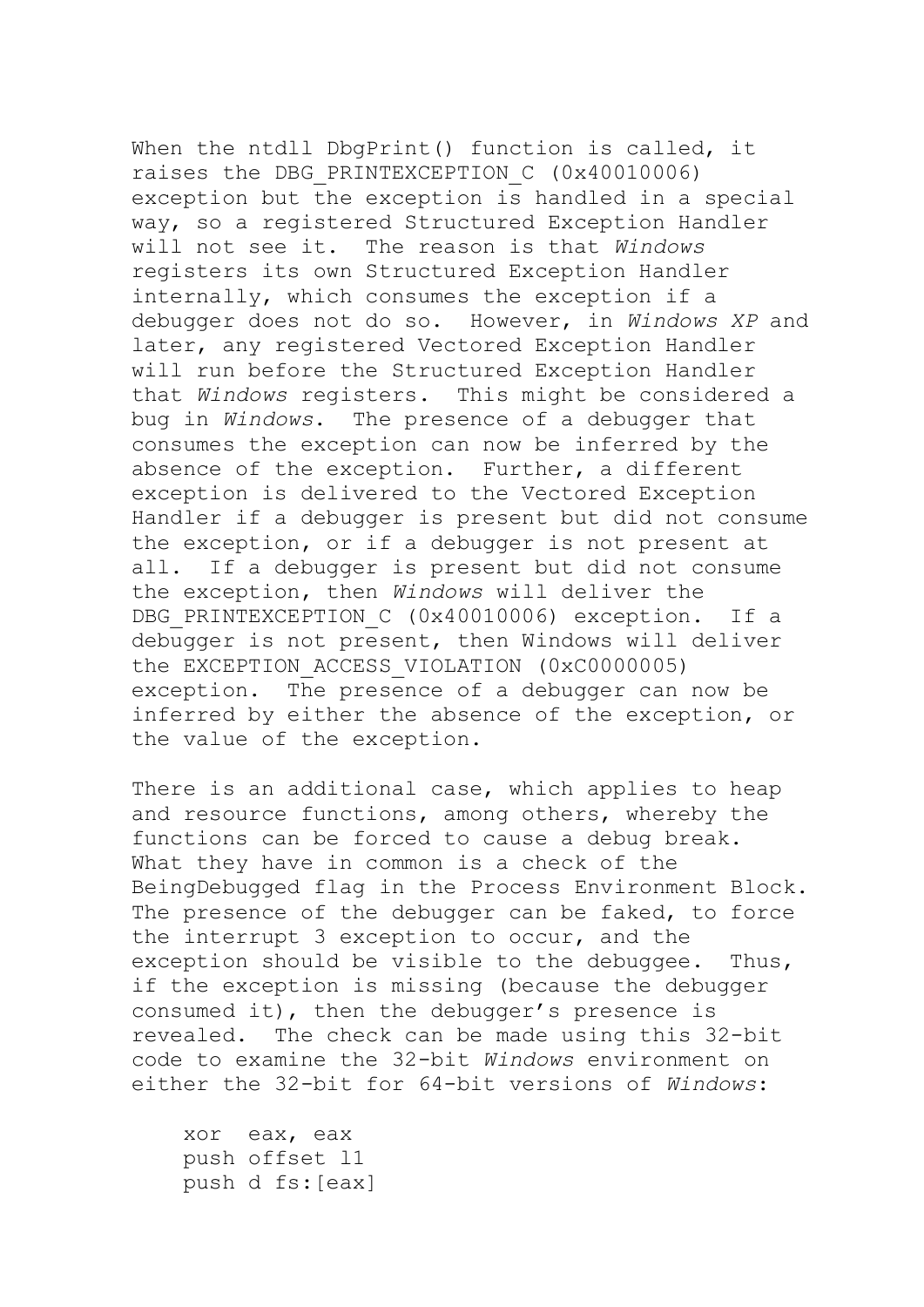When the ntdll DbgPrint() function is called, it raises the DBG_PRINTEXCEPTION_C (0x40010006) exception but the exception is handled in a special way, so a registered Structured Exception Handler will not see it. The reason is that *Windows* registers its own Structured Exception Handler internally, which consumes the exception if a debugger does not do so. However, in *Windows XP* and later, any registered Vectored Exception Handler will run before the Structured Exception Handler that *Windows* registers. This might be considered a bug in *Windows*. The presence of a debugger that consumes the exception can now be inferred by the absence of the exception. Further, a different exception is delivered to the Vectored Exception Handler if a debugger is present but did not consume the exception, or if a debugger is not present at all. If a debugger is present but did not consume the exception, then *Windows* will deliver the DBG_PRINTEXCEPTION_C (0x40010006) exception. If a debugger is not present, then Windows will deliver the EXCEPTION_ACCESS_VIOLATION (0xC0000005) exception. The presence of a debugger can now be inferred by either the absence of the exception, or the value of the exception.

There is an additional case, which applies to heap and resource functions, among others, whereby the functions can be forced to cause a debug break. What they have in common is a check of the BeingDebugged flag in the Process Environment Block. The presence of the debugger can be faked, to force the interrupt 3 exception to occur, and the exception should be visible to the debuggee. Thus, if the exception is missing (because the debugger consumed it), then the debugger's presence is revealed. The check can be made using this 32-bit code to examine the 32-bit *Windows* environment on either the 32-bit for 64-bit versions of *Windows*:

```
    xor  eax, eax
    push offset l1
    push d fs:[eax]
```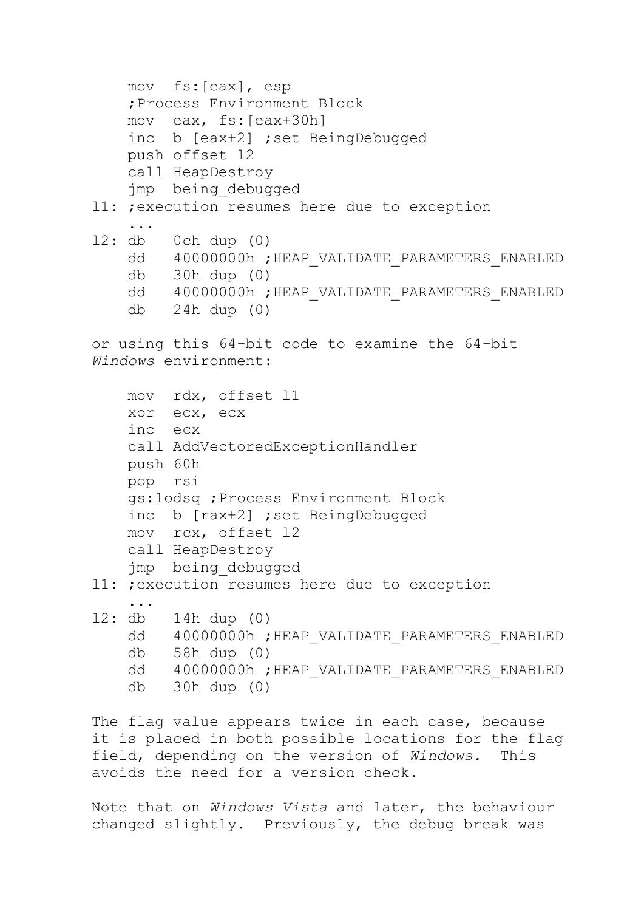```
    mov  fs:[eax], esp
    ;Process Environment Block
    mov  eax, fs:[eax+30h]
    inc  b [eax+2] ;set BeingDebugged
    push offset l2
    call HeapDestroy
    jmp  being_debugged
l1: ;execution resumes here due to exception
    ...
l2: db   0ch dup (0)
    dd   40000000h ;HEAP_VALIDATE_PARAMETERS_ENABLED
    db   30h dup (0)
    dd   40000000h ;HEAP_VALIDATE_PARAMETERS_ENABLED
    db   24h dup (0)
```

or using this 64-bit code to examine the 64-bit *Windows* environment:

```
    mov  rdx, offset l1
    xor  ecx, ecx
    inc  ecx
    call AddVectoredExceptionHandler
    push 60h
    pop  rsi
    gs:lodsq ;Process Environment Block
    inc  b [rax+2] ;set BeingDebugged
    mov  rcx, offset l2
    call HeapDestroy
    jmp  being_debugged
l1: ;execution resumes here due to exception
    ...
l2: db   14h dup (0)
    dd   40000000h ;HEAP_VALIDATE_PARAMETERS_ENABLED
    db   58h dup (0)
    dd   40000000h ;HEAP_VALIDATE_PARAMETERS_ENABLED
    db   30h dup (0)
```

The flag value appears twice in each case, because it is placed in both possible locations for the flag field, depending on the version of *Windows.* This avoids the need for a version check.

Note that on *Windows Vista* and later, the behaviour changed slightly. Previously, the debug break was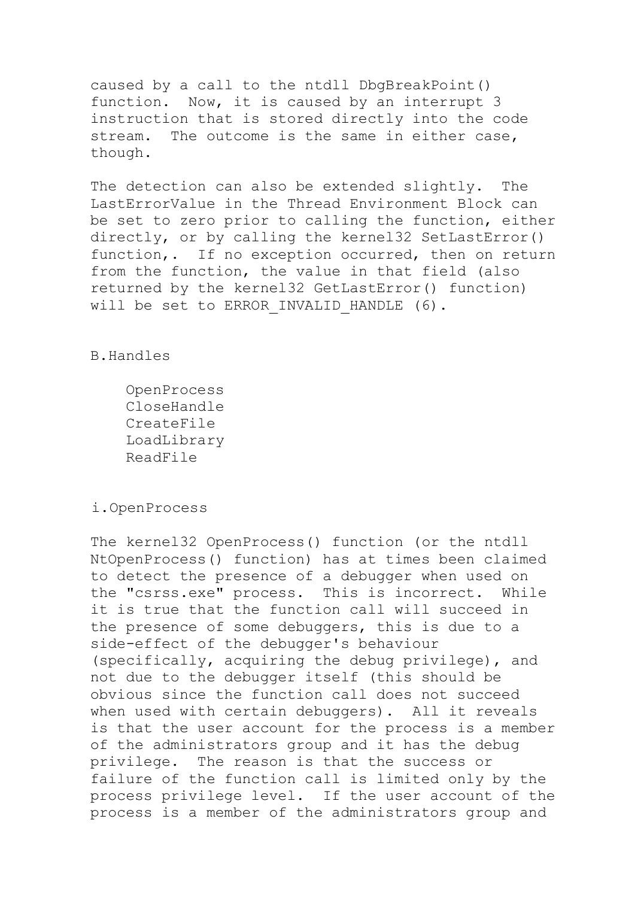caused by a call to the ntdll DbgBreakPoint() function. Now, it is caused by an interrupt 3 instruction that is stored directly into the code stream. The outcome is the same in either case, though.

The detection can also be extended slightly. The LastErrorValue in the Thread Environment Block can be set to zero prior to calling the function, either directly, or by calling the kernel32 SetLastError() function,. If no exception occurred, then on return from the function, the value in that field (also returned by the kernel32 GetLastError() function) will be set to ERROR_INVALID_HANDLE (6).

## B.Handles

- OpenProcess
- CloseHandle
- CreateFile
- LoadLibrary
- ReadFile

### i.OpenProcess

The kernel32 OpenProcess() function (or the ntdll NtOpenProcess() function) has at times been claimed to detect the presence of a debugger when used on the "csrss.exe" process. This is incorrect. While it is true that the function call will succeed in the presence of some debuggers, this is due to a side-effect of the debugger's behaviour (specifically, acquiring the debug privilege), and not due to the debugger itself (this should be obvious since the function call does not succeed when used with certain debuggers). All it reveals is that the user account for the process is a member of the administrators group and it has the debug privilege. The reason is that the success or failure of the function call is limited only by the process privilege level. If the user account of the process is a member of the administrators group and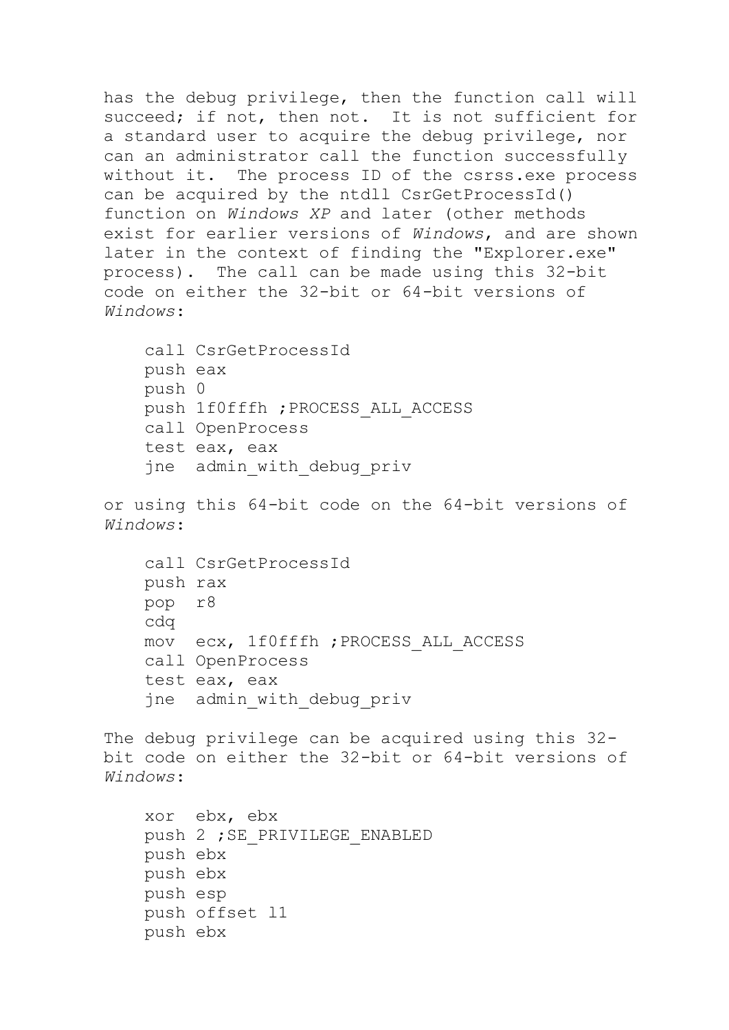has the debug privilege, then the function call will succeed; if not, then not. It is not sufficient for a standard user to acquire the debug privilege, nor can an administrator call the function successfully without it. The process ID of the csrss.exe process can be acquired by the ntdll CsrGetProcessId() function on *Windows XP* and later (other methods exist for earlier versions of *Windows*, and are shown later in the context of finding the "Explorer.exe" process). The call can be made using this 32-bit code on either the 32-bit or 64-bit versions of *Windows*:

```
    call CsrGetProcessId
    push eax
    push 0
    push 1f0fffh ;PROCESS_ALL_ACCESS
    call OpenProcess
    test eax, eax
    jne  admin_with_debug_priv
```

or using this 64-bit code on the 64-bit versions of *Windows*:

```
    call CsrGetProcessId
    push rax
    pop  r8
    cdq
    mov  ecx, 1f0fffh ;PROCESS_ALL_ACCESS
    call OpenProcess
    test eax, eax
    jne  admin_with_debug_priv
```

The debug privilege can be acquired using this 32-bit code on either the 32-bit or 64-bit versions of *Windows*:

```
    xor  ebx, ebx
    push 2 ;SE_PRIVILEGE_ENABLED
    push ebx
    push ebx
    push esp
    push offset l1
    push ebx
```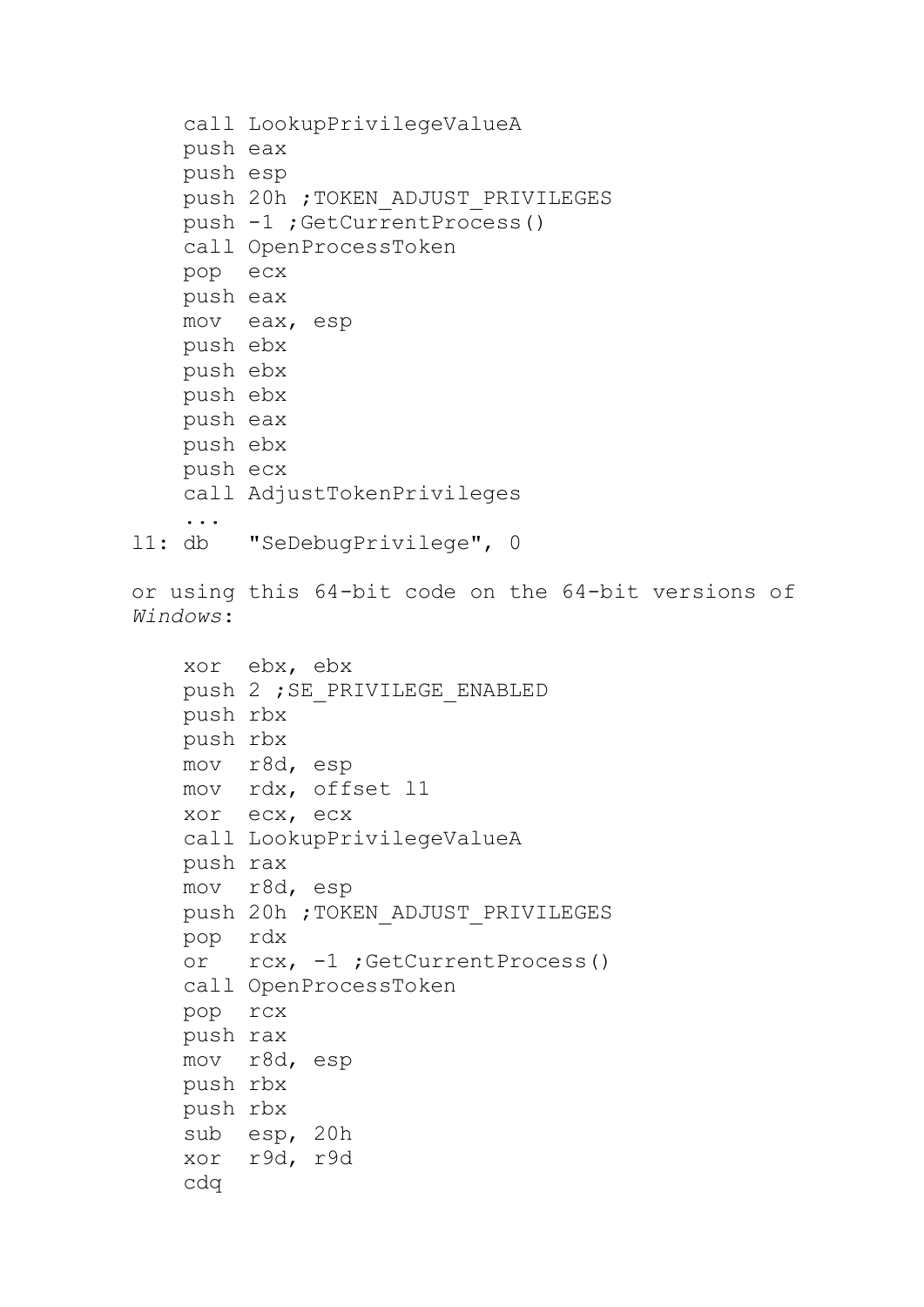```
    call LookupPrivilegeValueA
    push eax
    push esp
    push 20h ;TOKEN_ADJUST_PRIVILEGES
    push -1 ;GetCurrentProcess()
    call OpenProcessToken
    pop  ecx
    push eax
    mov  eax, esp
    push ebx
    push ebx
    push ebx
    push eax
    push ebx
    push ecx
    call AdjustTokenPrivileges
    ...
l1: db   "SeDebugPrivilege", 0
```

or using this 64-bit code on the 64-bit versions of *Windows*:

```
    xor  ebx, ebx
    push 2 ;SE_PRIVILEGE_ENABLED
    push rbx
    push rbx
    mov  r8d, esp
    mov  rdx, offset l1
    xor  ecx, ecx
    call LookupPrivilegeValueA
    push rax
    mov  r8d, esp
    push 20h ;TOKEN_ADJUST_PRIVILEGES
    pop  rdx
    or   rcx, -1 ;GetCurrentProcess()
    call OpenProcessToken
    pop  rcx
    push rax
    mov  r8d, esp
    push rbx
    push rbx
    sub  esp, 20h
    xor  r9d, r9d
    cdq
```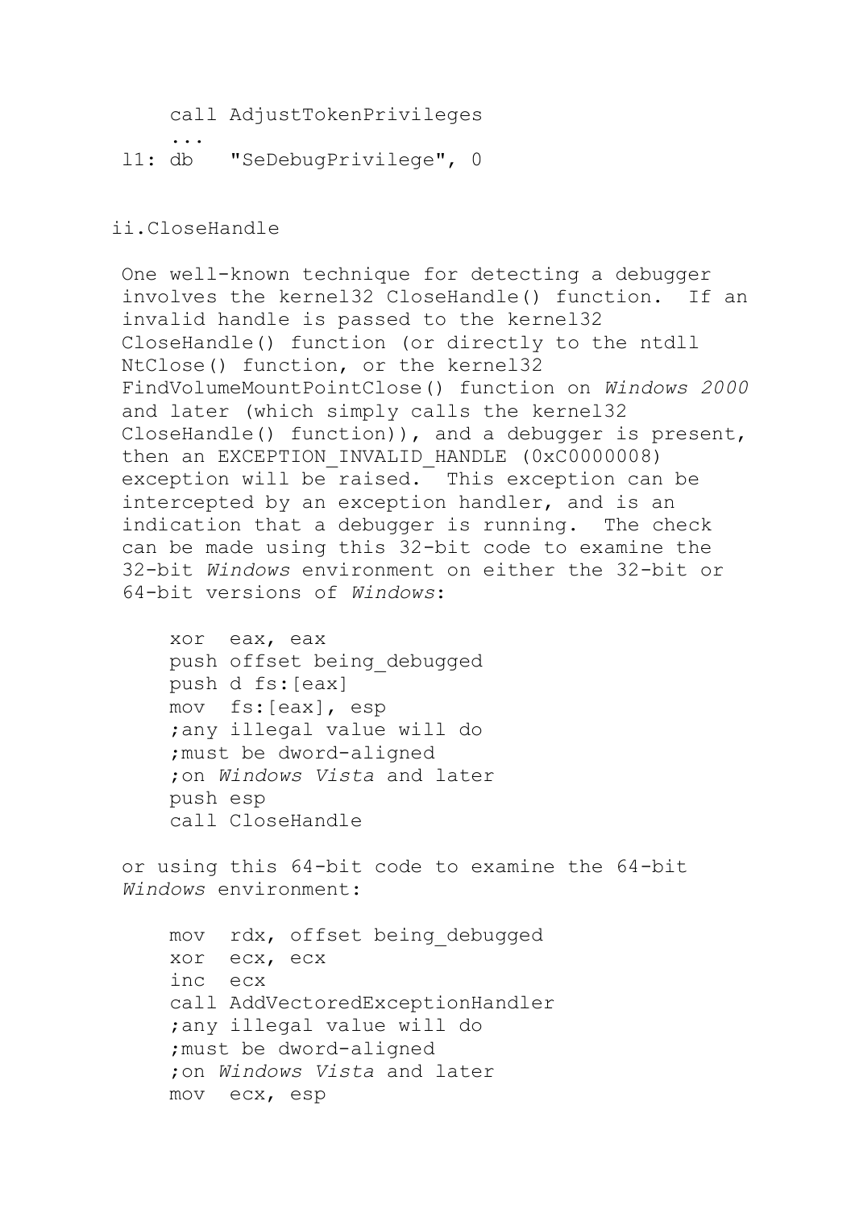```
    call AdjustTokenPrivileges
    ...
l1: db   "SeDebugPrivilege", 0
```

### ii.CloseHandle

One well-known technique for detecting a debugger involves the kernel32 CloseHandle() function. If an invalid handle is passed to the kernel32 CloseHandle() function (or directly to the ntdll NtClose() function, or the kernel32 FindVolumeMountPointClose() function on *Windows 2000* and later (which simply calls the kernel32 CloseHandle() function)), and a debugger is present, then an EXCEPTION_INVALID_HANDLE (0xC0000008) exception will be raised. This exception can be intercepted by an exception handler, and is an indication that a debugger is running. The check can be made using this 32-bit code to examine the 32-bit *Windows* environment on either the 32-bit or 64-bit versions of *Windows*:

```
    xor  eax, eax
    push offset being_debugged
    push d fs:[eax]
    mov  fs:[eax], esp
    ;any illegal value will do
    ;must be dword-aligned
    ;on Windows Vista and later
    push esp
    call CloseHandle
```

or using this 64-bit code to examine the 64-bit *Windows* environment:

```
    mov  rdx, offset being_debugged
    xor  ecx, ecx
    inc  ecx
    call AddVectoredExceptionHandler
    ;any illegal value will do
    ;must be dword-aligned
    ;on Windows Vista and later
    mov  ecx, esp
```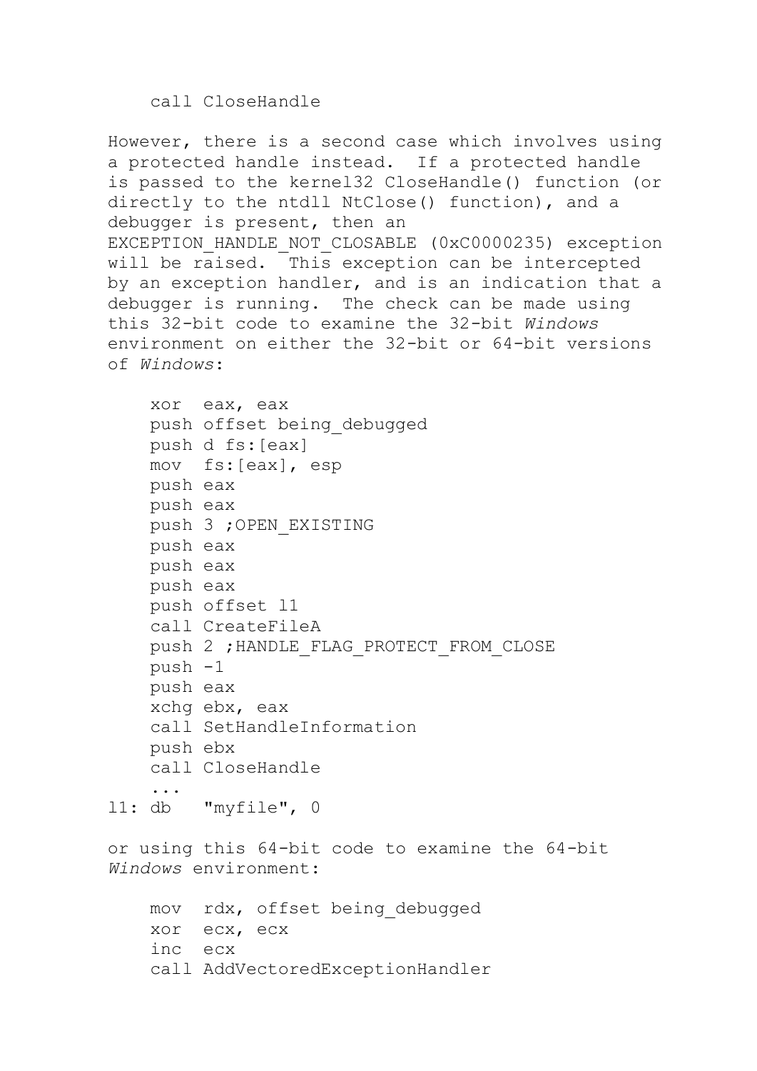```
    call CloseHandle
```

However, there is a second case which involves using a protected handle instead. If a protected handle is passed to the kernel32 CloseHandle() function (or directly to the ntdll NtClose() function), and a debugger is present, then an EXCEPTION_HANDLE_NOT_CLOSABLE (0xC0000235) exception will be raised. This exception can be intercepted by an exception handler, and is an indication that a debugger is running. The check can be made using this 32-bit code to examine the 32-bit *Windows* environment on either the 32-bit or 64-bit versions of *Windows*:

```
    xor  eax, eax
    push offset being_debugged
    push d fs:[eax]
    mov  fs:[eax], esp
    push eax
    push eax
    push 3 ;OPEN_EXISTING
    push eax
    push eax
    push eax
    push offset l1
    call CreateFileA
    push 2 ;HANDLE_FLAG_PROTECT_FROM_CLOSE
    push -1
    push eax
    xchg ebx, eax
    call SetHandleInformation
    push ebx
    call CloseHandle
    ...
l1: db   "myfile", 0
```

or using this 64-bit code to examine the 64-bit *Windows* environment:

```
    mov  rdx, offset being_debugged
    xor  ecx, ecx
    inc  ecx
    call AddVectoredExceptionHandler
```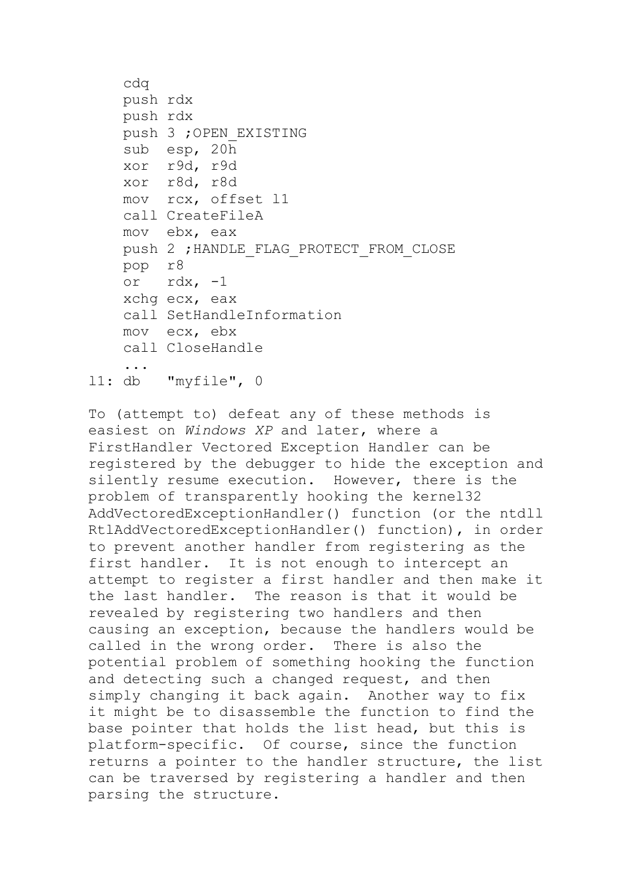```
    cdq
    push rdx
    push rdx
    push 3 ;OPEN_EXISTING
    sub  esp, 20h
    xor  r9d, r9d
    xor  r8d, r8d
    mov  rcx, offset l1
    call CreateFileA
    mov  ebx, eax
    push 2 ;HANDLE_FLAG_PROTECT_FROM_CLOSE
    pop  r8
    or   rdx, -1
    xchg ecx, eax
    call SetHandleInformation
    mov  ecx, ebx
    call CloseHandle
    ...
l1: db   "myfile", 0
```

To (attempt to) defeat any of these methods is easiest on *Windows XP* and later, where a FirstHandler Vectored Exception Handler can be registered by the debugger to hide the exception and silently resume execution. However, there is the problem of transparently hooking the kernel32 AddVectoredExceptionHandler() function (or the ntdll RtlAddVectoredExceptionHandler() function), in order to prevent another handler from registering as the first handler. It is not enough to intercept an attempt to register a first handler and then make it the last handler. The reason is that it would be revealed by registering two handlers and then causing an exception, because the handlers would be called in the wrong order. There is also the potential problem of something hooking the function and detecting such a changed request, and then simply changing it back again. Another way to fix it might be to disassemble the function to find the base pointer that holds the list head, but this is platform-specific. Of course, since the function returns a pointer to the handler structure, the list can be traversed by registering a handler and then parsing the structure.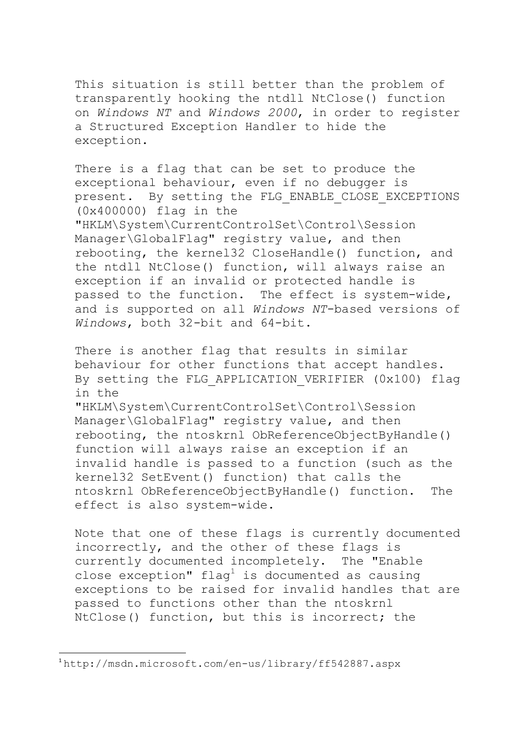This situation is still better than the problem of transparently hooking the ntdll NtClose() function on *Windows NT* and *Windows 2000*, in order to register a Structured Exception Handler to hide the exception.

There is a flag that can be set to produce the exceptional behaviour, even if no debugger is present. By setting the FLG_ENABLE_CLOSE_EXCEPTIONS (0x400000) flag in the "HKLM\System\CurrentControlSet\Control\Session Manager\GlobalFlag" registry value, and then rebooting, the kernel32 CloseHandle() function, and the ntdll NtClose() function, will always raise an exception if an invalid or protected handle is passed to the function. The effect is system-wide, and is supported on all *Windows NT*-based versions of *Windows*, both 32-bit and 64-bit.

There is another flag that results in similar behaviour for other functions that accept handles. By setting the FLG_APPLICATION_VERIFIER (0x100) flag in the "HKLM\System\CurrentControlSet\Control\Session Manager\GlobalFlag" registry value, and then rebooting, the ntoskrnl ObReferenceObjectByHandle() function will always raise an exception if an invalid handle is passed to a function (such as the kernel32 SetEvent() function) that calls the ntoskrnl ObReferenceObjectByHandle() function. The effect is also system-wide.

Note that one of these flags is currently documented incorrectly, and the other of these flags is currently documented incompletely. The "Enable close exception" flag[1] is documented as causing exceptions to be raised for invalid handles that are passed to functions other than the ntoskrnl NtClose() function, but this is incorrect; the

---

[1] http://msdn.microsoft.com/en-us/library/ff542887.aspx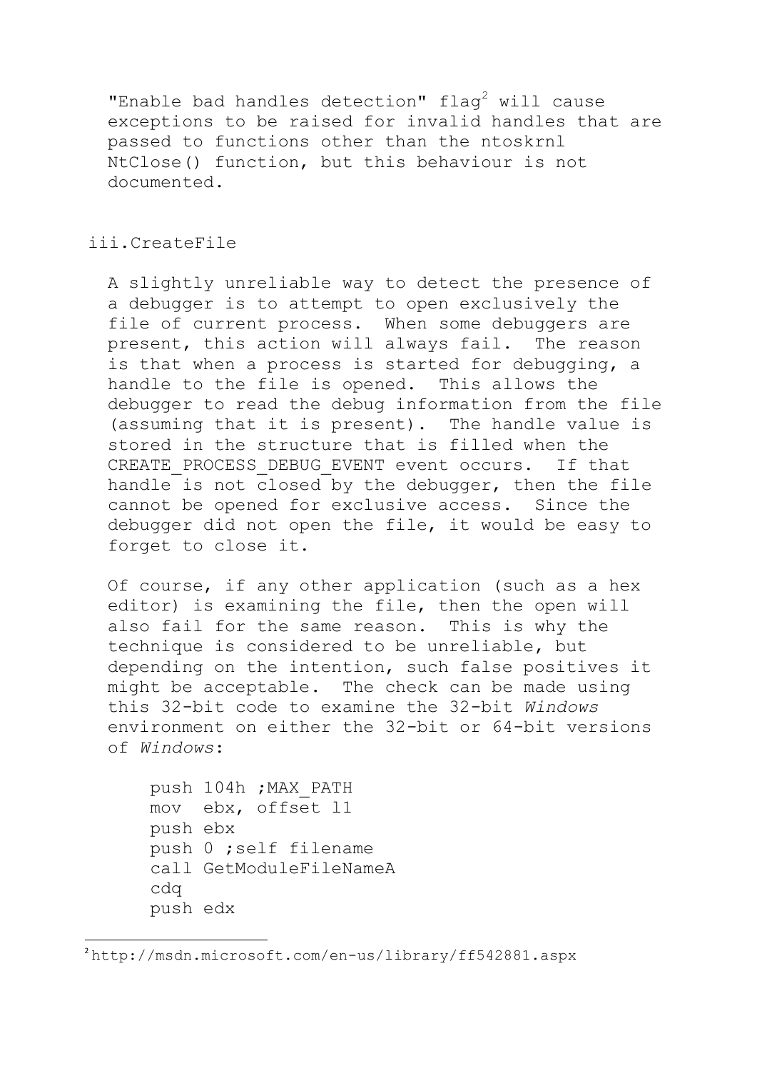"Enable bad handles detection" flag[2] will cause exceptions to be raised for invalid handles that are passed to functions other than the ntoskrnl NtClose() function, but this behaviour is not documented.

### iii.CreateFile

A slightly unreliable way to detect the presence of a debugger is to attempt to open exclusively the file of current process. When some debuggers are present, this action will always fail. The reason is that when a process is started for debugging, a handle to the file is opened. This allows the debugger to read the debug information from the file (assuming that it is present). The handle value is stored in the structure that is filled when the CREATE_PROCESS_DEBUG_EVENT event occurs. If that handle is not closed by the debugger, then the file cannot be opened for exclusive access. Since the debugger did not open the file, it would be easy to forget to close it.

Of course, if any other application (such as a hex editor) is examining the file, then the open will also fail for the same reason. This is why the technique is considered to be unreliable, but depending on the intention, such false positives it might be acceptable. The check can be made using this 32-bit code to examine the 32-bit *Windows* environment on either the 32-bit or 64-bit versions of *Windows*:

```
push 104h ;MAX_PATH
mov  ebx, offset l1
push ebx
push 0 ;self filename
call GetModuleFileNameA
cdq
push edx
```

[2] http://msdn.microsoft.com/en-us/library/ff542881.aspx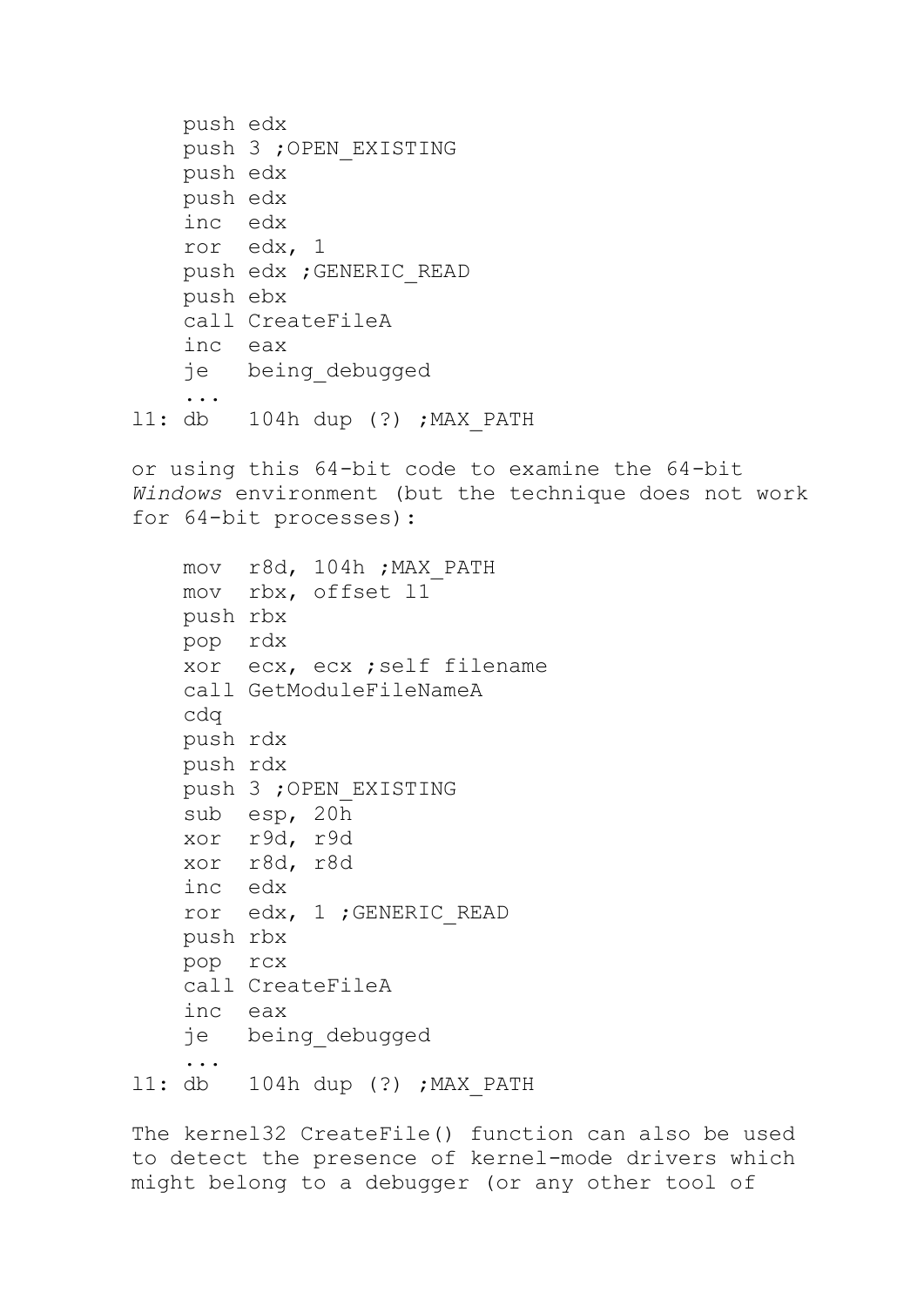```
    push edx
    push 3 ;OPEN_EXISTING
    push edx
    push edx
    inc  edx
    ror  edx, 1
    push edx ;GENERIC_READ
    push ebx
    call CreateFileA
    inc  eax
    je   being_debugged
    ...
l1: db   104h dup (?) ;MAX_PATH
```

or using this 64-bit code to examine the 64-bit *Windows* environment (but the technique does not work for 64-bit processes):

```
    mov  r8d, 104h ;MAX_PATH
    mov  rbx, offset l1
    push rbx
    pop  rdx
    xor  ecx, ecx ;self filename
    call GetModuleFileNameA
    cdq
    push rdx
    push rdx
    push 3 ;OPEN_EXISTING
    sub  esp, 20h
    xor  r9d, r9d
    xor  r8d, r8d
    inc  edx
    ror  edx, 1 ;GENERIC_READ
    push rbx
    pop  rcx
    call CreateFileA
    inc  eax
    je   being_debugged
    ...
l1: db   104h dup (?) ;MAX_PATH
```

The kernel32 CreateFile() function can also be used to detect the presence of kernel-mode drivers which might belong to a debugger (or any other tool of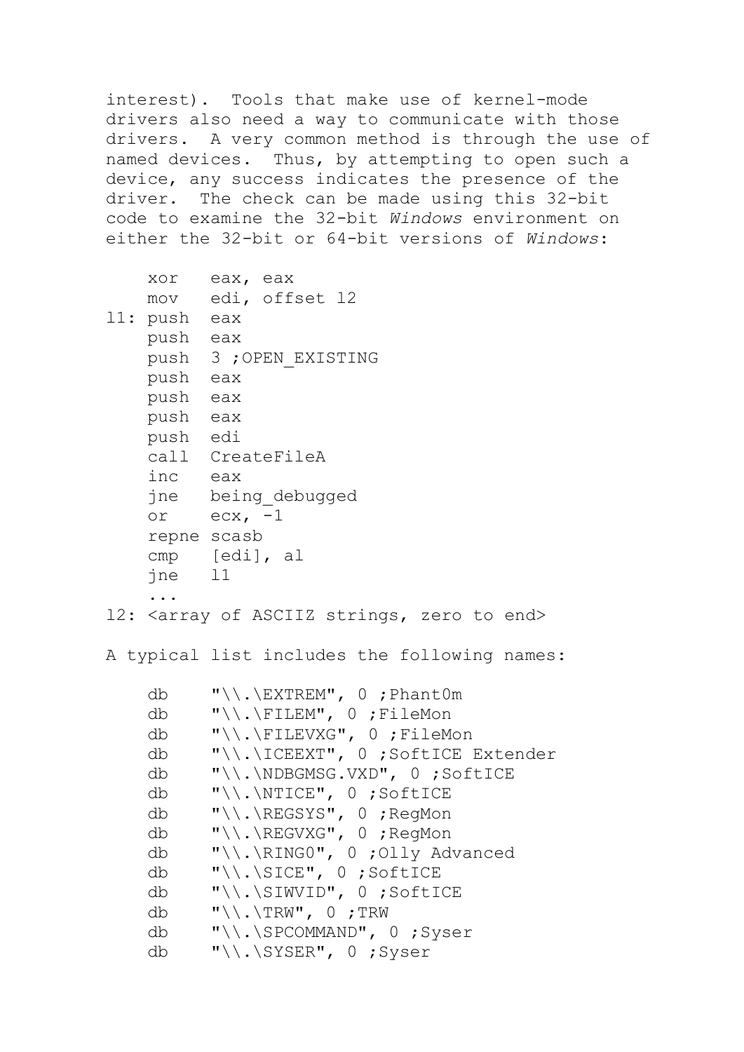interest). Tools that make use of kernel-mode drivers also need a way to communicate with those drivers. A very common method is through the use of named devices. Thus, by attempting to open such a device, any success indicates the presence of the driver. The check can be made using this 32-bit code to examine the 32-bit *Windows* environment on either the 32-bit or 64-bit versions of *Windows*:

```
    xor   eax, eax
    mov   edi, offset l2
l1: push  eax
    push  eax
    push  3 ;OPEN_EXISTING
    push  eax
    push  eax
    push  eax
    push  edi
    call  CreateFileA
    inc   eax
    jne   being_debugged
    or    ecx, -1
    repne scasb
    cmp   [edi], al
    jne   l1
    ...
l2: <array of ASCIIZ strings, zero to end>
```

A typical list includes the following names:

```
    db    "\\.\EXTREM", 0 ;Phant0m
    db    "\\.\FILEM", 0 ;FileMon
    db    "\\.\FILEVXG", 0 ;FileMon
    db    "\\.\ICEEXT", 0 ;SoftICE Extender
    db    "\\.\NDBGMSG.VXD", 0 ;SoftICE
    db    "\\.\NTICE", 0 ;SoftICE
    db    "\\.\REGSYS", 0 ;RegMon
    db    "\\.\REGVXG", 0 ;RegMon
    db    "\\.\RING0", 0 ;Olly Advanced
    db    "\\.\SICE", 0 ;SoftICE
    db    "\\.\SIWVID", 0 ;SoftICE
    db    "\\.\TRW", 0 ;TRW
    db    "\\.\SPCOMMAND", 0 ;Syser
    db    "\\.\SYSER", 0 ;Syser
```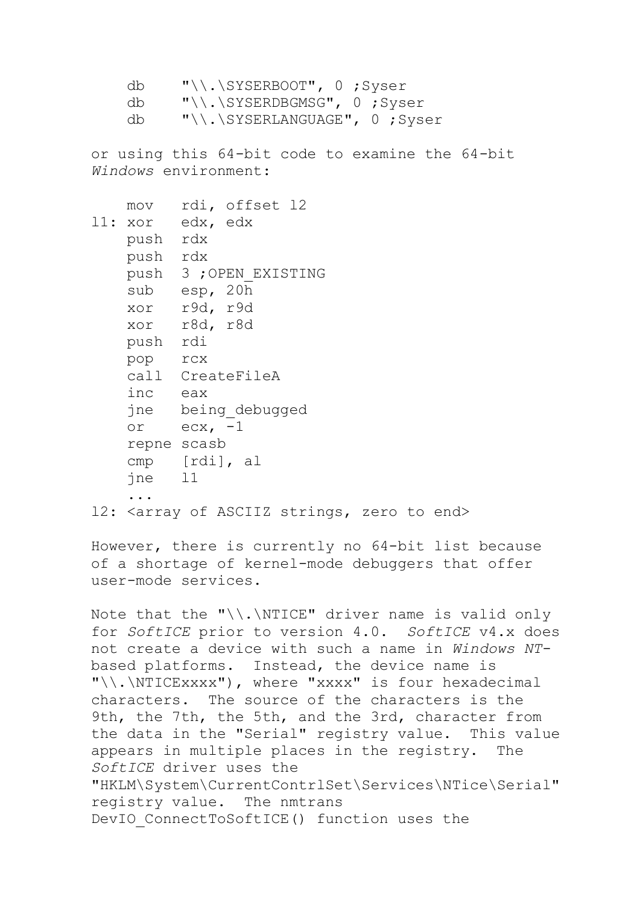```
    db    "\\.\SYSERBOOT", 0 ;Syser
    db    "\\.\SYSERDBGMSG", 0 ;Syser
    db    "\\.\SYSERLANGUAGE", 0 ;Syser
```

or using this 64-bit code to examine the 64-bit *Windows* environment:

```
    mov   rdi, offset l2
l1: xor   edx, edx
    push  rdx
    push  rdx
    push  3 ;OPEN_EXISTING
    sub   esp, 20h
    xor   r9d, r9d
    xor   r8d, r8d
    push  rdi
    pop   rcx
    call  CreateFileA
    inc   eax
    jne   being_debugged
    or    ecx, -1
    repne scasb
    cmp   [rdi], al
    jne   l1
    ...
l2: <array of ASCIIZ strings, zero to end>
```

However, there is currently no 64-bit list because of a shortage of kernel-mode debuggers that offer user-mode services.

Note that the "\\.\NTICE" driver name is valid only for *SoftICE* prior to version 4.0. *SoftICE* v4.x does not create a device with such a name in *Windows NT*-based platforms. Instead, the device name is "\\.\NTICExxxx"), where "xxxx" is four hexadecimal characters. The source of the characters is the 9th, the 7th, the 5th, and the 3rd, character from the data in the "Serial" registry value. This value appears in multiple places in the registry. The *SoftICE* driver uses the "HKLM\System\CurrentContrlSet\Services\NTice\Serial" registry value. The nmtrans DevIO_ConnectToSoftICE() function uses the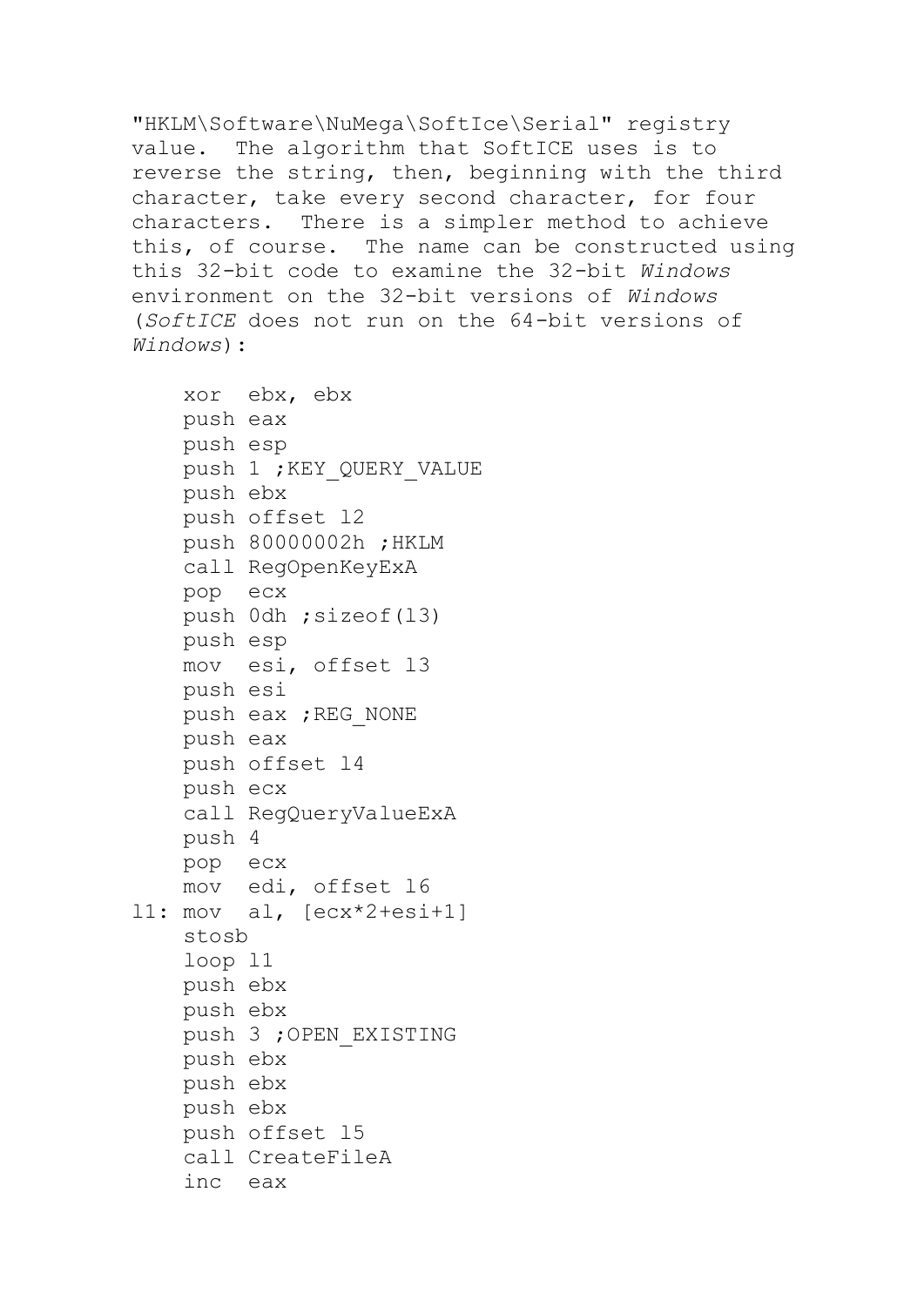"HKLM\Software\NuMega\SoftIce\Serial" registry value. The algorithm that SoftICE uses is to reverse the string, then, beginning with the third character, take every second character, for four characters. There is a simpler method to achieve this, of course. The name can be constructed using this 32-bit code to examine the 32-bit *Windows* environment on the 32-bit versions of *Windows* (*SoftICE* does not run on the 64-bit versions of *Windows*):

```
    xor  ebx, ebx
    push eax
    push esp
    push 1 ;KEY_QUERY_VALUE
    push ebx
    push offset l2
    push 80000002h ;HKLM
    call RegOpenKeyExA
    pop  ecx
    push 0dh ;sizeof(l3)
    push esp
    mov  esi, offset l3
    push esi
    push eax ;REG_NONE
    push eax
    push offset l4
    push ecx
    call RegQueryValueExA
    push 4
    pop  ecx
    mov  edi, offset l6
l1: mov  al, [ecx*2+esi+1]
    stosb
    loop l1
    push ebx
    push ebx
    push 3 ;OPEN_EXISTING
    push ebx
    push ebx
    push ebx
    push offset l5
    call CreateFileA
    inc  eax
```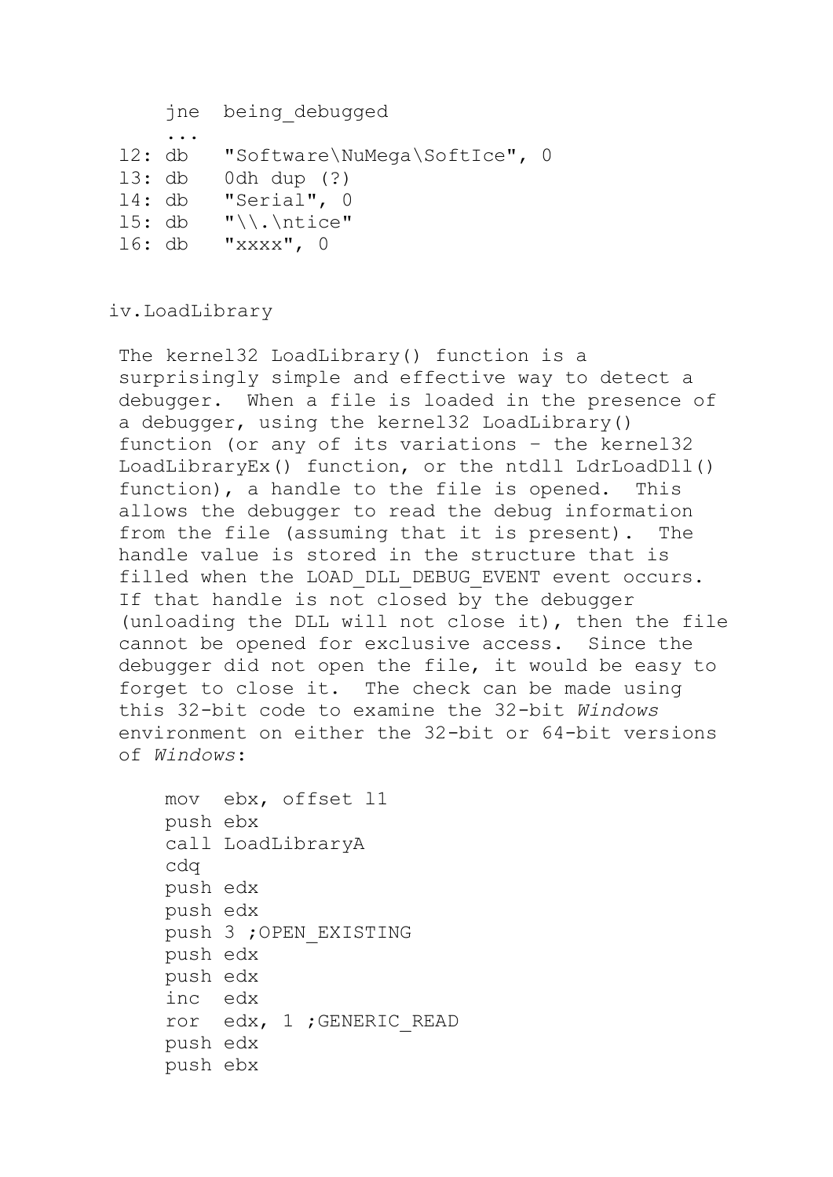```
    jne  being_debugged
    ...
l2: db   "Software\NuMega\SoftIce", 0
l3: db   0dh dup (?)
l4: db   "Serial", 0
l5: db   "\\.\ntice"
l6: db   "xxxx", 0
```

### iv.LoadLibrary

The kernel32 LoadLibrary() function is a surprisingly simple and effective way to detect a debugger. When a file is loaded in the presence of a debugger, using the kernel32 LoadLibrary() function (or any of its variations – the kernel32 LoadLibraryEx() function, or the ntdll LdrLoadDll() function), a handle to the file is opened. This allows the debugger to read the debug information from the file (assuming that it is present). The handle value is stored in the structure that is filled when the LOAD_DLL_DEBUG_EVENT event occurs. If that handle is not closed by the debugger (unloading the DLL will not close it), then the file cannot be opened for exclusive access. Since the debugger did not open the file, it would be easy to forget to close it. The check can be made using this 32-bit code to examine the 32-bit *Windows* environment on either the 32-bit or 64-bit versions of *Windows*:

```
    mov  ebx, offset l1
    push ebx
    call LoadLibraryA
    cdq
    push edx
    push edx
    push 3 ;OPEN_EXISTING
    push edx
    push edx
    inc  edx
    ror  edx, 1 ;GENERIC_READ
    push edx
    push ebx
```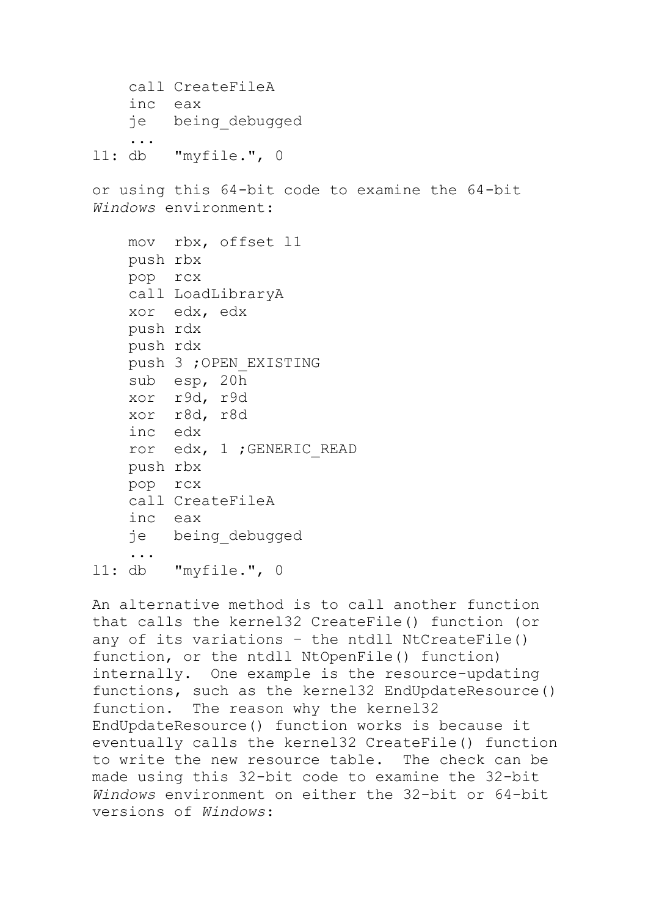```
    call CreateFileA
    inc  eax
    je   being_debugged
    ...
l1: db   "myfile.", 0
```

or using this 64-bit code to examine the 64-bit *Windows* environment:

```
    mov  rbx, offset l1
    push rbx
    pop  rcx
    call LoadLibraryA
    xor  edx, edx
    push rdx
    push rdx
    push 3 ;OPEN_EXISTING
    sub  esp, 20h
    xor  r9d, r9d
    xor  r8d, r8d
    inc  edx
    ror  edx, 1 ;GENERIC_READ
    push rbx
    pop  rcx
    call CreateFileA
    inc  eax
    je   being_debugged
    ...
l1: db   "myfile.", 0
```

An alternative method is to call another function that calls the kernel32 CreateFile() function (or any of its variations – the ntdll NtCreateFile() function, or the ntdll NtOpenFile() function) internally. One example is the resource-updating functions, such as the kernel32 EndUpdateResource() function. The reason why the kernel32 EndUpdateResource() function works is because it eventually calls the kernel32 CreateFile() function to write the new resource table. The check can be made using this 32-bit code to examine the 32-bit *Windows* environment on either the 32-bit or 64-bit versions of *Windows*: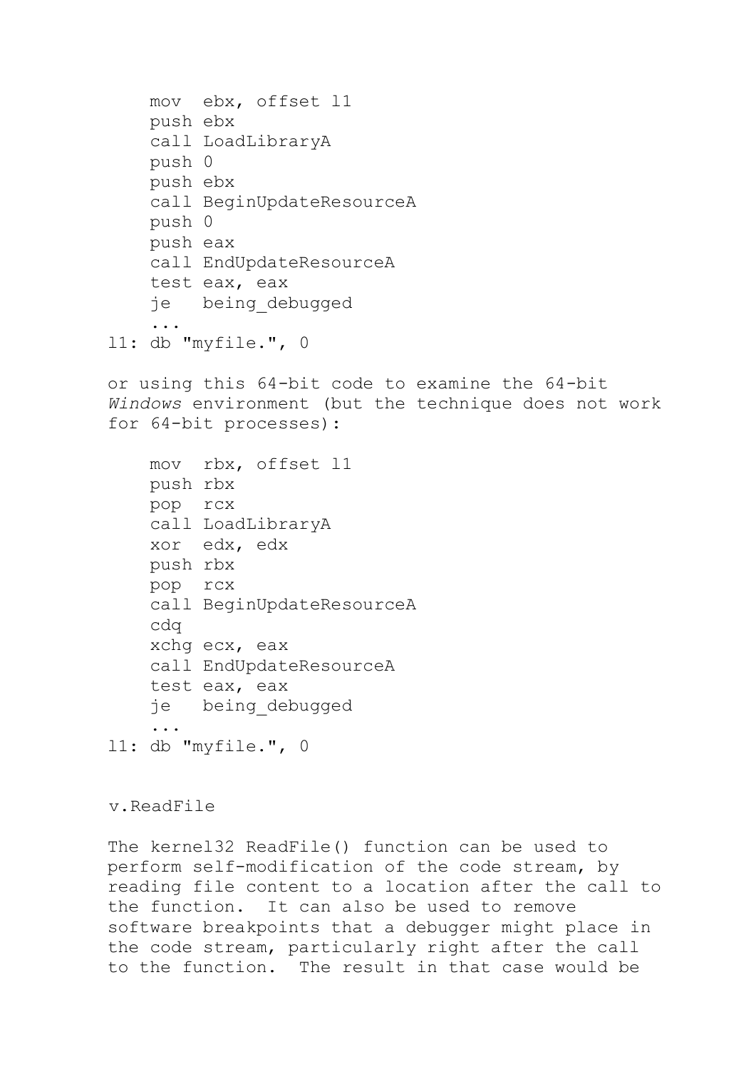```
    mov  ebx, offset l1
    push ebx
    call LoadLibraryA
    push 0
    push ebx
    call BeginUpdateResourceA
    push 0
    push eax
    call EndUpdateResourceA
    test eax, eax
    je   being_debugged
    ...
l1: db "myfile.", 0
```

or using this 64-bit code to examine the 64-bit *Windows* environment (but the technique does not work for 64-bit processes):

```
    mov  rbx, offset l1
    push rbx
    pop  rcx
    call LoadLibraryA
    xor  edx, edx
    push rbx
    pop  rcx
    call BeginUpdateResourceA
    cdq
    xchg ecx, eax
    call EndUpdateResourceA
    test eax, eax
    je   being_debugged
    ...
l1: db "myfile.", 0
```

v.ReadFile

The kernel32 ReadFile() function can be used to perform self-modification of the code stream, by reading file content to a location after the call to the function. It can also be used to remove software breakpoints that a debugger might place in the code stream, particularly right after the call to the function. The result in that case would be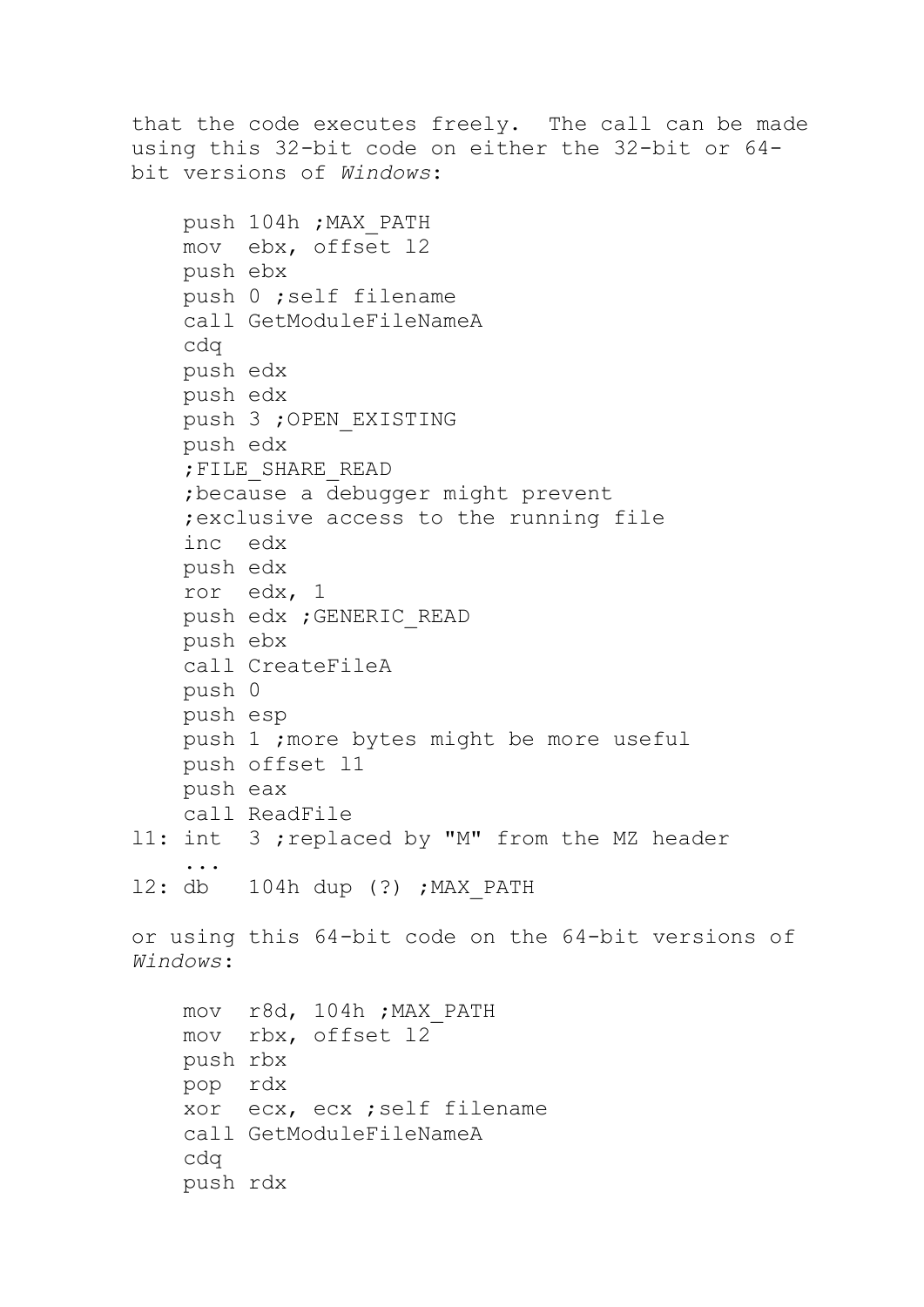that the code executes freely. The call can be made using this 32-bit code on either the 32-bit or 64-bit versions of *Windows*:

```
    push 104h ;MAX_PATH
    mov  ebx, offset l2
    push ebx
    push 0 ;self filename
    call GetModuleFileNameA
    cdq
    push edx
    push edx
    push 3 ;OPEN_EXISTING
    push edx
    ;FILE_SHARE_READ
    ;because a debugger might prevent
    ;exclusive access to the running file
    inc  edx
    push edx
    ror  edx, 1
    push edx ;GENERIC_READ
    push ebx
    call CreateFileA
    push 0
    push esp
    push 1 ;more bytes might be more useful
    push offset l1
    push eax
    call ReadFile
l1: int  3 ;replaced by "M" from the MZ header
    ...
l2: db   104h dup (?) ;MAX_PATH
```

or using this 64-bit code on the 64-bit versions of *Windows*:

```
    mov  r8d, 104h ;MAX_PATH
    mov  rbx, offset l2
    push rbx
    pop  rdx
    xor  ecx, ecx ;self filename
    call GetModuleFileNameA
    cdq
    push rdx
```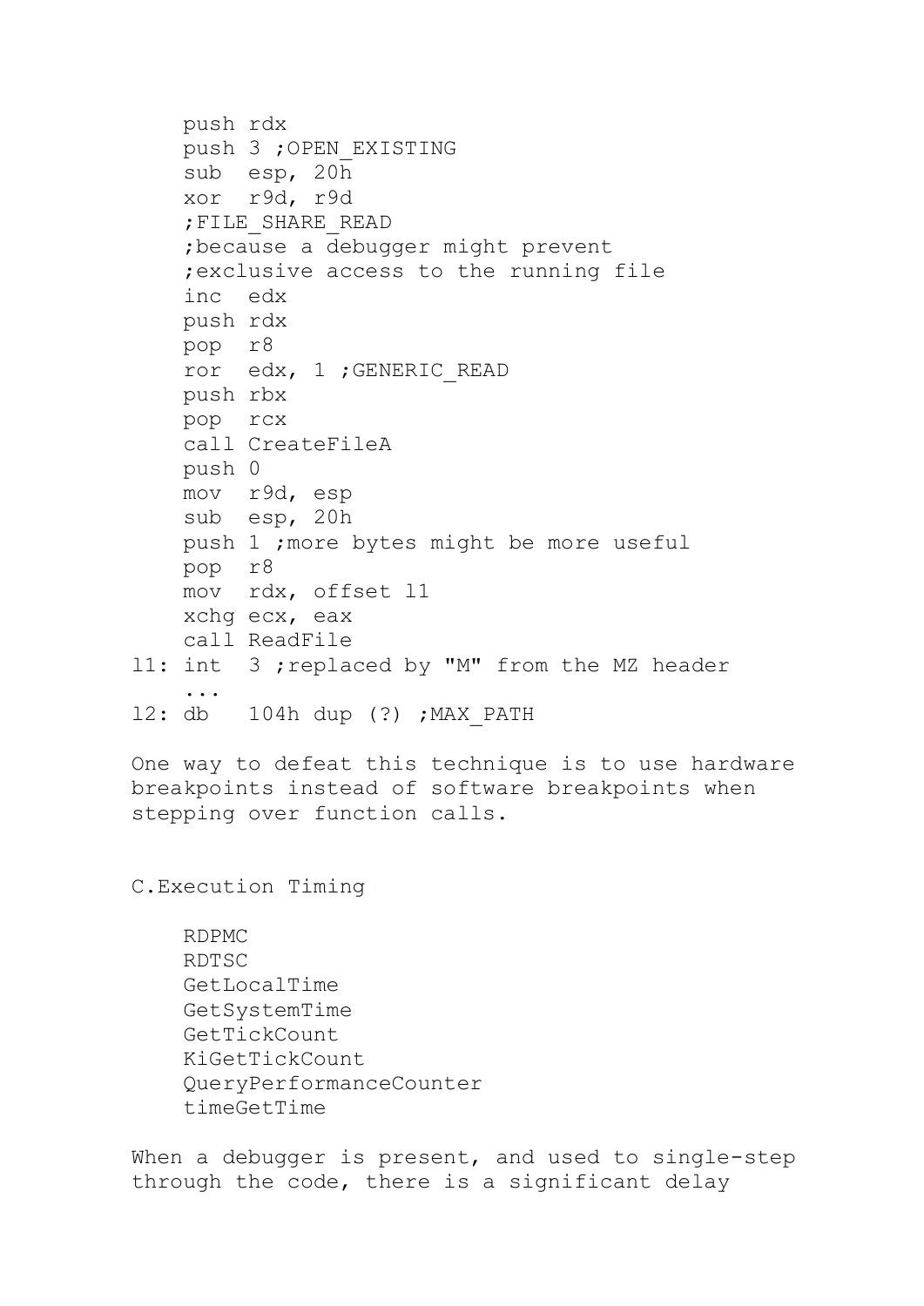```
    push rdx
    push 3 ;OPEN_EXISTING
    sub  esp, 20h
    xor  r9d, r9d
    ;FILE_SHARE_READ
    ;because a debugger might prevent
    ;exclusive access to the running file
    inc  edx
    push rdx
    pop  r8
    ror  edx, 1 ;GENERIC_READ
    push rbx
    pop  rcx
    call CreateFileA
    push 0
    mov  r9d, esp
    sub  esp, 20h
    push 1 ;more bytes might be more useful
    pop  r8
    mov  rdx, offset l1
    xchg ecx, eax
    call ReadFile
l1: int  3 ;replaced by "M" from the MZ header
    ...
l2: db   104h dup (?) ;MAX_PATH
```

One way to defeat this technique is to use hardware breakpoints instead of software breakpoints when stepping over function calls.

C. Execution Timing

```
    RDPMC
    RDTSC
    GetLocalTime
    GetSystemTime
    GetTickCount
    KiGetTickCount
    QueryPerformanceCounter
    timeGetTime
```

When a debugger is present, and used to single-step through the code, there is a significant delay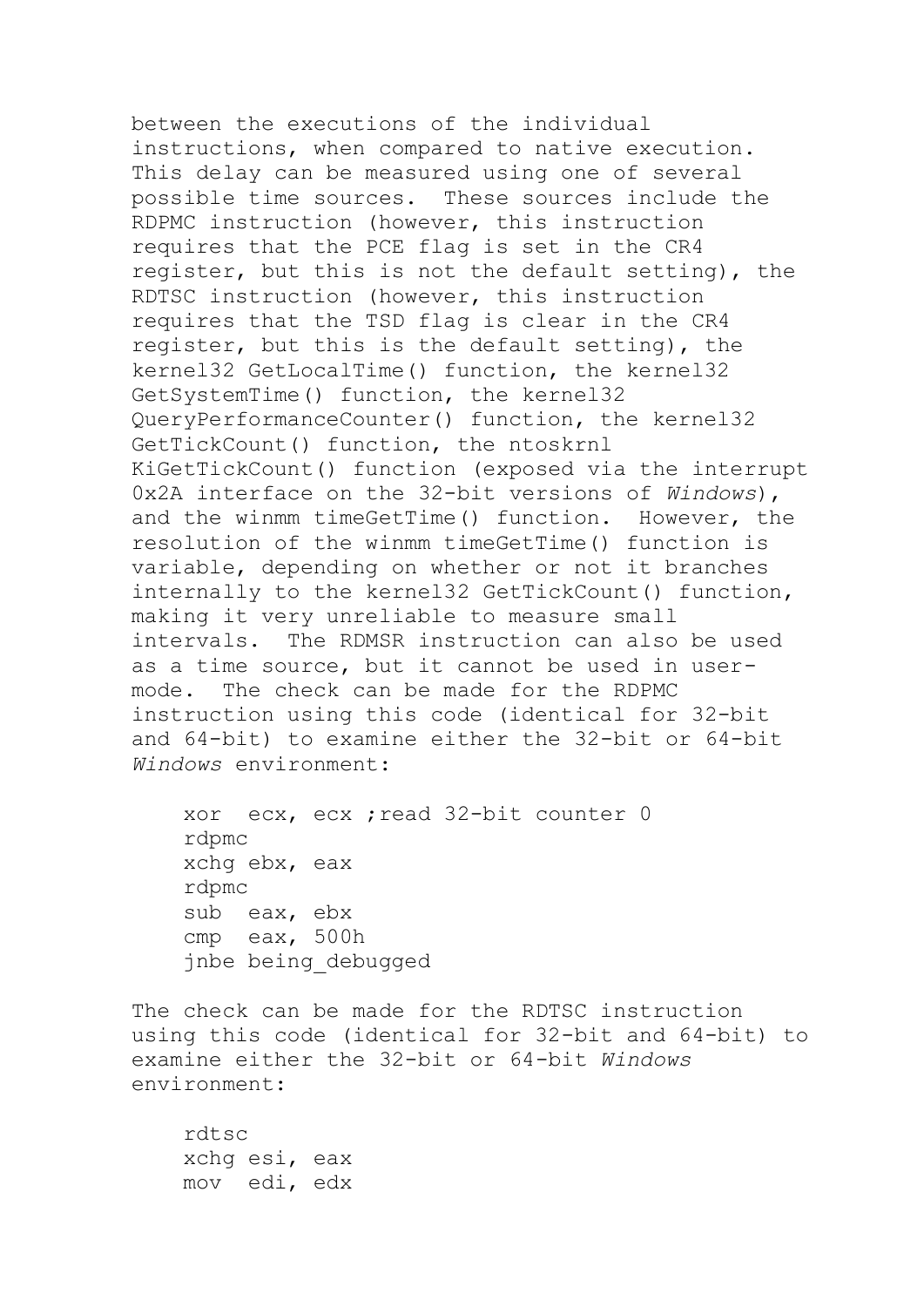between the executions of the individual instructions, when compared to native execution. This delay can be measured using one of several possible time sources. These sources include the RDPMC instruction (however, this instruction requires that the PCE flag is set in the CR4 register, but this is not the default setting), the RDTSC instruction (however, this instruction requires that the TSD flag is clear in the CR4 register, but this is the default setting), the kernel32 GetLocalTime() function, the kernel32 GetSystemTime() function, the kernel32 QueryPerformanceCounter() function, the kernel32 GetTickCount() function, the ntoskrnl KiGetTickCount() function (exposed via the interrupt 0x2A interface on the 32-bit versions of *Windows*), and the winmm timeGetTime() function. However, the resolution of the winmm timeGetTime() function is variable, depending on whether or not it branches internally to the kernel32 GetTickCount() function, making it very unreliable to measure small intervals. The RDMSR instruction can also be used as a time source, but it cannot be used in user-mode. The check can be made for the RDPMC instruction using this code (identical for 32-bit and 64-bit) to examine either the 32-bit or 64-bit *Windows* environment:

```
xor  ecx, ecx ;read 32-bit counter 0
rdpmc
xchg ebx, eax
rdpmc
sub  eax, ebx
cmp  eax, 500h
jnbe being_debugged
```

The check can be made for the RDTSC instruction using this code (identical for 32-bit and 64-bit) to examine either the 32-bit or 64-bit *Windows* environment:

```
rdtsc
xchg esi, eax
mov  edi, edx
```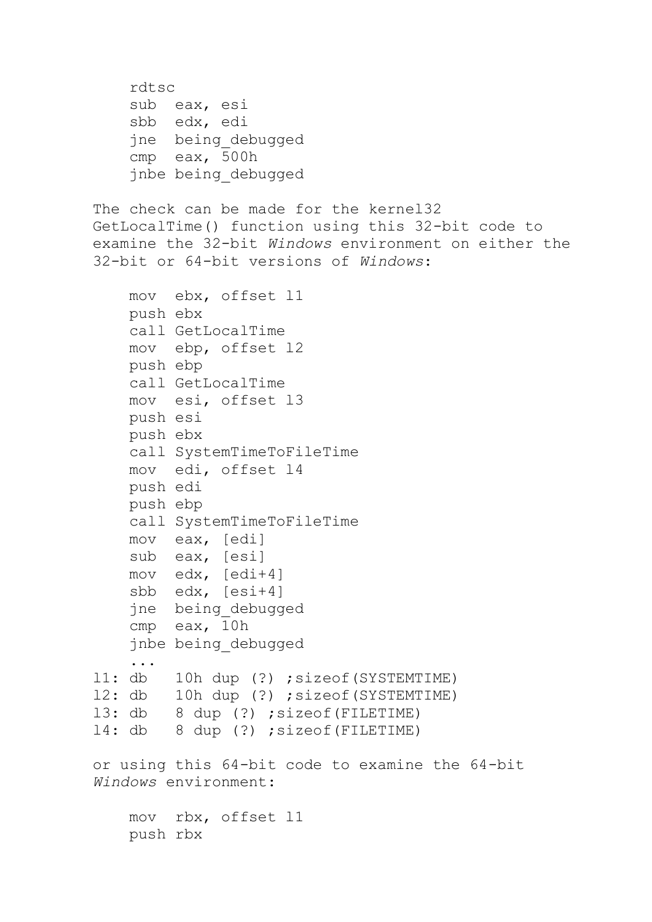```
    rdtsc
    sub  eax, esi
    sbb  edx, edi
    jne  being_debugged
    cmp  eax, 500h
    jnbe being_debugged
```

The check can be made for the kernel32 GetLocalTime() function using this 32-bit code to examine the 32-bit *Windows* environment on either the 32-bit or 64-bit versions of *Windows*:

```
    mov  ebx, offset l1
    push ebx
    call GetLocalTime
    mov  ebp, offset l2
    push ebp
    call GetLocalTime
    mov  esi, offset l3
    push esi
    push ebx
    call SystemTimeToFileTime
    mov  edi, offset l4
    push edi
    push ebp
    call SystemTimeToFileTime
    mov  eax, [edi]
    sub  eax, [esi]
    mov  edx, [edi+4]
    sbb  edx, [esi+4]
    jne  being_debugged
    cmp  eax, 10h
    jnbe being_debugged
    ...
l1: db   10h dup (?) ;sizeof(SYSTEMTIME)
l2: db   10h dup (?) ;sizeof(SYSTEMTIME)
l3: db   8 dup (?) ;sizeof(FILETIME)
l4: db   8 dup (?) ;sizeof(FILETIME)
```

or using this 64-bit code to examine the 64-bit *Windows* environment:

```
    mov  rbx, offset l1
    push rbx
```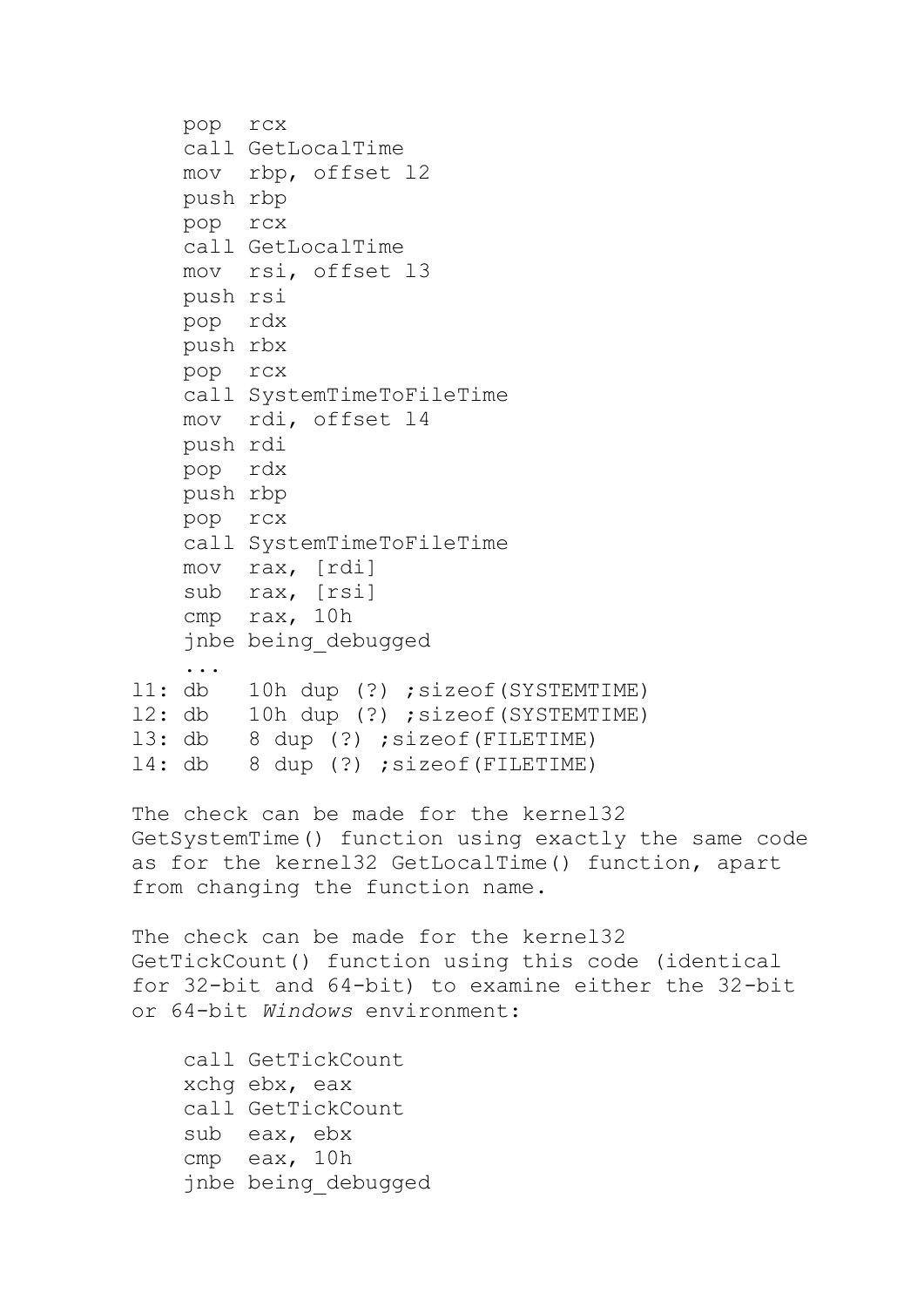```
    pop  rcx
    call GetLocalTime
    mov  rbp, offset l2
    push rbp
    pop  rcx
    call GetLocalTime
    mov  rsi, offset l3
    push rsi
    pop  rdx
    push rbx
    pop  rcx
    call SystemTimeToFileTime
    mov  rdi, offset l4
    push rdi
    pop  rdx
    push rbp
    pop  rcx
    call SystemTimeToFileTime
    mov  rax, [rdi]
    sub  rax, [rsi]
    cmp  rax, 10h
    jnbe being_debugged
    ...
l1: db   10h dup (?) ;sizeof(SYSTEMTIME)
l2: db   10h dup (?) ;sizeof(SYSTEMTIME)
l3: db   8 dup (?) ;sizeof(FILETIME)
l4: db   8 dup (?) ;sizeof(FILETIME)
```

The check can be made for the kernel32 GetSystemTime() function using exactly the same code as for the kernel32 GetLocalTime() function, apart from changing the function name.

The check can be made for the kernel32 GetTickCount() function using this code (identical for 32-bit and 64-bit) to examine either the 32-bit or 64-bit *Windows* environment:

```
    call GetTickCount
    xchg ebx, eax
    call GetTickCount
    sub  eax, ebx
    cmp  eax, 10h
    jnbe being_debugged
```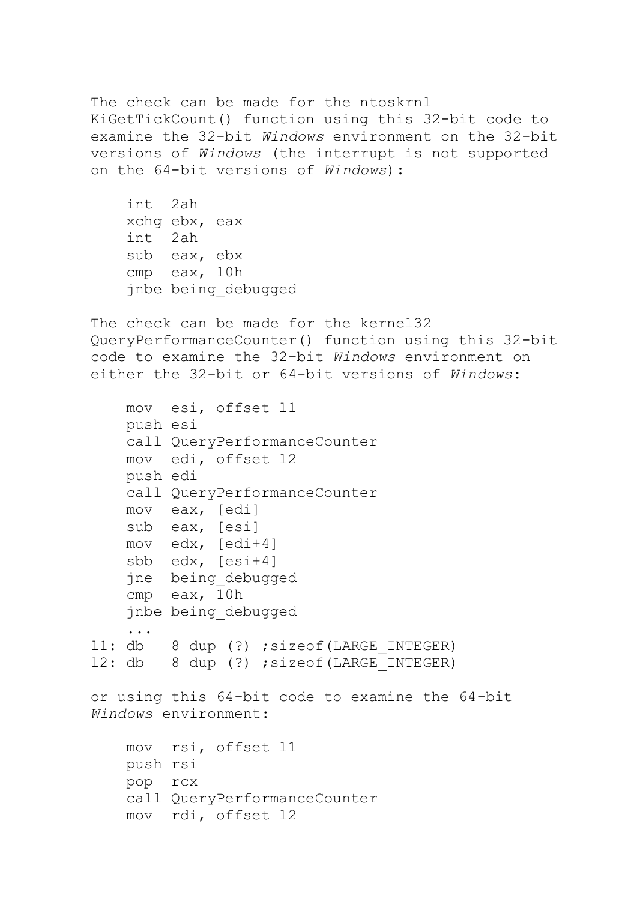The check can be made for the ntoskrnl KiGetTickCount() function using this 32-bit code to examine the 32-bit *Windows* environment on the 32-bit versions of *Windows* (the interrupt is not supported on the 64-bit versions of *Windows*):

```
    int  2ah
    xchg ebx, eax
    int  2ah
    sub  eax, ebx
    cmp  eax, 10h
    jnbe being_debugged
```

The check can be made for the kernel32 QueryPerformanceCounter() function using this 32-bit code to examine the 32-bit *Windows* environment on either the 32-bit or 64-bit versions of *Windows*:

```
    mov  esi, offset l1
    push esi
    call QueryPerformanceCounter
    mov  edi, offset l2
    push edi
    call QueryPerformanceCounter
    mov  eax, [edi]
    sub  eax, [esi]
    mov  edx, [edi+4]
    sbb  edx, [esi+4]
    jne  being_debugged
    cmp  eax, 10h
    jnbe being_debugged
    ...
l1: db   8 dup (?) ;sizeof(LARGE_INTEGER)
l2: db   8 dup (?) ;sizeof(LARGE_INTEGER)
```

or using this 64-bit code to examine the 64-bit *Windows* environment:

```
    mov  rsi, offset l1
    push rsi
    pop  rcx
    call QueryPerformanceCounter
    mov  rdi, offset l2
```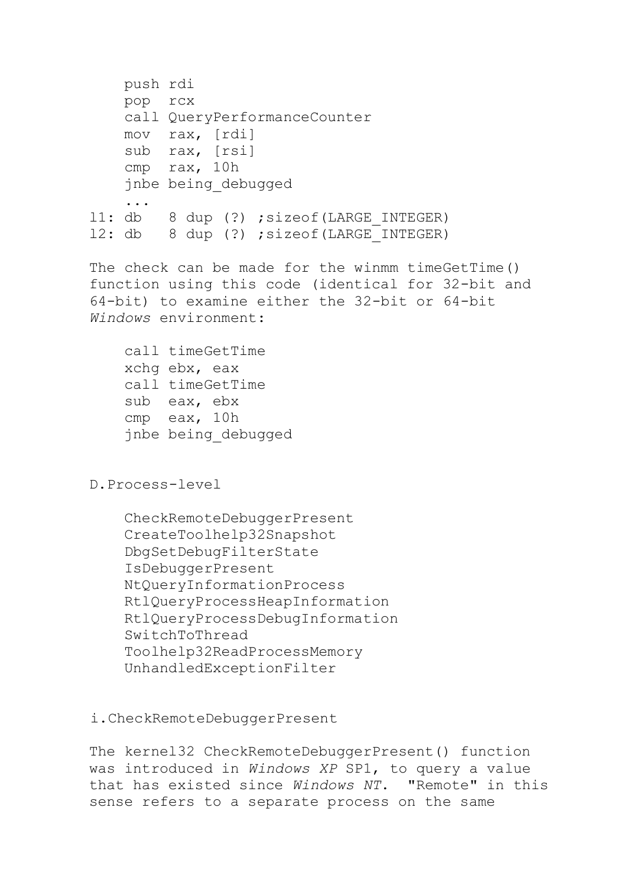```
    push rdi
    pop  rcx
    call QueryPerformanceCounter
    mov  rax, [rdi]
    sub  rax, [rsi]
    cmp  rax, 10h
    jnbe being_debugged
    ...
l1: db   8 dup (?) ;sizeof(LARGE_INTEGER)
l2: db   8 dup (?) ;sizeof(LARGE_INTEGER)
```

The check can be made for the winmm timeGetTime() function using this code (identical for 32-bit and 64-bit) to examine either the 32-bit or 64-bit *Windows* environment:

```
    call timeGetTime
    xchg ebx, eax
    call timeGetTime
    sub  eax, ebx
    cmp  eax, 10h
    jnbe being_debugged
```

D.Process-level

```
    CheckRemoteDebuggerPresent
    CreateToolhelp32Snapshot
    DbgSetDebugFilterState
    IsDebuggerPresent
    NtQueryInformationProcess
    RtlQueryProcessHeapInformation
    RtlQueryProcessDebugInformation
    SwitchToThread
    Toolhelp32ReadProcessMemory
    UnhandledExceptionFilter
```

i.CheckRemoteDebuggerPresent

The kernel32 CheckRemoteDebuggerPresent() function was introduced in *Windows XP* SP1, to query a value that has existed since *Windows NT*. "Remote" in this sense refers to a separate process on the same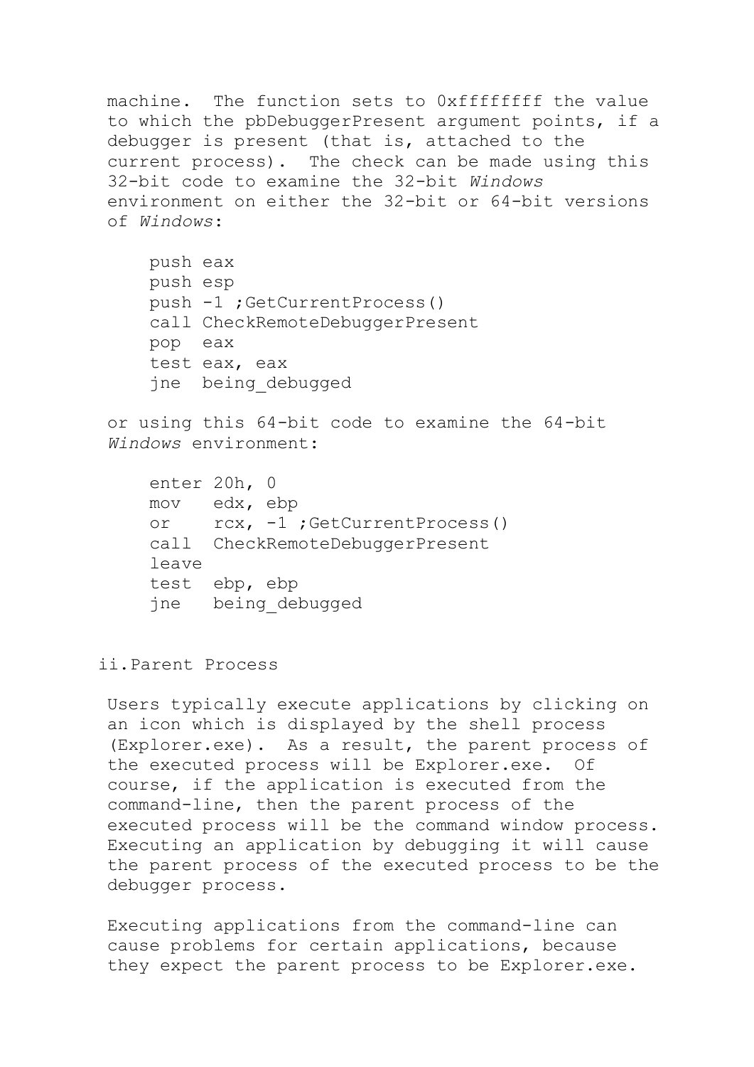machine. The function sets to 0xffffffff the value to which the pbDebuggerPresent argument points, if a debugger is present (that is, attached to the current process). The check can be made using this 32-bit code to examine the 32-bit *Windows* environment on either the 32-bit or 64-bit versions of *Windows*:

```
push eax
push esp
push -1 ;GetCurrentProcess()
call CheckRemoteDebuggerPresent
pop  eax
test eax, eax
jne  being_debugged
```

or using this 64-bit code to examine the 64-bit *Windows* environment:

```
enter 20h, 0
mov   edx, ebp
or    rcx, -1 ;GetCurrentProcess()
call  CheckRemoteDebuggerPresent
leave
test  ebp, ebp
jne   being_debugged
```

### ii.Parent Process

Users typically execute applications by clicking on an icon which is displayed by the shell process (Explorer.exe). As a result, the parent process of the executed process will be Explorer.exe. Of course, if the application is executed from the command-line, then the parent process of the executed process will be the command window process. Executing an application by debugging it will cause the parent process of the executed process to be the debugger process.

Executing applications from the command-line can cause problems for certain applications, because they expect the parent process to be Explorer.exe.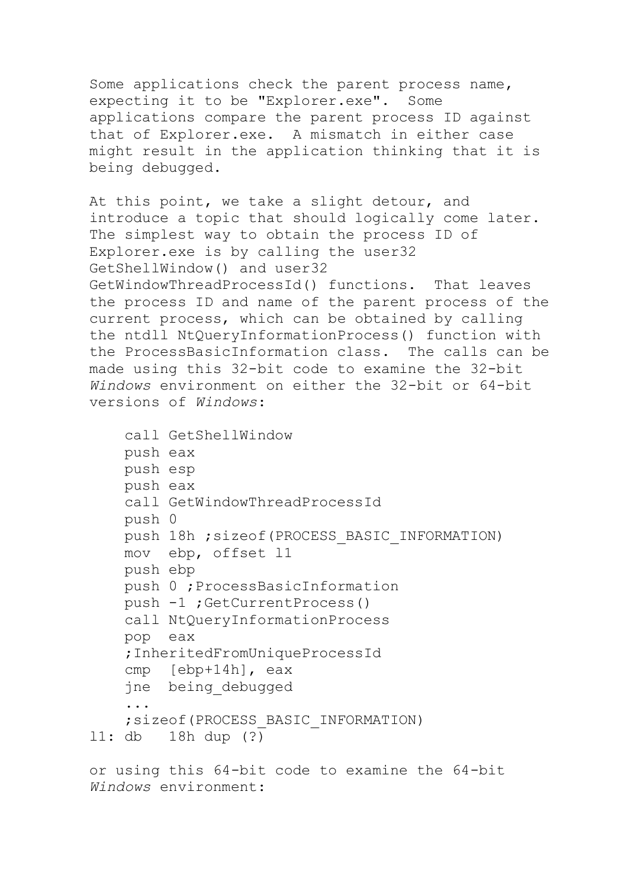Some applications check the parent process name, expecting it to be "Explorer.exe". Some applications compare the parent process ID against that of Explorer.exe. A mismatch in either case might result in the application thinking that it is being debugged.

At this point, we take a slight detour, and introduce a topic that should logically come later. The simplest way to obtain the process ID of Explorer.exe is by calling the user32 GetShellWindow() and user32 GetWindowThreadProcessId() functions. That leaves the process ID and name of the parent process of the current process, which can be obtained by calling the ntdll NtQueryInformationProcess() function with the ProcessBasicInformation class. The calls can be made using this 32-bit code to examine the 32-bit *Windows* environment on either the 32-bit or 64-bit versions of *Windows*:

```
    call GetShellWindow
    push eax
    push esp
    push eax
    call GetWindowThreadProcessId
    push 0
    push 18h ;sizeof(PROCESS_BASIC_INFORMATION)
    mov  ebp, offset l1
    push ebp
    push 0 ;ProcessBasicInformation
    push -1 ;GetCurrentProcess()
    call NtQueryInformationProcess
    pop  eax
    ;InheritedFromUniqueProcessId
    cmp  [ebp+14h], eax
    jne  being_debugged
    ...
    ;sizeof(PROCESS_BASIC_INFORMATION)
l1: db   18h dup (?)
```

or using this 64-bit code to examine the 64-bit *Windows* environment: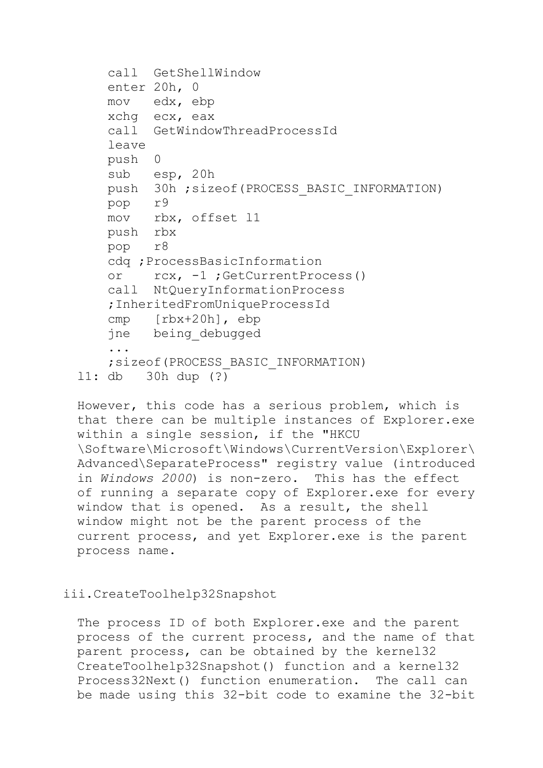```
    call  GetShellWindow
    enter 20h, 0
    mov   edx, ebp
    xchg  ecx, eax
    call  GetWindowThreadProcessId
    leave
    push  0
    sub   esp, 20h
    push  30h ;sizeof(PROCESS_BASIC_INFORMATION)
    pop   r9
    mov   rbx, offset l1
    push  rbx
    pop   r8
    cdq ;ProcessBasicInformation
    or    rcx, -1 ;GetCurrentProcess()
    call  NtQueryInformationProcess
    ;InheritedFromUniqueProcessId
    cmp   [rbx+20h], ebp
    jne   being_debugged
    ...
    ;sizeof(PROCESS_BASIC_INFORMATION)
l1: db   30h dup (?)
```

However, this code has a serious problem, which is that there can be multiple instances of Explorer.exe within a single session, if the "HKCU\Software\Microsoft\Windows\CurrentVersion\Explorer\Advanced\SeparateProcess" registry value (introduced in *Windows 2000*) is non-zero. This has the effect of running a separate copy of Explorer.exe for every window that is opened. As a result, the shell window might not be the parent process of the current process, and yet Explorer.exe is the parent process name.

iii.CreateToolhelp32Snapshot

The process ID of both Explorer.exe and the parent process of the current process, and the name of that parent process, can be obtained by the kernel32 CreateToolhelp32Snapshot() function and a kernel32 Process32Next() function enumeration. The call can be made using this 32-bit code to examine the 32-bit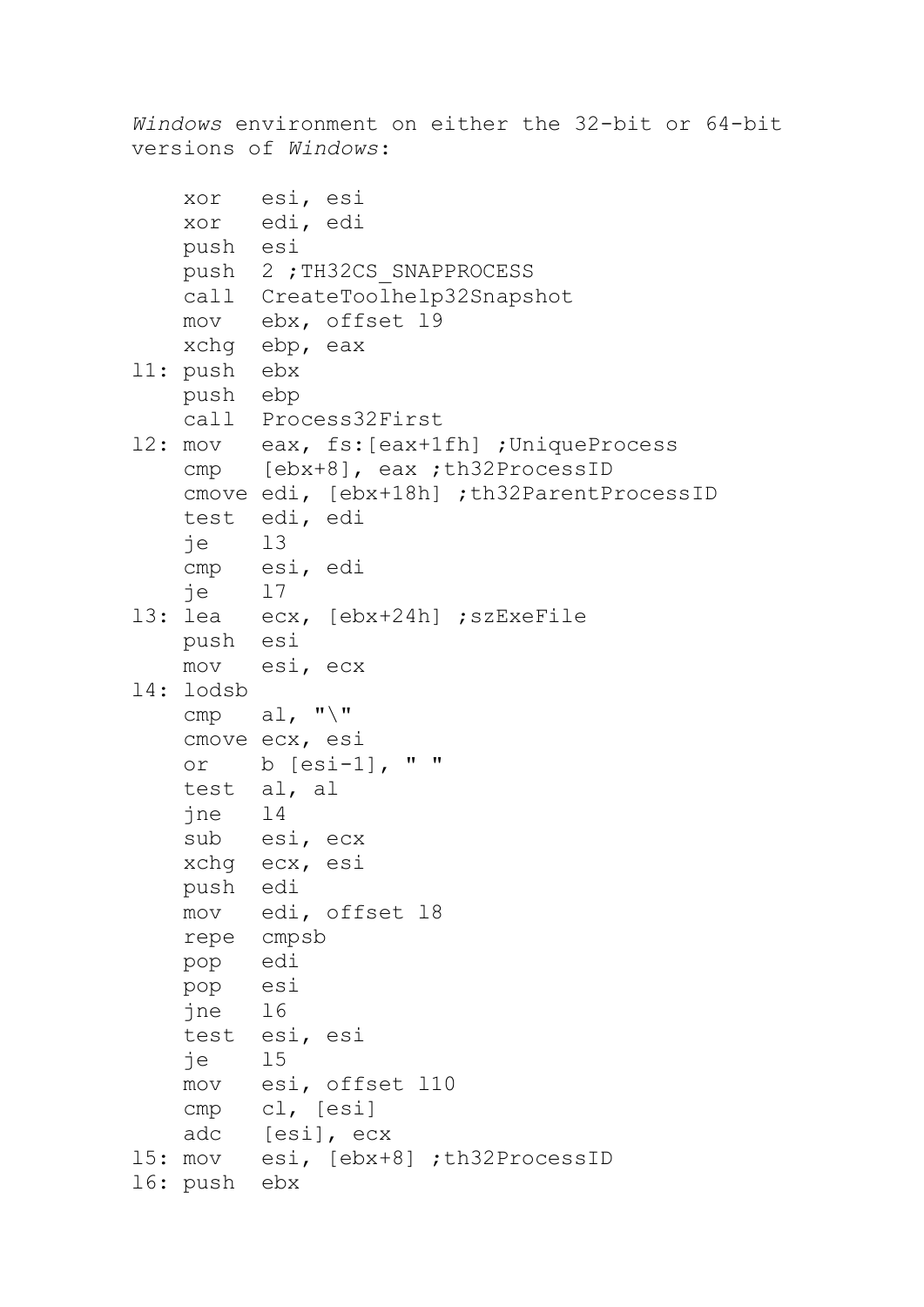*Windows* environment on either the 32-bit or 64-bit versions of *Windows*:

```
    xor   esi, esi
    xor   edi, edi
    push  esi
    push  2 ;TH32CS_SNAPPROCESS
    call  CreateToolhelp32Snapshot
    mov   ebx, offset l9
    xchg  ebp, eax
l1: push  ebx
    push  ebp
    call  Process32First
l2: mov   eax, fs:[eax+1fh] ;UniqueProcess
    cmp   [ebx+8], eax ;th32ProcessID
    cmove edi, [ebx+18h] ;th32ParentProcessID
    test  edi, edi
    je    l3
    cmp   esi, edi
    je    l7
l3: lea   ecx, [ebx+24h] ;szExeFile
    push  esi
    mov   esi, ecx
l4: lodsb
    cmp   al, "\"
    cmove ecx, esi
    or    b [esi-1], " "
    test  al, al
    jne   l4
    sub   esi, ecx
    xchg  ecx, esi
    push  edi
    mov   edi, offset l8
    repe  cmpsb
    pop   edi
    pop   esi
    jne   l6
    test  esi, esi
    je    l5
    mov   esi, offset l10
    cmp   cl, [esi]
    adc   [esi], ecx
l5: mov   esi, [ebx+8] ;th32ProcessID
l6: push  ebx
```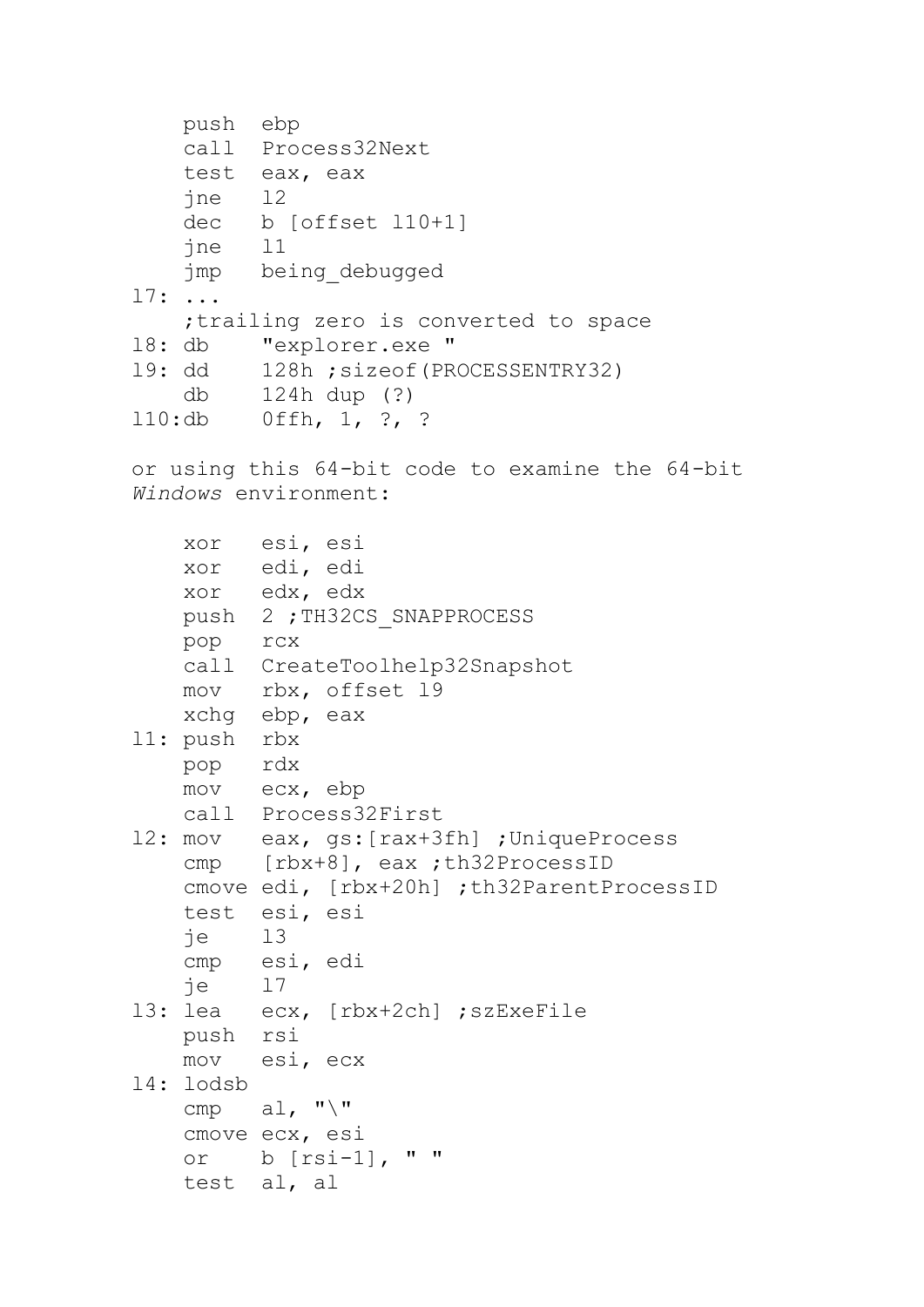```
    push  ebp
    call  Process32Next
    test  eax, eax
    jne   l2
    dec   b [offset l10+1]
    jne   l1
    jmp   being_debugged
l7: ...
    ;trailing zero is converted to space
l8: db    "explorer.exe "
l9: dd    128h ;sizeof(PROCESSENTRY32)
    db    124h dup (?)
l10:db    0ffh, 1, ?, ?
```

or using this 64-bit code to examine the 64-bit *Windows* environment:

```
    xor   esi, esi
    xor   edi, edi
    xor   edx, edx
    push  2 ;TH32CS_SNAPPROCESS
    pop   rcx
    call  CreateToolhelp32Snapshot
    mov   rbx, offset l9
    xchg  ebp, eax
l1: push  rbx
    pop   rdx
    mov   ecx, ebp
    call  Process32First
l2: mov   eax, gs:[rax+3fh] ;UniqueProcess
    cmp   [rbx+8], eax ;th32ProcessID
    cmove edi, [rbx+20h] ;th32ParentProcessID
    test  esi, esi
    je    l3
    cmp   esi, edi
    je    l7
l3: lea   ecx, [rbx+2ch] ;szExeFile
    push  rsi
    mov   esi, ecx
l4: lodsb
    cmp   al, "\"
    cmove ecx, esi
    or    b [rsi-1], " "
    test  al, al
```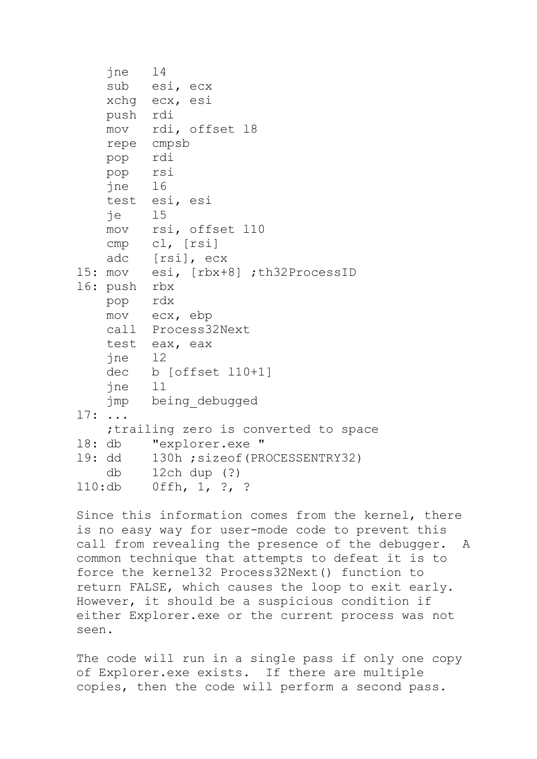```
    jne   l4
    sub   esi, ecx
    xchg  ecx, esi
    push  rdi
    mov   rdi, offset l8
    repe  cmpsb
    pop   rdi
    pop   rsi
    jne   l6
    test  esi, esi
    je    l5
    mov   rsi, offset l10
    cmp   cl, [rsi]
    adc   [rsi], ecx
l5: mov   esi, [rbx+8] ;th32ProcessID
l6: push  rbx
    pop   rdx
    mov   ecx, ebp
    call  Process32Next
    test  eax, eax
    jne   l2
    dec   b [offset l10+1]
    jne   l1
    jmp   being_debugged
l7: ...
    ;trailing zero is converted to space
l8: db    "explorer.exe "
l9: dd    130h ;sizeof(PROCESSENTRY32)
    db    12ch dup (?)
l10:db    0ffh, 1, ?, ?
```

Since this information comes from the kernel, there is no easy way for user-mode code to prevent this call from revealing the presence of the debugger. A common technique that attempts to defeat it is to force the kernel32 Process32Next() function to return FALSE, which causes the loop to exit early. However, it should be a suspicious condition if either Explorer.exe or the current process was not seen.

The code will run in a single pass if only one copy of Explorer.exe exists. If there are multiple copies, then the code will perform a second pass.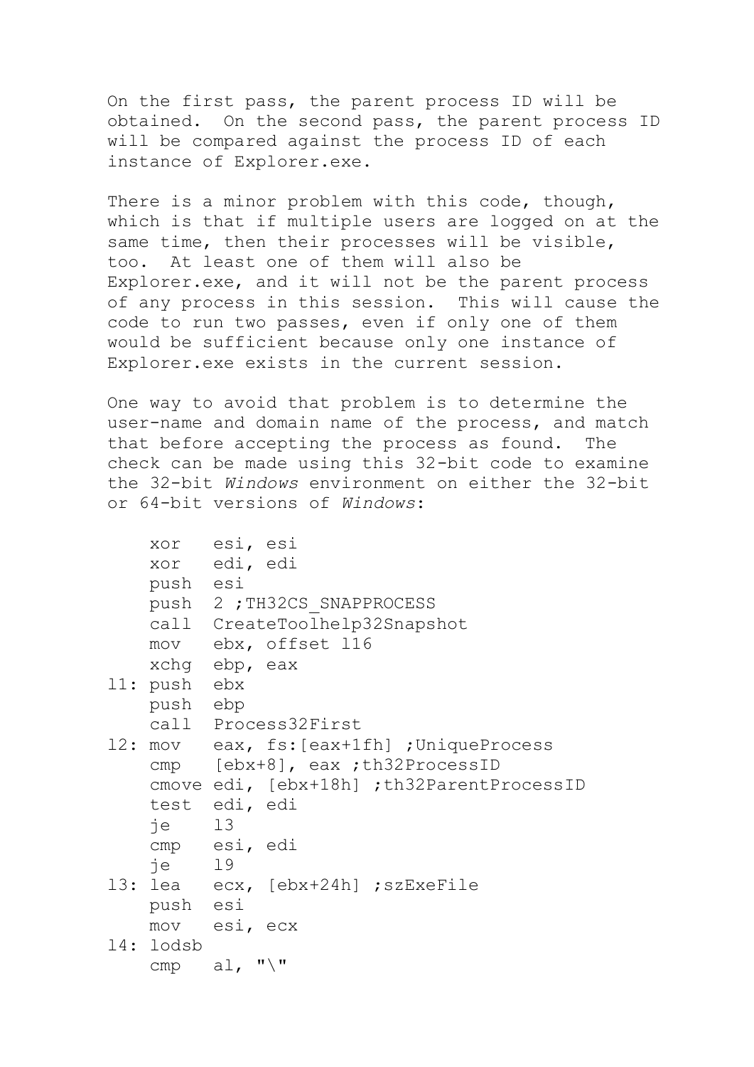On the first pass, the parent process ID will be obtained. On the second pass, the parent process ID will be compared against the process ID of each instance of Explorer.exe.

There is a minor problem with this code, though, which is that if multiple users are logged on at the same time, then their processes will be visible, too. At least one of them will also be Explorer.exe, and it will not be the parent process of any process in this session. This will cause the code to run two passes, even if only one of them would be sufficient because only one instance of Explorer.exe exists in the current session.

One way to avoid that problem is to determine the user-name and domain name of the process, and match that before accepting the process as found. The check can be made using this 32-bit code to examine the 32-bit *Windows* environment on either the 32-bit or 64-bit versions of *Windows*:

```
    xor   esi, esi
    xor   edi, edi
    push  esi
    push  2 ;TH32CS_SNAPPROCESS
    call  CreateToolhelp32Snapshot
    mov   ebx, offset l16
    xchg  ebp, eax
l1: push  ebx
    push  ebp
    call  Process32First
l2: mov   eax, fs:[eax+1fh] ;UniqueProcess
    cmp   [ebx+8], eax ;th32ProcessID
    cmove edi, [ebx+18h] ;th32ParentProcessID
    test  edi, edi
    je    l3
    cmp   esi, edi
    je    l9
l3: lea   ecx, [ebx+24h] ;szExeFile
    push  esi
    mov   esi, ecx
l4: lodsb
    cmp   al, "\"
```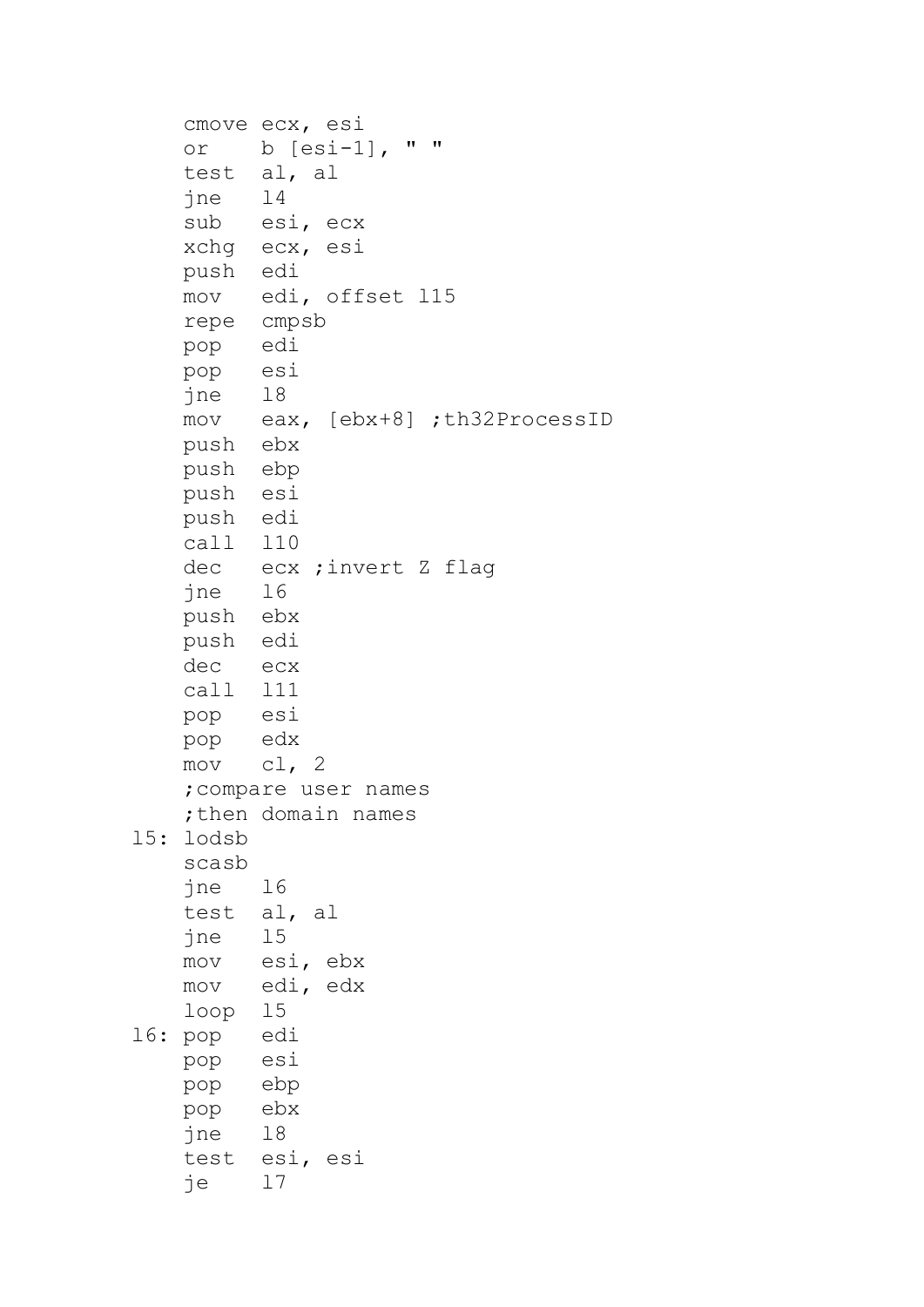```
    cmove ecx, esi
    or    b [esi-1], " "
    test  al, al
    jne   l4
    sub   esi, ecx
    xchg  ecx, esi
    push  edi
    mov   edi, offset l15
    repe  cmpsb
    pop   edi
    pop   esi
    jne   l8
    mov   eax, [ebx+8] ;th32ProcessID
    push  ebx
    push  ebp
    push  esi
    push  edi
    call  l10
    dec   ecx ;invert Z flag
    jne   l6
    push  ebx
    push  edi
    dec   ecx
    call  l11
    pop   esi
    pop   edx
    mov   cl, 2
    ;compare user names
    ;then domain names
l5: lodsb
    scasb
    jne   l6
    test  al, al
    jne   l5
    mov   esi, ebx
    mov   edi, edx
    loop  l5
l6: pop   edi
    pop   esi
    pop   ebp
    pop   ebx
    jne   l8
    test  esi, esi
    je    l7
```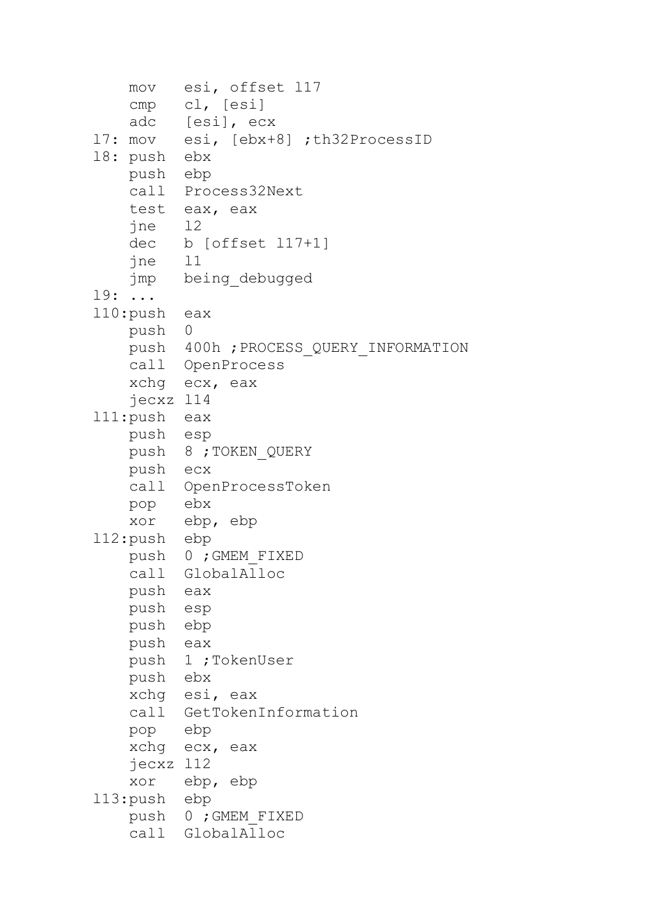```
    mov   esi, offset l17
    cmp   cl, [esi]
    adc   [esi], ecx
l7: mov   esi, [ebx+8] ;th32ProcessID
l8: push  ebx
    push  ebp
    call  Process32Next
    test  eax, eax
    jne   l2
    dec   b [offset l17+1]
    jne   l1
    jmp   being_debugged
l9: ...
l10:push  eax
    push  0
    push  400h ;PROCESS_QUERY_INFORMATION
    call  OpenProcess
    xchg  ecx, eax
    jecxz l14
l11:push  eax
    push  esp
    push  8 ;TOKEN_QUERY
    push  ecx
    call  OpenProcessToken
    pop   ebx
    xor   ebp, ebp
l12:push  ebp
    push  0 ;GMEM_FIXED
    call  GlobalAlloc
    push  eax
    push  esp
    push  ebp
    push  eax
    push  1 ;TokenUser
    push  ebx
    xchg  esi, eax
    call  GetTokenInformation
    pop   ebp
    xchg  ecx, eax
    jecxz l12
    xor   ebp, ebp
l13:push  ebp
    push  0 ;GMEM_FIXED
    call  GlobalAlloc
```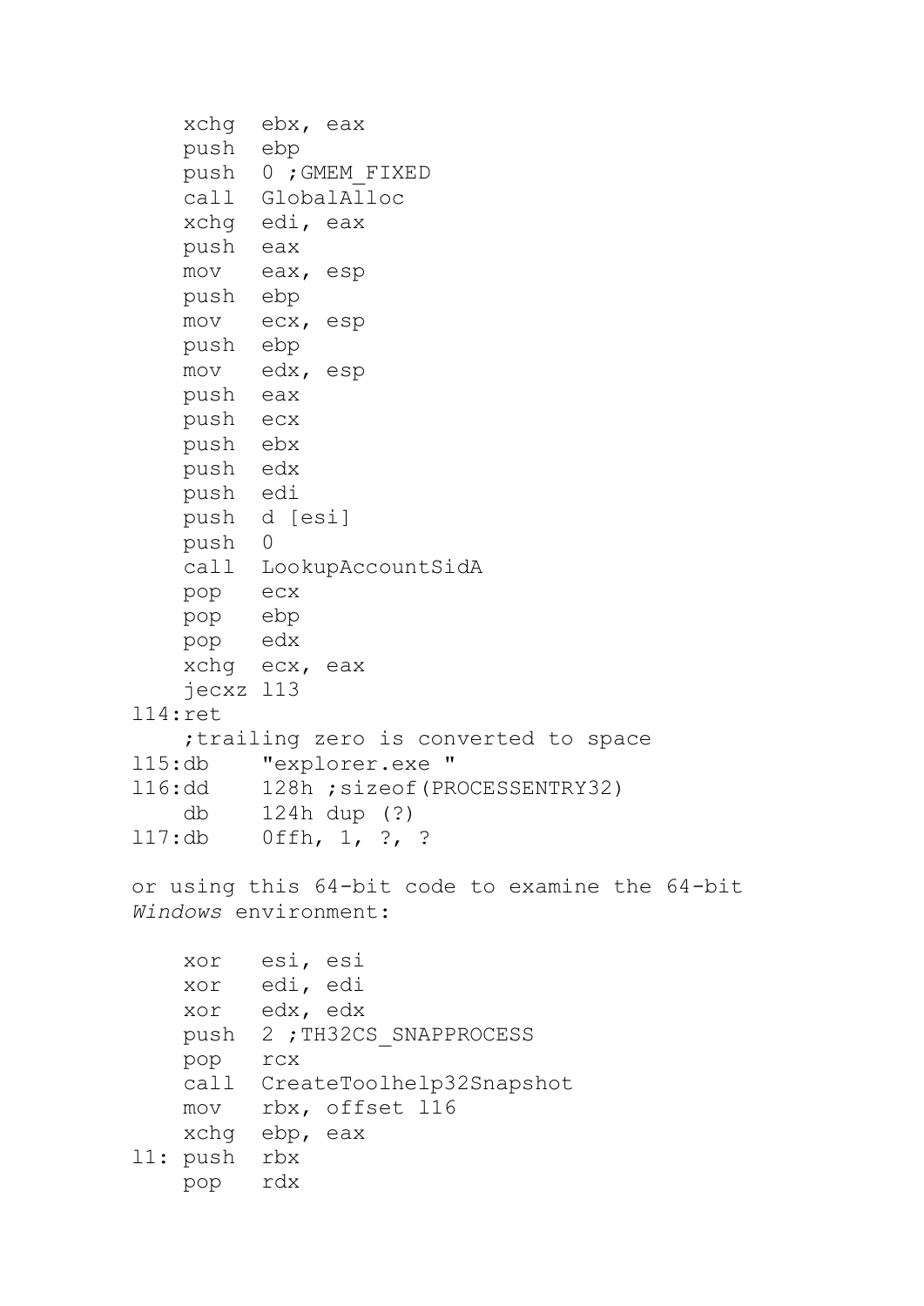```
    xchg  ebx, eax
    push  ebp
    push  0 ;GMEM_FIXED
    call  GlobalAlloc
    xchg  edi, eax
    push  eax
    mov   eax, esp
    push  ebp
    mov   ecx, esp
    push  ebp
    mov   edx, esp
    push  eax
    push  ecx
    push  ebx
    push  edx
    push  edi
    push  d [esi]
    push  0
    call  LookupAccountSidA
    pop   ecx
    pop   ebp
    pop   edx
    xchg  ecx, eax
    jecxz l13
l14:ret
    ;trailing zero is converted to space
l15:db    "explorer.exe "
l16:dd    128h ;sizeof(PROCESSENTRY32)
    db    124h dup (?)
l17:db    0ffh, 1, ?, ?
```

or using this 64-bit code to examine the 64-bit *Windows* environment:

```
    xor   esi, esi
    xor   edi, edi
    xor   edx, edx
    push  2 ;TH32CS_SNAPPROCESS
    pop   rcx
    call  CreateToolhelp32Snapshot
    mov   rbx, offset l16
    xchg  ebp, eax
l1: push  rbx
    pop   rdx
```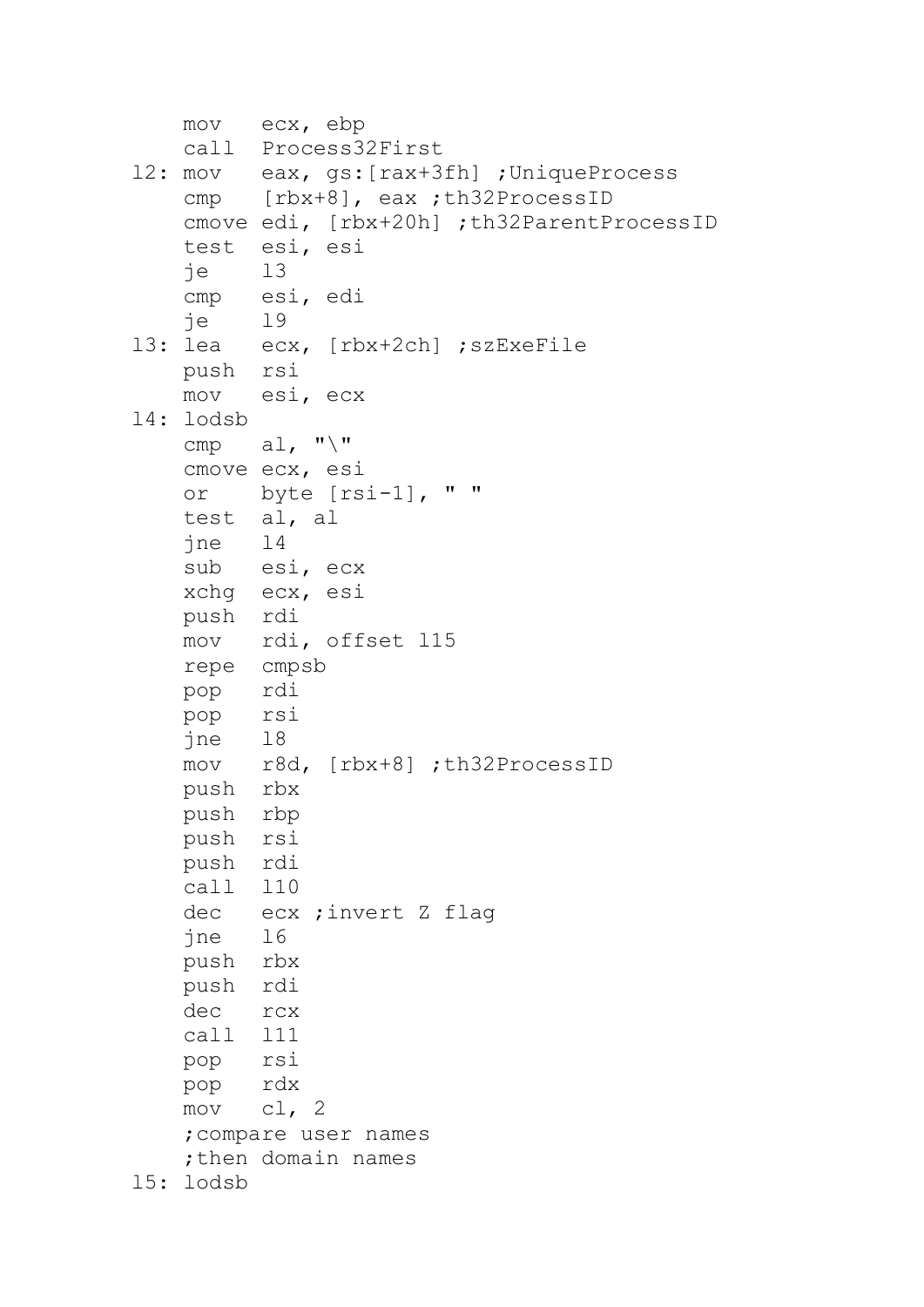```
    mov   ecx, ebp
    call  Process32First
l2: mov   eax, gs:[rax+3fh] ;UniqueProcess
    cmp   [rbx+8], eax ;th32ProcessID
    cmove edi, [rbx+20h] ;th32ParentProcessID
    test  esi, esi
    je    l3
    cmp   esi, edi
    je    l9
l3: lea   ecx, [rbx+2ch] ;szExeFile
    push  rsi
    mov   esi, ecx
l4: lodsb
    cmp   al, "\"
    cmove ecx, esi
    or    byte [rsi-1], " "
    test  al, al
    jne   l4
    sub   esi, ecx
    xchg  ecx, esi
    push  rdi
    mov   rdi, offset l15
    repe  cmpsb
    pop   rdi
    pop   rsi
    jne   l8
    mov   r8d, [rbx+8] ;th32ProcessID
    push  rbx
    push  rbp
    push  rsi
    push  rdi
    call  l10
    dec   ecx ;invert Z flag
    jne   l6
    push  rbx
    push  rdi
    dec   rcx
    call  l11
    pop   rsi
    pop   rdx
    mov   cl, 2
    ;compare user names
    ;then domain names
l5: lodsb
```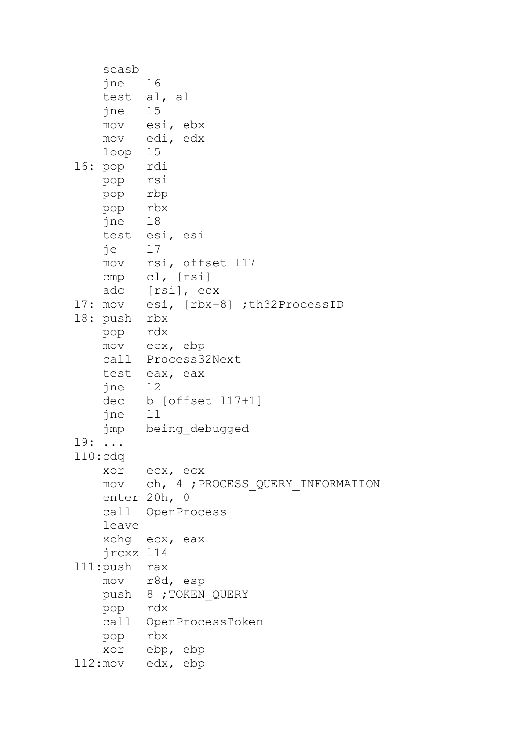```
    scasb
    jne   l6
    test  al, al
    jne   l5
    mov   esi, ebx
    mov   edi, edx
    loop  l5
l6: pop   rdi
    pop   rsi
    pop   rbp
    pop   rbx
    jne   l8
    test  esi, esi
    je    l7
    mov   rsi, offset l17
    cmp   cl, [rsi]
    adc   [rsi], ecx
l7: mov   esi, [rbx+8] ;th32ProcessID
l8: push  rbx
    pop   rdx
    mov   ecx, ebp
    call  Process32Next
    test  eax, eax
    jne   l2
    dec   b [offset l17+1]
    jne   l1
    jmp   being_debugged
l9: ...
l10:cdq
    xor   ecx, ecx
    mov   ch, 4 ;PROCESS_QUERY_INFORMATION
    enter 20h, 0
    call  OpenProcess
    leave
    xchg  ecx, eax
    jrcxz l14
l11:push  rax
    mov   r8d, esp
    push  8 ;TOKEN_QUERY
    pop   rdx
    call  OpenProcessToken
    pop   rbx
    xor   ebp, ebp
l12:mov   edx, ebp
```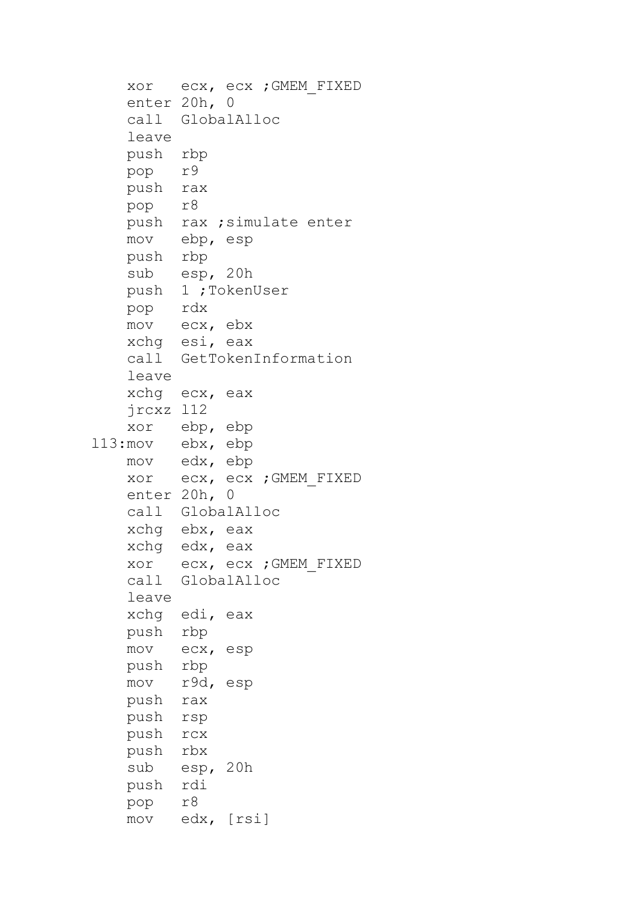```
    xor   ecx, ecx ;GMEM_FIXED
    enter 20h, 0
    call  GlobalAlloc
    leave
    push  rbp
    pop   r9
    push  rax
    pop   r8
    push  rax ;simulate enter
    mov   ebp, esp
    push  rbp
    sub   esp, 20h
    push  1 ;TokenUser
    pop   rdx
    mov   ecx, ebx
    xchg  esi, eax
    call  GetTokenInformation
    leave
    xchg  ecx, eax
    jrcxz l12
    xor   ebp, ebp
l13:mov   ebx, ebp
    mov   edx, ebp
    xor   ecx, ecx ;GMEM_FIXED
    enter 20h, 0
    call  GlobalAlloc
    xchg  ebx, eax
    xchg  edx, eax
    xor   ecx, ecx ;GMEM_FIXED
    call  GlobalAlloc
    leave
    xchg  edi, eax
    push  rbp
    mov   ecx, esp
    push  rbp
    mov   r9d, esp
    push  rax
    push  rsp
    push  rcx
    push  rbx
    sub   esp, 20h
    push  rdi
    pop   r8
    mov   edx, [rsi]
```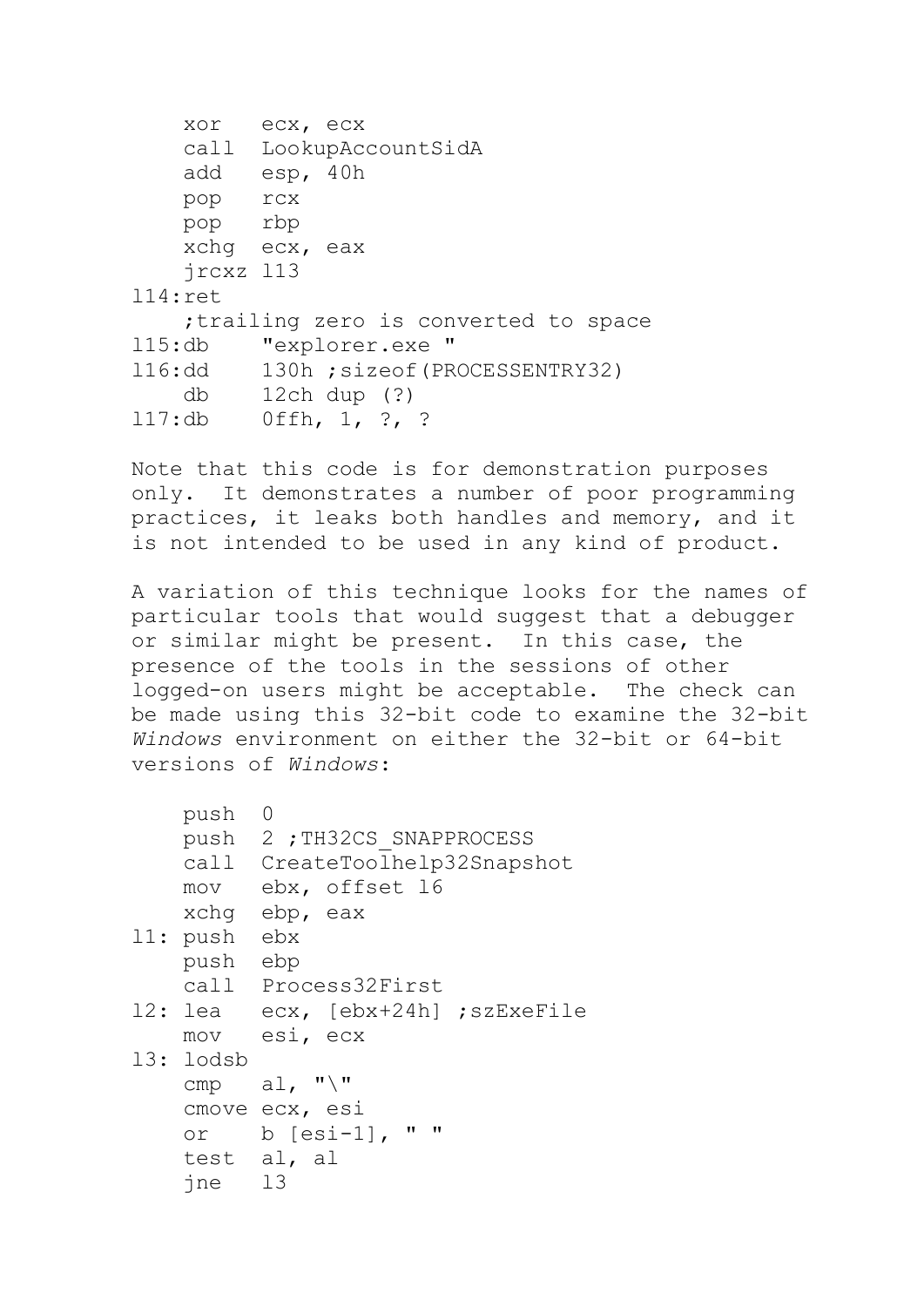```
    xor   ecx, ecx
    call  LookupAccountSidA
    add   esp, 40h
    pop   rcx
    pop   rbp
    xchg  ecx, eax
    jrcxz l13
l14:ret
    ;trailing zero is converted to space
l15:db    "explorer.exe "
l16:dd    130h ;sizeof(PROCESSENTRY32)
    db    12ch dup (?)
l17:db    0ffh, 1, ?, ?
```

Note that this code is for demonstration purposes only. It demonstrates a number of poor programming practices, it leaks both handles and memory, and it is not intended to be used in any kind of product.

A variation of this technique looks for the names of particular tools that would suggest that a debugger or similar might be present. In this case, the presence of the tools in the sessions of other logged-on users might be acceptable. The check can be made using this 32-bit code to examine the 32-bit *Windows* environment on either the 32-bit or 64-bit versions of *Windows*:

```
    push  0
    push  2 ;TH32CS_SNAPPROCESS
    call  CreateToolhelp32Snapshot
    mov   ebx, offset l6
    xchg  ebp, eax
l1: push  ebx
    push  ebp
    call  Process32First
l2: lea   ecx, [ebx+24h] ;szExeFile
    mov   esi, ecx
l3: lodsb
    cmp   al, "\"
    cmove ecx, esi
    or    b [esi-1], " "
    test  al, al
    jne   l3
```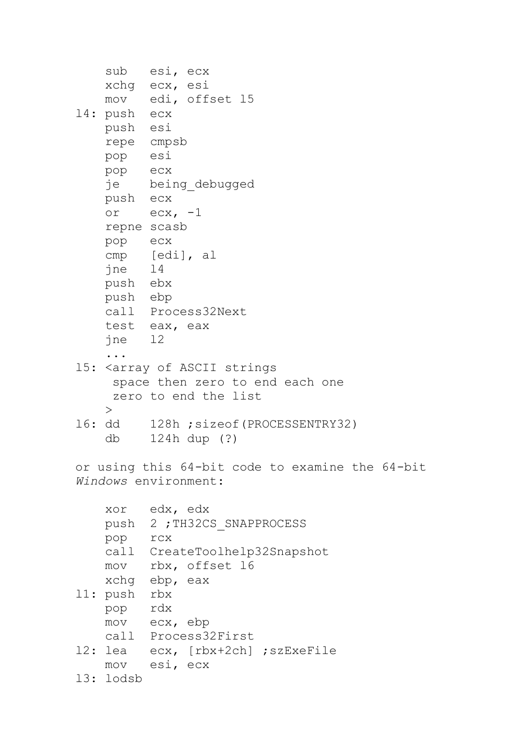```
    sub   esi, ecx
    xchg  ecx, esi
    mov   edi, offset l5
l4: push  ecx
    push  esi
    repe  cmpsb
    pop   esi
    pop   ecx
    je    being_debugged
    push  ecx
    or    ecx, -1
    repne scasb
    pop   ecx
    cmp   [edi], al
    jne   l4
    push  ebx
    push  ebp
    call  Process32Next
    test  eax, eax
    jne   l2
    ...
l5: <array of ASCII strings
     space then zero to end each one
     zero to end the list
    >
l6: dd    128h ;sizeof(PROCESSENTRY32)
    db    124h dup (?)
```

or using this 64-bit code to examine the 64-bit *Windows* environment:

```
    xor   edx, edx
    push  2 ;TH32CS_SNAPPROCESS
    pop   rcx
    call  CreateToolhelp32Snapshot
    mov   rbx, offset l6
    xchg  ebp, eax
l1: push  rbx
    pop   rdx
    mov   ecx, ebp
    call  Process32First
l2: lea   ecx, [rbx+2ch] ;szExeFile
    mov   esi, ecx
l3: lodsb
```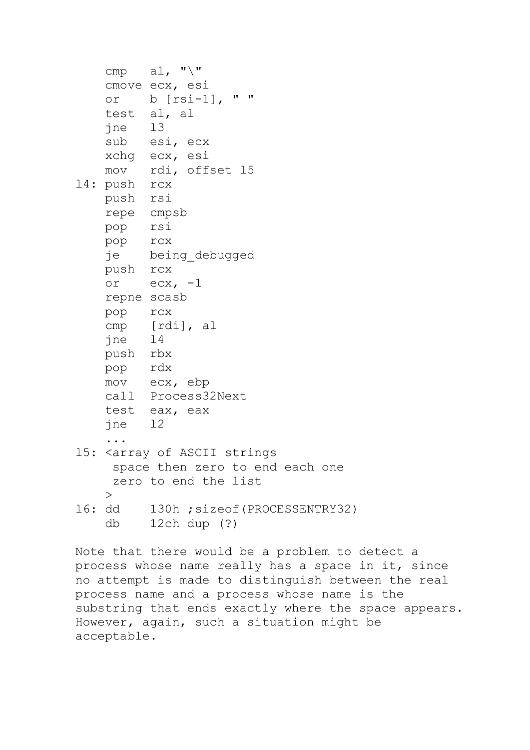```
    cmp   al, "\"
    cmove ecx, esi
    or    b [rsi-1], " "
    test  al, al
    jne   l3
    sub   esi, ecx
    xchg  ecx, esi
    mov   rdi, offset l5
l4: push  rcx
    push  rsi
    repe  cmpsb
    pop   rsi
    pop   rcx
    je    being_debugged
    push  rcx
    or    ecx, -1
    repne scasb
    pop   rcx
    cmp   [rdi], al
    jne   l4
    push  rbx
    pop   rdx
    mov   ecx, ebp
    call  Process32Next
    test  eax, eax
    jne   l2
    ...
l5: <array of ASCII strings
     space then zero to end each one
     zero to end the list
    >
l6: dd    130h ;sizeof(PROCESSENTRY32)
    db    12ch dup (?)
```

Note that there would be a problem to detect a process whose name really has a space in it, since no attempt is made to distinguish between the real process name and a process whose name is the substring that ends exactly where the space appears. However, again, such a situation might be acceptable.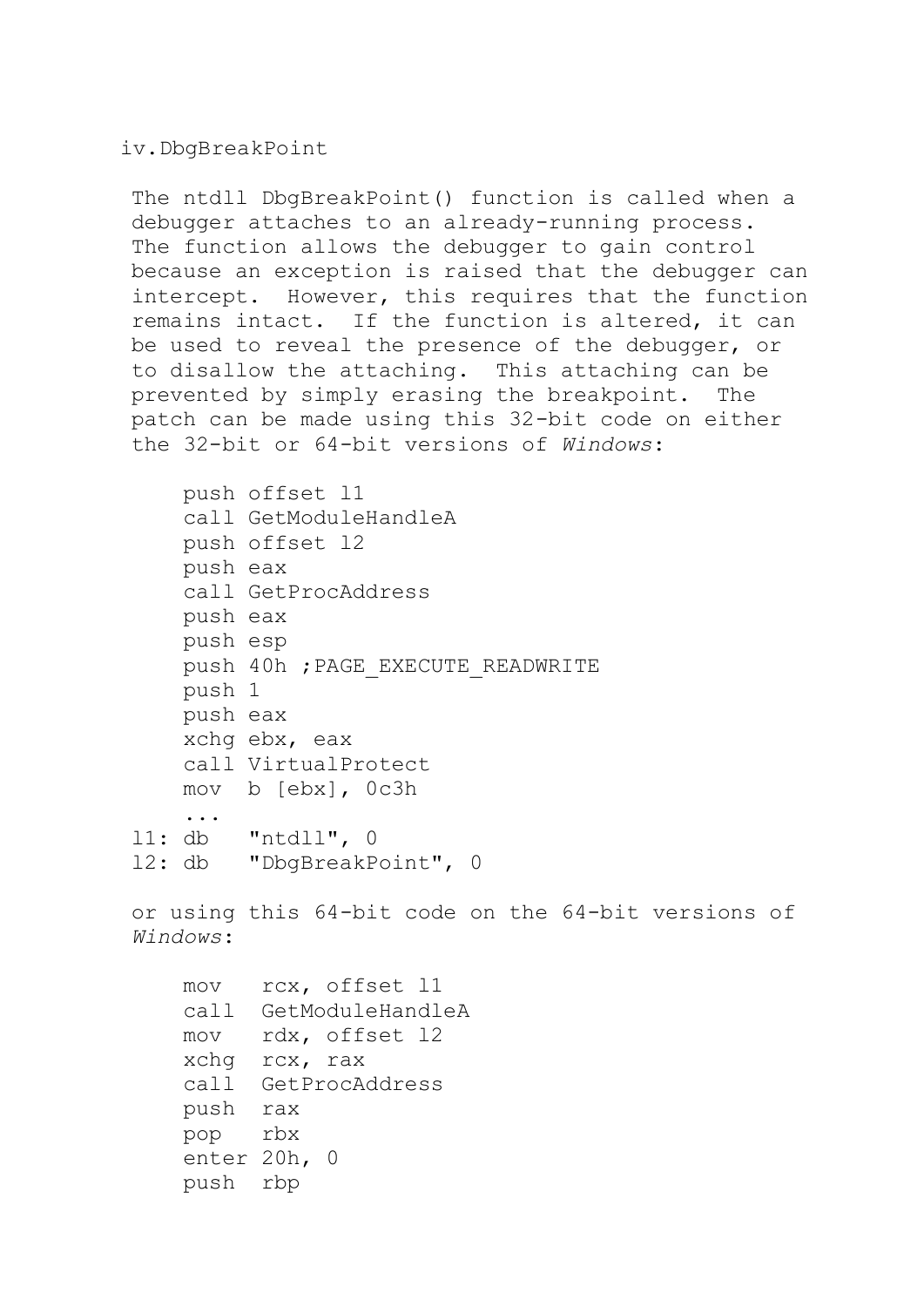### iv.DbgBreakPoint

The ntdll DbgBreakPoint() function is called when a debugger attaches to an already-running process. The function allows the debugger to gain control because an exception is raised that the debugger can intercept. However, this requires that the function remains intact. If the function is altered, it can be used to reveal the presence of the debugger, or to disallow the attaching. This attaching can be prevented by simply erasing the breakpoint. The patch can be made using this 32-bit code on either the 32-bit or 64-bit versions of *Windows*:

```
    push offset l1
    call GetModuleHandleA
    push offset l2
    push eax
    call GetProcAddress
    push eax
    push esp
    push 40h ;PAGE_EXECUTE_READWRITE
    push 1
    push eax
    xchg ebx, eax
    call VirtualProtect
    mov  b [ebx], 0c3h
    ...
l1: db   "ntdll", 0
l2: db   "DbgBreakPoint", 0
```

or using this 64-bit code on the 64-bit versions of *Windows*:

```
    mov   rcx, offset l1
    call  GetModuleHandleA
    mov   rdx, offset l2
    xchg  rcx, rax
    call  GetProcAddress
    push  rax
    pop   rbx
    enter 20h, 0
    push  rbp
```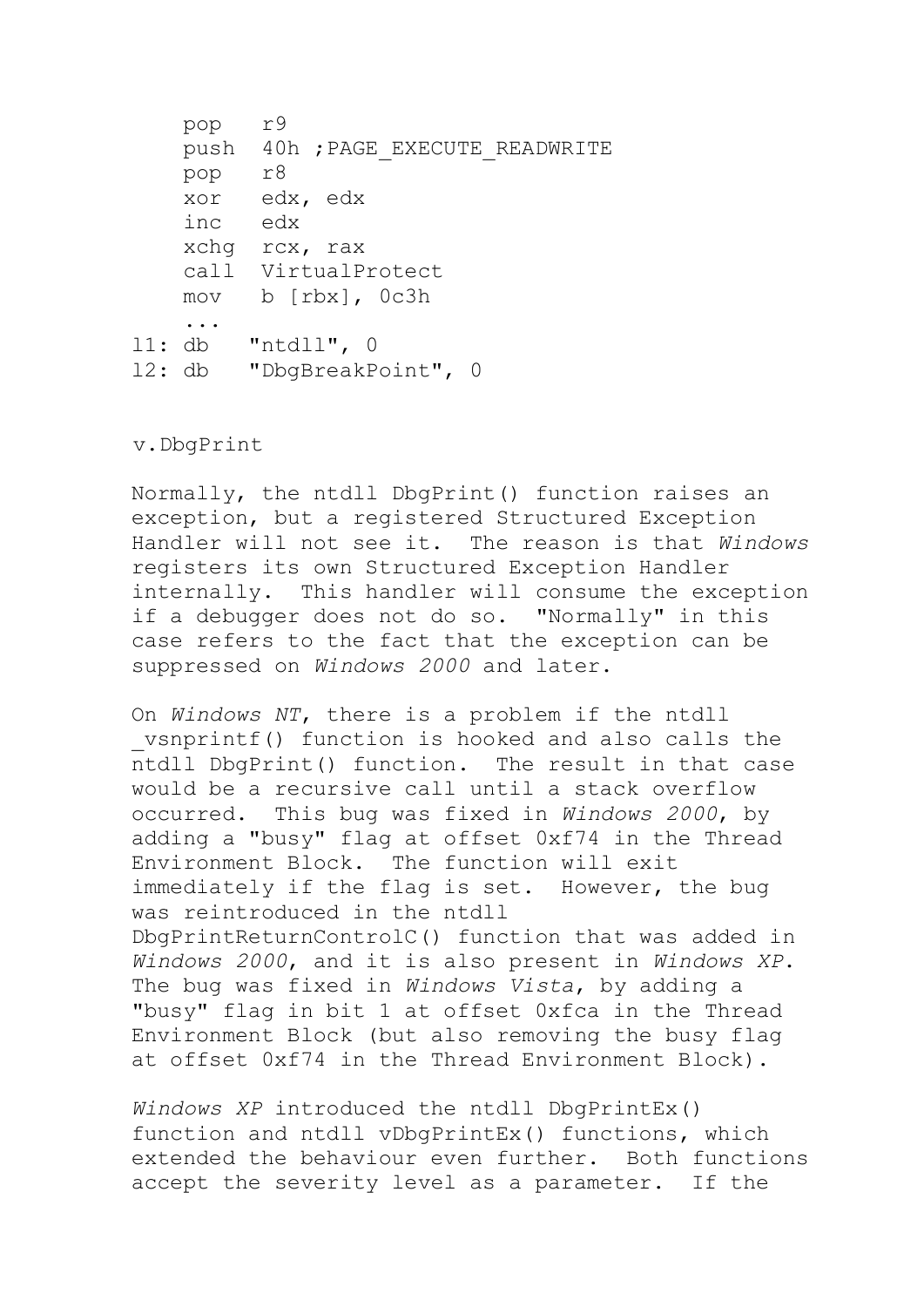```
    pop   r9
    push  40h ;PAGE_EXECUTE_READWRITE
    pop   r8
    xor   edx, edx
    inc   edx
    xchg  rcx, rax
    call  VirtualProtect
    mov   b [rbx], 0c3h
    ...
l1: db   "ntdll", 0
l2: db   "DbgBreakPoint", 0
```

v.DbgPrint

Normally, the ntdll DbgPrint() function raises an exception, but a registered Structured Exception Handler will not see it. The reason is that *Windows* registers its own Structured Exception Handler internally. This handler will consume the exception if a debugger does not do so. "Normally" in this case refers to the fact that the exception can be suppressed on *Windows 2000* and later.

On *Windows NT*, there is a problem if the ntdll _vsnprintf() function is hooked and also calls the ntdll DbgPrint() function. The result in that case would be a recursive call until a stack overflow occurred. This bug was fixed in *Windows 2000*, by adding a "busy" flag at offset 0xf74 in the Thread Environment Block. The function will exit immediately if the flag is set. However, the bug was reintroduced in the ntdll DbgPrintReturnControlC() function that was added in *Windows 2000*, and it is also present in *Windows XP*. The bug was fixed in *Windows Vista*, by adding a "busy" flag in bit 1 at offset 0xfca in the Thread Environment Block (but also removing the busy flag at offset 0xf74 in the Thread Environment Block).

*Windows XP* introduced the ntdll DbgPrintEx() function and ntdll vDbgPrintEx() functions, which extended the behaviour even further. Both functions accept the severity level as a parameter. If the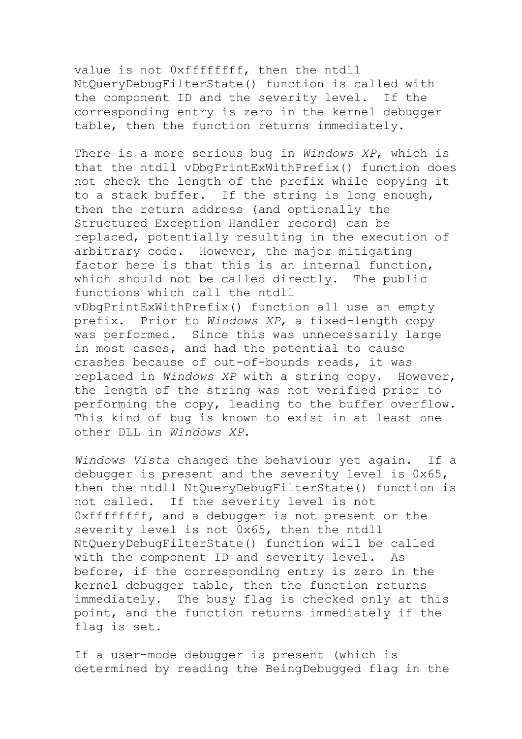value is not 0xffffffff, then the ntdll NtQueryDebugFilterState() function is called with the component ID and the severity level. If the corresponding entry is zero in the kernel debugger table, then the function returns immediately.

There is a more serious bug in *Windows XP*, which is that the ntdll vDbgPrintExWithPrefix() function does not check the length of the prefix while copying it to a stack buffer. If the string is long enough, then the return address (and optionally the Structured Exception Handler record) can be replaced, potentially resulting in the execution of arbitrary code. However, the major mitigating factor here is that this is an internal function, which should not be called directly. The public functions which call the ntdll vDbgPrintExWithPrefix() function all use an empty prefix. Prior to *Windows XP*, a fixed-length copy was performed. Since this was unnecessarily large in most cases, and had the potential to cause crashes because of out-of-bounds reads, it was replaced in *Windows XP* with a string copy. However, the length of the string was not verified prior to performing the copy, leading to the buffer overflow. This kind of bug is known to exist in at least one other DLL in *Windows XP*.

*Windows Vista* changed the behaviour yet again. If a debugger is present and the severity level is 0x65, then the ntdll NtQueryDebugFilterState() function is not called. If the severity level is not 0xffffffff, and a debugger is not present or the severity level is not 0x65, then the ntdll NtQueryDebugFilterState() function will be called with the component ID and severity level. As before, if the corresponding entry is zero in the kernel debugger table, then the function returns immediately. The busy flag is checked only at this point, and the function returns immediately if the flag is set.

If a user-mode debugger is present (which is determined by reading the BeingDebugged flag in the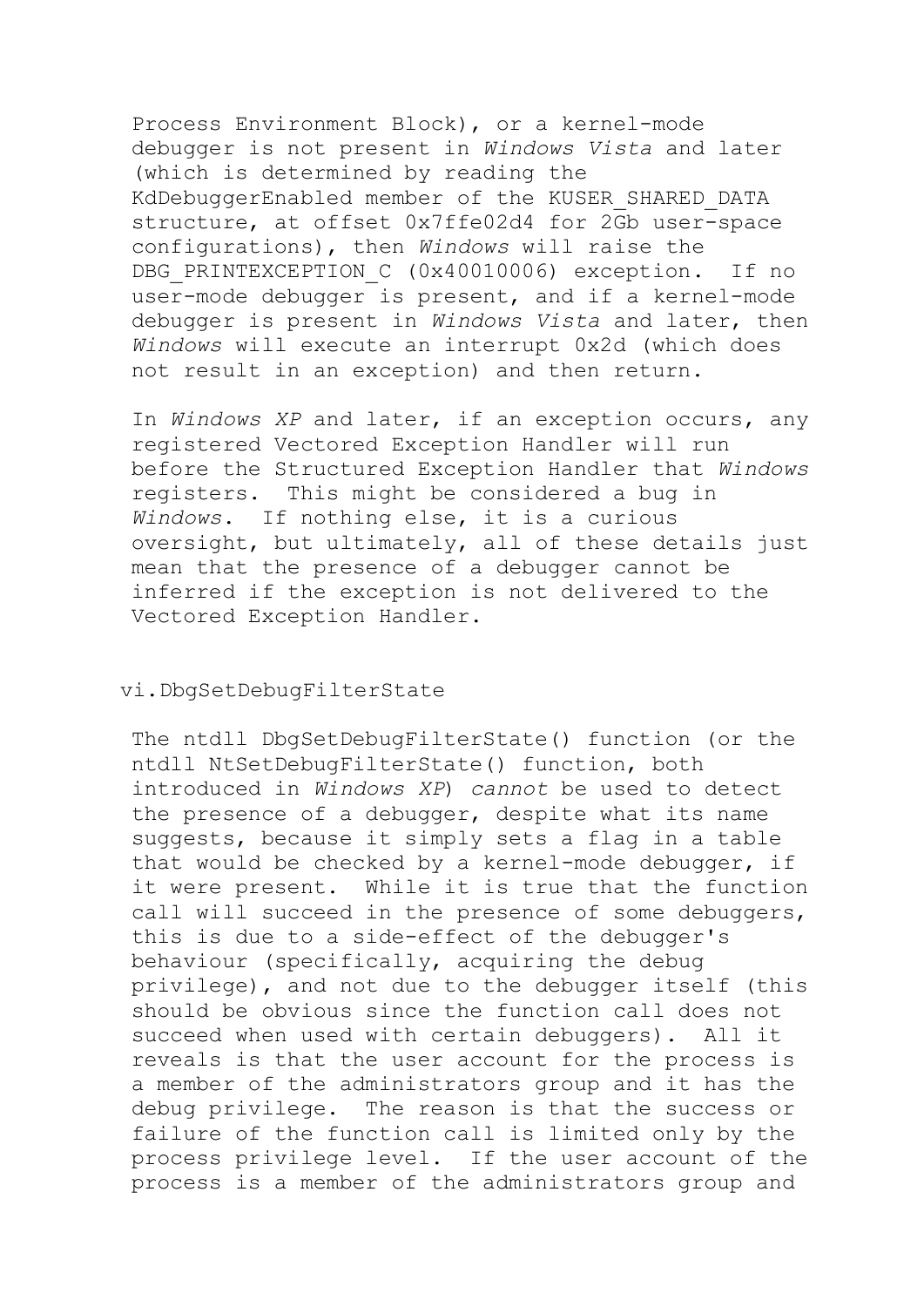Process Environment Block), or a kernel-mode debugger is not present in *Windows Vista* and later (which is determined by reading the KdDebuggerEnabled member of the KUSER_SHARED_DATA structure, at offset 0x7ffe02d4 for 2Gb user-space configurations), then *Windows* will raise the DBG_PRINTEXCEPTION_C (0x40010006) exception. If no user-mode debugger is present, and if a kernel-mode debugger is present in *Windows Vista* and later, then *Windows* will execute an interrupt 0x2d (which does not result in an exception) and then return.

In *Windows XP* and later, if an exception occurs, any registered Vectored Exception Handler will run before the Structured Exception Handler that *Windows* registers. This might be considered a bug in *Windows*. If nothing else, it is a curious oversight, but ultimately, all of these details just mean that the presence of a debugger cannot be inferred if the exception is not delivered to the Vectored Exception Handler.

### vi.DbgSetDebugFilterState

The ntdll DbgSetDebugFilterState() function (or the ntdll NtSetDebugFilterState() function, both introduced in *Windows XP*) *cannot* be used to detect the presence of a debugger, despite what its name suggests, because it simply sets a flag in a table that would be checked by a kernel-mode debugger, if it were present. While it is true that the function call will succeed in the presence of some debuggers, this is due to a side-effect of the debugger's behaviour (specifically, acquiring the debug privilege), and not due to the debugger itself (this should be obvious since the function call does not succeed when used with certain debuggers). All it reveals is that the user account for the process is a member of the administrators group and it has the debug privilege. The reason is that the success or failure of the function call is limited only by the process privilege level. If the user account of the process is a member of the administrators group and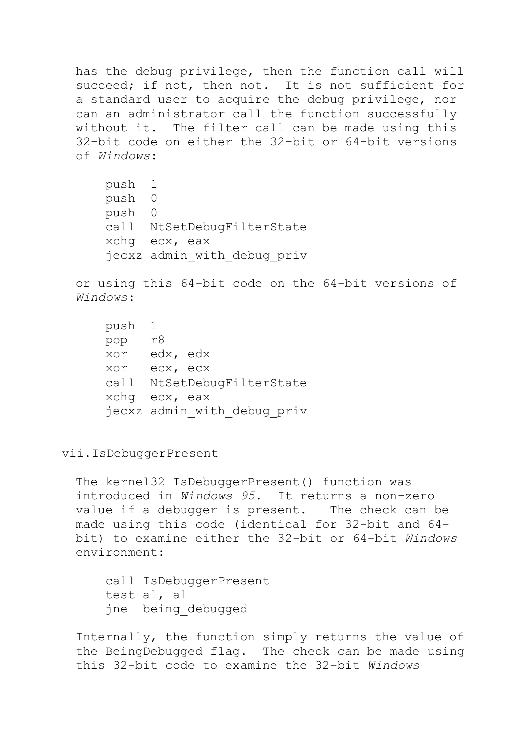has the debug privilege, then the function call will succeed; if not, then not. It is not sufficient for a standard user to acquire the debug privilege, nor can an administrator call the function successfully without it. The filter call can be made using this 32-bit code on either the 32-bit or 64-bit versions of *Windows*:

```
push  1
push  0
push  0
call  NtSetDebugFilterState
xchg  ecx, eax
jecxz admin_with_debug_priv
```

or using this 64-bit code on the 64-bit versions of *Windows*:

```
push  1
pop   r8
xor   edx, edx
xor   ecx, ecx
call  NtSetDebugFilterState
xchg  ecx, eax
jecxz admin_with_debug_priv
```

### vii.IsDebuggerPresent

The kernel32 IsDebuggerPresent() function was introduced in *Windows 95*. It returns a non-zero value if a debugger is present. The check can be made using this code (identical for 32-bit and 64-bit) to examine either the 32-bit or 64-bit *Windows* environment:

```
call IsDebuggerPresent
test al, al
jne  being_debugged
```

Internally, the function simply returns the value of the BeingDebugged flag. The check can be made using this 32-bit code to examine the 32-bit *Windows*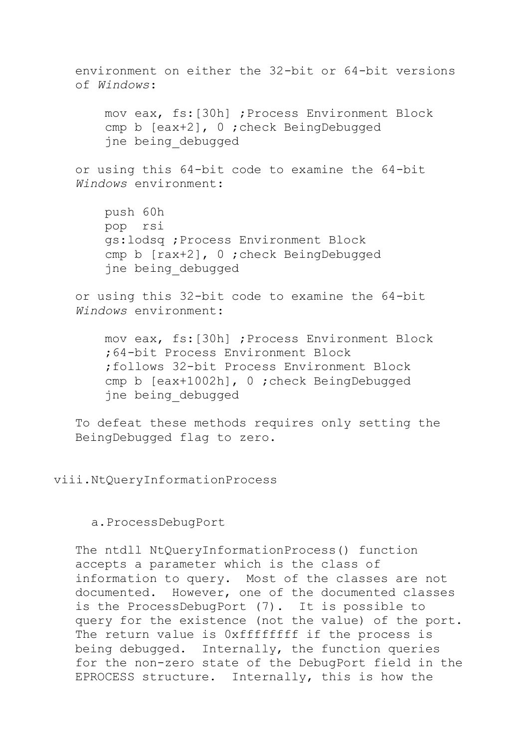environment on either the 32-bit or 64-bit versions of *Windows*:

```
mov eax, fs:[30h] ;Process Environment Block
cmp b [eax+2], 0 ;check BeingDebugged
jne being_debugged
```

or using this 64-bit code to examine the 64-bit *Windows* environment:

```
push 60h
pop  rsi
gs:lodsq ;Process Environment Block
cmp b [rax+2], 0 ;check BeingDebugged
jne being_debugged
```

or using this 32-bit code to examine the 64-bit *Windows* environment:

```
mov eax, fs:[30h] ;Process Environment Block
;64-bit Process Environment Block
;follows 32-bit Process Environment Block
cmp b [eax+1002h], 0 ;check BeingDebugged
jne being_debugged
```

To defeat these methods requires only setting the BeingDebugged flag to zero.

## viii.NtQueryInformationProcess

### a.ProcessDebugPort

The ntdll NtQueryInformationProcess() function accepts a parameter which is the class of information to query. Most of the classes are not documented. However, one of the documented classes is the ProcessDebugPort (7). It is possible to query for the existence (not the value) of the port. The return value is 0xffffffff if the process is being debugged. Internally, the function queries for the non-zero state of the DebugPort field in the EPROCESS structure. Internally, this is how the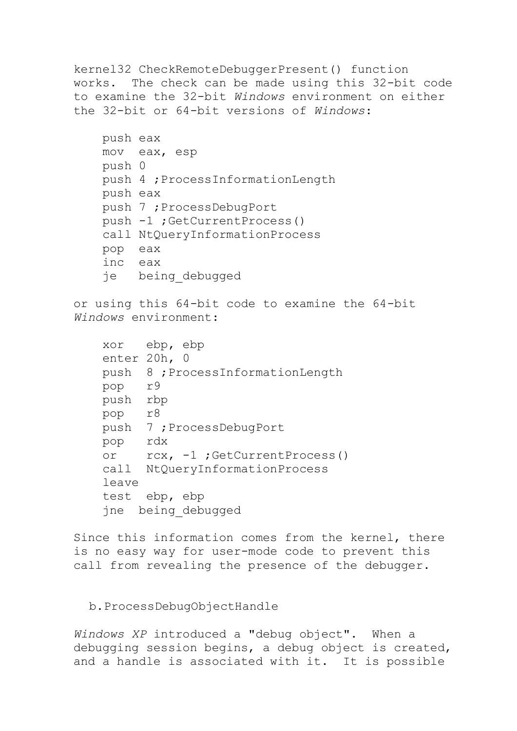kernel32 CheckRemoteDebuggerPresent() function works. The check can be made using this 32-bit code to examine the 32-bit *Windows* environment on either the 32-bit or 64-bit versions of *Windows*:

```
push eax
mov  eax, esp
push 0
push 4 ;ProcessInformationLength
push eax
push 7 ;ProcessDebugPort
push -1 ;GetCurrentProcess()
call NtQueryInformationProcess
pop  eax
inc  eax
je   being_debugged
```

or using this 64-bit code to examine the 64-bit *Windows* environment:

```
xor   ebp, ebp
enter 20h, 0
push  8 ;ProcessInformationLength
pop   r9
push  rbp
pop   r8
push  7 ;ProcessDebugPort
pop   rdx
or    rcx, -1 ;GetCurrentProcess()
call  NtQueryInformationProcess
leave
test  ebp, ebp
jne  being_debugged
```

Since this information comes from the kernel, there is no easy way for user-mode code to prevent this call from revealing the presence of the debugger.

b. ProcessDebugObjectHandle

*Windows XP* introduced a "debug object". When a debugging session begins, a debug object is created, and a handle is associated with it. It is possible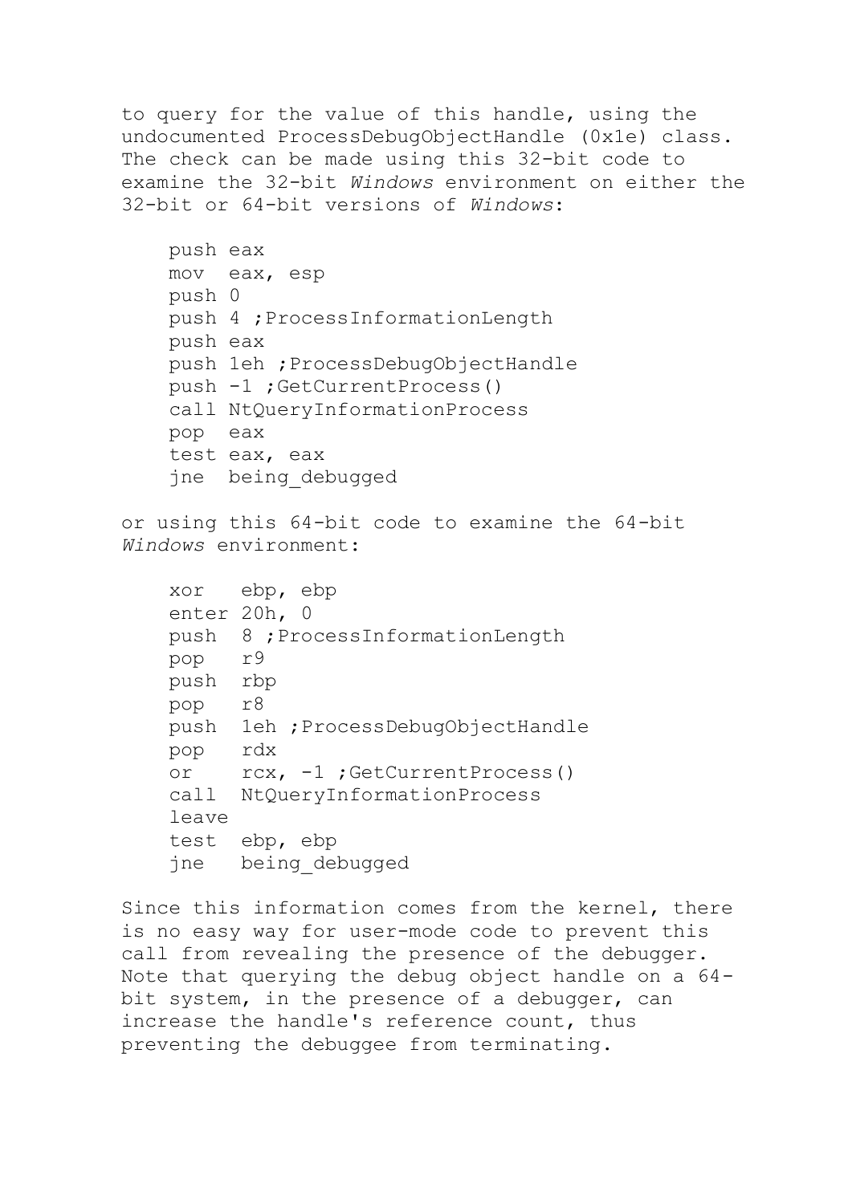to query for the value of this handle, using the undocumented ProcessDebugObjectHandle (0x1e) class. The check can be made using this 32-bit code to examine the 32-bit *Windows* environment on either the 32-bit or 64-bit versions of *Windows*:

```
push eax
mov  eax, esp
push 0
push 4 ;ProcessInformationLength
push eax
push 1eh ;ProcessDebugObjectHandle
push -1 ;GetCurrentProcess()
call NtQueryInformationProcess
pop  eax
test eax, eax
jne  being_debugged
```

or using this 64-bit code to examine the 64-bit *Windows* environment:

```
xor   ebp, ebp
enter 20h, 0
push  8 ;ProcessInformationLength
pop   r9
push  rbp
pop   r8
push  1eh ;ProcessDebugObjectHandle
pop   rdx
or    rcx, -1 ;GetCurrentProcess()
call  NtQueryInformationProcess
leave
test  ebp, ebp
jne   being_debugged
```

Since this information comes from the kernel, there is no easy way for user-mode code to prevent this call from revealing the presence of the debugger. Note that querying the debug object handle on a 64-bit system, in the presence of a debugger, can increase the handle's reference count, thus preventing the debuggee from terminating.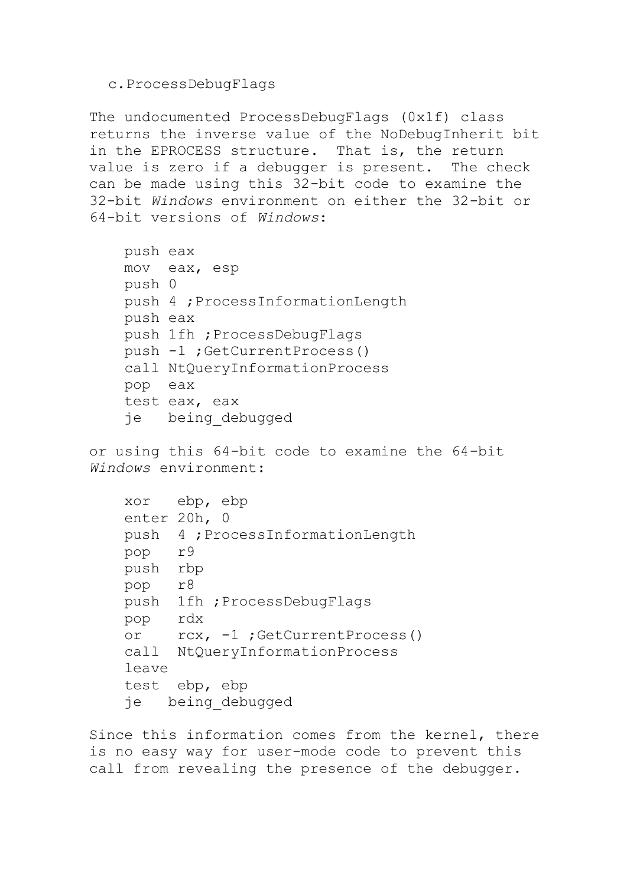### c. ProcessDebugFlags

The undocumented ProcessDebugFlags (0x1f) class returns the inverse value of the NoDebugInherit bit in the EPROCESS structure. That is, the return value is zero if a debugger is present. The check can be made using this 32-bit code to examine the 32-bit *Windows* environment on either the 32-bit or 64-bit versions of *Windows*:

```
push eax
mov  eax, esp
push 0
push 4 ;ProcessInformationLength
push eax
push 1fh ;ProcessDebugFlags
push -1 ;GetCurrentProcess()
call NtQueryInformationProcess
pop  eax
test eax, eax
je   being_debugged
```

or using this 64-bit code to examine the 64-bit *Windows* environment:

```
xor   ebp, ebp
enter 20h, 0
push  4 ;ProcessInformationLength
pop   r9
push  rbp
pop   r8
push  1fh ;ProcessDebugFlags
pop   rdx
or    rcx, -1 ;GetCurrentProcess()
call  NtQueryInformationProcess
leave
test  ebp, ebp
je   being_debugged
```

Since this information comes from the kernel, there is no easy way for user-mode code to prevent this call from revealing the presence of the debugger.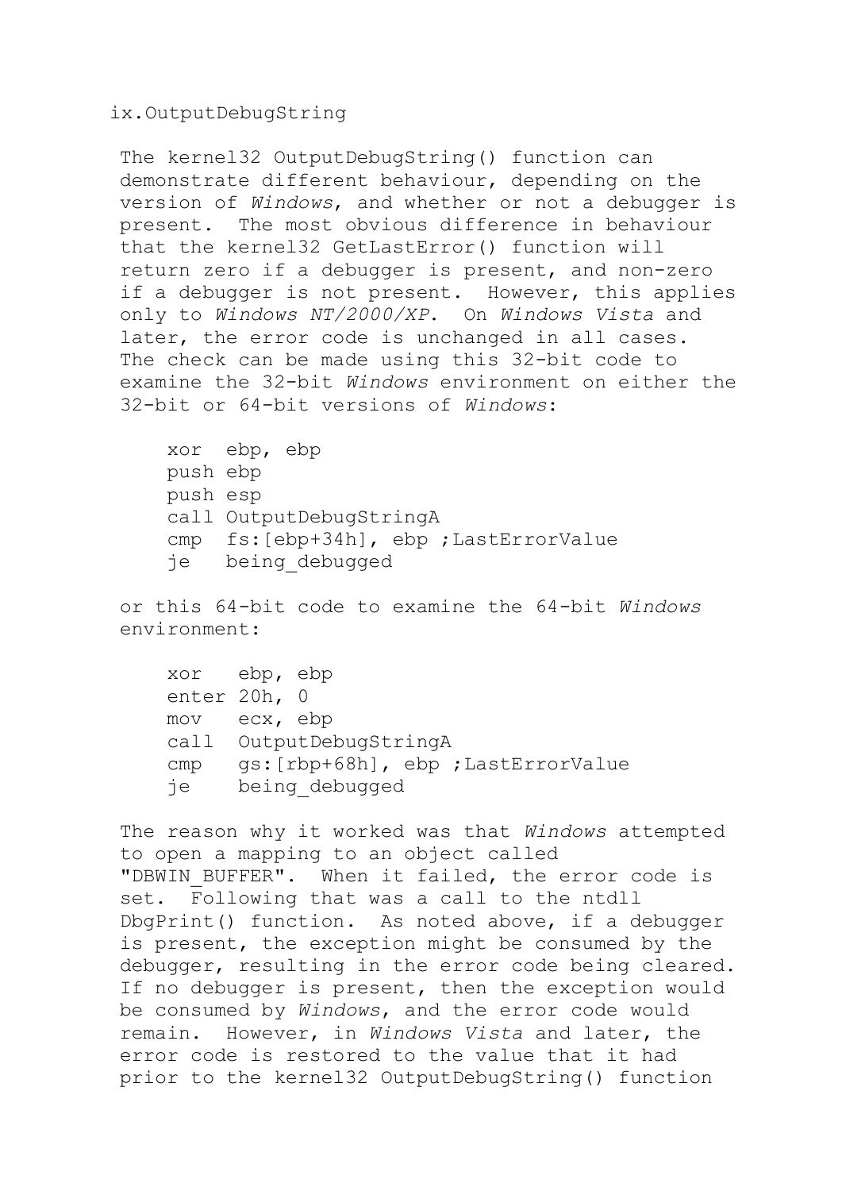### ix.OutputDebugString

The kernel32 OutputDebugString() function can demonstrate different behaviour, depending on the version of *Windows*, and whether or not a debugger is present. The most obvious difference in behaviour that the kernel32 GetLastError() function will return zero if a debugger is present, and non-zero if a debugger is not present. However, this applies only to *Windows NT/2000/XP*. On *Windows Vista* and later, the error code is unchanged in all cases. The check can be made using this 32-bit code to examine the 32-bit *Windows* environment on either the 32-bit or 64-bit versions of *Windows*:

```
xor  ebp, ebp
push ebp
push esp
call OutputDebugStringA
cmp  fs:[ebp+34h], ebp ;LastErrorValue
je   being_debugged
```

or this 64-bit code to examine the 64-bit *Windows* environment:

```
xor   ebp, ebp
enter 20h, 0
mov   ecx, ebp
call  OutputDebugStringA
cmp   gs:[rbp+68h], ebp ;LastErrorValue
je    being_debugged
```

The reason why it worked was that *Windows* attempted to open a mapping to an object called "DBWIN_BUFFER". When it failed, the error code is set. Following that was a call to the ntdll DbgPrint() function. As noted above, if a debugger is present, the exception might be consumed by the debugger, resulting in the error code being cleared. If no debugger is present, then the exception would be consumed by *Windows*, and the error code would remain. However, in *Windows Vista* and later, the error code is restored to the value that it had prior to the kernel32 OutputDebugString() function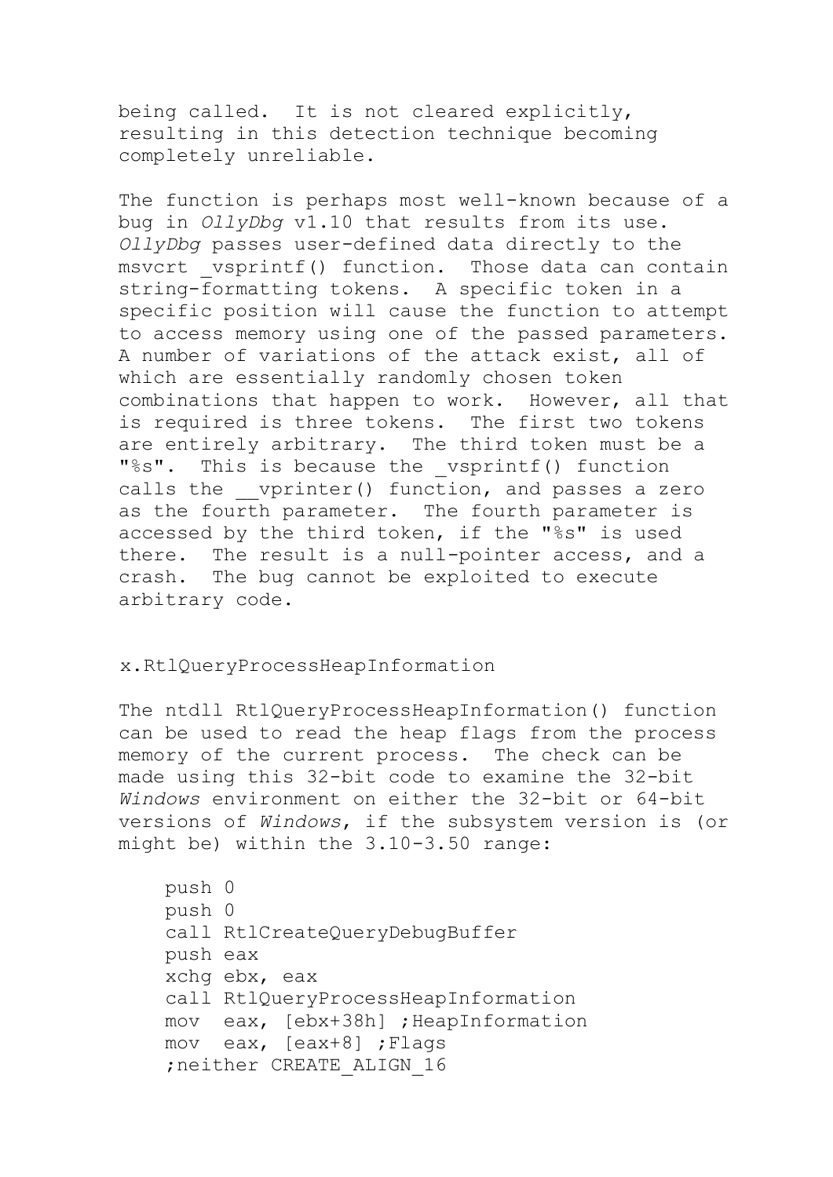being called. It is not cleared explicitly, resulting in this detection technique becoming completely unreliable.

The function is perhaps most well-known because of a bug in *OllyDbg* v1.10 that results from its use. *OllyDbg* passes user-defined data directly to the msvcrt _vsprintf() function. Those data can contain string-formatting tokens. A specific token in a specific position will cause the function to attempt to access memory using one of the passed parameters. A number of variations of the attack exist, all of which are essentially randomly chosen token combinations that happen to work. However, all that is required is three tokens. The first two tokens are entirely arbitrary. The third token must be a "%s". This is because the _vsprintf() function calls the __vprinter() function, and passes a zero as the fourth parameter. The fourth parameter is accessed by the third token, if the "%s" is used there. The result is a null-pointer access, and a crash. The bug cannot be exploited to execute arbitrary code.

### x.RtlQueryProcessHeapInformation

The ntdll RtlQueryProcessHeapInformation() function can be used to read the heap flags from the process memory of the current process. The check can be made using this 32-bit code to examine the 32-bit *Windows* environment on either the 32-bit or 64-bit versions of *Windows*, if the subsystem version is (or might be) within the 3.10-3.50 range:

```
    push 0
    push 0
    call RtlCreateQueryDebugBuffer
    push eax
    xchg ebx, eax
    call RtlQueryProcessHeapInformation
    mov  eax, [ebx+38h] ;HeapInformation
    mov  eax, [eax+8] ;Flags
    ;neither CREATE_ALIGN_16
```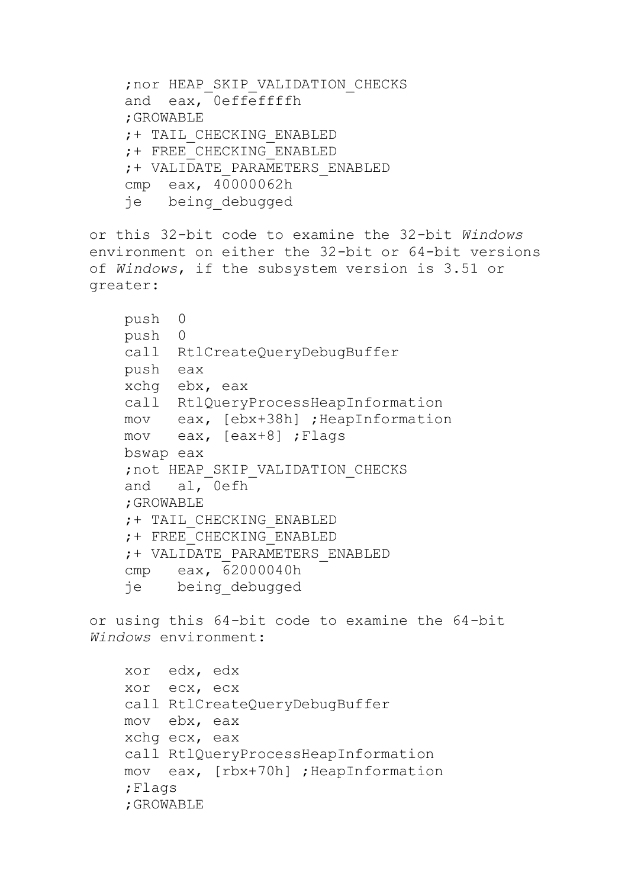```
    ;nor HEAP_SKIP_VALIDATION_CHECKS
    and  eax, 0effeffffh
    ;GROWABLE
    ;+ TAIL_CHECKING_ENABLED
    ;+ FREE_CHECKING_ENABLED
    ;+ VALIDATE_PARAMETERS_ENABLED
    cmp  eax, 40000062h
    je   being_debugged
```

or this 32-bit code to examine the 32-bit *Windows* environment on either the 32-bit or 64-bit versions of *Windows*, if the subsystem version is 3.51 or greater:

```
    push  0
    push  0
    call  RtlCreateQueryDebugBuffer
    push  eax
    xchg  ebx, eax
    call  RtlQueryProcessHeapInformation
    mov   eax, [ebx+38h] ;HeapInformation
    mov   eax, [eax+8] ;Flags
    bswap eax
    ;not HEAP_SKIP_VALIDATION_CHECKS
    and   al, 0efh
    ;GROWABLE
    ;+ TAIL_CHECKING_ENABLED
    ;+ FREE_CHECKING_ENABLED
    ;+ VALIDATE_PARAMETERS_ENABLED
    cmp   eax, 62000040h
    je    being_debugged
```

or using this 64-bit code to examine the 64-bit *Windows* environment:

```
    xor  edx, edx
    xor  ecx, ecx
    call RtlCreateQueryDebugBuffer
    mov  ebx, eax
    xchg ecx, eax
    call RtlQueryProcessHeapInformation
    mov  eax, [rbx+70h] ;HeapInformation
    ;Flags
    ;GROWABLE
```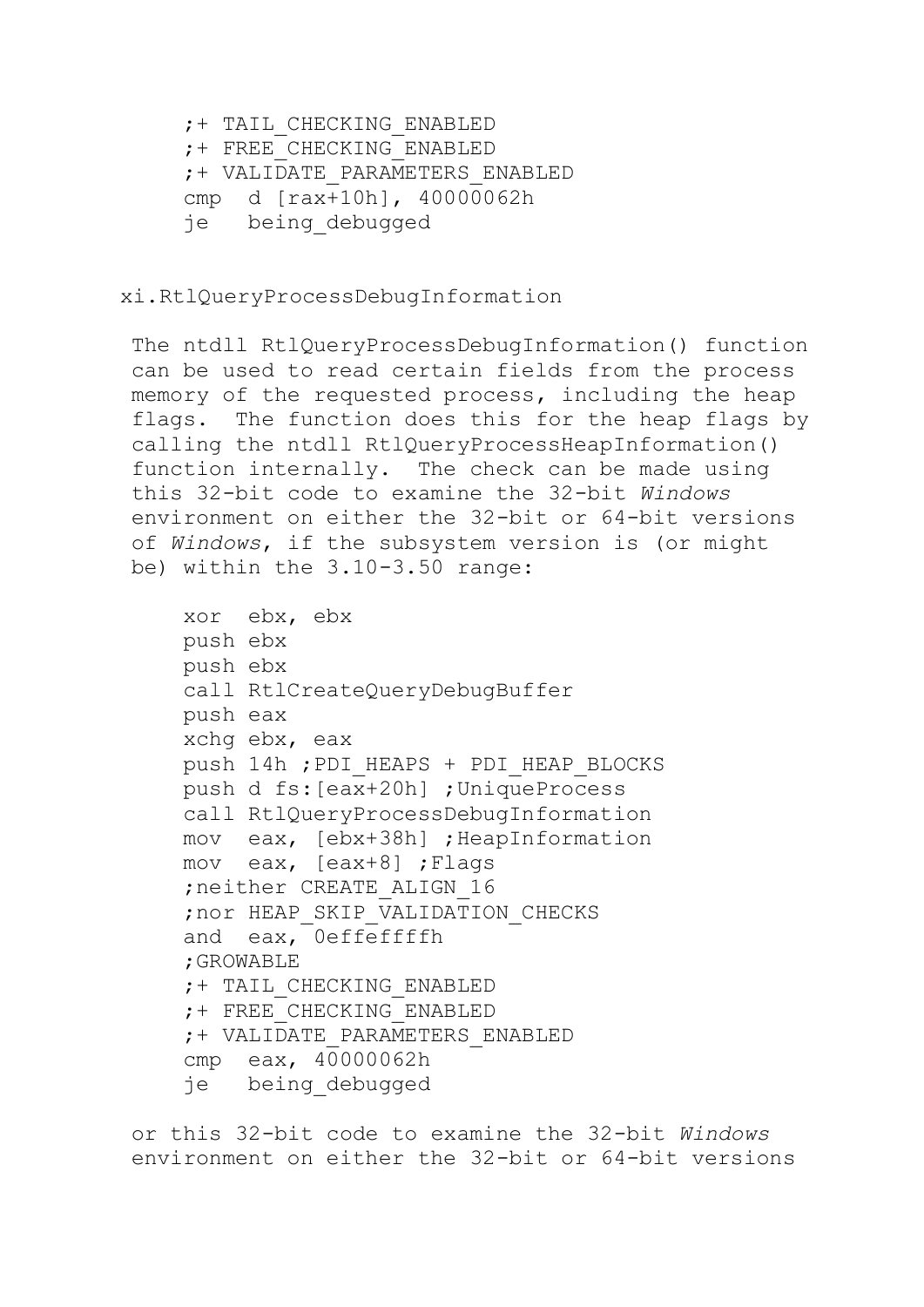```
;+ TAIL_CHECKING_ENABLED
;+ FREE_CHECKING_ENABLED
;+ VALIDATE_PARAMETERS_ENABLED
cmp  d [rax+10h], 40000062h
je   being_debugged
```

xi.RtlQueryProcessDebugInformation

The ntdll RtlQueryProcessDebugInformation() function can be used to read certain fields from the process memory of the requested process, including the heap flags. The function does this for the heap flags by calling the ntdll RtlQueryProcessHeapInformation() function internally. The check can be made using this 32-bit code to examine the 32-bit *Windows* environment on either the 32-bit or 64-bit versions of *Windows*, if the subsystem version is (or might be) within the 3.10-3.50 range:

```
xor  ebx, ebx
push ebx
push ebx
call RtlCreateQueryDebugBuffer
push eax
xchg ebx, eax
push 14h ;PDI_HEAPS + PDI_HEAP_BLOCKS
push d fs:[eax+20h] ;UniqueProcess
call RtlQueryProcessDebugInformation
mov  eax, [ebx+38h] ;HeapInformation
mov  eax, [eax+8] ;Flags
;neither CREATE_ALIGN_16
;nor HEAP_SKIP_VALIDATION_CHECKS
and  eax, 0effeffffh
;GROWABLE
;+ TAIL_CHECKING_ENABLED
;+ FREE_CHECKING_ENABLED
;+ VALIDATE_PARAMETERS_ENABLED
cmp  eax, 40000062h
je   being_debugged
```

or this 32-bit code to examine the 32-bit *Windows* environment on either the 32-bit or 64-bit versions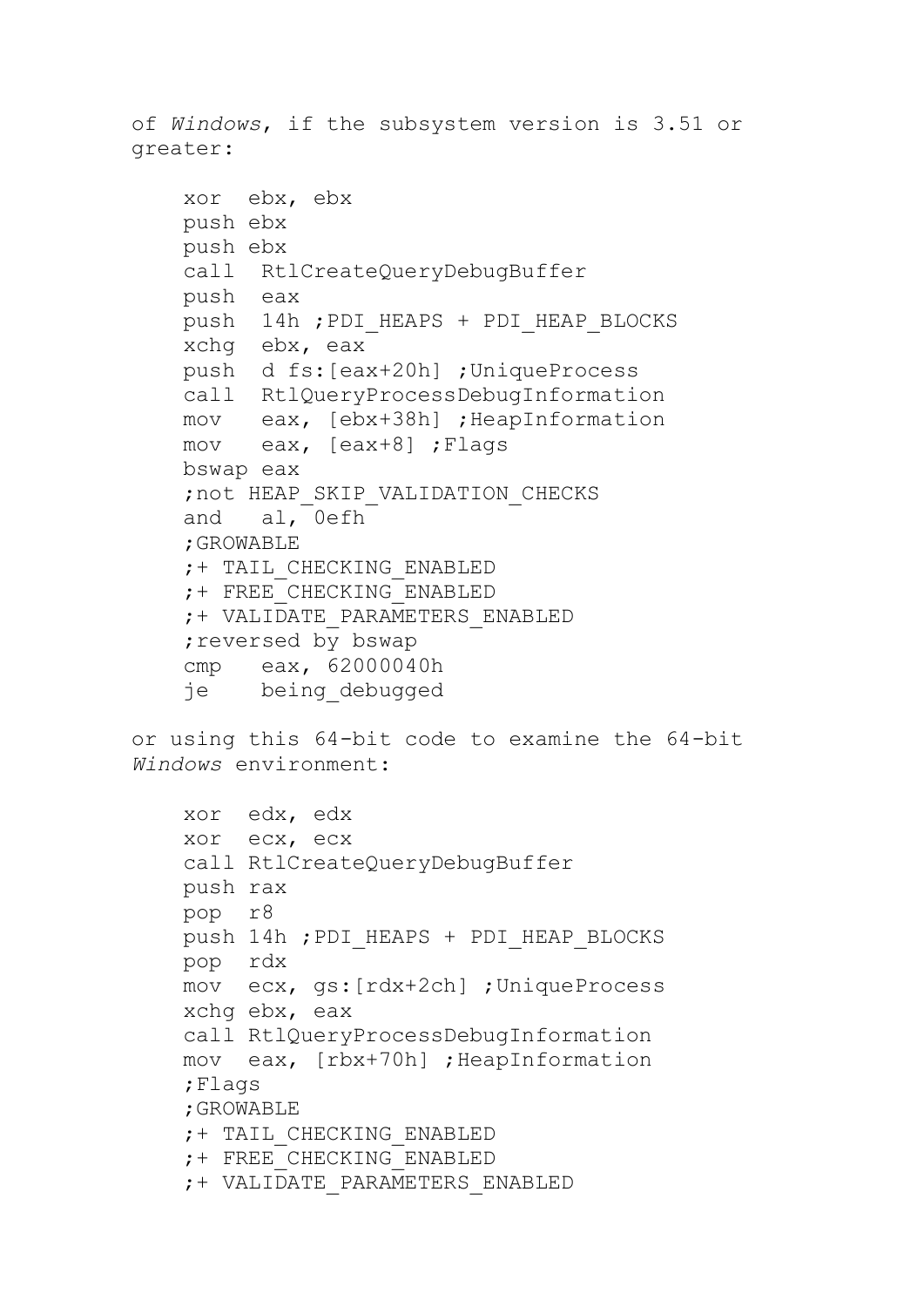of *Windows*, if the subsystem version is 3.51 or greater:

```
xor  ebx, ebx
push ebx
push ebx
call  RtlCreateQueryDebugBuffer
push  eax
push  14h ;PDI_HEAPS + PDI_HEAP_BLOCKS
xchg  ebx, eax
push  d fs:[eax+20h] ;UniqueProcess
call  RtlQueryProcessDebugInformation
mov   eax, [ebx+38h] ;HeapInformation
mov   eax, [eax+8] ;Flags
bswap eax
;not HEAP_SKIP_VALIDATION_CHECKS
and   al, 0efh
;GROWABLE
;+ TAIL_CHECKING_ENABLED
;+ FREE_CHECKING_ENABLED
;+ VALIDATE_PARAMETERS_ENABLED
;reversed by bswap
cmp   eax, 62000040h
je    being_debugged
```

or using this 64-bit code to examine the 64-bit *Windows* environment:

```
xor  edx, edx
xor  ecx, ecx
call RtlCreateQueryDebugBuffer
push rax
pop  r8
push 14h ;PDI_HEAPS + PDI_HEAP_BLOCKS
pop  rdx
mov  ecx, gs:[rdx+2ch] ;UniqueProcess
xchg ebx, eax
call RtlQueryProcessDebugInformation
mov  eax, [rbx+70h] ;HeapInformation
;Flags
;GROWABLE
;+ TAIL_CHECKING_ENABLED
;+ FREE_CHECKING_ENABLED
;+ VALIDATE_PARAMETERS_ENABLED
```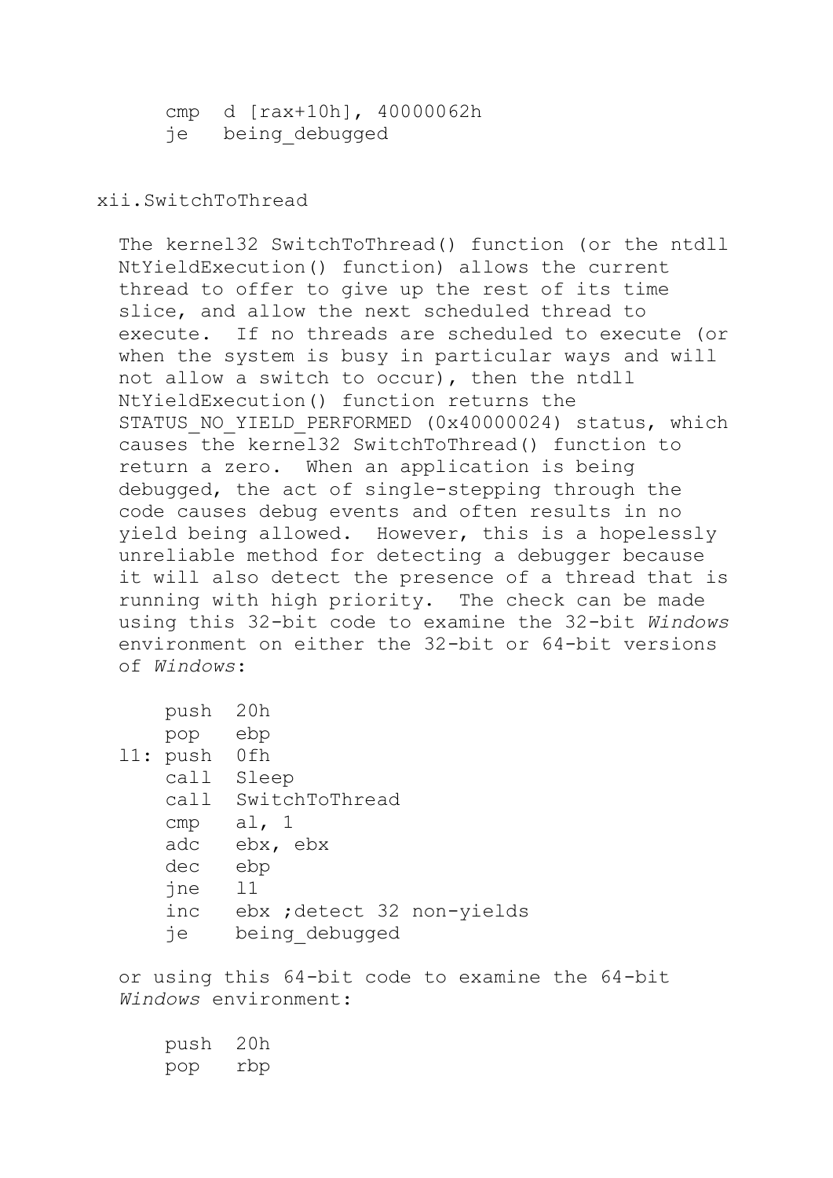```
cmp  d [rax+10h], 40000062h
je   being_debugged
```

xii.SwitchToThread

The kernel32 SwitchToThread() function (or the ntdll NtYieldExecution() function) allows the current thread to offer to give up the rest of its time slice, and allow the next scheduled thread to execute. If no threads are scheduled to execute (or when the system is busy in particular ways and will not allow a switch to occur), then the ntdll NtYieldExecution() function returns the STATUS_NO_YIELD_PERFORMED (0x40000024) status, which causes the kernel32 SwitchToThread() function to return a zero. When an application is being debugged, the act of single-stepping through the code causes debug events and often results in no yield being allowed. However, this is a hopelessly unreliable method for detecting a debugger because it will also detect the presence of a thread that is running with high priority. The check can be made using this 32-bit code to examine the 32-bit *Windows* environment on either the 32-bit or 64-bit versions of *Windows*:

```
    push  20h
    pop   ebp
l1: push  0fh
    call  Sleep
    call  SwitchToThread
    cmp   al, 1
    adc   ebx, ebx
    dec   ebp
    jne   l1
    inc   ebx ;detect 32 non-yields
    je    being_debugged
```

or using this 64-bit code to examine the 64-bit *Windows* environment:

```
    push  20h
    pop   rbp
```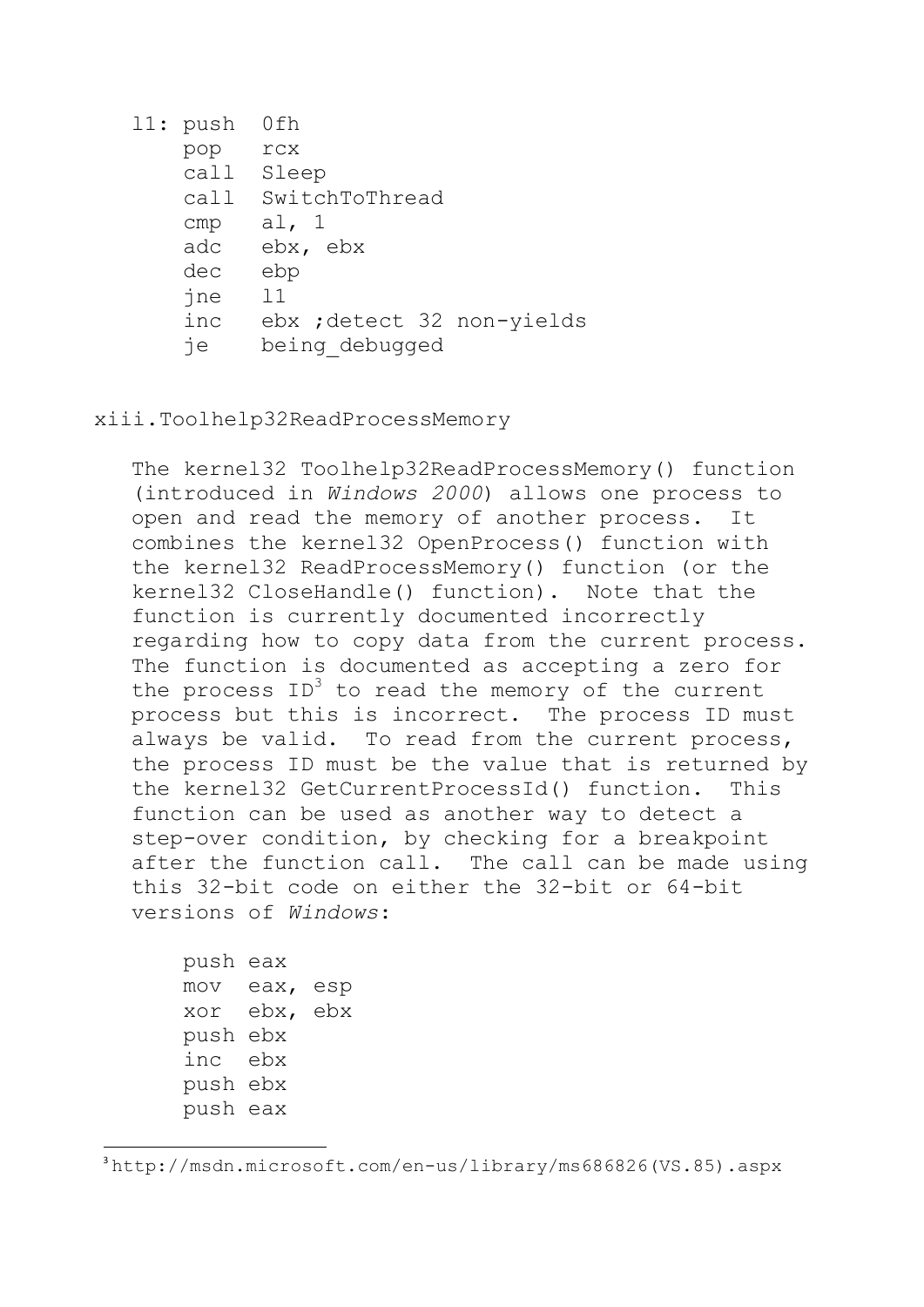```
l1: push  0fh
    pop   rcx
    call  Sleep
    call  SwitchToThread
    cmp   al, 1
    adc   ebx, ebx
    dec   ebp
    jne   l1
    inc   ebx ;detect 32 non-yields
    je    being_debugged
```

### xiii.Toolhelp32ReadProcessMemory

The kernel32 Toolhelp32ReadProcessMemory() function (introduced in *Windows 2000*) allows one process to open and read the memory of another process. It combines the kernel32 OpenProcess() function with the kernel32 ReadProcessMemory() function (or the kernel32 CloseHandle() function). Note that the function is currently documented incorrectly regarding how to copy data from the current process. The function is documented as accepting a zero for the process ID[3] to read the memory of the current process but this is incorrect. The process ID must always be valid. To read from the current process, the process ID must be the value that is returned by the kernel32 GetCurrentProcessId() function. This function can be used as another way to detect a step-over condition, by checking for a breakpoint after the function call. The call can be made using this 32-bit code on either the 32-bit or 64-bit versions of *Windows*:

```
push eax
mov  eax, esp
xor  ebx, ebx
push ebx
inc  ebx
push ebx
push eax
```

[3] http://msdn.microsoft.com/en-us/library/ms686826(VS.85).aspx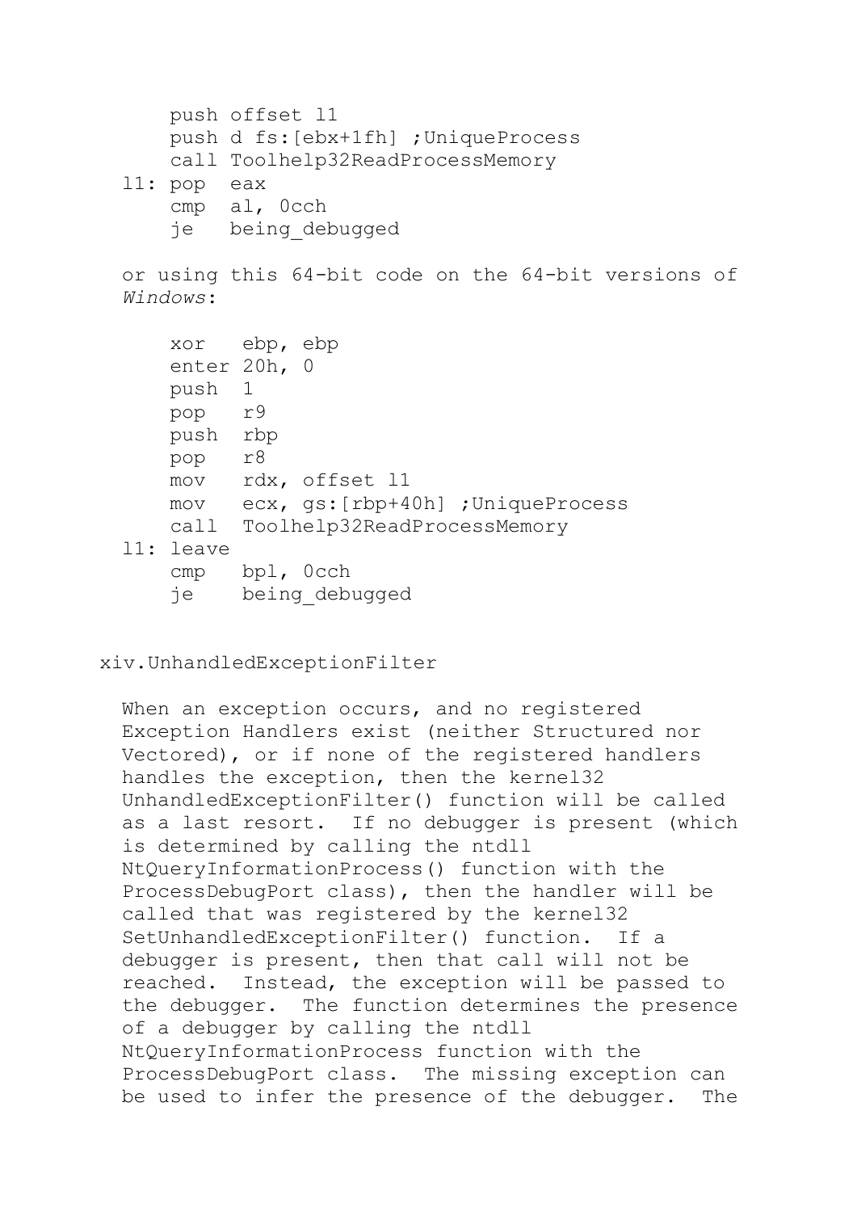```
    push offset l1
    push d fs:[ebx+1fh] ;UniqueProcess
    call Toolhelp32ReadProcessMemory
l1: pop  eax
    cmp  al, 0cch
    je   being_debugged
```

or using this 64-bit code on the 64-bit versions of *Windows*:

```
    xor   ebp, ebp
    enter 20h, 0
    push  1
    pop   r9
    push  rbp
    pop   r8
    mov   rdx, offset l1
    mov   ecx, gs:[rbp+40h] ;UniqueProcess
    call  Toolhelp32ReadProcessMemory
l1: leave
    cmp   bpl, 0cch
    je    being_debugged
```

xiv. UnhandledExceptionFilter

When an exception occurs, and no registered Exception Handlers exist (neither Structured nor Vectored), or if none of the registered handlers handles the exception, then the kernel32 UnhandledExceptionFilter() function will be called as a last resort. If no debugger is present (which is determined by calling the ntdll NtQueryInformationProcess() function with the ProcessDebugPort class), then the handler will be called that was registered by the kernel32 SetUnhandledExceptionFilter() function. If a debugger is present, then that call will not be reached. Instead, the exception will be passed to the debugger. The function determines the presence of a debugger by calling the ntdll NtQueryInformationProcess function with the ProcessDebugPort class. The missing exception can be used to infer the presence of the debugger. The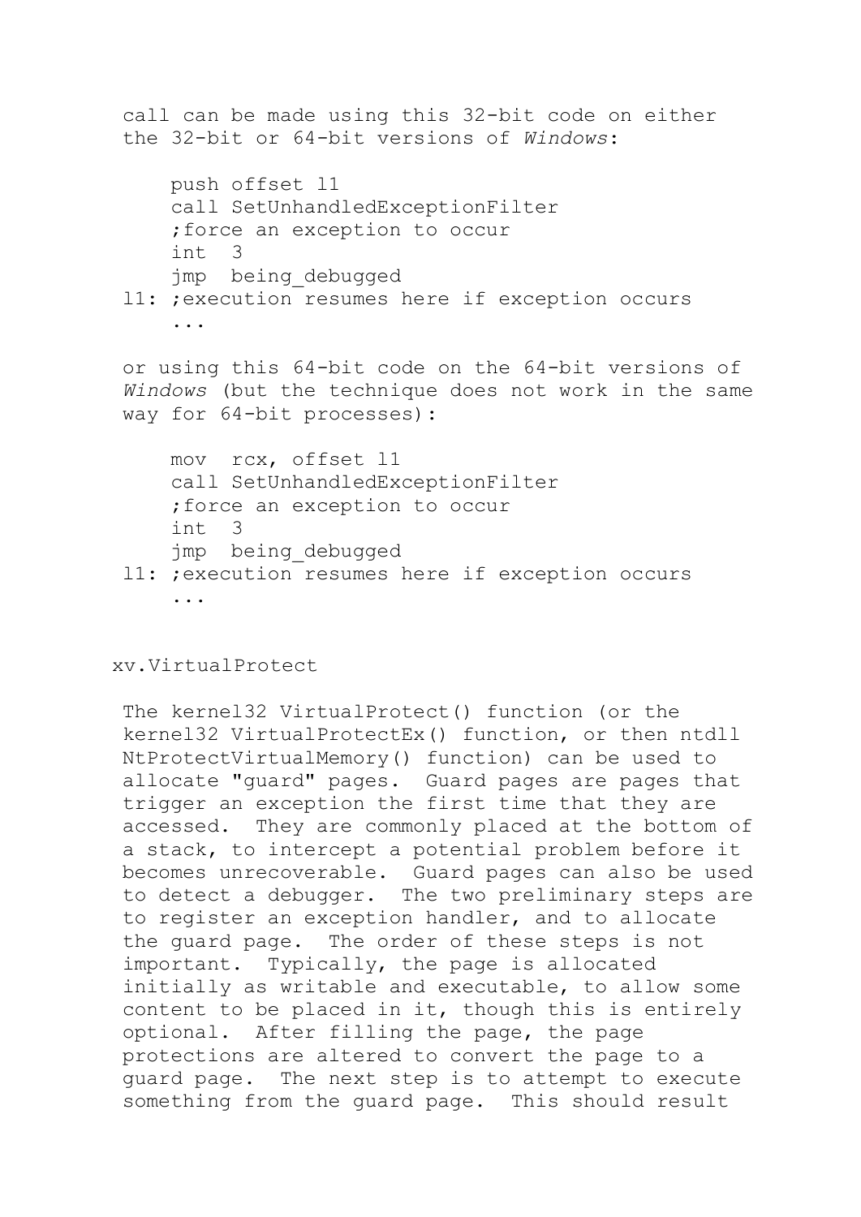call can be made using this 32-bit code on either the 32-bit or 64-bit versions of *Windows*:

```
    push offset l1
    call SetUnhandledExceptionFilter
    ;force an exception to occur
    int  3
    jmp  being_debugged
l1: ;execution resumes here if exception occurs
    ...
```

or using this 64-bit code on the 64-bit versions of *Windows* (but the technique does not work in the same way for 64-bit processes):

```
    mov  rcx, offset l1
    call SetUnhandledExceptionFilter
    ;force an exception to occur
    int  3
    jmp  being_debugged
l1: ;execution resumes here if exception occurs
    ...
```

### xv.VirtualProtect

The kernel32 VirtualProtect() function (or the kernel32 VirtualProtectEx() function, or then ntdll NtProtectVirtualMemory() function) can be used to allocate "guard" pages. Guard pages are pages that trigger an exception the first time that they are accessed. They are commonly placed at the bottom of a stack, to intercept a potential problem before it becomes unrecoverable. Guard pages can also be used to detect a debugger. The two preliminary steps are to register an exception handler, and to allocate the guard page. The order of these steps is not important. Typically, the page is allocated initially as writable and executable, to allow some content to be placed in it, though this is entirely optional. After filling the page, the page protections are altered to convert the page to a guard page. The next step is to attempt to execute something from the guard page. This should result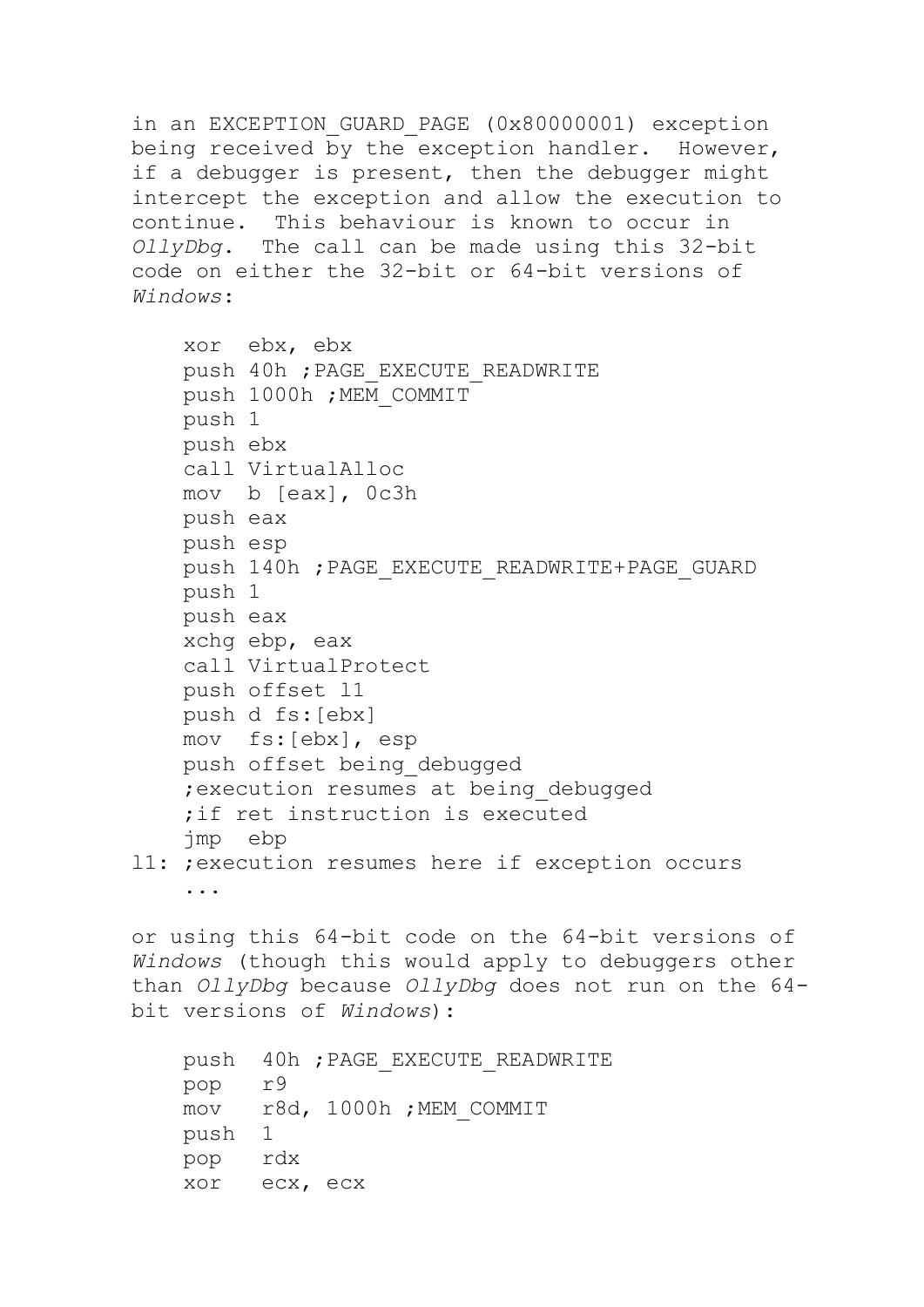in an EXCEPTION_GUARD_PAGE (0x80000001) exception being received by the exception handler. However, if a debugger is present, then the debugger might intercept the exception and allow the execution to continue. This behaviour is known to occur in *OllyDbg*. The call can be made using this 32-bit code on either the 32-bit or 64-bit versions of *Windows*:

```
    xor  ebx, ebx
    push 40h ;PAGE_EXECUTE_READWRITE
    push 1000h ;MEM_COMMIT
    push 1
    push ebx
    call VirtualAlloc
    mov  b [eax], 0c3h
    push eax
    push esp
    push 140h ;PAGE_EXECUTE_READWRITE+PAGE_GUARD
    push 1
    push eax
    xchg ebp, eax
    call VirtualProtect
    push offset l1
    push d fs:[ebx]
    mov  fs:[ebx], esp
    push offset being_debugged
    ;execution resumes at being_debugged
    ;if ret instruction is executed
    jmp  ebp
l1: ;execution resumes here if exception occurs
    ...
```

or using this 64-bit code on the 64-bit versions of *Windows* (though this would apply to debuggers other than *OllyDbg* because *OllyDbg* does not run on the 64-bit versions of *Windows*):

```
    push  40h ;PAGE_EXECUTE_READWRITE
    pop   r9
    mov   r8d, 1000h ;MEM_COMMIT
    push  1
    pop   rdx
    xor   ecx, ecx
```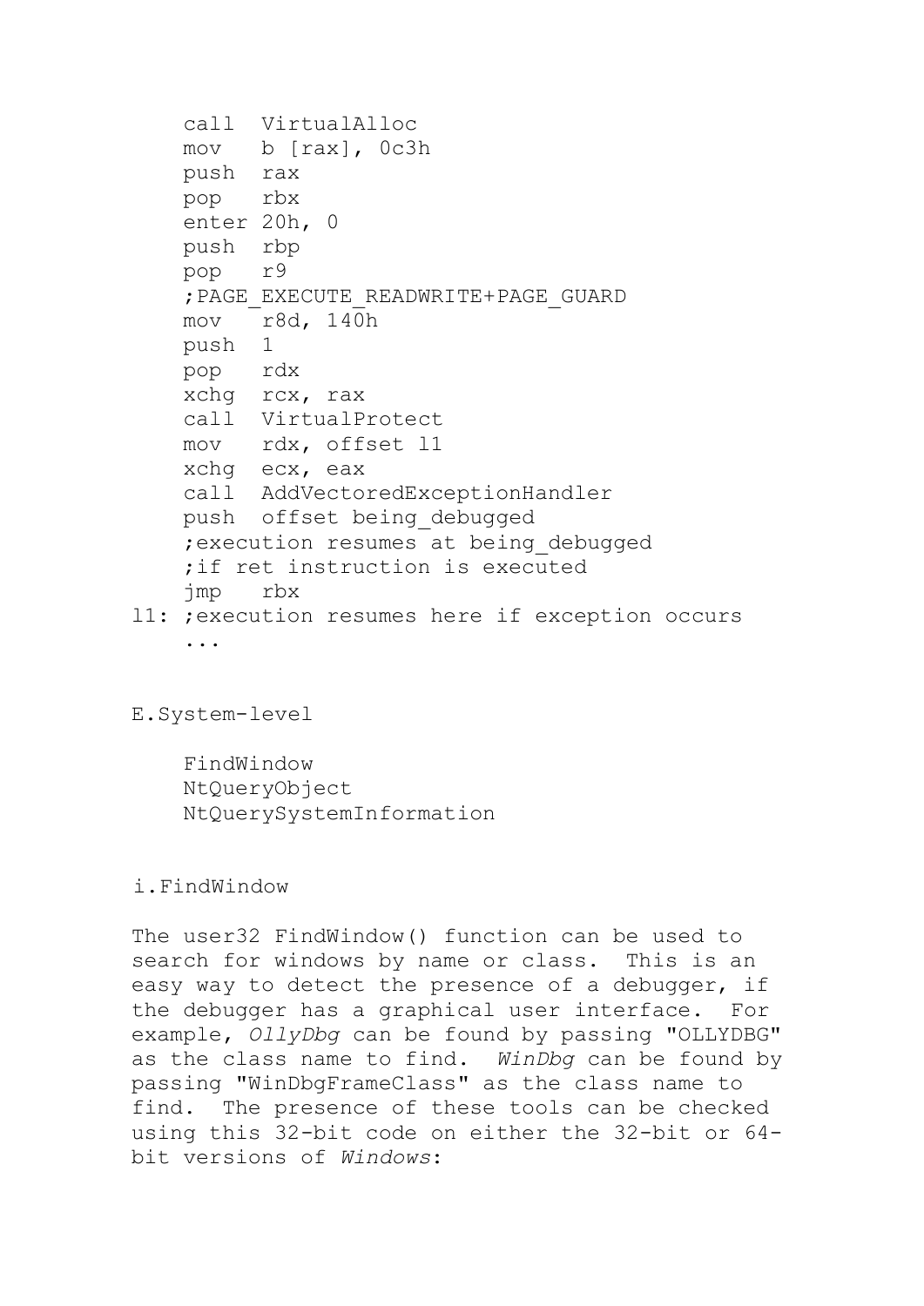```
    call  VirtualAlloc
    mov   b [rax], 0c3h
    push  rax
    pop   rbx
    enter 20h, 0
    push  rbp
    pop   r9
    ;PAGE_EXECUTE_READWRITE+PAGE_GUARD
    mov   r8d, 140h
    push  1
    pop   rdx
    xchg  rcx, rax
    call  VirtualProtect
    mov   rdx, offset l1
    xchg  ecx, eax
    call  AddVectoredExceptionHandler
    push  offset being_debugged
    ;execution resumes at being_debugged
    ;if ret instruction is executed
    jmp   rbx
l1: ;execution resumes here if exception occurs
    ...
```

E.System-level

```
    FindWindow
    NtQueryObject
    NtQuerySystemInformation
```

i.FindWindow

The user32 FindWindow() function can be used to search for windows by name or class. This is an easy way to detect the presence of a debugger, if the debugger has a graphical user interface. For example, *OllyDbg* can be found by passing "OLLYDBG" as the class name to find. *WinDbg* can be found by passing "WinDbgFrameClass" as the class name to find. The presence of these tools can be checked using this 32-bit code on either the 32-bit or 64-bit versions of *Windows*: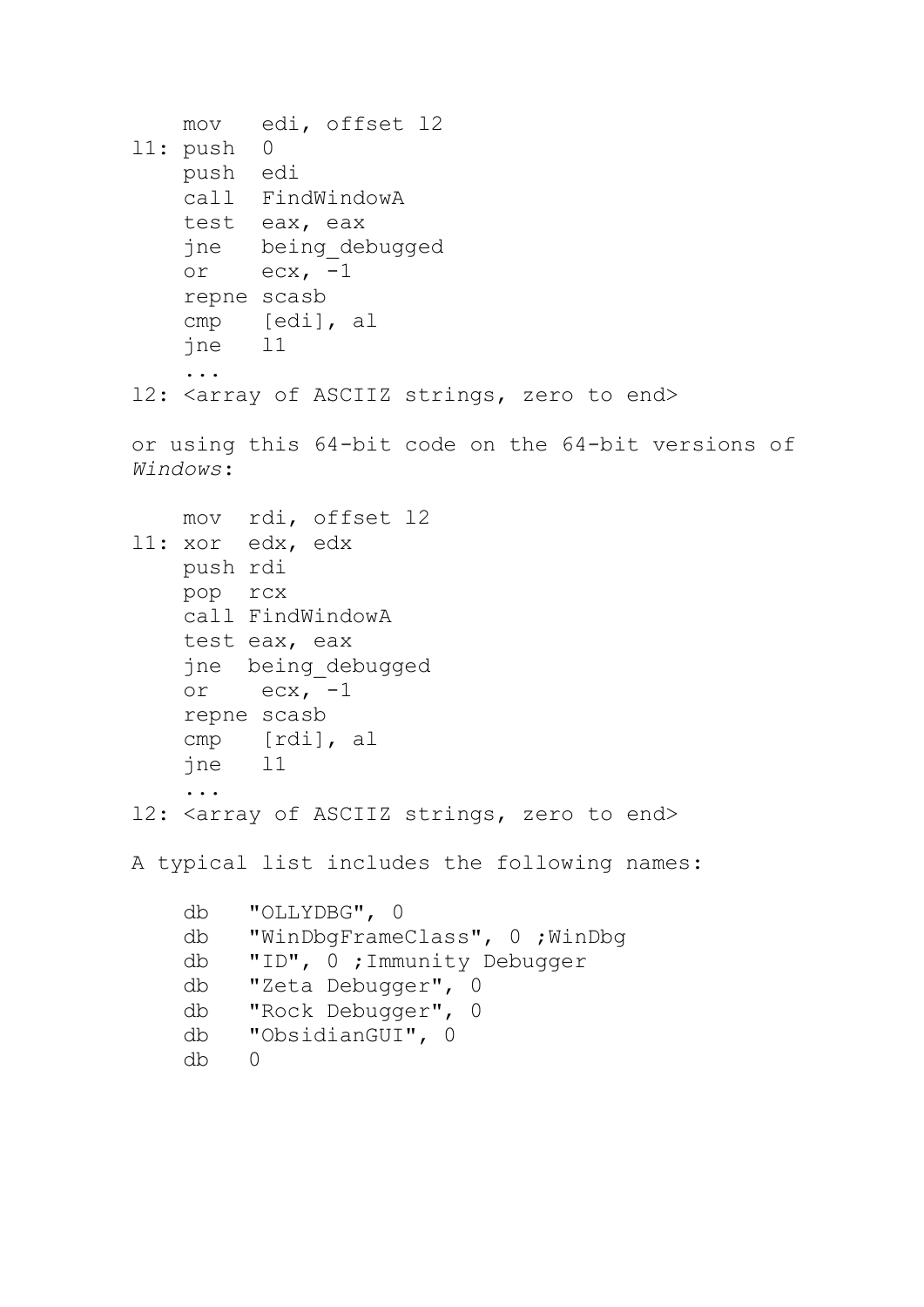```
    mov   edi, offset l2
l1: push  0
    push  edi
    call  FindWindowA
    test  eax, eax
    jne   being_debugged
    or    ecx, -1
    repne scasb
    cmp   [edi], al
    jne   l1
    ...
l2: <array of ASCIIZ strings, zero to end>
```

or using this 64-bit code on the 64-bit versions of *Windows*:

```
    mov  rdi, offset l2
l1: xor  edx, edx
    push rdi
    pop  rcx
    call FindWindowA
    test eax, eax
    jne  being_debugged
    or    ecx, -1
    repne scasb
    cmp   [rdi], al
    jne   l1
    ...
l2: <array of ASCIIZ strings, zero to end>
```

A typical list includes the following names:

```
    db   "OLLYDBG", 0
    db   "WinDbgFrameClass", 0 ;WinDbg
    db   "ID", 0 ;Immunity Debugger
    db   "Zeta Debugger", 0
    db   "Rock Debugger", 0
    db   "ObsidianGUI", 0
    db   0
```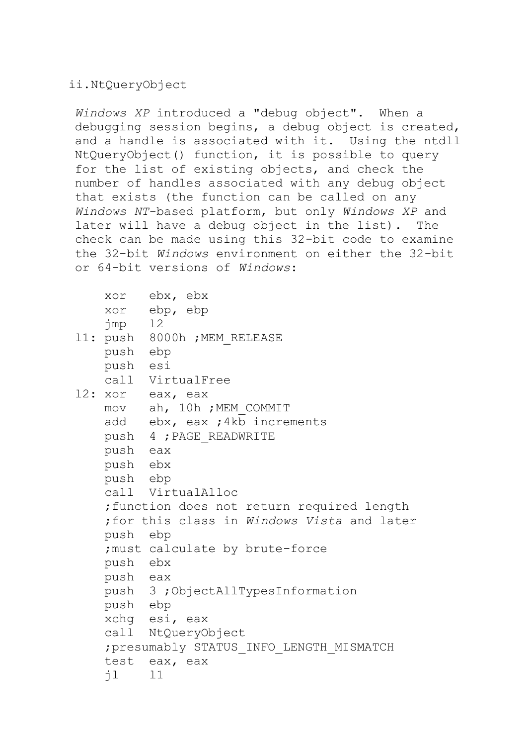ii.NtQueryObject

*Windows XP* introduced a "debug object". When a debugging session begins, a debug object is created, and a handle is associated with it. Using the ntdll NtQueryObject() function, it is possible to query for the list of existing objects, and check the number of handles associated with any debug object that exists (the function can be called on any *Windows NT*-based platform, but only *Windows XP* and later will have a debug object in the list). The check can be made using this 32-bit code to examine the 32-bit *Windows* environment on either the 32-bit or 64-bit versions of *Windows*:

```
    xor   ebx, ebx
    xor   ebp, ebp
    jmp   l2
l1: push  8000h ;MEM_RELEASE
    push  ebp
    push  esi
    call  VirtualFree
l2: xor   eax, eax
    mov   ah, 10h ;MEM_COMMIT
    add   ebx, eax ;4kb increments
    push  4 ;PAGE_READWRITE
    push  eax
    push  ebx
    push  ebp
    call  VirtualAlloc
    ;function does not return required length
    ;for this class in Windows Vista and later
    push  ebp
    ;must calculate by brute-force
    push  ebx
    push  eax
    push  3 ;ObjectAllTypesInformation
    push  ebp
    xchg  esi, eax
    call  NtQueryObject
    ;presumably STATUS_INFO_LENGTH_MISMATCH
    test  eax, eax
    jl    l1
```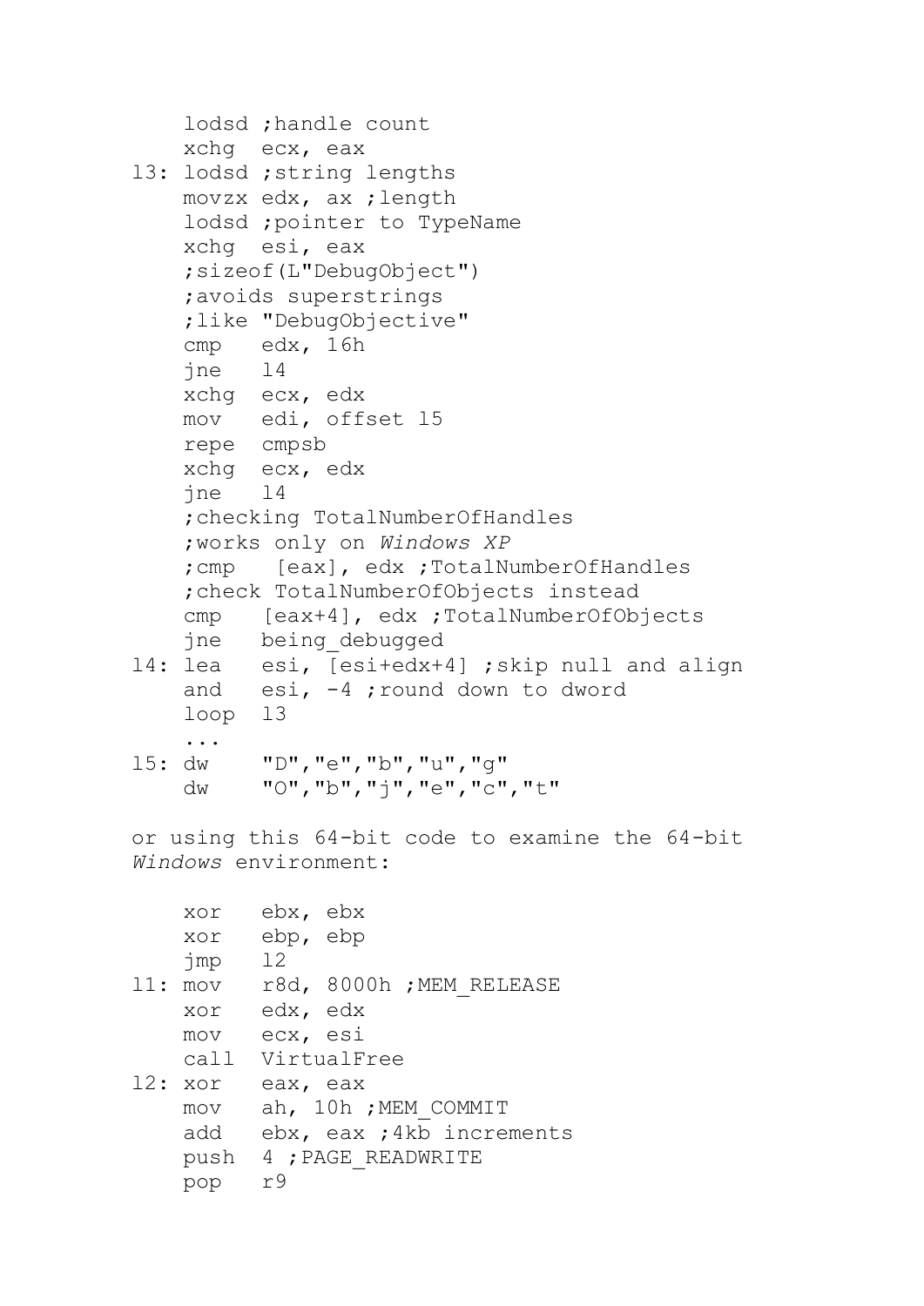```
    lodsd ;handle count
    xchg  ecx, eax
l3: lodsd ;string lengths
    movzx edx, ax ;length
    lodsd ;pointer to TypeName
    xchg  esi, eax
    ;sizeof(L"DebugObject")
    ;avoids superstrings
    ;like "DebugObjective"
    cmp   edx, 16h
    jne   l4
    xchg  ecx, edx
    mov   edi, offset l5
    repe  cmpsb
    xchg  ecx, edx
    jne   l4
    ;checking TotalNumberOfHandles
    ;works only on Windows XP
    ;cmp   [eax], edx ;TotalNumberOfHandles
    ;check TotalNumberOfObjects instead
    cmp   [eax+4], edx ;TotalNumberOfObjects
    jne   being_debugged
l4: lea   esi, [esi+edx+4] ;skip null and align
    and   esi, -4 ;round down to dword
    loop  l3
    ...
l5: dw    "D","e","b","u","g"
    dw    "O","b","j","e","c","t"
```

or using this 64-bit code to examine the 64-bit *Windows* environment:

```
    xor   ebx, ebx
    xor   ebp, ebp
    jmp   l2
l1: mov   r8d, 8000h ;MEM_RELEASE
    xor   edx, edx
    mov   ecx, esi
    call  VirtualFree
l2: xor   eax, eax
    mov   ah, 10h ;MEM_COMMIT
    add   ebx, eax ;4kb increments
    push  4 ;PAGE_READWRITE
    pop   r9
```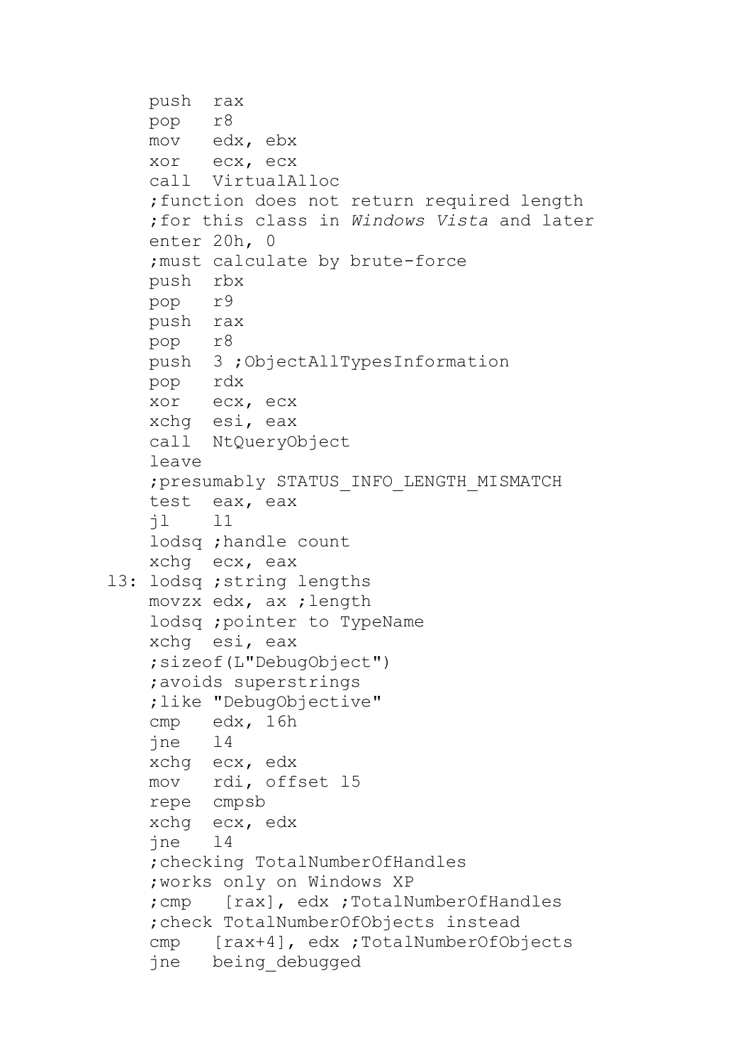```
    push  rax
    pop   r8
    mov   edx, ebx
    xor   ecx, ecx
    call  VirtualAlloc
    ;function does not return required length
    ;for this class in Windows Vista and later
    enter 20h, 0
    ;must calculate by brute-force
    push  rbx
    pop   r9
    push  rax
    pop   r8
    push  3 ;ObjectAllTypesInformation
    pop   rdx
    xor   ecx, ecx
    xchg  esi, eax
    call  NtQueryObject
    leave
    ;presumably STATUS_INFO_LENGTH_MISMATCH
    test  eax, eax
    jl    l1
    lodsq ;handle count
    xchg  ecx, eax
l3: lodsq ;string lengths
    movzx edx, ax ;length
    lodsq ;pointer to TypeName
    xchg  esi, eax
    ;sizeof(L"DebugObject")
    ;avoids superstrings
    ;like "DebugObjective"
    cmp   edx, 16h
    jne   l4
    xchg  ecx, edx
    mov   rdi, offset l5
    repe  cmpsb
    xchg  ecx, edx
    jne   l4
    ;checking TotalNumberOfHandles
    ;works only on Windows XP
    ;cmp   [rax], edx ;TotalNumberOfHandles
    ;check TotalNumberOfObjects instead
    cmp   [rax+4], edx ;TotalNumberOfObjects
    jne   being_debugged
```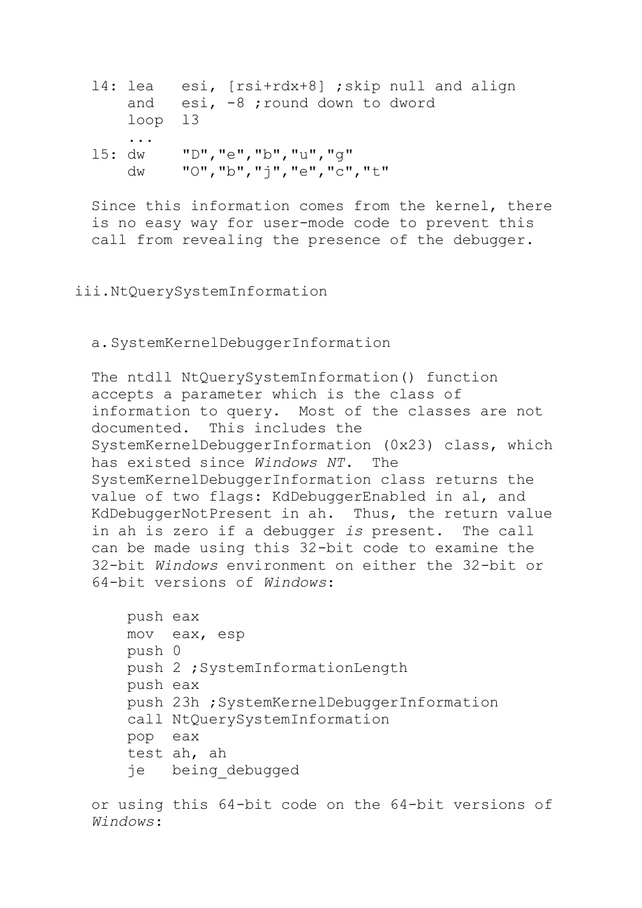```
l4: lea   esi, [rsi+rdx+8] ;skip null and align
    and   esi, -8 ;round down to dword
    loop  l3
    ...
l5: dw    "D","e","b","u","g"
    dw    "O","b","j","e","c","t"
```

Since this information comes from the kernel, there is no easy way for user-mode code to prevent this call from revealing the presence of the debugger.

### iii. NtQuerySystemInformation

#### a. SystemKernelDebuggerInformation

The ntdll NtQuerySystemInformation() function accepts a parameter which is the class of information to query. Most of the classes are not documented. This includes the SystemKernelDebuggerInformation (0x23) class, which has existed since *Windows NT*. The SystemKernelDebuggerInformation class returns the value of two flags: KdDebuggerEnabled in al, and KdDebuggerNotPresent in ah. Thus, the return value in ah is zero if a debugger *is* present. The call can be made using this 32-bit code to examine the 32-bit *Windows* environment on either the 32-bit or 64-bit versions of *Windows*:

```
push eax
mov  eax, esp
push 0
push 2 ;SystemInformationLength
push eax
push 23h ;SystemKernelDebuggerInformation
call NtQuerySystemInformation
pop  eax
test ah, ah
je   being_debugged
```

or using this 64-bit code on the 64-bit versions of *Windows*: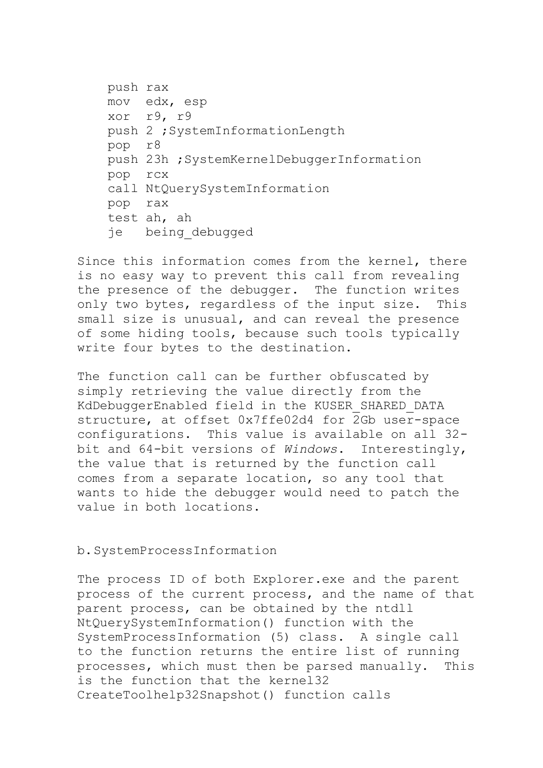```
push rax
mov  edx, esp
xor  r9, r9
push 2 ;SystemInformationLength
pop  r8
push 23h ;SystemKernelDebuggerInformation
pop  rcx
call NtQuerySystemInformation
pop  rax
test ah, ah
je   being_debugged
```

Since this information comes from the kernel, there is no easy way to prevent this call from revealing the presence of the debugger. The function writes only two bytes, regardless of the input size. This small size is unusual, and can reveal the presence of some hiding tools, because such tools typically write four bytes to the destination.

The function call can be further obfuscated by simply retrieving the value directly from the KdDebuggerEnabled field in the KUSER_SHARED_DATA structure, at offset 0x7ffe02d4 for 2Gb user-space configurations. This value is available on all 32-bit and 64-bit versions of *Windows*. Interestingly, the value that is returned by the function call comes from a separate location, so any tool that wants to hide the debugger would need to patch the value in both locations.

b. SystemProcessInformation

The process ID of both Explorer.exe and the parent process of the current process, and the name of that parent process, can be obtained by the ntdll NtQuerySystemInformation() function with the SystemProcessInformation (5) class. A single call to the function returns the entire list of running processes, which must then be parsed manually. This is the function that the kernel32 CreateToolhelp32Snapshot() function calls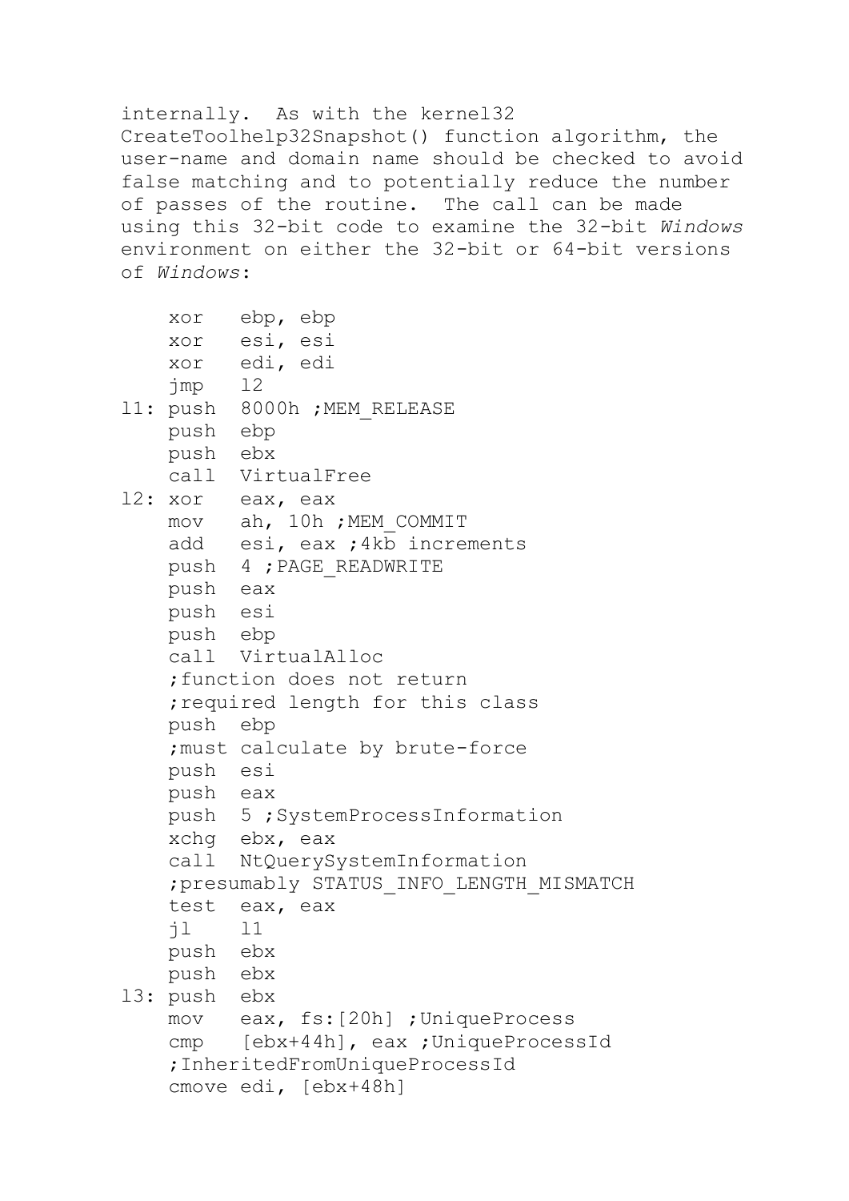internally. As with the kernel32 CreateToolhelp32Snapshot() function algorithm, the user-name and domain name should be checked to avoid false matching and to potentially reduce the number of passes of the routine. The call can be made using this 32-bit code to examine the 32-bit *Windows* environment on either the 32-bit or 64-bit versions of *Windows*:

```
    xor   ebp, ebp
    xor   esi, esi
    xor   edi, edi
    jmp   l2
l1: push  8000h ;MEM_RELEASE
    push  ebp
    push  ebx
    call  VirtualFree
l2: xor   eax, eax
    mov   ah, 10h ;MEM_COMMIT
    add   esi, eax ;4kb increments
    push  4 ;PAGE_READWRITE
    push  eax
    push  esi
    push  ebp
    call  VirtualAlloc
    ;function does not return
    ;required length for this class
    push  ebp
    ;must calculate by brute-force
    push  esi
    push  eax
    push  5 ;SystemProcessInformation
    xchg  ebx, eax
    call  NtQuerySystemInformation
    ;presumably STATUS_INFO_LENGTH_MISMATCH
    test  eax, eax
    jl    l1
    push  ebx
    push  ebx
l3: push  ebx
    mov   eax, fs:[20h] ;UniqueProcess
    cmp   [ebx+44h], eax ;UniqueProcessId
    ;InheritedFromUniqueProcessId
    cmove edi, [ebx+48h]
```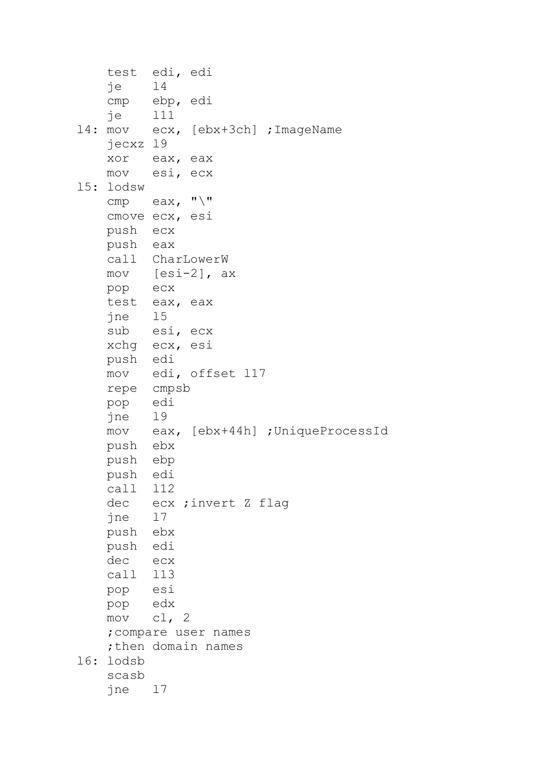```
    test  edi, edi
    je    l4
    cmp   ebp, edi
    je    l11
l4: mov   ecx, [ebx+3ch] ;ImageName
    jecxz l9
    xor   eax, eax
    mov   esi, ecx
l5: lodsw
    cmp   eax, "\"
    cmove ecx, esi
    push  ecx
    push  eax
    call  CharLowerW
    mov   [esi-2], ax
    pop   ecx
    test  eax, eax
    jne   l5
    sub   esi, ecx
    xchg  ecx, esi
    push  edi
    mov   edi, offset l17
    repe  cmpsb
    pop   edi
    jne   l9
    mov   eax, [ebx+44h] ;UniqueProcessId
    push  ebx
    push  ebp
    push  edi
    call  l12
    dec   ecx ;invert Z flag
    jne   l7
    push  ebx
    push  edi
    dec   ecx
    call  l13
    pop   esi
    pop   edx
    mov   cl, 2
    ;compare user names
    ;then domain names
l6: lodsb
    scasb
    jne   l7
```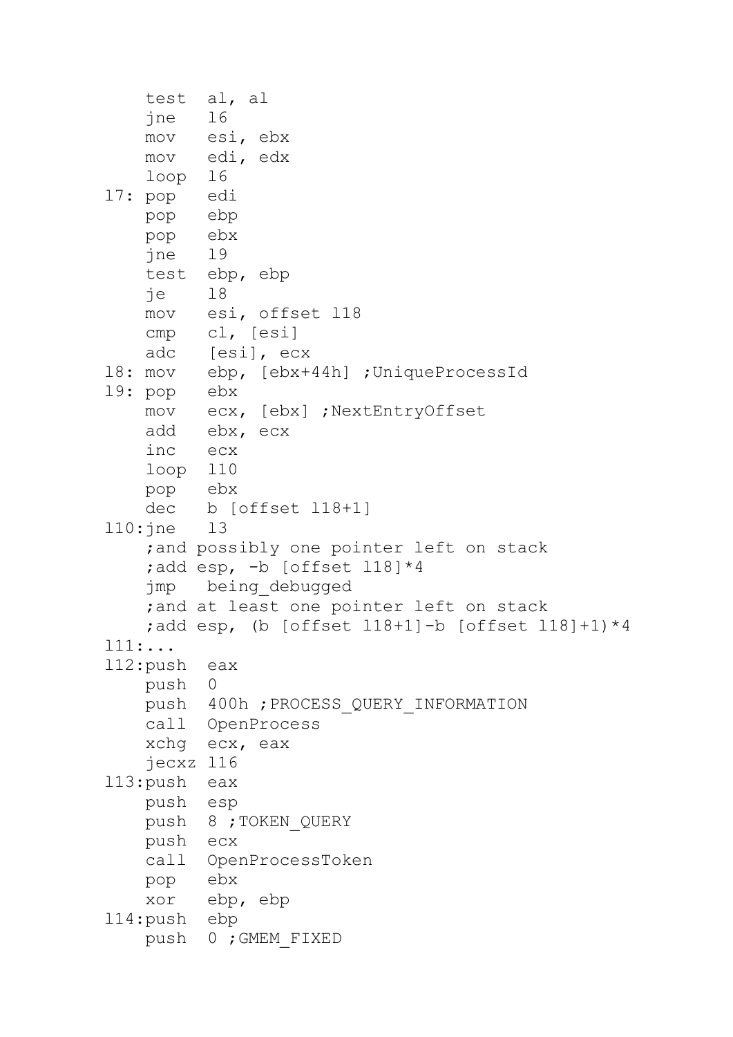```
    test  al, al
    jne   l6
    mov   esi, ebx
    mov   edi, edx
    loop  l6
l7: pop   edi
    pop   ebp
    pop   ebx
    jne   l9
    test  ebp, ebp
    je    l8
    mov   esi, offset l18
    cmp   cl, [esi]
    adc   [esi], ecx
l8: mov   ebp, [ebx+44h] ;UniqueProcessId
l9: pop   ebx
    mov   ecx, [ebx] ;NextEntryOffset
    add   ebx, ecx
    inc   ecx
    loop  l10
    pop   ebx
    dec   b [offset l18+1]
l10:jne   l3
    ;and possibly one pointer left on stack
    ;add esp, -b [offset l18]*4
    jmp   being_debugged
    ;and at least one pointer left on stack
    ;add esp, (b [offset l18+1]-b [offset l18]+1)*4
l11:...
l12:push  eax
    push  0
    push  400h ;PROCESS_QUERY_INFORMATION
    call  OpenProcess
    xchg  ecx, eax
    jecxz l16
l13:push  eax
    push  esp
    push  8 ;TOKEN_QUERY
    push  ecx
    call  OpenProcessToken
    pop   ebx
    xor   ebp, ebp
l14:push  ebp
    push  0 ;GMEM_FIXED
```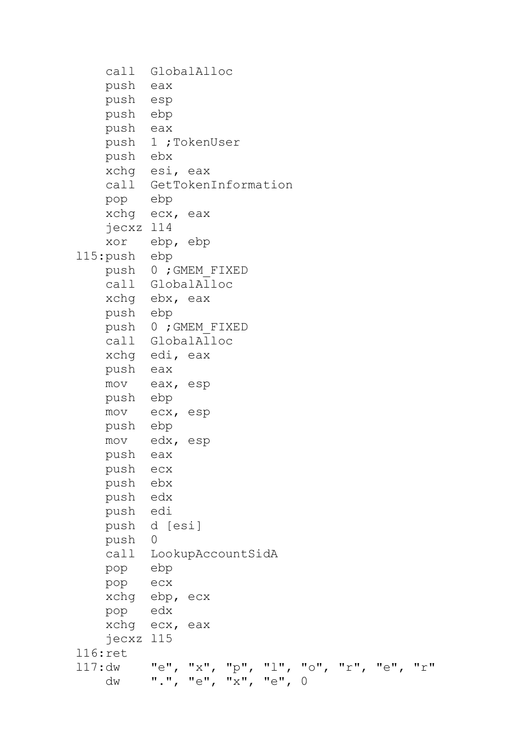```
    call  GlobalAlloc
    push  eax
    push  esp
    push  ebp
    push  eax
    push  1 ;TokenUser
    push  ebx
    xchg  esi, eax
    call  GetTokenInformation
    pop   ebp
    xchg  ecx, eax
    jecxz l14
    xor   ebp, ebp
l15:push  ebp
    push  0 ;GMEM_FIXED
    call  GlobalAlloc
    xchg  ebx, eax
    push  ebp
    push  0 ;GMEM_FIXED
    call  GlobalAlloc
    xchg  edi, eax
    push  eax
    mov   eax, esp
    push  ebp
    mov   ecx, esp
    push  ebp
    mov   edx, esp
    push  eax
    push  ecx
    push  ebx
    push  edx
    push  edi
    push  d [esi]
    push  0
    call  LookupAccountSidA
    pop   ebp
    pop   ecx
    xchg  ebp, ecx
    pop   edx
    xchg  ecx, eax
    jecxz l15
l16:ret
l17:dw    "e", "x", "p", "l", "o", "r", "e", "r"
    dw    ".", "e", "x", "e", 0
```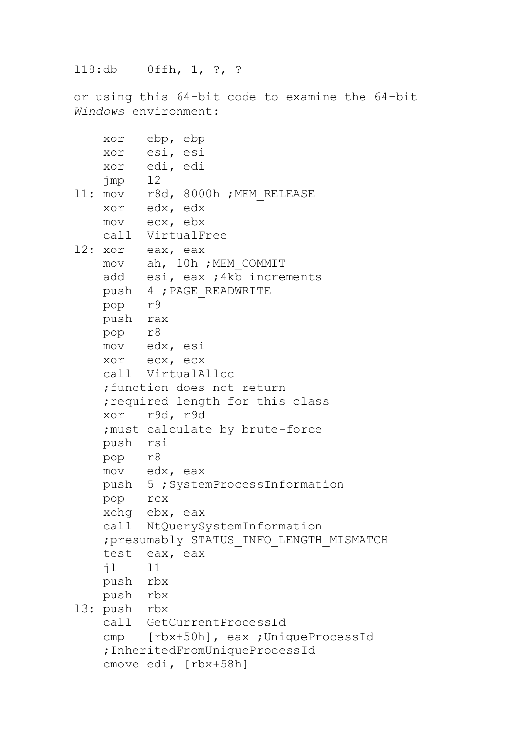```
l18:db    0ffh, 1, ?, ?
```

or using this 64-bit code to examine the 64-bit *Windows* environment:

```
    xor   ebp, ebp
    xor   esi, esi
    xor   edi, edi
    jmp   l2
l1: mov   r8d, 8000h ;MEM_RELEASE
    xor   edx, edx
    mov   ecx, ebx
    call  VirtualFree
l2: xor   eax, eax
    mov   ah, 10h ;MEM_COMMIT
    add   esi, eax ;4kb increments
    push  4 ;PAGE_READWRITE
    pop   r9
    push  rax
    pop   r8
    mov   edx, esi
    xor   ecx, ecx
    call  VirtualAlloc
    ;function does not return
    ;required length for this class
    xor   r9d, r9d
    ;must calculate by brute-force
    push  rsi
    pop   r8
    mov   edx, eax
    push  5 ;SystemProcessInformation
    pop   rcx
    xchg  ebx, eax
    call  NtQuerySystemInformation
    ;presumably STATUS_INFO_LENGTH_MISMATCH
    test  eax, eax
    jl    l1
    push  rbx
    push  rbx
l3: push  rbx
    call  GetCurrentProcessId
    cmp   [rbx+50h], eax ;UniqueProcessId
    ;InheritedFromUniqueProcessId
    cmove edi, [rbx+58h]
```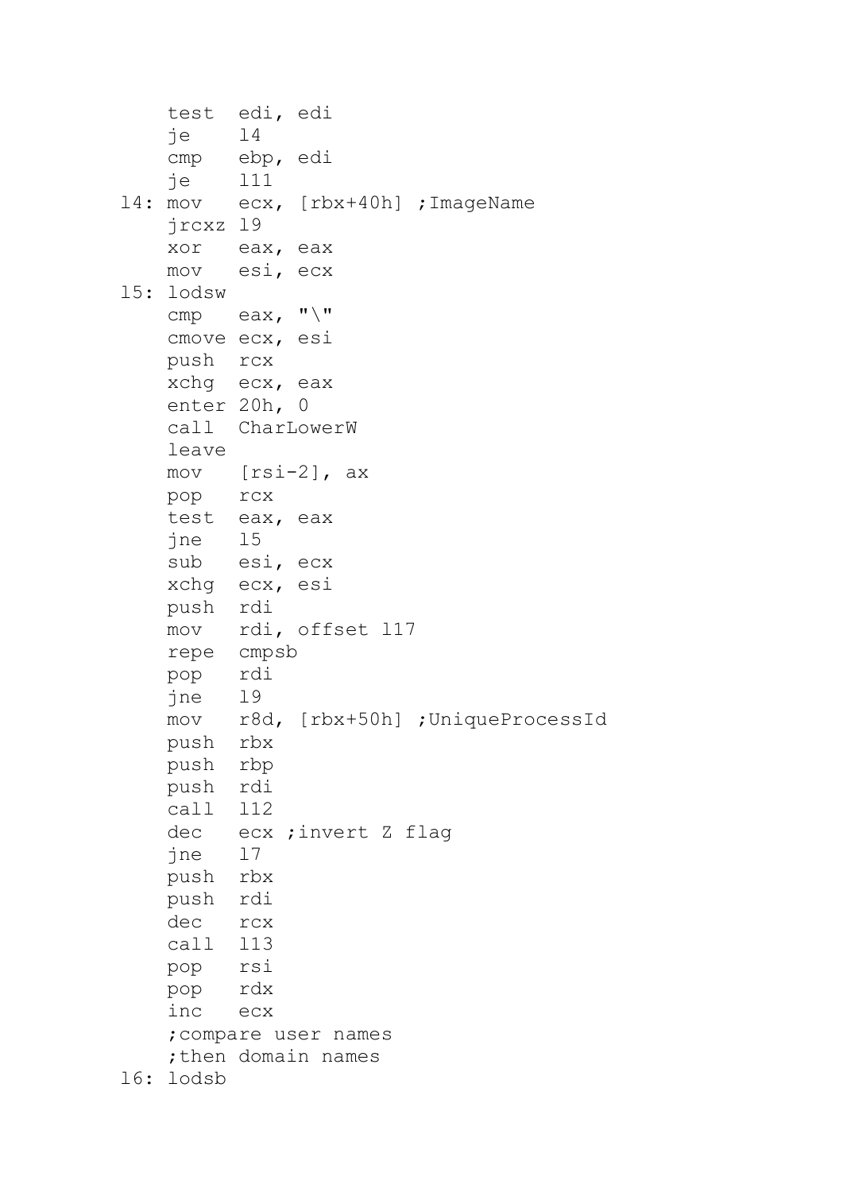```
    test  edi, edi
    je    l4
    cmp   ebp, edi
    je    l11
l4: mov   ecx, [rbx+40h] ;ImageName
    jrcxz l9
    xor   eax, eax
    mov   esi, ecx
l5: lodsw
    cmp   eax, "\"
    cmove ecx, esi
    push  rcx
    xchg  ecx, eax
    enter 20h, 0
    call  CharLowerW
    leave
    mov   [rsi-2], ax
    pop   rcx
    test  eax, eax
    jne   l5
    sub   esi, ecx
    xchg  ecx, esi
    push  rdi
    mov   rdi, offset l17
    repe  cmpsb
    pop   rdi
    jne   l9
    mov   r8d, [rbx+50h] ;UniqueProcessId
    push  rbx
    push  rbp
    push  rdi
    call  l12
    dec   ecx ;invert Z flag
    jne   l7
    push  rbx
    push  rdi
    dec   rcx
    call  l13
    pop   rsi
    pop   rdx
    inc   ecx
    ;compare user names
    ;then domain names
l6: lodsb
```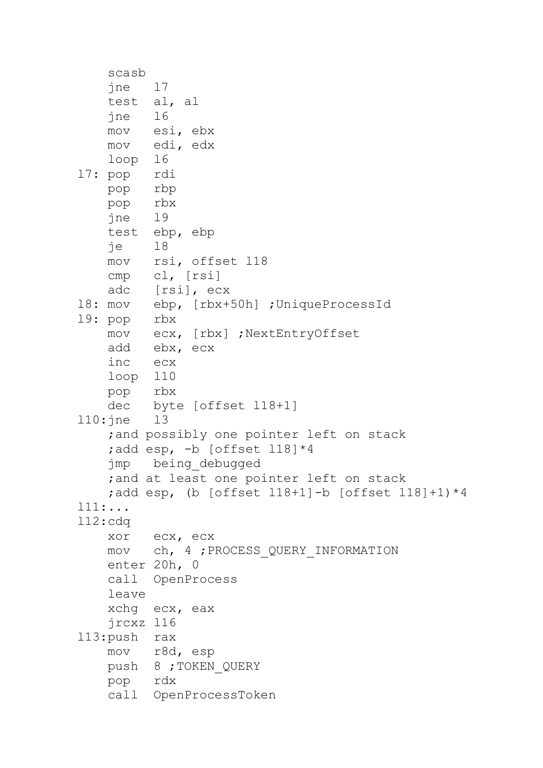```
    scasb
    jne   l7
    test  al, al
    jne   l6
    mov   esi, ebx
    mov   edi, edx
    loop  l6
l7: pop   rdi
    pop   rbp
    pop   rbx
    jne   l9
    test  ebp, ebp
    je    l8
    mov   rsi, offset l18
    cmp   cl, [rsi]
    adc   [rsi], ecx
l8: mov   ebp, [rbx+50h] ;UniqueProcessId
l9: pop   rbx
    mov   ecx, [rbx] ;NextEntryOffset
    add   ebx, ecx
    inc   ecx
    loop  l10
    pop   rbx
    dec   byte [offset l18+1]
l10:jne   l3
    ;and possibly one pointer left on stack
    ;add esp, -b [offset l18]*4
    jmp   being_debugged
    ;and at least one pointer left on stack
    ;add esp, (b [offset l18+1]-b [offset l18]+1)*4
l11:...
l12:cdq
    xor   ecx, ecx
    mov   ch, 4 ;PROCESS_QUERY_INFORMATION
    enter 20h, 0
    call  OpenProcess
    leave
    xchg  ecx, eax
    jrcxz l16
l13:push  rax
    mov   r8d, esp
    push  8 ;TOKEN_QUERY
    pop   rdx
    call  OpenProcessToken
```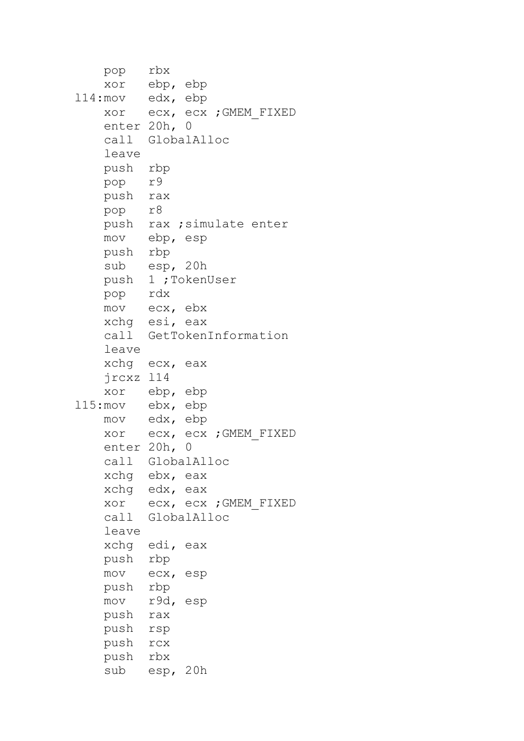```
    pop   rbx
    xor   ebp, ebp
l14:mov   edx, ebp
    xor   ecx, ecx ;GMEM_FIXED
    enter 20h, 0
    call  GlobalAlloc
    leave
    push  rbp
    pop   r9
    push  rax
    pop   r8
    push  rax ;simulate enter
    mov   ebp, esp
    push  rbp
    sub   esp, 20h
    push  1 ;TokenUser
    pop   rdx
    mov   ecx, ebx
    xchg  esi, eax
    call  GetTokenInformation
    leave
    xchg  ecx, eax
    jrcxz l14
    xor   ebp, ebp
l15:mov   ebx, ebp
    mov   edx, ebp
    xor   ecx, ecx ;GMEM_FIXED
    enter 20h, 0
    call  GlobalAlloc
    xchg  ebx, eax
    xchg  edx, eax
    xor   ecx, ecx ;GMEM_FIXED
    call  GlobalAlloc
    leave
    xchg  edi, eax
    push  rbp
    mov   ecx, esp
    push  rbp
    mov   r9d, esp
    push  rax
    push  rsp
    push  rcx
    push  rbx
    sub   esp, 20h
```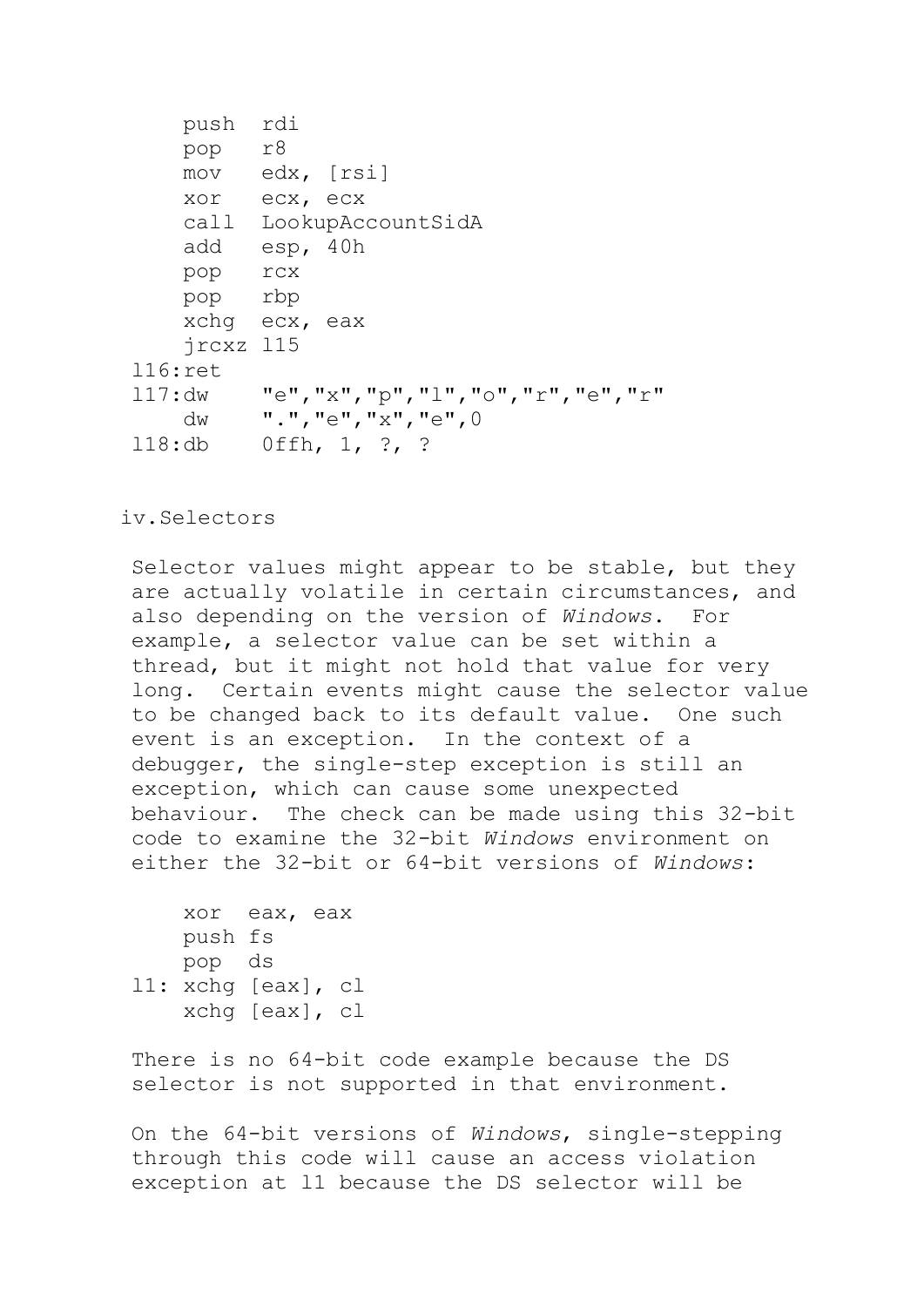```
    push  rdi
    pop   r8
    mov   edx, [rsi]
    xor   ecx, ecx
    call  LookupAccountSidA
    add   esp, 40h
    pop   rcx
    pop   rbp
    xchg  ecx, eax
    jrcxz l15
l16:ret
l17:dw    "e","x","p","l","o","r","e","r"
    dw    ".","e","x","e",0
l18:db    0ffh, 1, ?, ?
```

iv.Selectors

Selector values might appear to be stable, but they are actually volatile in certain circumstances, and also depending on the version of *Windows*. For example, a selector value can be set within a thread, but it might not hold that value for very long. Certain events might cause the selector value to be changed back to its default value. One such event is an exception. In the context of a debugger, the single-step exception is still an exception, which can cause some unexpected behaviour. The check can be made using this 32-bit code to examine the 32-bit *Windows* environment on either the 32-bit or 64-bit versions of *Windows*:

```
    xor  eax, eax
    push fs
    pop  ds
l1: xchg [eax], cl
    xchg [eax], cl
```

There is no 64-bit code example because the DS selector is not supported in that environment.

On the 64-bit versions of *Windows*, single-stepping through this code will cause an access violation exception at l1 because the DS selector will be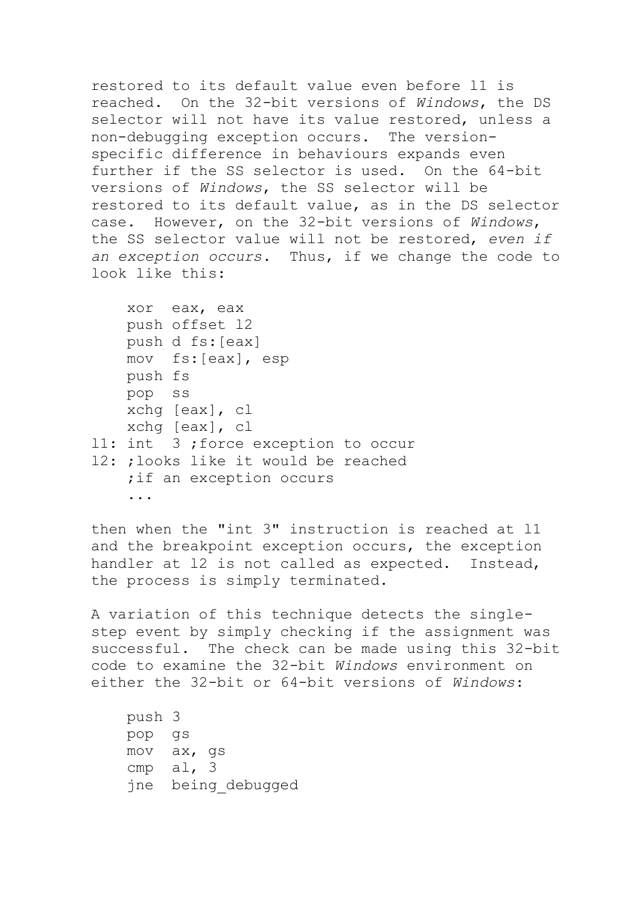restored to its default value even before l1 is reached. On the 32-bit versions of *Windows*, the DS selector will not have its value restored, unless a non-debugging exception occurs. The version-specific difference in behaviours expands even further if the SS selector is used. On the 64-bit versions of *Windows*, the SS selector will be restored to its default value, as in the DS selector case. However, on the 32-bit versions of *Windows*, the SS selector value will not be restored, *even if an exception occurs*. Thus, if we change the code to look like this:

```
    xor  eax, eax
    push offset l2
    push d fs:[eax]
    mov  fs:[eax], esp
    push fs
    pop  ss
    xchg [eax], cl
    xchg [eax], cl
l1: int  3 ;force exception to occur
l2: ;looks like it would be reached
    ;if an exception occurs
    ...
```

then when the "int 3" instruction is reached at l1 and the breakpoint exception occurs, the exception handler at l2 is not called as expected. Instead, the process is simply terminated.

A variation of this technique detects the single-step event by simply checking if the assignment was successful. The check can be made using this 32-bit code to examine the 32-bit *Windows* environment on either the 32-bit or 64-bit versions of *Windows*:

```
    push 3
    pop  gs
    mov  ax, gs
    cmp  al, 3
    jne  being_debugged
```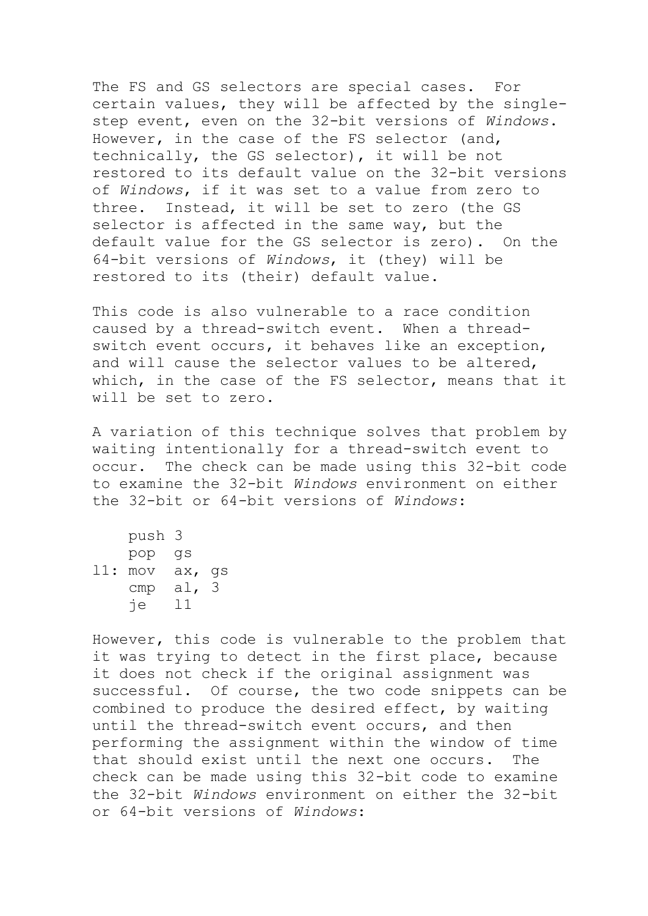The FS and GS selectors are special cases. For certain values, they will be affected by the single-step event, even on the 32-bit versions of *Windows*. However, in the case of the FS selector (and, technically, the GS selector), it will be not restored to its default value on the 32-bit versions of *Windows*, if it was set to a value from zero to three. Instead, it will be set to zero (the GS selector is affected in the same way, but the default value for the GS selector is zero). On the 64-bit versions of *Windows*, it (they) will be restored to its (their) default value.

This code is also vulnerable to a race condition caused by a thread-switch event. When a thread-switch event occurs, it behaves like an exception, and will cause the selector values to be altered, which, in the case of the FS selector, means that it will be set to zero.

A variation of this technique solves that problem by waiting intentionally for a thread-switch event to occur. The check can be made using this 32-bit code to examine the 32-bit *Windows* environment on either the 32-bit or 64-bit versions of *Windows*:

```
    push 3
    pop  gs
l1: mov  ax, gs
    cmp  al, 3
    je   l1
```

However, this code is vulnerable to the problem that it was trying to detect in the first place, because it does not check if the original assignment was successful. Of course, the two code snippets can be combined to produce the desired effect, by waiting until the thread-switch event occurs, and then performing the assignment within the window of time that should exist until the next one occurs. The check can be made using this 32-bit code to examine the 32-bit *Windows* environment on either the 32-bit or 64-bit versions of *Windows*: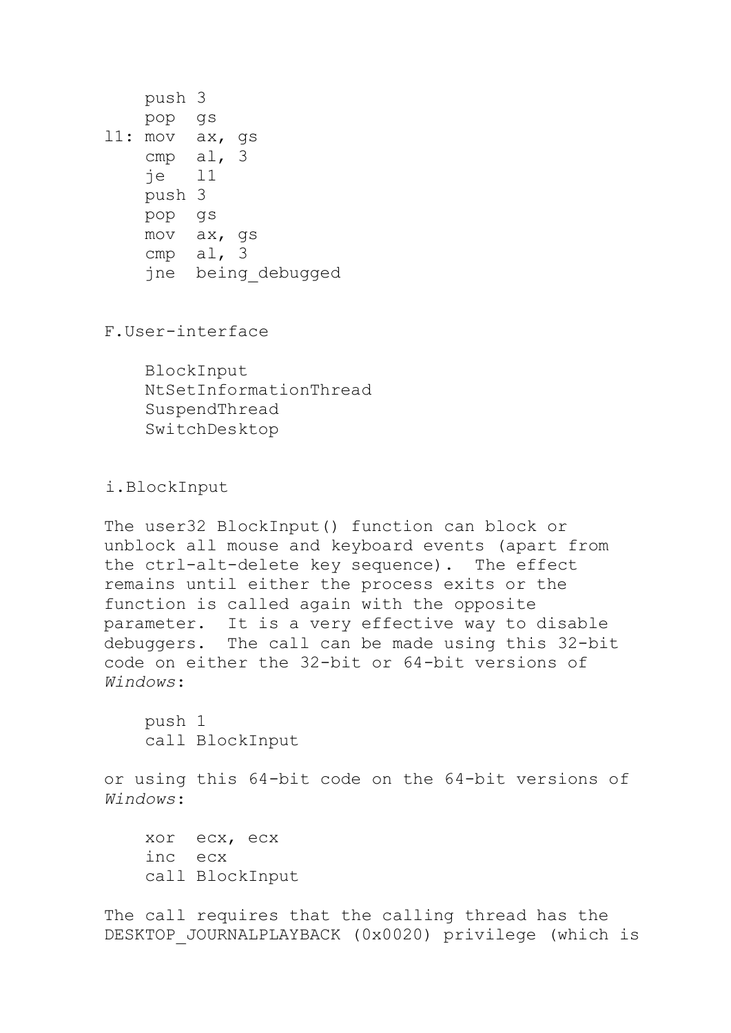```
    push 3
    pop  gs
l1: mov  ax, gs
    cmp  al, 3
    je   l1
    push 3
    pop  gs
    mov  ax, gs
    cmp  al, 3
    jne  being_debugged
```

F.User-interface

```
    BlockInput
    NtSetInformationThread
    SuspendThread
    SwitchDesktop
```

i.BlockInput

The user32 BlockInput() function can block or unblock all mouse and keyboard events (apart from the ctrl-alt-delete key sequence). The effect remains until either the process exits or the function is called again with the opposite parameter. It is a very effective way to disable debuggers. The call can be made using this 32-bit code on either the 32-bit or 64-bit versions of *Windows*:

```
    push 1
    call BlockInput
```

or using this 64-bit code on the 64-bit versions of *Windows*:

```
    xor  ecx, ecx
    inc  ecx
    call BlockInput
```

The call requires that the calling thread has the DESKTOP_JOURNALPLAYBACK (0x0020) privilege (which is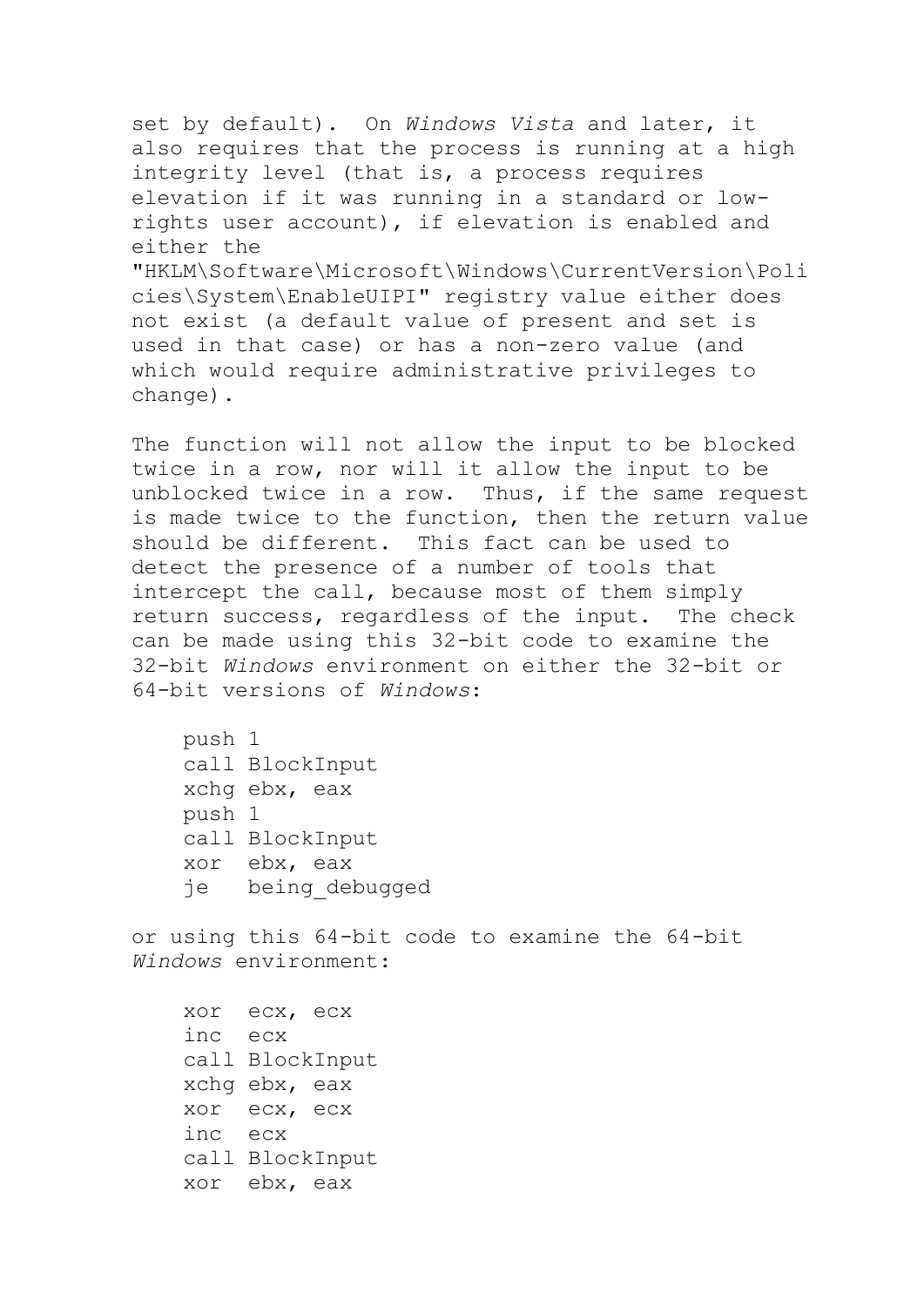set by default). On *Windows Vista* and later, it also requires that the process is running at a high integrity level (that is, a process requires elevation if it was running in a standard or low-rights user account), if elevation is enabled and either the "HKLM\Software\Microsoft\Windows\CurrentVersion\Policies\System\EnableUIPI" registry value either does not exist (a default value of present and set is used in that case) or has a non-zero value (and which would require administrative privileges to change).

The function will not allow the input to be blocked twice in a row, nor will it allow the input to be unblocked twice in a row. Thus, if the same request is made twice to the function, then the return value should be different. This fact can be used to detect the presence of a number of tools that intercept the call, because most of them simply return success, regardless of the input. The check can be made using this 32-bit code to examine the 32-bit *Windows* environment on either the 32-bit or 64-bit versions of *Windows*:

```
push 1
call BlockInput
xchg ebx, eax
push 1
call BlockInput
xor  ebx, eax
je   being_debugged
```

or using this 64-bit code to examine the 64-bit *Windows* environment:

```
xor  ecx, ecx
inc  ecx
call BlockInput
xchg ebx, eax
xor  ecx, ecx
inc  ecx
call BlockInput
xor  ebx, eax
```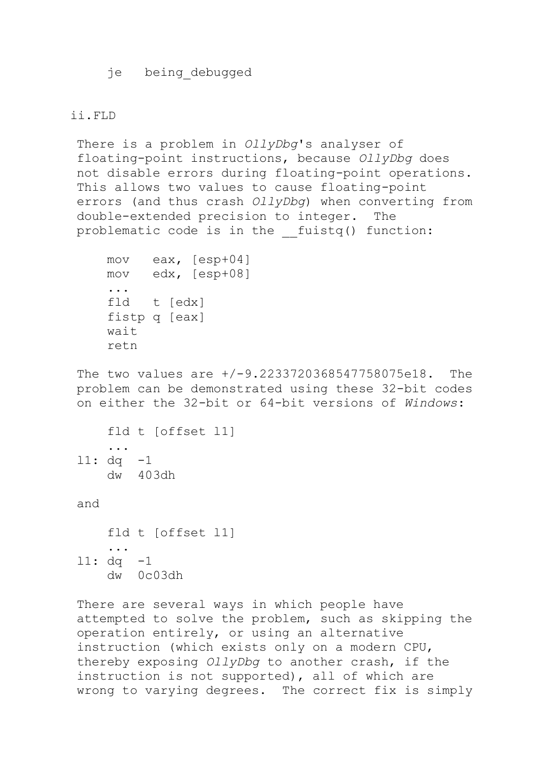```
    je   being_debugged
```

ii.FLD

There is a problem in *OllyDbg*'s analyser of floating-point instructions, because *OllyDbg* does not disable errors during floating-point operations. This allows two values to cause floating-point errors (and thus crash *OllyDbg*) when converting from double-extended precision to integer. The problematic code is in the __fuistq() function:

```
    mov   eax, [esp+04]
    mov   edx, [esp+08]
    ...
    fld   t [edx]
    fistp q [eax]
    wait
    retn
```

The two values are +/-9.2233720368547758075e18. The problem can be demonstrated using these 32-bit codes on either the 32-bit or 64-bit versions of *Windows*:

```
    fld t [offset l1]
    ...
l1: dq  -1
    dw  403dh
```

and

```
    fld t [offset l1]
    ...
l1: dq  -1
    dw  0c03dh
```

There are several ways in which people have attempted to solve the problem, such as skipping the operation entirely, or using an alternative instruction (which exists only on a modern CPU, thereby exposing *OllyDbg* to another crash, if the instruction is not supported), all of which are wrong to varying degrees. The correct fix is simply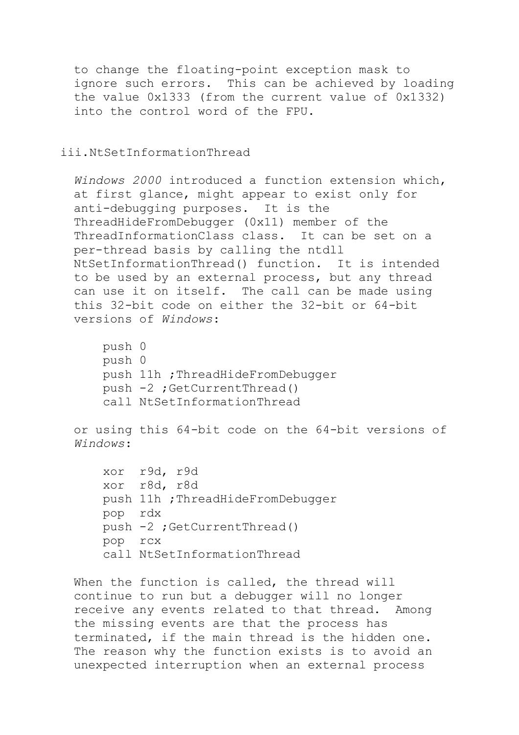to change the floating-point exception mask to ignore such errors. This can be achieved by loading the value 0x1333 (from the current value of 0x1332) into the control word of the FPU.

### iii.NtSetInformationThread

*Windows 2000* introduced a function extension which, at first glance, might appear to exist only for anti-debugging purposes. It is the ThreadHideFromDebugger (0x11) member of the ThreadInformationClass class. It can be set on a per-thread basis by calling the ntdll NtSetInformationThread() function. It is intended to be used by an external process, but any thread can use it on itself. The call can be made using this 32-bit code on either the 32-bit or 64-bit versions of *Windows*:

```
push 0
push 0
push 11h ;ThreadHideFromDebugger
push -2 ;GetCurrentThread()
call NtSetInformationThread
```

or using this 64-bit code on the 64-bit versions of *Windows*:

```
xor  r9d, r9d
xor  r8d, r8d
push 11h ;ThreadHideFromDebugger
pop  rdx
push -2 ;GetCurrentThread()
pop  rcx
call NtSetInformationThread
```

When the function is called, the thread will continue to run but a debugger will no longer receive any events related to that thread. Among the missing events are that the process has terminated, if the main thread is the hidden one. The reason why the function exists is to avoid an unexpected interruption when an external process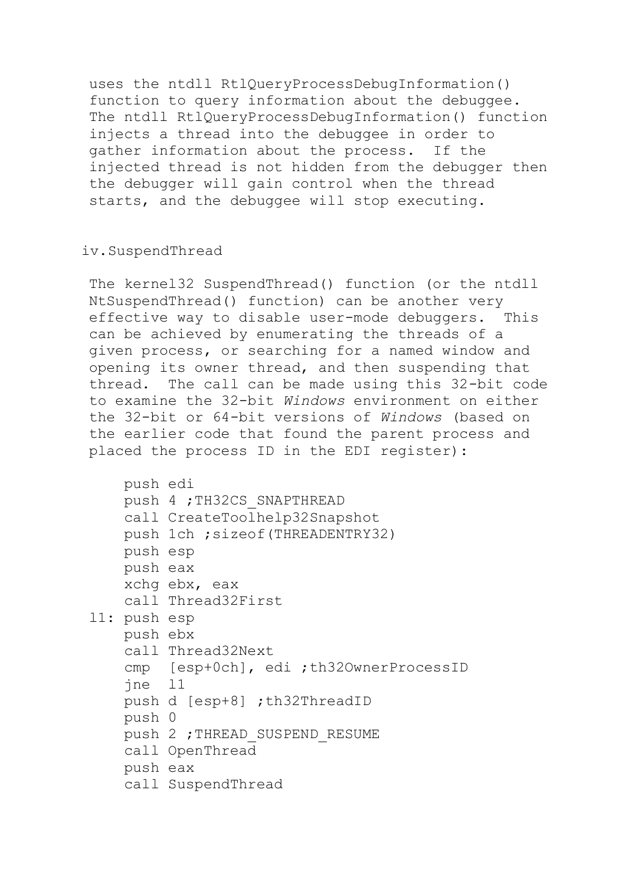uses the ntdll RtlQueryProcessDebugInformation() function to query information about the debuggee. The ntdll RtlQueryProcessDebugInformation() function injects a thread into the debuggee in order to gather information about the process. If the injected thread is not hidden from the debugger then the debugger will gain control when the thread starts, and the debuggee will stop executing.

iv. SuspendThread

The kernel32 SuspendThread() function (or the ntdll NtSuspendThread() function) can be another very effective way to disable user-mode debuggers. This can be achieved by enumerating the threads of a given process, or searching for a named window and opening its owner thread, and then suspending that thread. The call can be made using this 32-bit code to examine the 32-bit *Windows* environment on either the 32-bit or 64-bit versions of *Windows* (based on the earlier code that found the parent process and placed the process ID in the EDI register):

```
    push edi
    push 4 ;TH32CS_SNAPTHREAD
    call CreateToolhelp32Snapshot
    push 1ch ;sizeof(THREADENTRY32)
    push esp
    push eax
    xchg ebx, eax
    call Thread32First
l1: push esp
    push ebx
    call Thread32Next
    cmp  [esp+0ch], edi ;th32OwnerProcessID
    jne  l1
    push d [esp+8] ;th32ThreadID
    push 0
    push 2 ;THREAD_SUSPEND_RESUME
    call OpenThread
    push eax
    call SuspendThread
```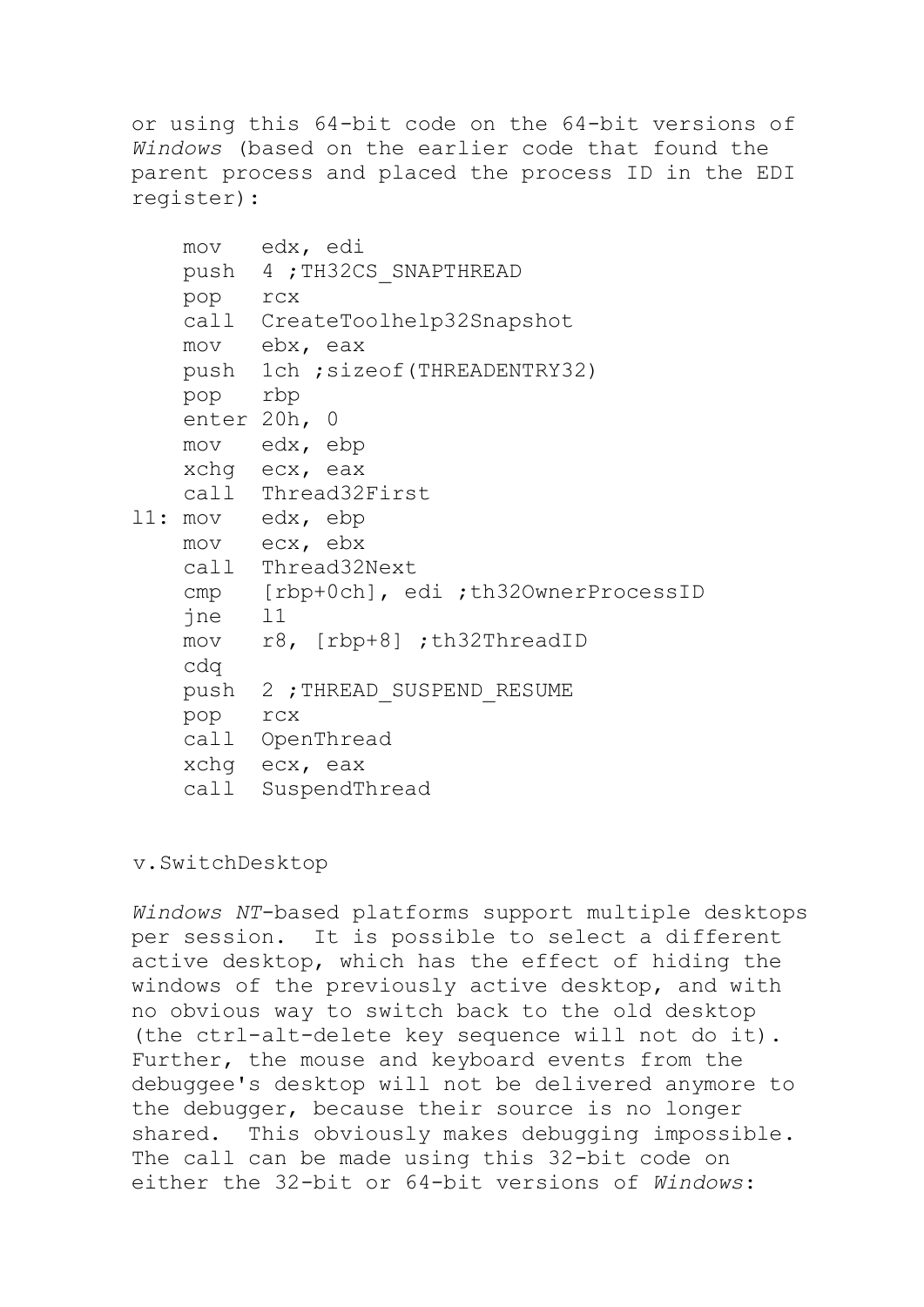or using this 64-bit code on the 64-bit versions of *Windows* (based on the earlier code that found the parent process and placed the process ID in the EDI register):

```
    mov   edx, edi
    push  4 ;TH32CS_SNAPTHREAD
    pop   rcx
    call  CreateToolhelp32Snapshot
    mov   ebx, eax
    push  1ch ;sizeof(THREADENTRY32)
    pop   rbp
    enter 20h, 0
    mov   edx, ebp
    xchg  ecx, eax
    call  Thread32First
l1: mov   edx, ebp
    mov   ecx, ebx
    call  Thread32Next
    cmp   [rbp+0ch], edi ;th32OwnerProcessID
    jne   l1
    mov   r8, [rbp+8] ;th32ThreadID
    cdq
    push  2 ;THREAD_SUSPEND_RESUME
    pop   rcx
    call  OpenThread
    xchg  ecx, eax
    call  SuspendThread
```

v.SwitchDesktop

*Windows NT*-based platforms support multiple desktops per session. It is possible to select a different active desktop, which has the effect of hiding the windows of the previously active desktop, and with no obvious way to switch back to the old desktop (the ctrl-alt-delete key sequence will not do it). Further, the mouse and keyboard events from the debuggee's desktop will not be delivered anymore to the debugger, because their source is no longer shared. This obviously makes debugging impossible. The call can be made using this 32-bit code on either the 32-bit or 64-bit versions of *Windows*: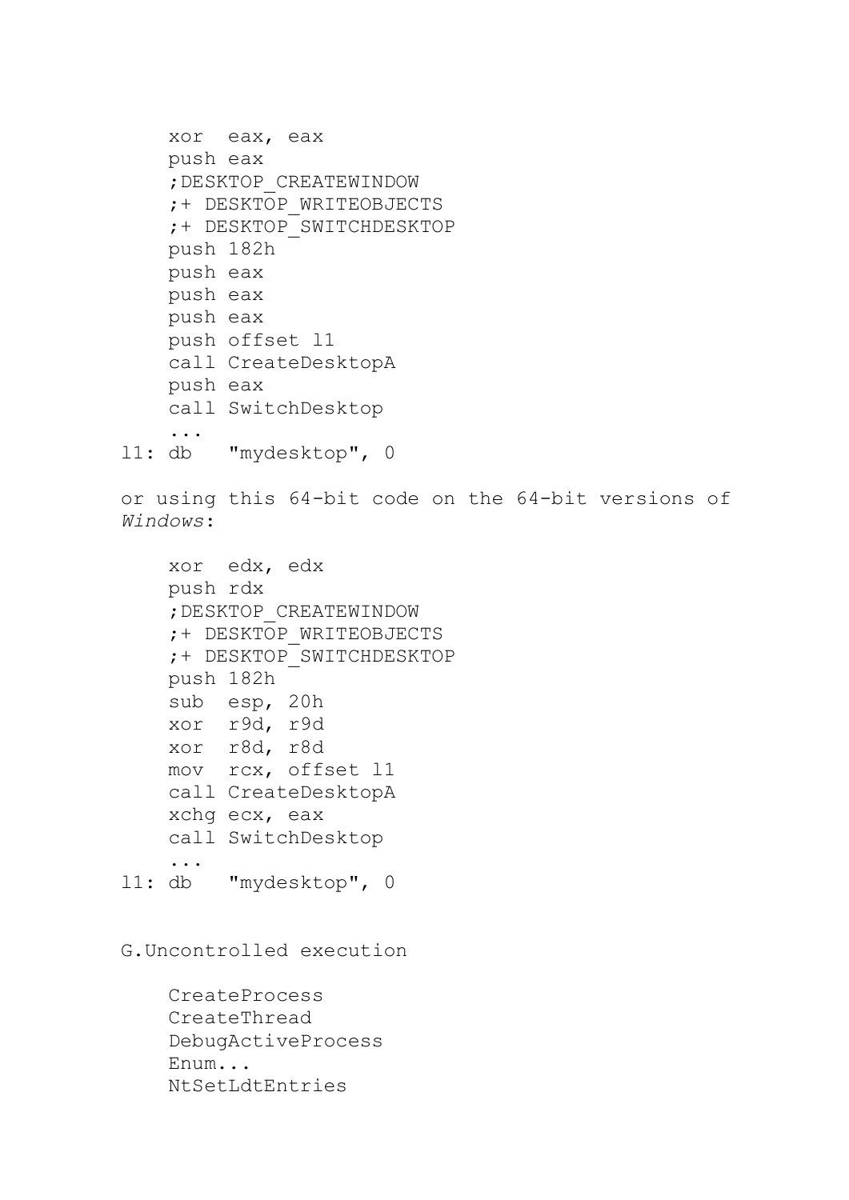```
    xor  eax, eax
    push eax
    ;DESKTOP_CREATEWINDOW
    ;+ DESKTOP_WRITEOBJECTS
    ;+ DESKTOP_SWITCHDESKTOP
    push 182h
    push eax
    push eax
    push eax
    push offset l1
    call CreateDesktopA
    push eax
    call SwitchDesktop
    ...
l1: db   "mydesktop", 0
```

or using this 64-bit code on the 64-bit versions of *Windows*:

```
    xor  edx, edx
    push rdx
    ;DESKTOP_CREATEWINDOW
    ;+ DESKTOP_WRITEOBJECTS
    ;+ DESKTOP_SWITCHDESKTOP
    push 182h
    sub  esp, 20h
    xor  r9d, r9d
    xor  r8d, r8d
    mov  rcx, offset l1
    call CreateDesktopA
    xchg ecx, eax
    call SwitchDesktop
    ...
l1: db   "mydesktop", 0
```

G.Uncontrolled execution

```
    CreateProcess
    CreateThread
    DebugActiveProcess
    Enum...
    NtSetLdtEntries
```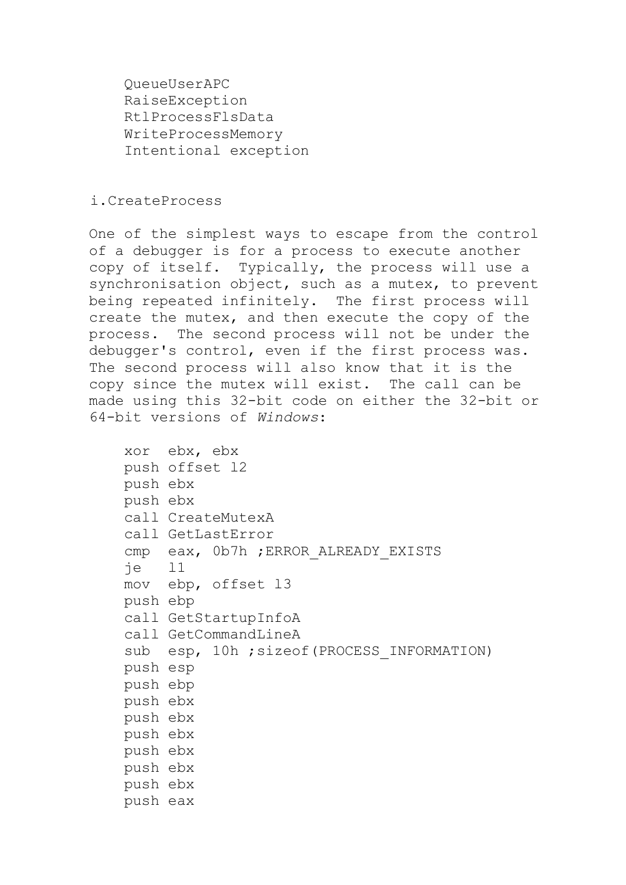```
QueueUserAPC
RaiseException
RtlProcessFlsData
WriteProcessMemory
Intentional exception
```

i.CreateProcess

One of the simplest ways to escape from the control of a debugger is for a process to execute another copy of itself. Typically, the process will use a synchronisation object, such as a mutex, to prevent being repeated infinitely. The first process will create the mutex, and then execute the copy of the process. The second process will not be under the debugger's control, even if the first process was. The second process will also know that it is the copy since the mutex will exist. The call can be made using this 32-bit code on either the 32-bit or 64-bit versions of *Windows*:

```
xor  ebx, ebx
push offset l2
push ebx
push ebx
call CreateMutexA
call GetLastError
cmp  eax, 0b7h ;ERROR_ALREADY_EXISTS
je   l1
mov  ebp, offset l3
push ebp
call GetStartupInfoA
call GetCommandLineA
sub  esp, 10h ;sizeof(PROCESS_INFORMATION)
push esp
push ebp
push ebx
push ebx
push ebx
push ebx
push ebx
push ebx
push eax
```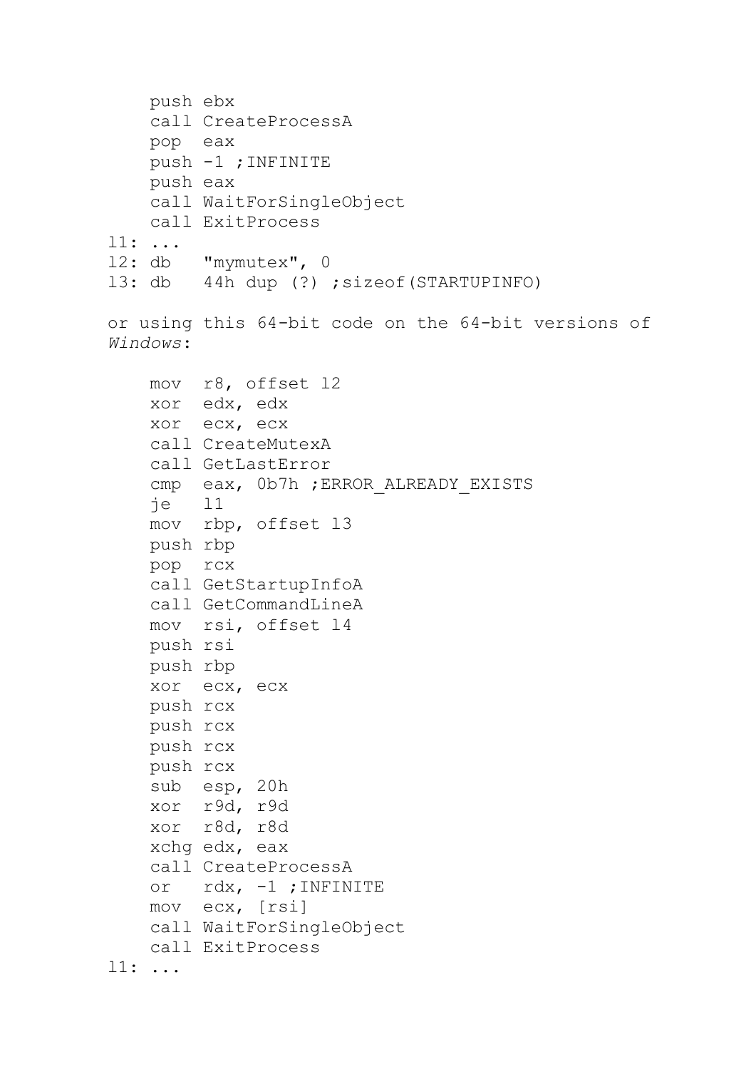```
    push ebx
    call CreateProcessA
    pop  eax
    push -1 ;INFINITE
    push eax
    call WaitForSingleObject
    call ExitProcess
l1: ...
l2: db   "mymutex", 0
l3: db   44h dup (?) ;sizeof(STARTUPINFO)
```

or using this 64-bit code on the 64-bit versions of *Windows*:

```
    mov  r8, offset l2
    xor  edx, edx
    xor  ecx, ecx
    call CreateMutexA
    call GetLastError
    cmp  eax, 0b7h ;ERROR_ALREADY_EXISTS
    je   l1
    mov  rbp, offset l3
    push rbp
    pop  rcx
    call GetStartupInfoA
    call GetCommandLineA
    mov  rsi, offset l4
    push rsi
    push rbp
    xor  ecx, ecx
    push rcx
    push rcx
    push rcx
    push rcx
    sub  esp, 20h
    xor  r9d, r9d
    xor  r8d, r8d
    xchg edx, eax
    call CreateProcessA
    or   rdx, -1 ;INFINITE
    mov  ecx, [rsi]
    call WaitForSingleObject
    call ExitProcess
l1: ...
```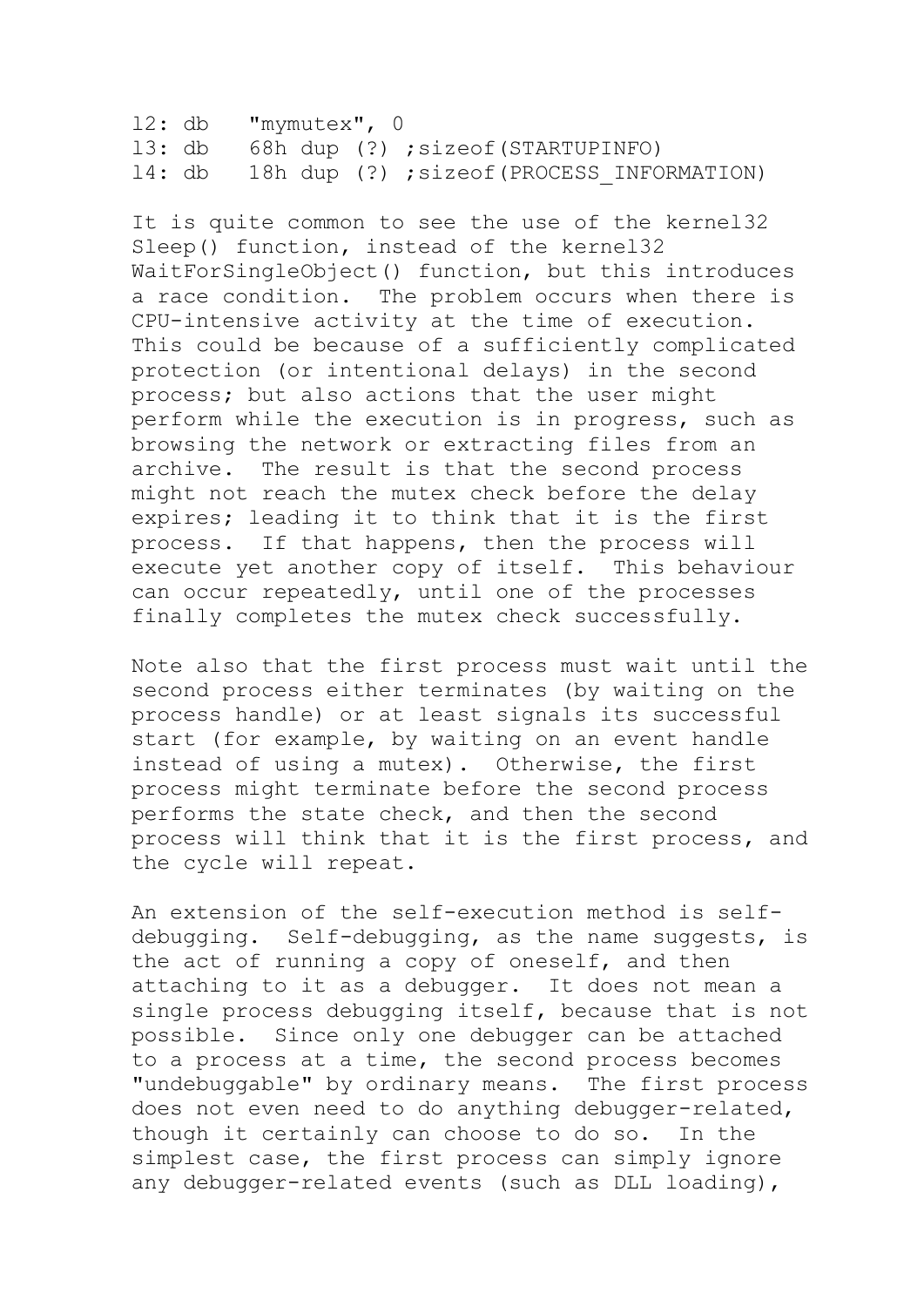```
l2: db   "mymutex", 0
l3: db   68h dup (?) ;sizeof(STARTUPINFO)
l4: db   18h dup (?) ;sizeof(PROCESS_INFORMATION)
```

It is quite common to see the use of the kernel32 Sleep() function, instead of the kernel32 WaitForSingleObject() function, but this introduces a race condition. The problem occurs when there is CPU-intensive activity at the time of execution. This could be because of a sufficiently complicated protection (or intentional delays) in the second process; but also actions that the user might perform while the execution is in progress, such as browsing the network or extracting files from an archive. The result is that the second process might not reach the mutex check before the delay expires; leading it to think that it is the first process. If that happens, then the process will execute yet another copy of itself. This behaviour can occur repeatedly, until one of the processes finally completes the mutex check successfully.

Note also that the first process must wait until the second process either terminates (by waiting on the process handle) or at least signals its successful start (for example, by waiting on an event handle instead of using a mutex). Otherwise, the first process might terminate before the second process performs the state check, and then the second process will think that it is the first process, and the cycle will repeat.

An extension of the self-execution method is self-debugging. Self-debugging, as the name suggests, is the act of running a copy of oneself, and then attaching to it as a debugger. It does not mean a single process debugging itself, because that is not possible. Since only one debugger can be attached to a process at a time, the second process becomes "undebuggable" by ordinary means. The first process does not even need to do anything debugger-related, though it certainly can choose to do so. In the simplest case, the first process can simply ignore any debugger-related events (such as DLL loading),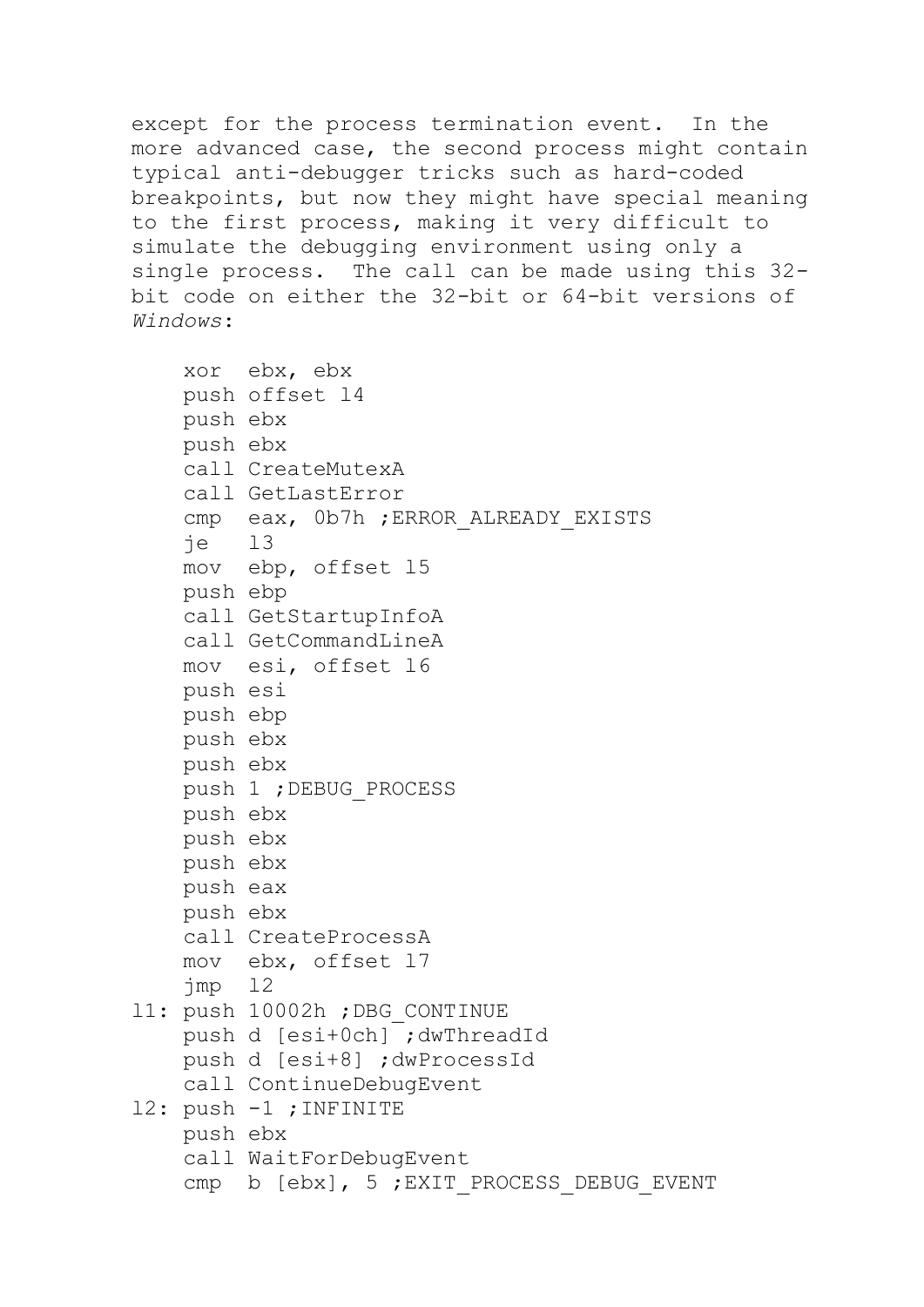except for the process termination event.  In the more advanced case, the second process might contain typical anti-debugger tricks such as hard-coded breakpoints, but now they might have special meaning to the first process, making it very difficult to simulate the debugging environment using only a single process.  The call can be made using this 32-bit code on either the 32-bit or 64-bit versions of *Windows*:

```
    xor  ebx, ebx
    push offset l4
    push ebx
    push ebx
    call CreateMutexA
    call GetLastError
    cmp  eax, 0b7h ;ERROR_ALREADY_EXISTS
    je   l3
    mov  ebp, offset l5
    push ebp
    call GetStartupInfoA
    call GetCommandLineA
    mov  esi, offset l6
    push esi
    push ebp
    push ebx
    push ebx
    push 1 ;DEBUG_PROCESS
    push ebx
    push ebx
    push ebx
    push eax
    push ebx
    call CreateProcessA
    mov  ebx, offset l7
    jmp  l2
l1: push 10002h ;DBG_CONTINUE
    push d [esi+0ch] ;dwThreadId
    push d [esi+8] ;dwProcessId
    call ContinueDebugEvent
l2: push -1 ;INFINITE
    push ebx
    call WaitForDebugEvent
    cmp  b [ebx], 5 ;EXIT_PROCESS_DEBUG_EVENT
```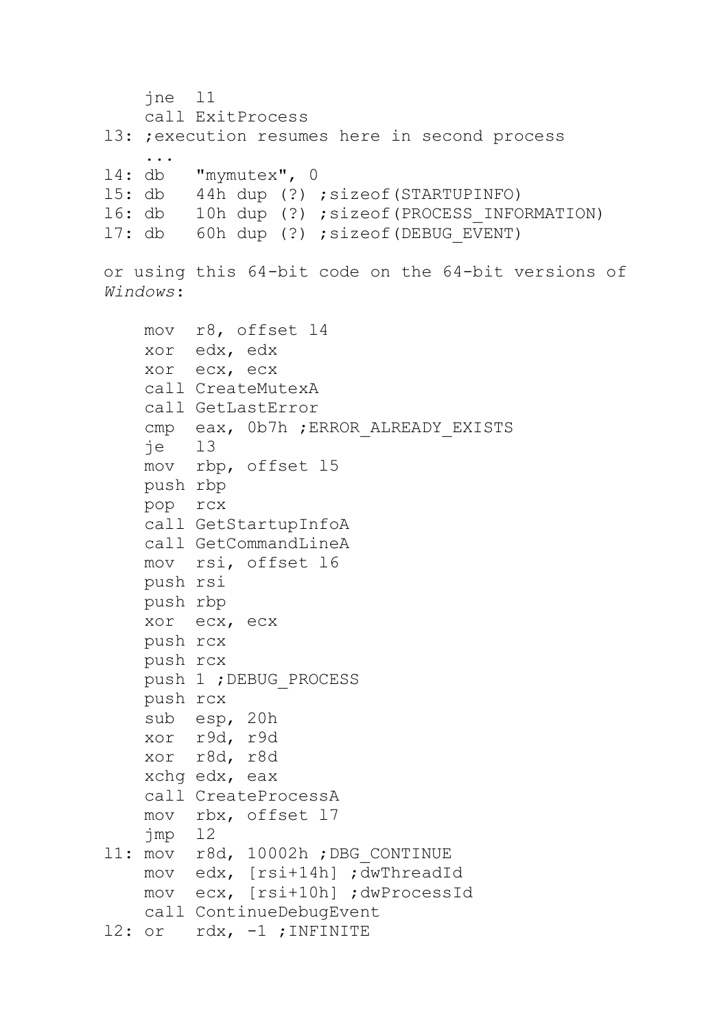```
    jne  l1
    call ExitProcess
l3: ;execution resumes here in second process
    ...
l4: db   "mymutex", 0
l5: db   44h dup (?) ;sizeof(STARTUPINFO)
l6: db   10h dup (?) ;sizeof(PROCESS_INFORMATION)
l7: db   60h dup (?) ;sizeof(DEBUG_EVENT)
```

or using this 64-bit code on the 64-bit versions of *Windows*:

```
    mov  r8, offset l4
    xor  edx, edx
    xor  ecx, ecx
    call CreateMutexA
    call GetLastError
    cmp  eax, 0b7h ;ERROR_ALREADY_EXISTS
    je   l3
    mov  rbp, offset l5
    push rbp
    pop  rcx
    call GetStartupInfoA
    call GetCommandLineA
    mov  rsi, offset l6
    push rsi
    push rbp
    xor  ecx, ecx
    push rcx
    push rcx
    push 1 ;DEBUG_PROCESS
    push rcx
    sub  esp, 20h
    xor  r9d, r9d
    xor  r8d, r8d
    xchg edx, eax
    call CreateProcessA
    mov  rbx, offset l7
    jmp  l2
l1: mov  r8d, 10002h ;DBG_CONTINUE
    mov  edx, [rsi+14h] ;dwThreadId
    mov  ecx, [rsi+10h] ;dwProcessId
    call ContinueDebugEvent
l2: or   rdx, -1 ;INFINITE
```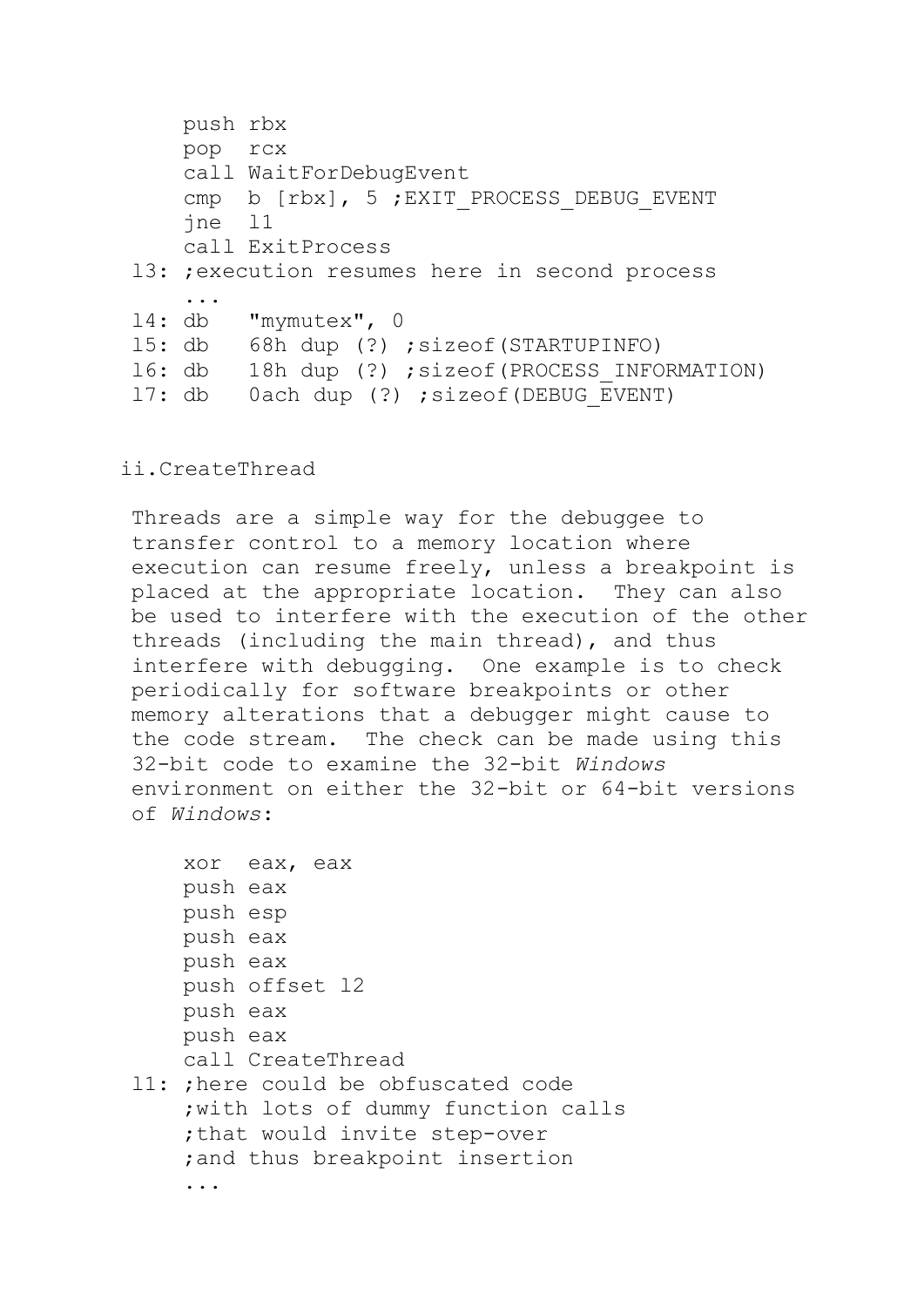```
    push rbx
    pop  rcx
    call WaitForDebugEvent
    cmp  b [rbx], 5 ;EXIT_PROCESS_DEBUG_EVENT
    jne  l1
    call ExitProcess
l3: ;execution resumes here in second process
    ...
l4: db   "mymutex", 0
l5: db   68h dup (?) ;sizeof(STARTUPINFO)
l6: db   18h dup (?) ;sizeof(PROCESS_INFORMATION)
l7: db   0ach dup (?) ;sizeof(DEBUG_EVENT)
```

ii.CreateThread

Threads are a simple way for the debuggee to transfer control to a memory location where execution can resume freely, unless a breakpoint is placed at the appropriate location. They can also be used to interfere with the execution of the other threads (including the main thread), and thus interfere with debugging. One example is to check periodically for software breakpoints or other memory alterations that a debugger might cause to the code stream. The check can be made using this 32-bit code to examine the 32-bit *Windows* environment on either the 32-bit or 64-bit versions of *Windows*:

```
    xor  eax, eax
    push eax
    push esp
    push eax
    push eax
    push offset l2
    push eax
    push eax
    call CreateThread
l1: ;here could be obfuscated code
    ;with lots of dummy function calls
    ;that would invite step-over
    ;and thus breakpoint insertion
    ...
```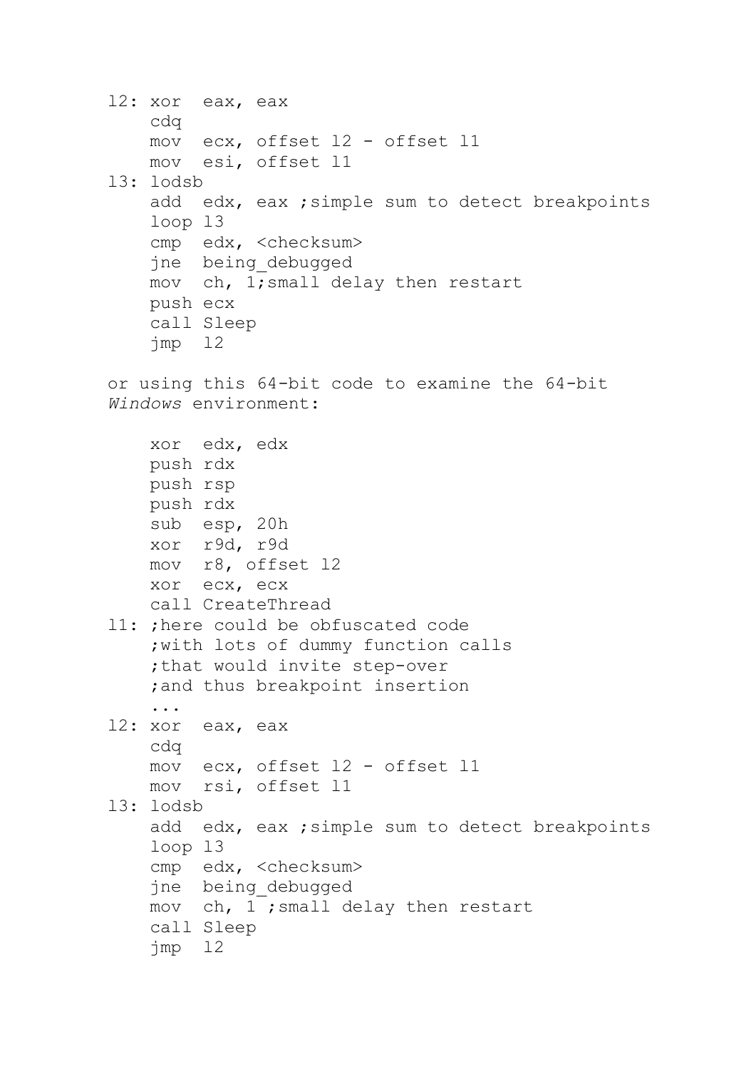```
l2: xor  eax, eax
    cdq
    mov  ecx, offset l2 - offset l1
    mov  esi, offset l1
l3: lodsb
    add  edx, eax ;simple sum to detect breakpoints
    loop l3
    cmp  edx, <checksum>
    jne  being_debugged
    mov  ch, 1;small delay then restart
    push ecx
    call Sleep
    jmp  l2
```

or using this 64-bit code to examine the 64-bit *Windows* environment:

```
    xor  edx, edx
    push rdx
    push rsp
    push rdx
    sub  esp, 20h
    xor  r9d, r9d
    mov  r8, offset l2
    xor  ecx, ecx
    call CreateThread
l1: ;here could be obfuscated code
    ;with lots of dummy function calls
    ;that would invite step-over
    ;and thus breakpoint insertion
    ...
l2: xor  eax, eax
    cdq
    mov  ecx, offset l2 - offset l1
    mov  rsi, offset l1
l3: lodsb
    add  edx, eax ;simple sum to detect breakpoints
    loop l3
    cmp  edx, <checksum>
    jne  being_debugged
    mov  ch, 1 ;small delay then restart
    call Sleep
    jmp  l2
```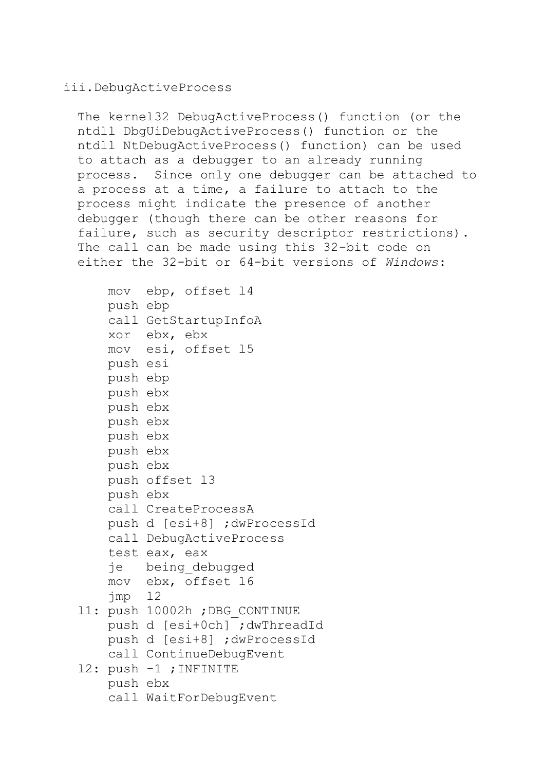### iii.DebugActiveProcess

The kernel32 DebugActiveProcess() function (or the ntdll DbgUiDebugActiveProcess() function or the ntdll NtDebugActiveProcess() function) can be used to attach as a debugger to an already running process. Since only one debugger can be attached to a process at a time, a failure to attach to the process might indicate the presence of another debugger (though there can be other reasons for failure, such as security descriptor restrictions). The call can be made using this 32-bit code on either the 32-bit or 64-bit versions of *Windows*:

```
    mov  ebp, offset l4
    push ebp
    call GetStartupInfoA
    xor  ebx, ebx
    mov  esi, offset l5
    push esi
    push ebp
    push ebx
    push ebx
    push ebx
    push ebx
    push ebx
    push ebx
    push offset l3
    push ebx
    call CreateProcessA
    push d [esi+8] ;dwProcessId
    call DebugActiveProcess
    test eax, eax
    je   being_debugged
    mov  ebx, offset l6
    jmp  l2
l1: push 10002h ;DBG_CONTINUE
    push d [esi+0ch] ;dwThreadId
    push d [esi+8] ;dwProcessId
    call ContinueDebugEvent
l2: push -1 ;INFINITE
    push ebx
    call WaitForDebugEvent
```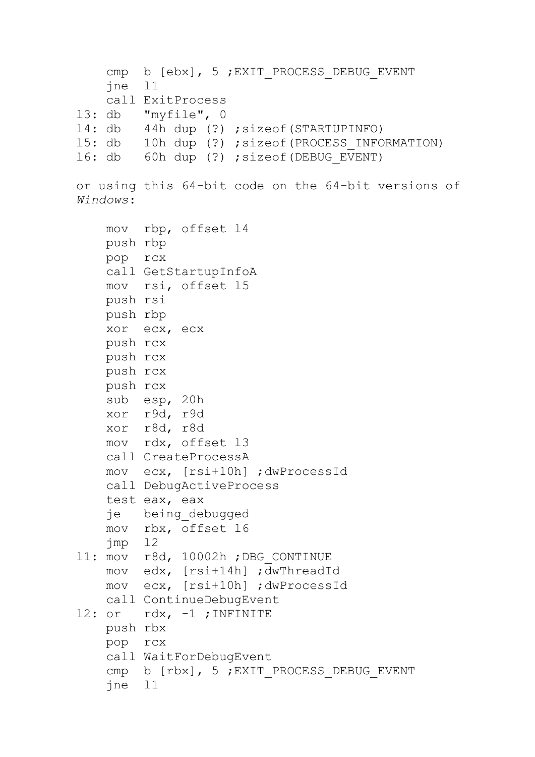```
    cmp  b [ebx], 5 ;EXIT_PROCESS_DEBUG_EVENT
    jne  l1
    call ExitProcess
l3: db   "myfile", 0
l4: db   44h dup (?) ;sizeof(STARTUPINFO)
l5: db   10h dup (?) ;sizeof(PROCESS_INFORMATION)
l6: db   60h dup (?) ;sizeof(DEBUG_EVENT)
```

or using this 64-bit code on the 64-bit versions of *Windows*:

```
    mov  rbp, offset l4
    push rbp
    pop  rcx
    call GetStartupInfoA
    mov  rsi, offset l5
    push rsi
    push rbp
    xor  ecx, ecx
    push rcx
    push rcx
    push rcx
    push rcx
    sub  esp, 20h
    xor  r9d, r9d
    xor  r8d, r8d
    mov  rdx, offset l3
    call CreateProcessA
    mov  ecx, [rsi+10h] ;dwProcessId
    call DebugActiveProcess
    test eax, eax
    je   being_debugged
    mov  rbx, offset l6
    jmp  l2
l1: mov  r8d, 10002h ;DBG_CONTINUE
    mov  edx, [rsi+14h] ;dwThreadId
    mov  ecx, [rsi+10h] ;dwProcessId
    call ContinueDebugEvent
l2: or   rdx, -1 ;INFINITE
    push rbx
    pop  rcx
    call WaitForDebugEvent
    cmp  b [rbx], 5 ;EXIT_PROCESS_DEBUG_EVENT
    jne  l1
```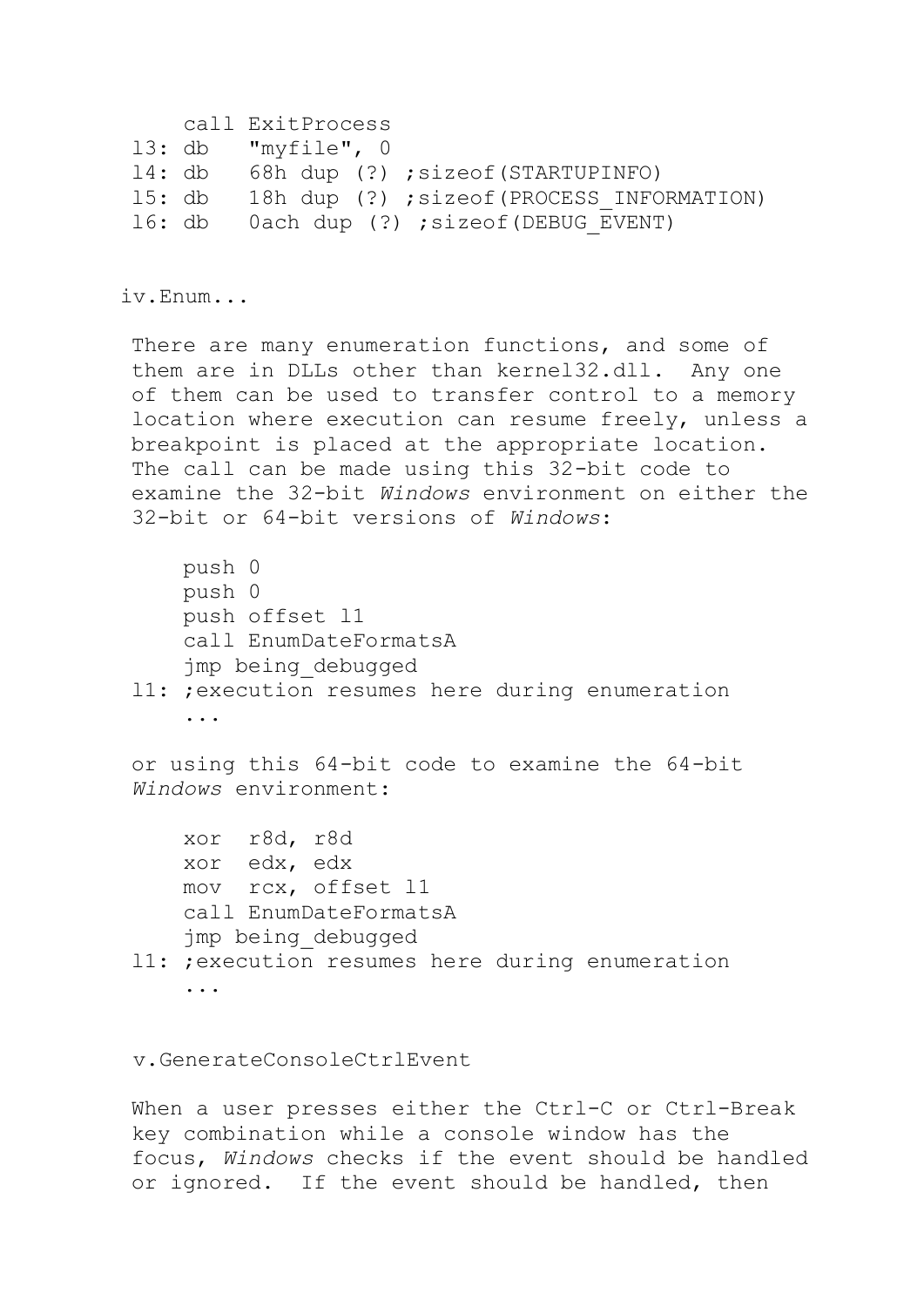```
    call ExitProcess
l3: db   "myfile", 0
l4: db   68h dup (?) ;sizeof(STARTUPINFO)
l5: db   18h dup (?) ;sizeof(PROCESS_INFORMATION)
l6: db   0ach dup (?) ;sizeof(DEBUG_EVENT)
```

### iv.Enum...

There are many enumeration functions, and some of them are in DLLs other than kernel32.dll. Any one of them can be used to transfer control to a memory location where execution can resume freely, unless a breakpoint is placed at the appropriate location. The call can be made using this 32-bit code to examine the 32-bit *Windows* environment on either the 32-bit or 64-bit versions of *Windows*:

```
    push 0
    push 0
    push offset l1
    call EnumDateFormatsA
    jmp being_debugged
l1: ;execution resumes here during enumeration
    ...
```

or using this 64-bit code to examine the 64-bit *Windows* environment:

```
    xor  r8d, r8d
    xor  edx, edx
    mov  rcx, offset l1
    call EnumDateFormatsA
    jmp being_debugged
l1: ;execution resumes here during enumeration
    ...
```

### v.GenerateConsoleCtrlEvent

When a user presses either the Ctrl-C or Ctrl-Break key combination while a console window has the focus, *Windows* checks if the event should be handled or ignored. If the event should be handled, then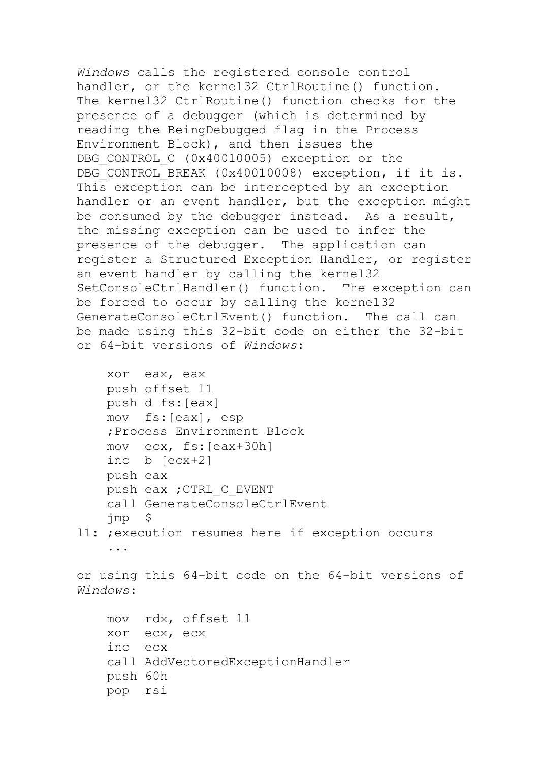*Windows* calls the registered console control handler, or the kernel32 CtrlRoutine() function. The kernel32 CtrlRoutine() function checks for the presence of a debugger (which is determined by reading the BeingDebugged flag in the Process Environment Block), and then issues the DBG_CONTROL_C (0x40010005) exception or the DBG_CONTROL_BREAK (0x40010008) exception, if it is. This exception can be intercepted by an exception handler or an event handler, but the exception might be consumed by the debugger instead. As a result, the missing exception can be used to infer the presence of the debugger. The application can register a Structured Exception Handler, or register an event handler by calling the kernel32 SetConsoleCtrlHandler() function. The exception can be forced to occur by calling the kernel32 GenerateConsoleCtrlEvent() function. The call can be made using this 32-bit code on either the 32-bit or 64-bit versions of *Windows*:

```
    xor  eax, eax
    push offset l1
    push d fs:[eax]
    mov  fs:[eax], esp
    ;Process Environment Block
    mov  ecx, fs:[eax+30h]
    inc  b [ecx+2]
    push eax
    push eax ;CTRL_C_EVENT
    call GenerateConsoleCtrlEvent
    jmp  $
l1: ;execution resumes here if exception occurs
    ...
```

or using this 64-bit code on the 64-bit versions of *Windows*:

```
    mov  rdx, offset l1
    xor  ecx, ecx
    inc  ecx
    call AddVectoredExceptionHandler
    push 60h
    pop  rsi
```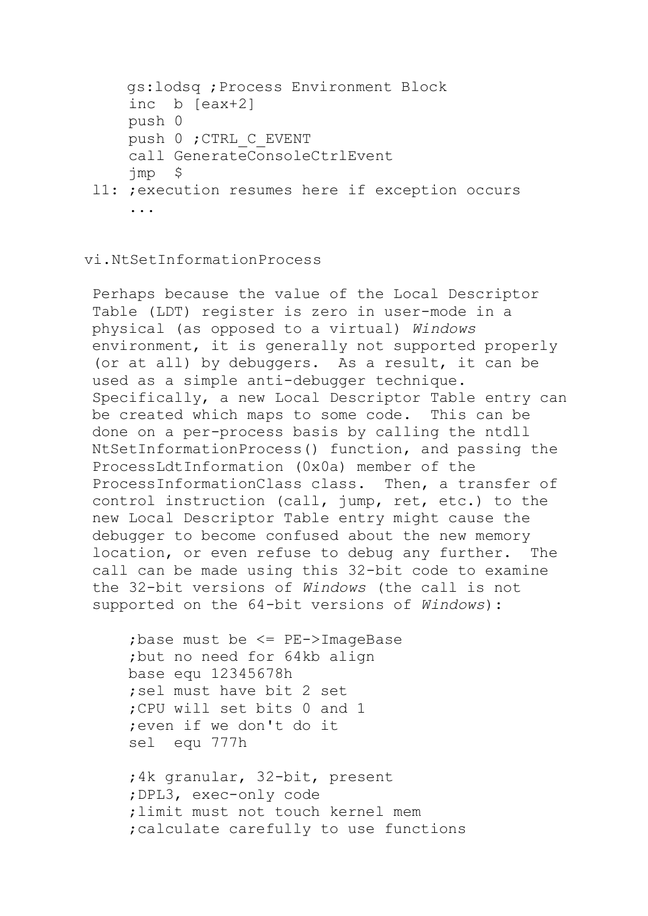```
    gs:lodsq ;Process Environment Block
    inc  b [eax+2]
    push 0
    push 0 ;CTRL_C_EVENT
    call GenerateConsoleCtrlEvent
    jmp  $
l1: ;execution resumes here if exception occurs
    ...
```

vi.NtSetInformationProcess

Perhaps because the value of the Local Descriptor Table (LDT) register is zero in user-mode in a physical (as opposed to a virtual) *Windows* environment, it is generally not supported properly (or at all) by debuggers. As a result, it can be used as a simple anti-debugger technique. Specifically, a new Local Descriptor Table entry can be created which maps to some code. This can be done on a per-process basis by calling the ntdll NtSetInformationProcess() function, and passing the ProcessLdtInformation (0x0a) member of the ProcessInformationClass class. Then, a transfer of control instruction (call, jump, ret, etc.) to the new Local Descriptor Table entry might cause the debugger to become confused about the new memory location, or even refuse to debug any further. The call can be made using this 32-bit code to examine the 32-bit versions of *Windows* (the call is not supported on the 64-bit versions of *Windows*):

```
    ;base must be <= PE->ImageBase
    ;but no need for 64kb align
    base equ 12345678h
    ;sel must have bit 2 set
    ;CPU will set bits 0 and 1
    ;even if we don't do it
    sel  equ 777h

    ;4k granular, 32-bit, present
    ;DPL3, exec-only code
    ;limit must not touch kernel mem
    ;calculate carefully to use functions
```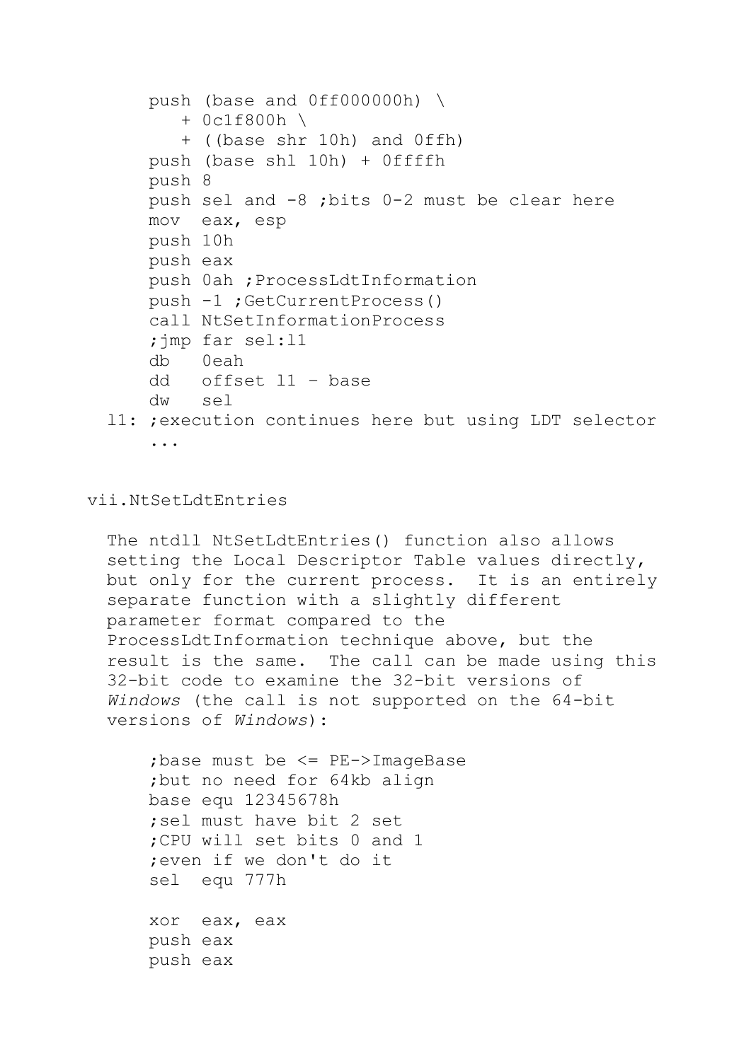```
push (base and 0ff000000h) \
   + 0c1f800h \
   + ((base shr 10h) and 0ffh)
push (base shl 10h) + 0ffffh
push 8
push sel and -8 ;bits 0-2 must be clear here
mov  eax, esp
push 10h
push eax
push 0ah ;ProcessLdtInformation
push -1 ;GetCurrentProcess()
call NtSetInformationProcess
;jmp far sel:l1
db   0eah
dd   offset l1 – base
dw   sel
```

```
l1: ;execution continues here but using LDT selector
    ...
```

vii. NtSetLdtEntries

The ntdll NtSetLdtEntries() function also allows setting the Local Descriptor Table values directly, but only for the current process. It is an entirely separate function with a slightly different parameter format compared to the ProcessLdtInformation technique above, but the result is the same. The call can be made using this 32-bit code to examine the 32-bit versions of *Windows* (the call is not supported on the 64-bit versions of *Windows*):

```
;base must be <= PE->ImageBase
;but no need for 64kb align
base equ 12345678h
;sel must have bit 2 set
;CPU will set bits 0 and 1
;even if we don't do it
sel  equ 777h

xor  eax, eax
push eax
push eax
```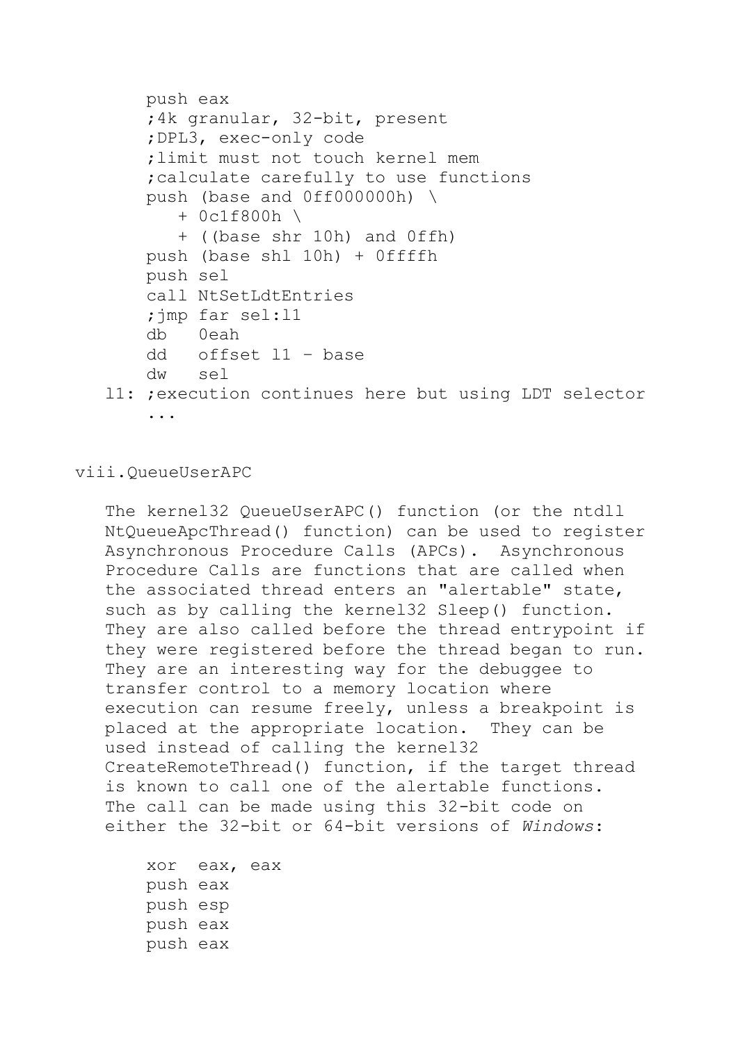```
    push eax
    ;4k granular, 32-bit, present
    ;DPL3, exec-only code
    ;limit must not touch kernel mem
    ;calculate carefully to use functions
    push (base and 0ff000000h) \
       + 0c1f800h \
       + ((base shr 10h) and 0ffh)
    push (base shl 10h) + 0ffffh
    push sel
    call NtSetLdtEntries
    ;jmp far sel:l1
    db   0eah
    dd   offset l1 – base
    dw   sel
l1: ;execution continues here but using LDT selector
    ...
```

### viii.QueueUserAPC

The kernel32 QueueUserAPC() function (or the ntdll NtQueueApcThread() function) can be used to register Asynchronous Procedure Calls (APCs). Asynchronous Procedure Calls are functions that are called when the associated thread enters an "alertable" state, such as by calling the kernel32 Sleep() function. They are also called before the thread entrypoint if they were registered before the thread began to run. They are an interesting way for the debuggee to transfer control to a memory location where execution can resume freely, unless a breakpoint is placed at the appropriate location. They can be used instead of calling the kernel32 CreateRemoteThread() function, if the target thread is known to call one of the alertable functions. The call can be made using this 32-bit code on either the 32-bit or 64-bit versions of *Windows*:

```
    xor  eax, eax
    push eax
    push esp
    push eax
    push eax
```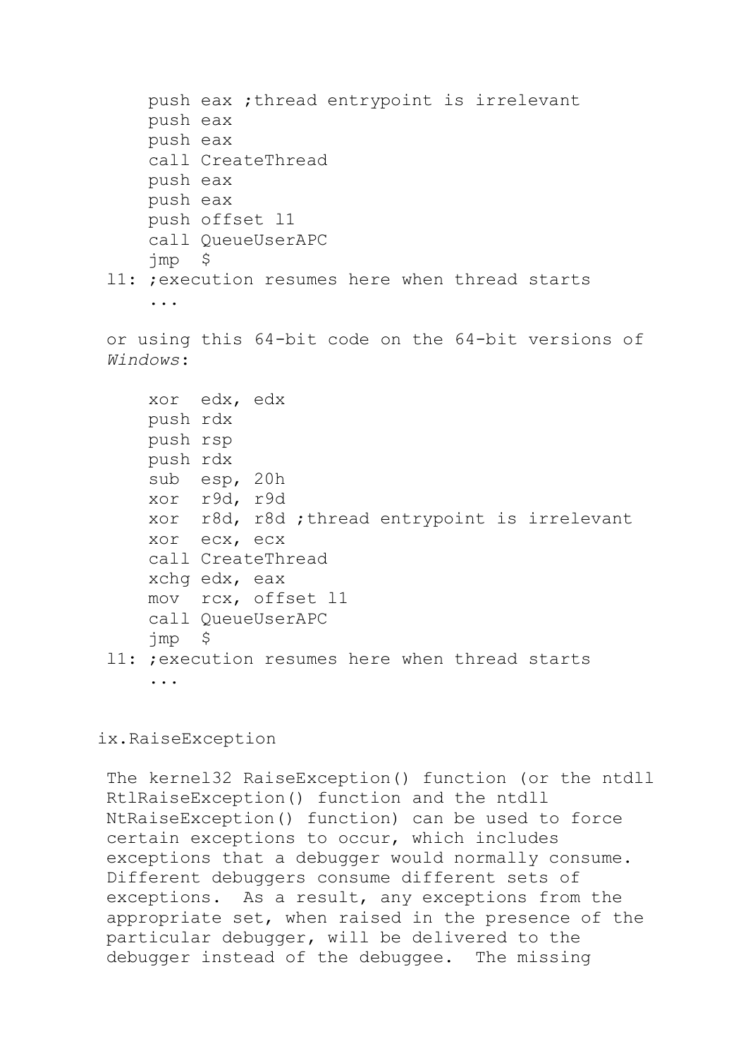```
    push eax ;thread entrypoint is irrelevant
    push eax
    push eax
    call CreateThread
    push eax
    push eax
    push offset l1
    call QueueUserAPC
    jmp  $
l1: ;execution resumes here when thread starts
    ...
```

or using this 64-bit code on the 64-bit versions of *Windows*:

```
    xor  edx, edx
    push rdx
    push rsp
    push rdx
    sub  esp, 20h
    xor  r9d, r9d
    xor  r8d, r8d ;thread entrypoint is irrelevant
    xor  ecx, ecx
    call CreateThread
    xchg edx, eax
    mov  rcx, offset l1
    call QueueUserAPC
    jmp  $
l1: ;execution resumes here when thread starts
    ...
```

### ix.RaiseException

The kernel32 RaiseException() function (or the ntdll RtlRaiseException() function and the ntdll NtRaiseException() function) can be used to force certain exceptions to occur, which includes exceptions that a debugger would normally consume. Different debuggers consume different sets of exceptions. As a result, any exceptions from the appropriate set, when raised in the presence of the particular debugger, will be delivered to the debugger instead of the debuggee. The missing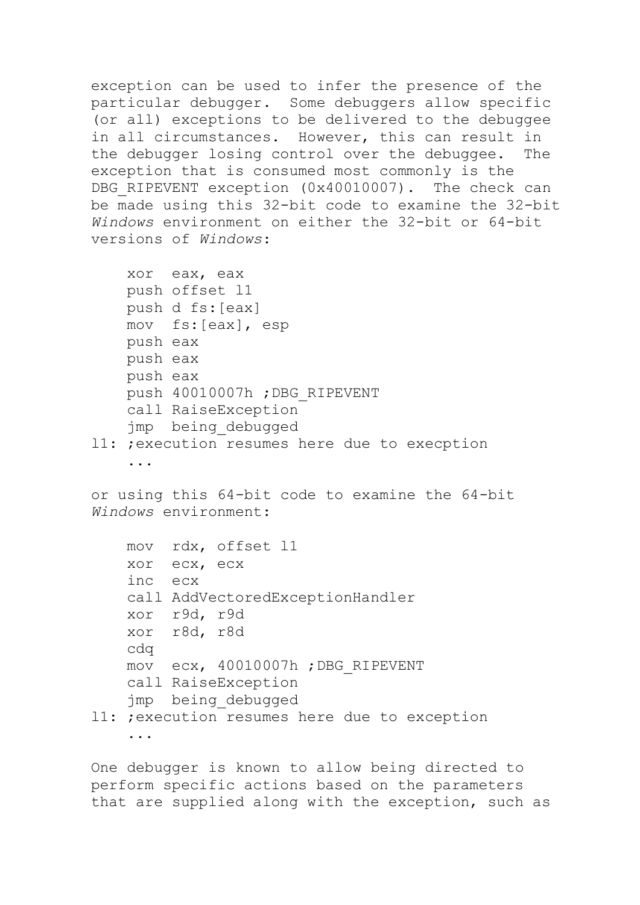exception can be used to infer the presence of the particular debugger. Some debuggers allow specific (or all) exceptions to be delivered to the debuggee in all circumstances. However, this can result in the debugger losing control over the debuggee. The exception that is consumed most commonly is the DBG_RIPEVENT exception (0x40010007). The check can be made using this 32-bit code to examine the 32-bit *Windows* environment on either the 32-bit or 64-bit versions of *Windows*:

```
    xor  eax, eax
    push offset l1
    push d fs:[eax]
    mov  fs:[eax], esp
    push eax
    push eax
    push eax
    push 40010007h ;DBG_RIPEVENT
    call RaiseException
    jmp  being_debugged
l1: ;execution resumes here due to execption
    ...
```

or using this 64-bit code to examine the 64-bit *Windows* environment:

```
    mov  rdx, offset l1
    xor  ecx, ecx
    inc  ecx
    call AddVectoredExceptionHandler
    xor  r9d, r9d
    xor  r8d, r8d
    cdq
    mov  ecx, 40010007h ;DBG_RIPEVENT
    call RaiseException
    jmp  being_debugged
l1: ;execution resumes here due to exception
    ...
```

One debugger is known to allow being directed to perform specific actions based on the parameters that are supplied along with the exception, such as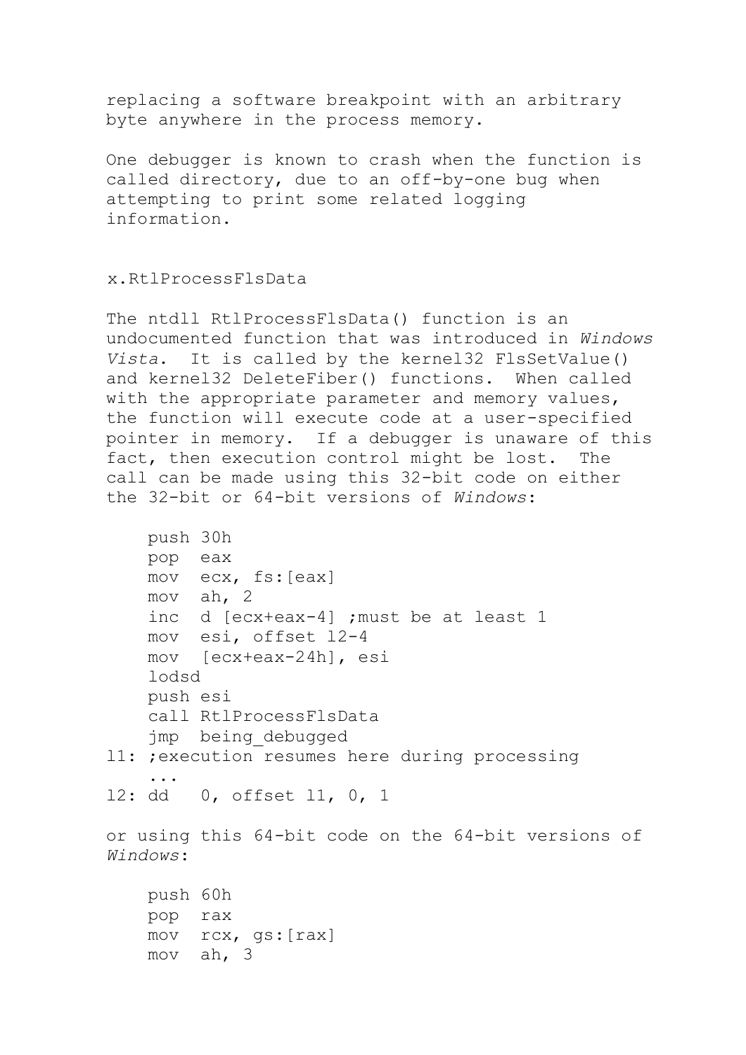replacing a software breakpoint with an arbitrary byte anywhere in the process memory.

One debugger is known to crash when the function is called directory, due to an off-by-one bug when attempting to print some related logging information.

### x.RtlProcessFlsData

The ntdll RtlProcessFlsData() function is an undocumented function that was introduced in *Windows Vista*. It is called by the kernel32 FlsSetValue() and kernel32 DeleteFiber() functions. When called with the appropriate parameter and memory values, the function will execute code at a user-specified pointer in memory. If a debugger is unaware of this fact, then execution control might be lost. The call can be made using this 32-bit code on either the 32-bit or 64-bit versions of *Windows*:

```
    push 30h
    pop  eax
    mov  ecx, fs:[eax]
    mov  ah, 2
    inc  d [ecx+eax-4] ;must be at least 1
    mov  esi, offset l2-4
    mov  [ecx+eax-24h], esi
    lodsd
    push esi
    call RtlProcessFlsData
    jmp  being_debugged
l1: ;execution resumes here during processing
    ...
l2: dd   0, offset l1, 0, 1
```

or using this 64-bit code on the 64-bit versions of *Windows*:

```
    push 60h
    pop  rax
    mov  rcx, gs:[rax]
    mov  ah, 3
```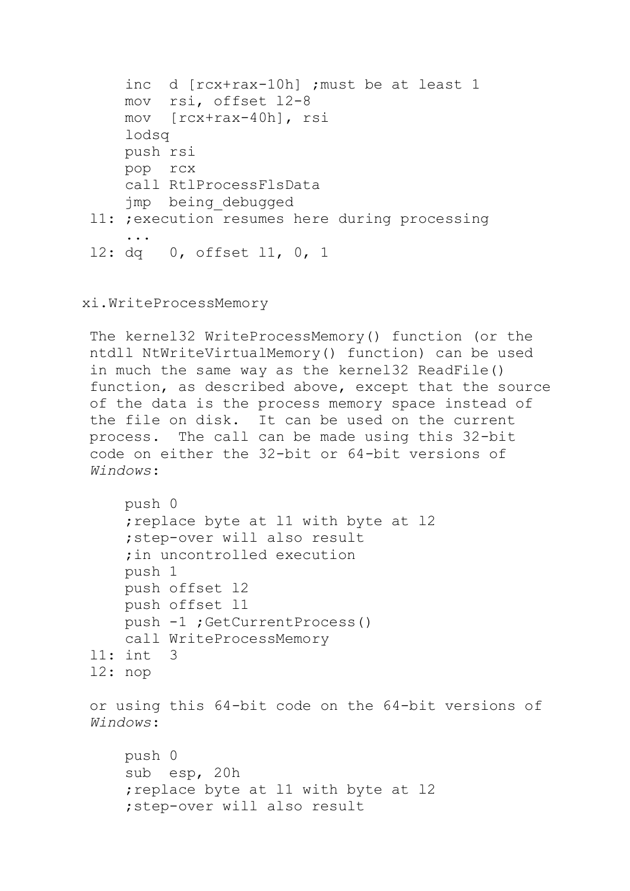```
    inc  d [rcx+rax-10h] ;must be at least 1
    mov  rsi, offset l2-8
    mov  [rcx+rax-40h], rsi
    lodsq
    push rsi
    pop  rcx
    call RtlProcessFlsData
    jmp  being_debugged
l1: ;execution resumes here during processing
    ...
l2: dq   0, offset l1, 0, 1
```

xi.WriteProcessMemory

The kernel32 WriteProcessMemory() function (or the ntdll NtWriteVirtualMemory() function) can be used in much the same way as the kernel32 ReadFile() function, as described above, except that the source of the data is the process memory space instead of the file on disk. It can be used on the current process. The call can be made using this 32-bit code on either the 32-bit or 64-bit versions of *Windows*:

```
    push 0
    ;replace byte at l1 with byte at l2
    ;step-over will also result
    ;in uncontrolled execution
    push 1
    push offset l2
    push offset l1
    push -1 ;GetCurrentProcess()
    call WriteProcessMemory
l1: int  3
l2: nop
```

or using this 64-bit code on the 64-bit versions of *Windows*:

```
    push 0
    sub  esp, 20h
    ;replace byte at l1 with byte at l2
    ;step-over will also result
```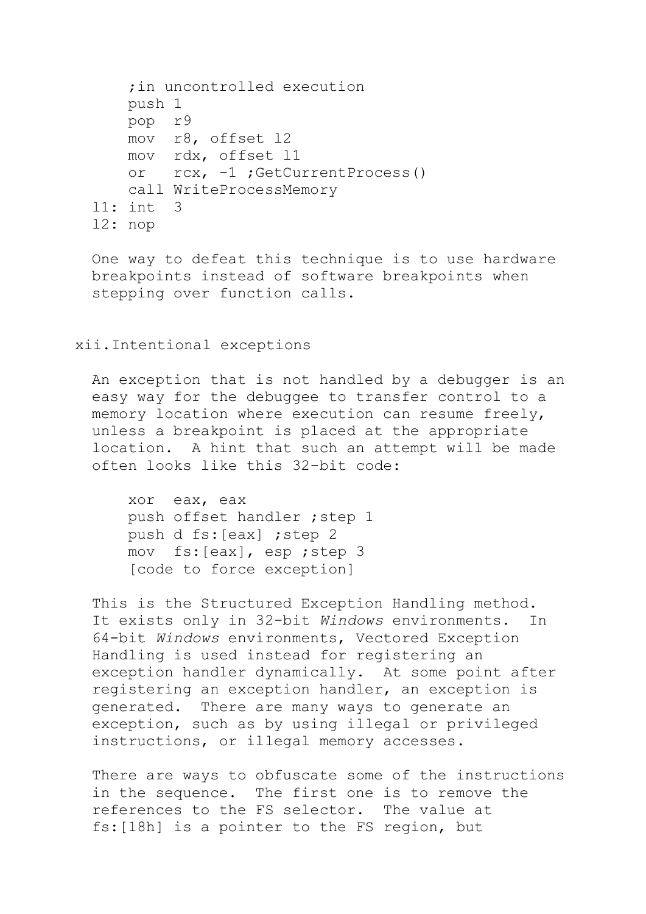```
    ;in uncontrolled execution
    push 1
    pop  r9
    mov  r8, offset l2
    mov  rdx, offset l1
    or   rcx, -1 ;GetCurrentProcess()
    call WriteProcessMemory
l1: int  3
l2: nop
```

One way to defeat this technique is to use hardware breakpoints instead of software breakpoints when stepping over function calls.

### xii. Intentional exceptions

An exception that is not handled by a debugger is an easy way for the debuggee to transfer control to a memory location where execution can resume freely, unless a breakpoint is placed at the appropriate location. A hint that such an attempt will be made often looks like this 32-bit code:

```
    xor  eax, eax
    push offset handler ;step 1
    push d fs:[eax] ;step 2
    mov  fs:[eax], esp ;step 3
    [code to force exception]
```

This is the Structured Exception Handling method. It exists only in 32-bit *Windows* environments. In 64-bit *Windows* environments, Vectored Exception Handling is used instead for registering an exception handler dynamically. At some point after registering an exception handler, an exception is generated. There are many ways to generate an exception, such as by using illegal or privileged instructions, or illegal memory accesses.

There are ways to obfuscate some of the instructions in the sequence. The first one is to remove the references to the FS selector. The value at fs:[18h] is a pointer to the FS region, but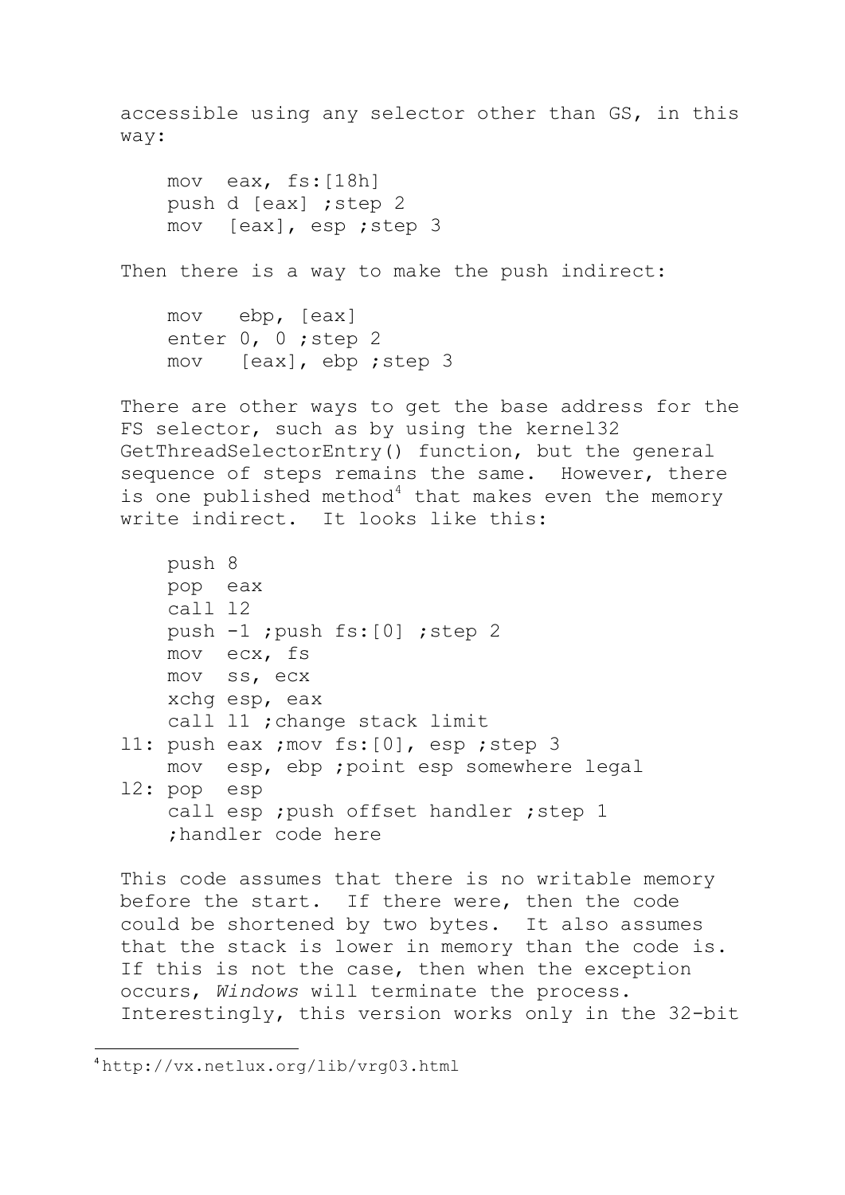accessible using any selector other than GS, in this way:

```
mov  eax, fs:[18h]
push d [eax] ;step 2
mov  [eax], esp ;step 3
```

Then there is a way to make the push indirect:

```
mov   ebp, [eax]
enter 0, 0 ;step 2
mov   [eax], ebp ;step 3
```

There are other ways to get the base address for the FS selector, such as by using the kernel32 GetThreadSelectorEntry() function, but the general sequence of steps remains the same. However, there is one published method[4] that makes even the memory write indirect. It looks like this:

```
    push 8
    pop  eax
    call l2
    push -1 ;push fs:[0] ;step 2
    mov  ecx, fs
    mov  ss, ecx
    xchg esp, eax
    call l1 ;change stack limit
l1: push eax ;mov fs:[0], esp ;step 3
    mov  esp, ebp ;point esp somewhere legal
l2: pop  esp
    call esp ;push offset handler ;step 1
    ;handler code here
```

This code assumes that there is no writable memory before the start. If there were, then the code could be shortened by two bytes. It also assumes that the stack is lower in memory than the code is. If this is not the case, then when the exception occurs, *Windows* will terminate the process. Interestingly, this version works only in the 32-bit

[4] http://vx.netlux.org/lib/vrg03.html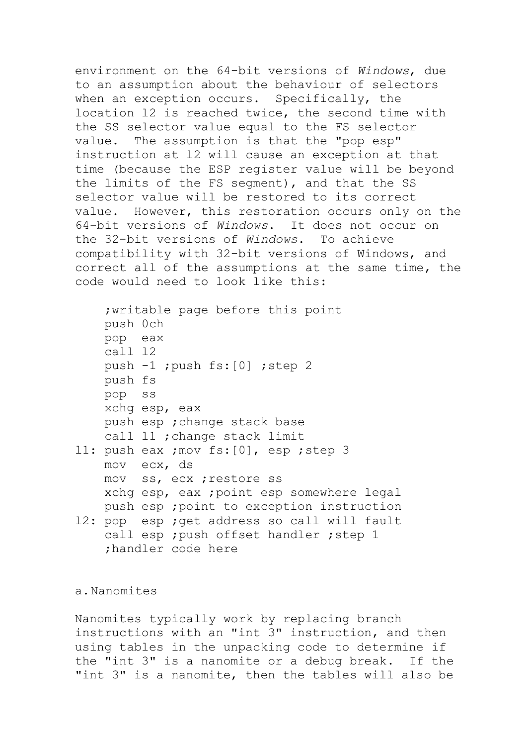environment on the 64-bit versions of *Windows*, due to an assumption about the behaviour of selectors when an exception occurs. Specifically, the location l2 is reached twice, the second time with the SS selector value equal to the FS selector value. The assumption is that the "pop esp" instruction at l2 will cause an exception at that time (because the ESP register value will be beyond the limits of the FS segment), and that the SS selector value will be restored to its correct value. However, this restoration occurs only on the 64-bit versions of *Windows*. It does not occur on the 32-bit versions of *Windows*. To achieve compatibility with 32-bit versions of Windows, and correct all of the assumptions at the same time, the code would need to look like this:

```
    ;writable page before this point
    push 0ch
    pop  eax
    call l2
    push -1 ;push fs:[0] ;step 2
    push fs
    pop  ss
    xchg esp, eax
    push esp ;change stack base
    call l1 ;change stack limit
l1: push eax ;mov fs:[0], esp ;step 3
    mov  ecx, ds
    mov  ss, ecx ;restore ss
    xchg esp, eax ;point esp somewhere legal
    push esp ;point to exception instruction
l2: pop  esp ;get address so call will fault
    call esp ;push offset handler ;step 1
    ;handler code here
```

a. Nanomites

Nanomites typically work by replacing branch instructions with an "int 3" instruction, and then using tables in the unpacking code to determine if the "int 3" is a nanomite or a debug break. If the "int 3" is a nanomite, then the tables will also be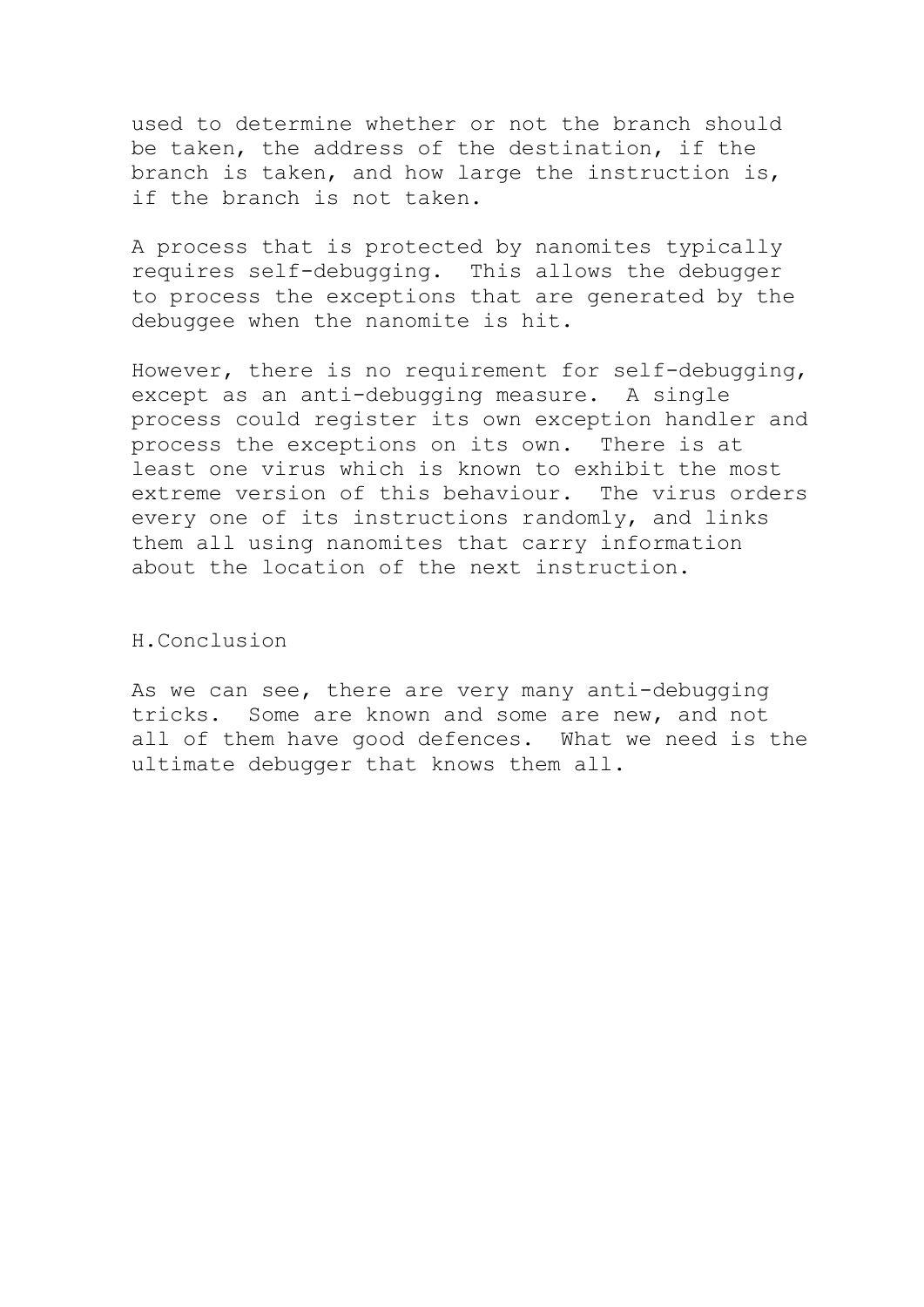used to determine whether or not the branch should be taken, the address of the destination, if the branch is taken, and how large the instruction is, if the branch is not taken.

A process that is protected by nanomites typically requires self-debugging. This allows the debugger to process the exceptions that are generated by the debuggee when the nanomite is hit.

However, there is no requirement for self-debugging, except as an anti-debugging measure. A single process could register its own exception handler and process the exceptions on its own. There is at least one virus which is known to exhibit the most extreme version of this behaviour. The virus orders every one of its instructions randomly, and links them all using nanomites that carry information about the location of the next instruction.

## H.Conclusion

As we can see, there are very many anti-debugging tricks. Some are known and some are new, and not all of them have good defences. What we need is the ultimate debugger that knows them all.